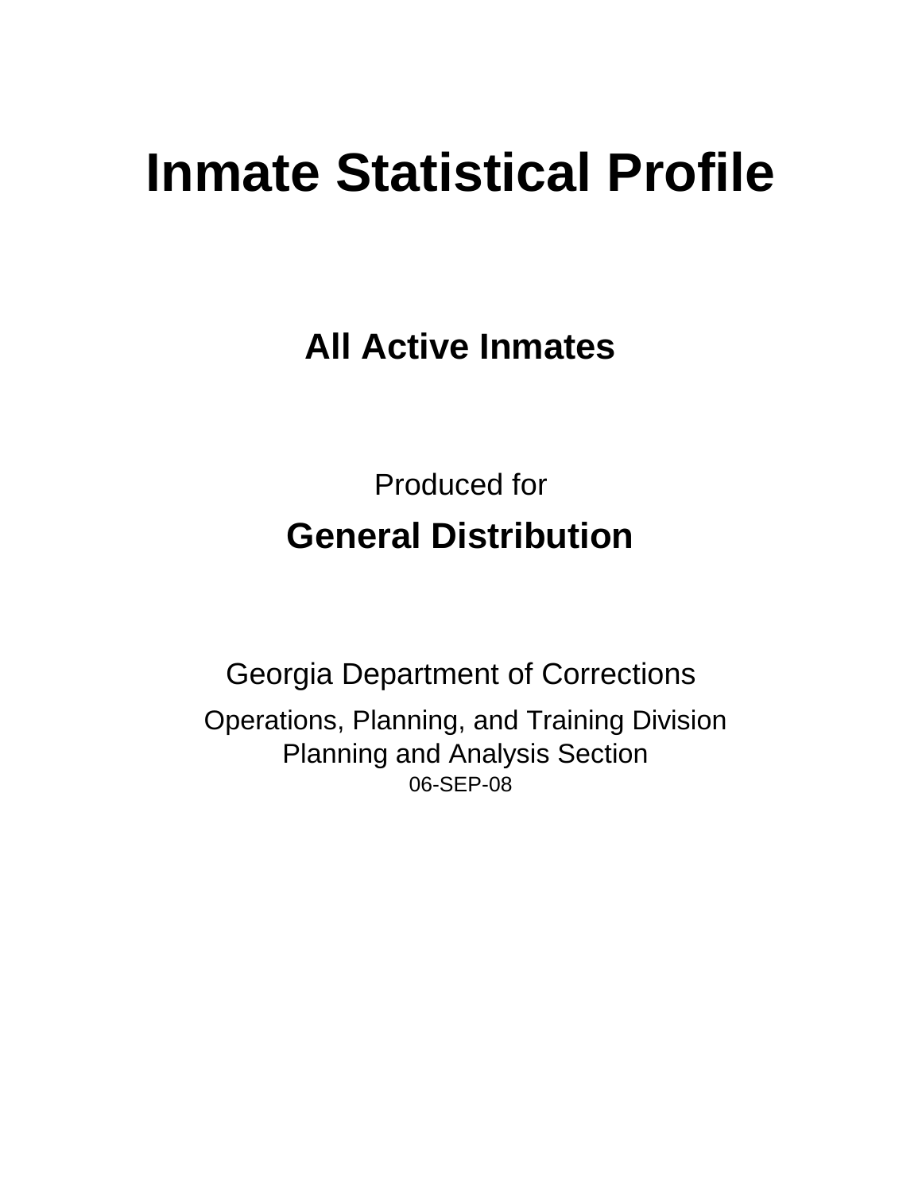# Inmate Statistical Profile

## All Active Inmates

Produced for

## General Distribution

Georgia Department of Corrections

Operations, Planning, and Training Division
Planning and Analysis Section
06-SEP-08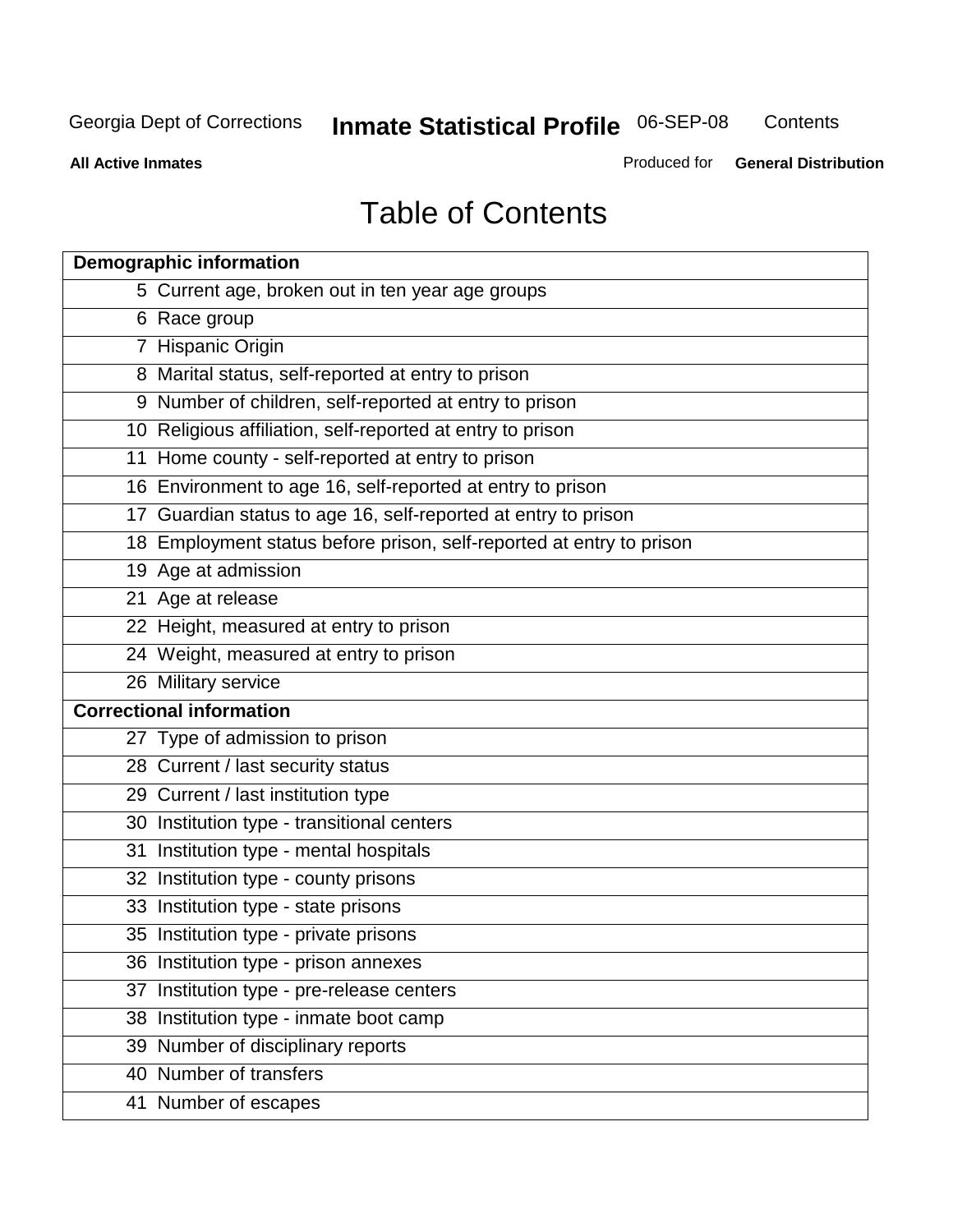# Table of Contents

| Page | Section |
|---|---|
| **Demographic information** | |
| 5 | Current age, broken out in ten year age groups |
| 6 | Race group |
| 7 | Hispanic Origin |
| 8 | Marital status, self-reported at entry to prison |
| 9 | Number of children, self-reported at entry to prison |
| 10 | Religious affiliation, self-reported at entry to prison |
| 11 | Home county - self-reported at entry to prison |
| 16 | Environment to age 16, self-reported at entry to prison |
| 17 | Guardian status to age 16, self-reported at entry to prison |
| 18 | Employment status before prison, self-reported at entry to prison |
| 19 | Age at admission |
| 21 | Age at release |
| 22 | Height, measured at entry to prison |
| 24 | Weight, measured at entry to prison |
| 26 | Military service |
| **Correctional information** | |
| 27 | Type of admission to prison |
| 28 | Current / last security status |
| 29 | Current / last institution type |
| 30 | Institution type - transitional centers |
| 31 | Institution type - mental hospitals |
| 32 | Institution type - county prisons |
| 33 | Institution type - state prisons |
| 35 | Institution type - private prisons |
| 36 | Institution type - prison annexes |
| 37 | Institution type - pre-release centers |
| 38 | Institution type - inmate boot camp |
| 39 | Number of disciplinary reports |
| 40 | Number of transfers |
| 41 | Number of escapes |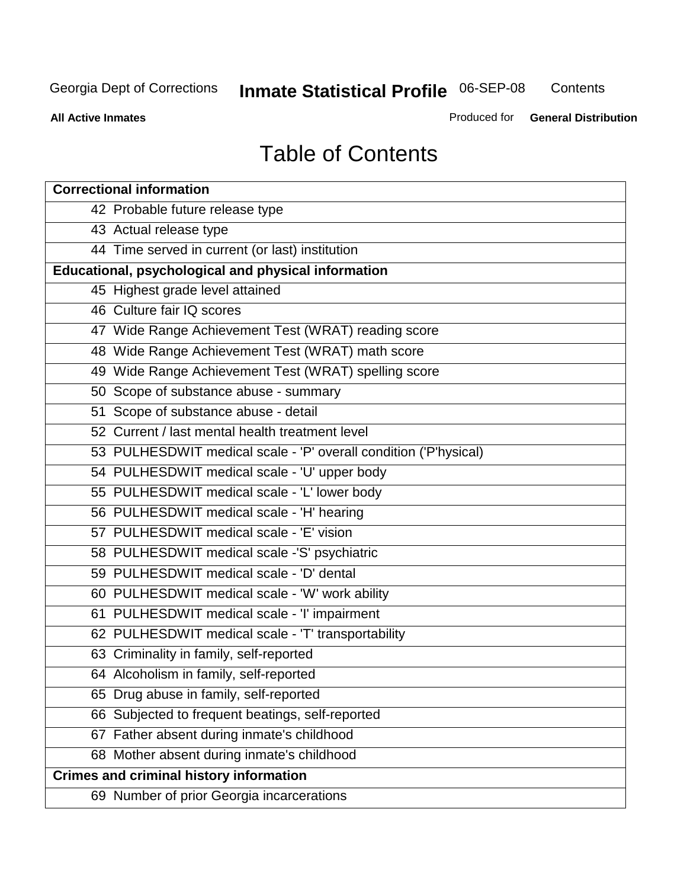# Table of Contents

| Correctional information |
|---|
| 42 Probable future release type |
| 43 Actual release type |
| 44 Time served in current (or last) institution |
| **Educational, psychological and physical information** |
| 45 Highest grade level attained |
| 46 Culture fair IQ scores |
| 47 Wide Range Achievement Test (WRAT) reading score |
| 48 Wide Range Achievement Test (WRAT) math score |
| 49 Wide Range Achievement Test (WRAT) spelling score |
| 50 Scope of substance abuse - summary |
| 51 Scope of substance abuse - detail |
| 52 Current / last mental health treatment level |
| 53 PULHESDWIT medical scale - 'P' overall condition ('P'hysical) |
| 54 PULHESDWIT medical scale - 'U' upper body |
| 55 PULHESDWIT medical scale - 'L' lower body |
| 56 PULHESDWIT medical scale - 'H' hearing |
| 57 PULHESDWIT medical scale - 'E' vision |
| 58 PULHESDWIT medical scale -'S' psychiatric |
| 59 PULHESDWIT medical scale - 'D' dental |
| 60 PULHESDWIT medical scale - 'W' work ability |
| 61 PULHESDWIT medical scale - 'I' impairment |
| 62 PULHESDWIT medical scale - 'T' transportability |
| 63 Criminality in family, self-reported |
| 64 Alcoholism in family, self-reported |
| 65 Drug abuse in family, self-reported |
| 66 Subjected to frequent beatings, self-reported |
| 67 Father absent during inmate's childhood |
| 68 Mother absent during inmate's childhood |
| **Crimes and criminal history information** |
| 69 Number of prior Georgia incarcerations |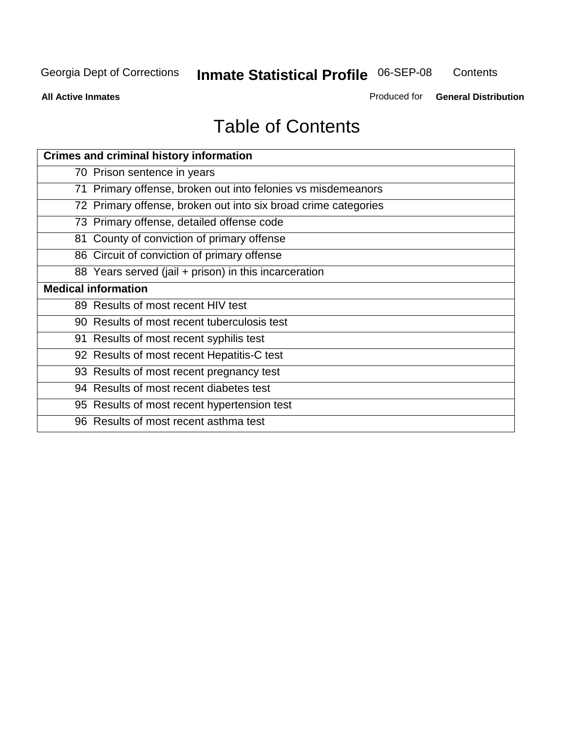# Table of Contents

| Crimes and criminal history information | |
|---|---|
| 70 | Prison sentence in years |
| 71 | Primary offense, broken out into felonies vs misdemeanors |
| 72 | Primary offense, broken out into six broad crime categories |
| 73 | Primary offense, detailed offense code |
| 81 | County of conviction of primary offense |
| 86 | Circuit of conviction of primary offense |
| 88 | Years served (jail + prison) in this incarceration |
| **Medical information** | |
| 89 | Results of most recent HIV test |
| 90 | Results of most recent tuberculosis test |
| 91 | Results of most recent syphilis test |
| 92 | Results of most recent Hepatitis-C test |
| 93 | Results of most recent pregnancy test |
| 94 | Results of most recent diabetes test |
| 95 | Results of most recent hypertension test |
| 96 | Results of most recent asthma test |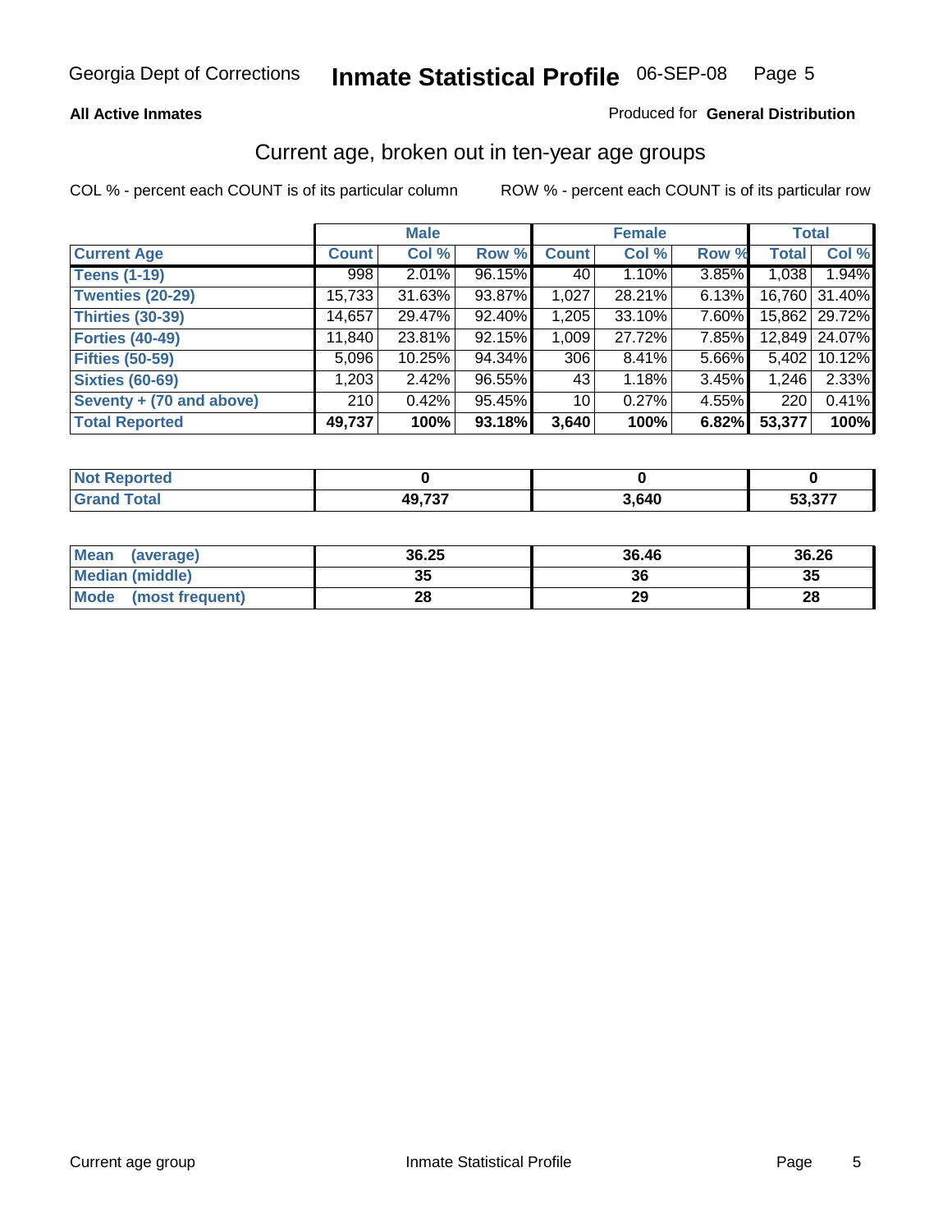# Georgia Dept of Corrections — Inmate Statistical Profile — 06-SEP-08

**All Active Inmates**

Produced for **General Distribution**

## Current age, broken out in ten-year age groups

COL % - percent each COUNT is of its particular column

ROW % - percent each COUNT is of its particular row

| | Male | | | Female | | | Total | |
|---|---|---|---|---|---|---|---|---|
| **Current Age** | **Count** | **Col %** | **Row %** | **Count** | **Col %** | **Row %** | **Total** | **Col %** |
| Teens (1-19) | 998 | 2.01% | 96.15% | 40 | 1.10% | 3.85% | 1,038 | 1.94% |
| Twenties (20-29) | 15,733 | 31.63% | 93.87% | 1,027 | 28.21% | 6.13% | 16,760 | 31.40% |
| Thirties (30-39) | 14,657 | 29.47% | 92.40% | 1,205 | 33.10% | 7.60% | 15,862 | 29.72% |
| Forties (40-49) | 11,840 | 23.81% | 92.15% | 1,009 | 27.72% | 7.85% | 12,849 | 24.07% |
| Fifties (50-59) | 5,096 | 10.25% | 94.34% | 306 | 8.41% | 5.66% | 5,402 | 10.12% |
| Sixties (60-69) | 1,203 | 2.42% | 96.55% | 43 | 1.18% | 3.45% | 1,246 | 2.33% |
| Seventy + (70 and above) | 210 | 0.42% | 95.45% | 10 | 0.27% | 4.55% | 220 | 0.41% |
| **Total Reported** | **49,737** | **100%** | **93.18%** | **3,640** | **100%** | **6.82%** | **53,377** | **100%** |

| | Male | Female | Total |
|---|---|---|---|
| Not Reported | 0 | 0 | 0 |
| Grand Total | 49,737 | 3,640 | 53,377 |

| | Male | Female | Total |
|---|---|---|---|
| Mean (average) | 36.25 | 36.46 | 36.26 |
| Median (middle) | 35 | 36 | 35 |
| Mode (most frequent) | 28 | 29 | 28 |

Current age group — Inmate Statistical Profile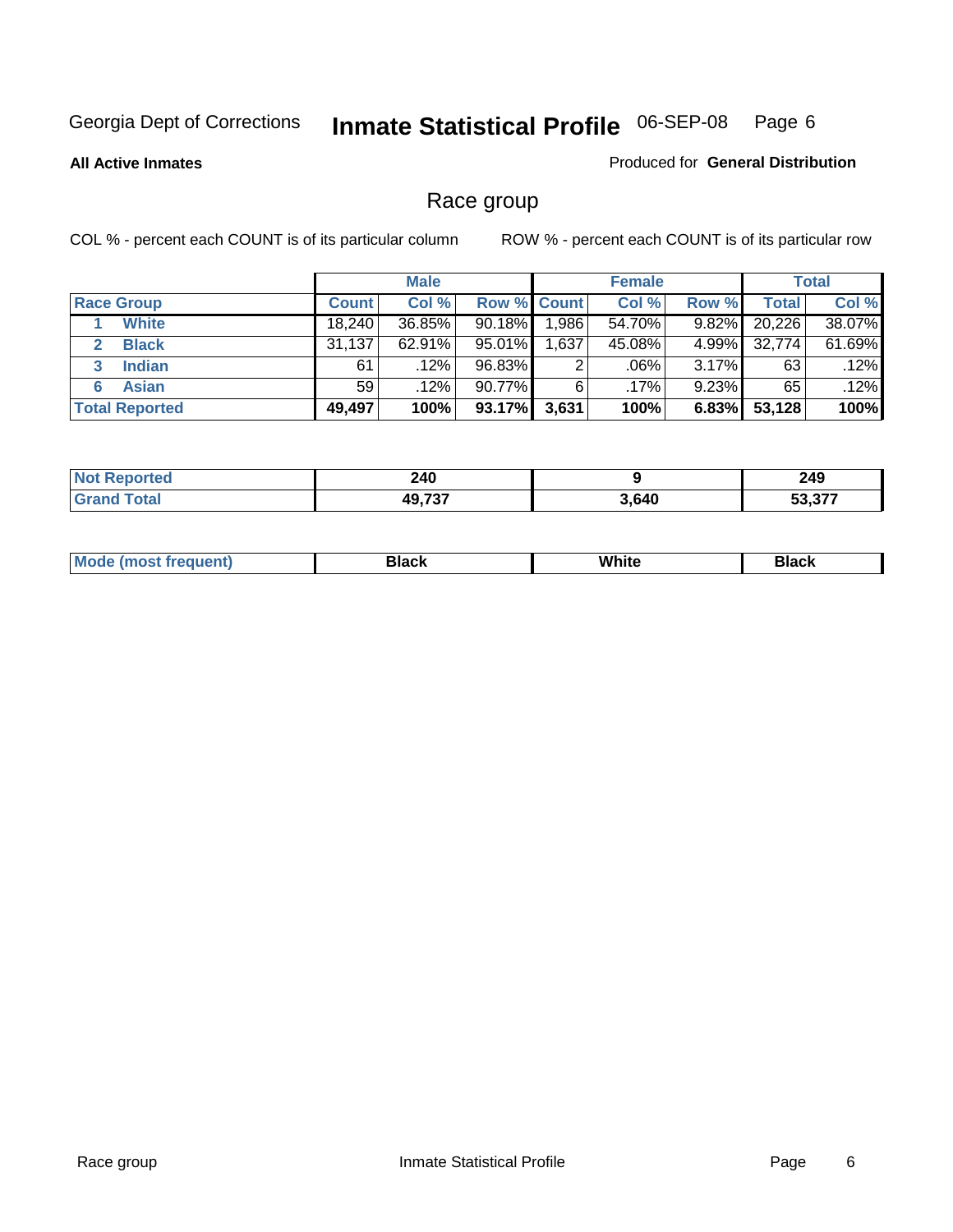Georgia Dept of Corrections **Inmate Statistical Profile** 06-SEP-08

**All Active Inmates**

Produced for **General Distribution**

## Race group

COL % - percent each COUNT is of its particular column

ROW % - percent each COUNT is of its particular row

| | Male | | | Female | | | Total | |
|---|---|---|---|---|---|---|---|---|
| **Race Group** | **Count** | **Col %** | **Row %** | **Count** | **Col %** | **Row %** | **Total** | **Col %** |
| 1 **White** | 18,240 | 36.85% | 90.18% | 1,986 | 54.70% | 9.82% | 20,226 | 38.07% |
| 2 **Black** | 31,137 | 62.91% | 95.01% | 1,637 | 45.08% | 4.99% | 32,774 | 61.69% |
| 3 **Indian** | 61 | .12% | 96.83% | 2 | .06% | 3.17% | 63 | .12% |
| 6 **Asian** | 59 | .12% | 90.77% | 6 | .17% | 9.23% | 65 | .12% |
| **Total Reported** | **49,497** | **100%** | **93.17%** | **3,631** | **100%** | **6.83%** | **53,128** | **100%** |

| | Male | Female | Total |
|---|---|---|---|
| **Not Reported** | **240** | **9** | **249** |
| **Grand Total** | **49,737** | **3,640** | **53,377** |

| | Male | Female | Total |
|---|---|---|---|
| **Mode (most frequent)** | **Black** | **White** | **Black** |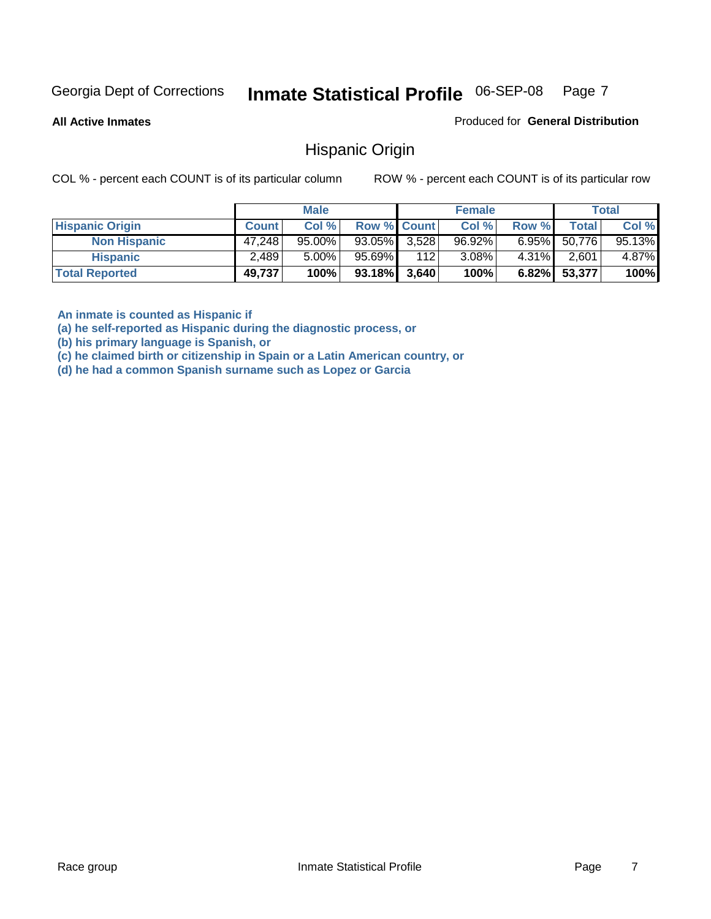Georgia Dept of Corrections **Inmate Statistical Profile** 06-SEP-08

**All Active Inmates**

Produced for **General Distribution**

## Hispanic Origin

COL % - percent each COUNT is of its particular column ROW % - percent each COUNT is of its particular row

| | Male | | | Female | | | Total | |
|---|---|---|---|---|---|---|---|---|
| **Hispanic Origin** | **Count** | **Col %** | **Row %** | **Count** | **Col %** | **Row %** | **Total** | **Col %** |
| **Non Hispanic** | 47,248 | 95.00% | 93.05% | 3,528 | 96.92% | 6.95% | 50,776 | 95.13% |
| **Hispanic** | 2,489 | 5.00% | 95.69% | 112 | 3.08% | 4.31% | 2,601 | 4.87% |
| **Total Reported** | **49,737** | **100%** | **93.18%** | **3,640** | **100%** | **6.82%** | **53,377** | **100%** |

**An inmate is counted as Hispanic if**
**(a) he self-reported as Hispanic during the diagnostic process, or**
**(b) his primary language is Spanish, or**
**(c) he claimed birth or citizenship in Spain or a Latin American country, or**
**(d) he had a common Spanish surname such as Lopez or Garcia**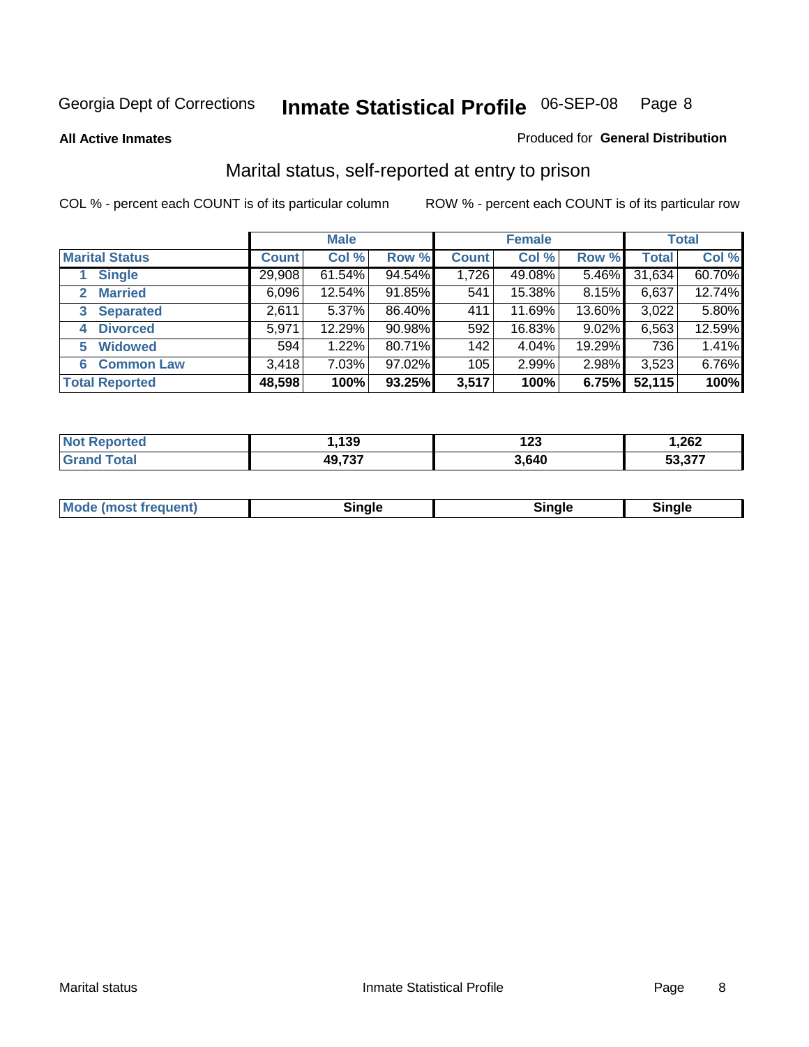Georgia Dept of Corrections **Inmate Statistical Profile** 06-SEP-08

**All Active Inmates**

Produced for **General Distribution**

## Marital status, self-reported at entry to prison

COL % - percent each COUNT is of its particular column ROW % - percent each COUNT is of its particular row

| | Male | | | Female | | | Total | |
|---|---|---|---|---|---|---|---|---|
| **Marital Status** | **Count** | **Col %** | **Row %** | **Count** | **Col %** | **Row %** | **Total** | **Col %** |
| 1 Single | 29,908 | 61.54% | 94.54% | 1,726 | 49.08% | 5.46% | 31,634 | 60.70% |
| 2 Married | 6,096 | 12.54% | 91.85% | 541 | 15.38% | 8.15% | 6,637 | 12.74% |
| 3 Separated | 2,611 | 5.37% | 86.40% | 411 | 11.69% | 13.60% | 3,022 | 5.80% |
| 4 Divorced | 5,971 | 12.29% | 90.98% | 592 | 16.83% | 9.02% | 6,563 | 12.59% |
| 5 Widowed | 594 | 1.22% | 80.71% | 142 | 4.04% | 19.29% | 736 | 1.41% |
| 6 Common Law | 3,418 | 7.03% | 97.02% | 105 | 2.99% | 2.98% | 3,523 | 6.76% |
| **Total Reported** | **48,598** | **100%** | **93.25%** | **3,517** | **100%** | **6.75%** | **52,115** | **100%** |

| | Male | Female | Total |
|---|---|---|---|
| Not Reported | 1,139 | 123 | 1,262 |
| Grand Total | 49,737 | 3,640 | 53,377 |

| | Male | Female | Total |
|---|---|---|---|
| Mode (most frequent) | Single | Single | Single |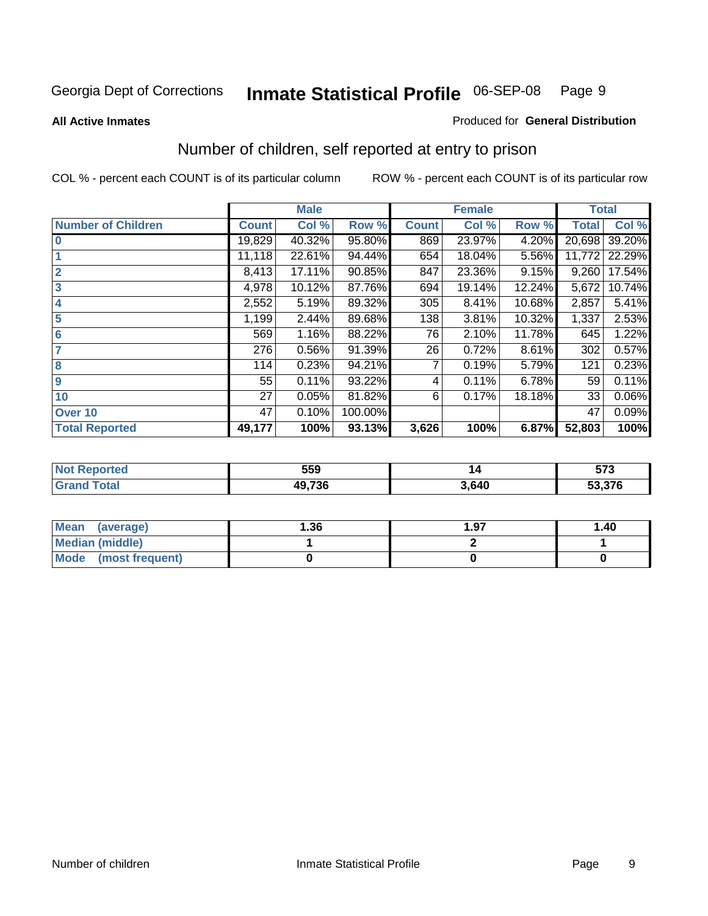Georgia Dept of Corrections **Inmate Statistical Profile** 06-SEP-08

**All Active Inmates**

Produced for **General Distribution**

## Number of children, self reported at entry to prison

COL % - percent each COUNT is of its particular column

ROW % - percent each COUNT is of its particular row

| | Male | | | Female | | | Total | |
|---|---|---|---|---|---|---|---|---|
| **Number of Children** | **Count** | **Col %** | **Row %** | **Count** | **Col %** | **Row %** | **Total** | **Col %** |
| **0** | 19,829 | 40.32% | 95.80% | 869 | 23.97% | 4.20% | 20,698 | 39.20% |
| **1** | 11,118 | 22.61% | 94.44% | 654 | 18.04% | 5.56% | 11,772 | 22.29% |
| **2** | 8,413 | 17.11% | 90.85% | 847 | 23.36% | 9.15% | 9,260 | 17.54% |
| **3** | 4,978 | 10.12% | 87.76% | 694 | 19.14% | 12.24% | 5,672 | 10.74% |
| **4** | 2,552 | 5.19% | 89.32% | 305 | 8.41% | 10.68% | 2,857 | 5.41% |
| **5** | 1,199 | 2.44% | 89.68% | 138 | 3.81% | 10.32% | 1,337 | 2.53% |
| **6** | 569 | 1.16% | 88.22% | 76 | 2.10% | 11.78% | 645 | 1.22% |
| **7** | 276 | 0.56% | 91.39% | 26 | 0.72% | 8.61% | 302 | 0.57% |
| **8** | 114 | 0.23% | 94.21% | 7 | 0.19% | 5.79% | 121 | 0.23% |
| **9** | 55 | 0.11% | 93.22% | 4 | 0.11% | 6.78% | 59 | 0.11% |
| **10** | 27 | 0.05% | 81.82% | 6 | 0.17% | 18.18% | 33 | 0.06% |
| **Over 10** | 47 | 0.10% | 100.00% | | | | 47 | 0.09% |
| **Total Reported** | **49,177** | **100%** | **93.13%** | **3,626** | **100%** | **6.87%** | **52,803** | **100%** |

| | Male | Female | Total |
|---|---|---|---|
| **Not Reported** | **559** | **14** | **573** |
| **Grand Total** | **49,736** | **3,640** | **53,376** |

| | Male | Female | Total |
|---|---|---|---|
| **Mean (average)** | **1.36** | **1.97** | **1.40** |
| **Median (middle)** | **1** | **2** | **1** |
| **Mode (most frequent)** | **0** | **0** | **0** |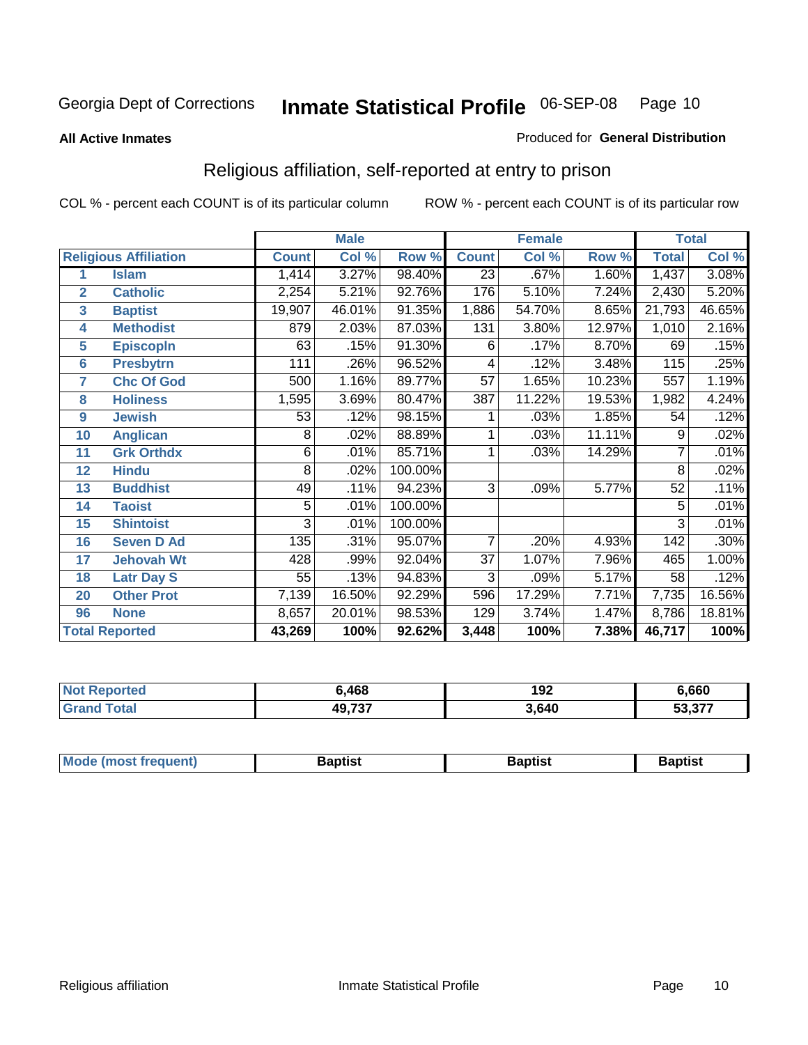Georgia Dept of Corrections **Inmate Statistical Profile** 06-SEP-08

**All Active Inmates**

Produced for **General Distribution**

## Religious affiliation, self-reported at entry to prison

COL % - percent each COUNT is of its particular column ROW % - percent each COUNT is of its particular row

| Religious Affiliation | | Male | | | Female | | | Total | |
|---|---|---|---|---|---|---|---|---|---|
| | | Count | Col % | Row % | Count | Col % | Row % | Total | Col % |
| 1 | Islam | 1,414 | 3.27% | 98.40% | 23 | .67% | 1.60% | 1,437 | 3.08% |
| 2 | Catholic | 2,254 | 5.21% | 92.76% | 176 | 5.10% | 7.24% | 2,430 | 5.20% |
| 3 | Baptist | 19,907 | 46.01% | 91.35% | 1,886 | 54.70% | 8.65% | 21,793 | 46.65% |
| 4 | Methodist | 879 | 2.03% | 87.03% | 131 | 3.80% | 12.97% | 1,010 | 2.16% |
| 5 | Episcopln | 63 | .15% | 91.30% | 6 | .17% | 8.70% | 69 | .15% |
| 6 | Presbytrn | 111 | .26% | 96.52% | 4 | .12% | 3.48% | 115 | .25% |
| 7 | Chc Of God | 500 | 1.16% | 89.77% | 57 | 1.65% | 10.23% | 557 | 1.19% |
| 8 | Holiness | 1,595 | 3.69% | 80.47% | 387 | 11.22% | 19.53% | 1,982 | 4.24% |
| 9 | Jewish | 53 | .12% | 98.15% | 1 | .03% | 1.85% | 54 | .12% |
| 10 | Anglican | 8 | .02% | 88.89% | 1 | .03% | 11.11% | 9 | .02% |
| 11 | Grk Orthdx | 6 | .01% | 85.71% | 1 | .03% | 14.29% | 7 | .01% |
| 12 | Hindu | 8 | .02% | 100.00% | | | | 8 | .02% |
| 13 | Buddhist | 49 | .11% | 94.23% | 3 | .09% | 5.77% | 52 | .11% |
| 14 | Taoist | 5 | .01% | 100.00% | | | | 5 | .01% |
| 15 | Shintoist | 3 | .01% | 100.00% | | | | 3 | .01% |
| 16 | Seven D Ad | 135 | .31% | 95.07% | 7 | .20% | 4.93% | 142 | .30% |
| 17 | Jehovah Wt | 428 | .99% | 92.04% | 37 | 1.07% | 7.96% | 465 | 1.00% |
| 18 | Latr Day S | 55 | .13% | 94.83% | 3 | .09% | 5.17% | 58 | .12% |
| 20 | Other Prot | 7,139 | 16.50% | 92.29% | 596 | 17.29% | 7.71% | 7,735 | 16.56% |
| 96 | None | 8,657 | 20.01% | 98.53% | 129 | 3.74% | 1.47% | 8,786 | 18.81% |
| **Total Reported** | | **43,269** | **100%** | **92.62%** | **3,448** | **100%** | **7.38%** | **46,717** | **100%** |

| | Male | Female | Total |
|---|---|---|---|
| Not Reported | 6,468 | 192 | 6,660 |
| Grand Total | 49,737 | 3,640 | 53,377 |

| | Male | Female | Total |
|---|---|---|---|
| Mode (most frequent) | Baptist | Baptist | Baptist |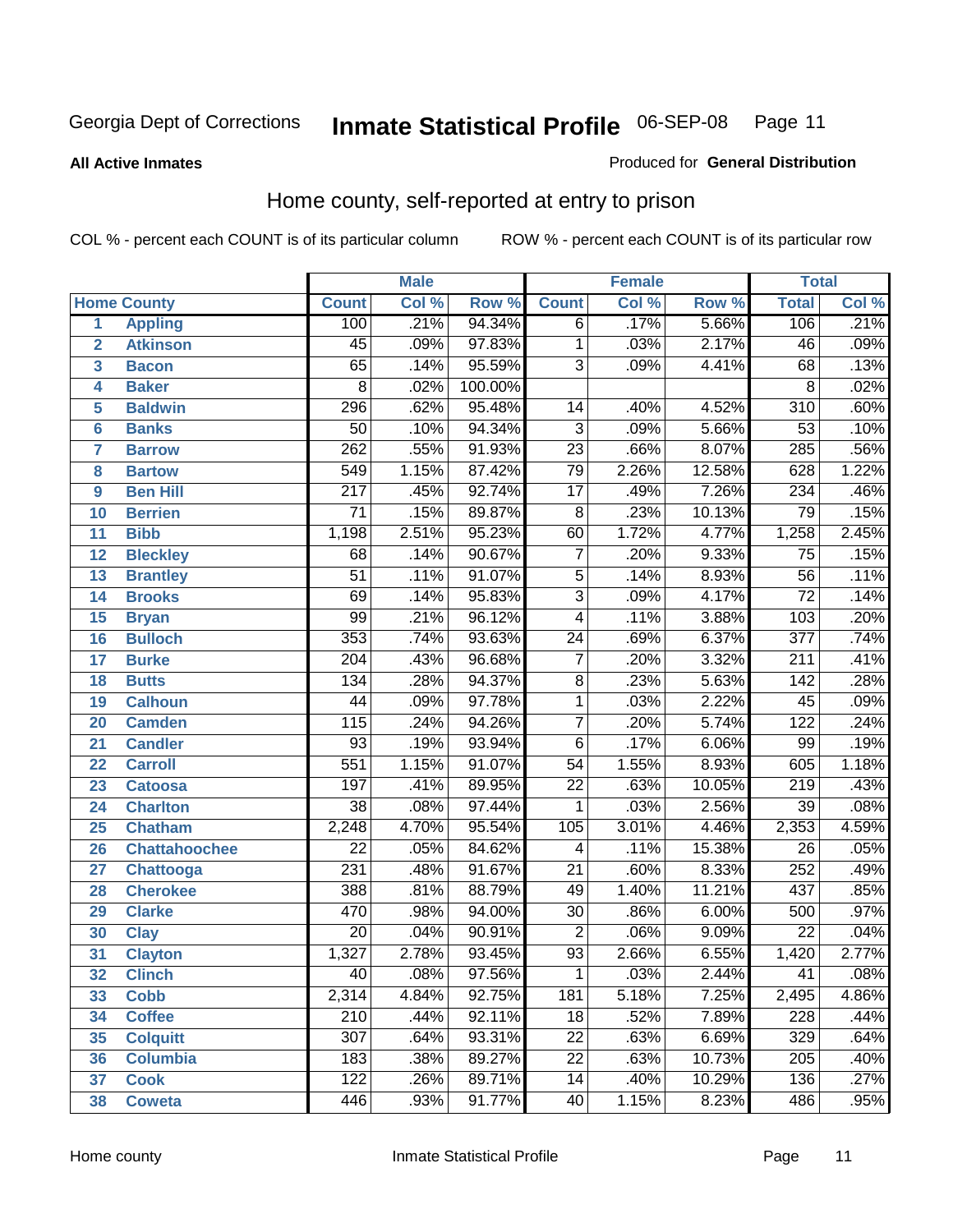Georgia Dept of Corrections **Inmate Statistical Profile** 06-SEP-08

**All Active Inmates**

Produced for **General Distribution**

## Home county, self-reported at entry to prison

COL % - percent each COUNT is of its particular column

ROW % - percent each COUNT is of its particular row

| | | Male | | | Female | | | Total | |
|---|---|---|---|---|---|---|---|---|---|
| **Home County** | | **Count** | **Col %** | **Row %** | **Count** | **Col %** | **Row %** | **Total** | **Col %** |
| 1 | Appling | 100 | .21% | 94.34% | 6 | .17% | 5.66% | 106 | .21% |
| 2 | Atkinson | 45 | .09% | 97.83% | 1 | .03% | 2.17% | 46 | .09% |
| 3 | Bacon | 65 | .14% | 95.59% | 3 | .09% | 4.41% | 68 | .13% |
| 4 | Baker | 8 | .02% | 100.00% | | | | 8 | .02% |
| 5 | Baldwin | 296 | .62% | 95.48% | 14 | .40% | 4.52% | 310 | .60% |
| 6 | Banks | 50 | .10% | 94.34% | 3 | .09% | 5.66% | 53 | .10% |
| 7 | Barrow | 262 | .55% | 91.93% | 23 | .66% | 8.07% | 285 | .56% |
| 8 | Bartow | 549 | 1.15% | 87.42% | 79 | 2.26% | 12.58% | 628 | 1.22% |
| 9 | Ben Hill | 217 | .45% | 92.74% | 17 | .49% | 7.26% | 234 | .46% |
| 10 | Berrien | 71 | .15% | 89.87% | 8 | .23% | 10.13% | 79 | .15% |
| 11 | Bibb | 1,198 | 2.51% | 95.23% | 60 | 1.72% | 4.77% | 1,258 | 2.45% |
| 12 | Bleckley | 68 | .14% | 90.67% | 7 | .20% | 9.33% | 75 | .15% |
| 13 | Brantley | 51 | .11% | 91.07% | 5 | .14% | 8.93% | 56 | .11% |
| 14 | Brooks | 69 | .14% | 95.83% | 3 | .09% | 4.17% | 72 | .14% |
| 15 | Bryan | 99 | .21% | 96.12% | 4 | .11% | 3.88% | 103 | .20% |
| 16 | Bulloch | 353 | .74% | 93.63% | 24 | .69% | 6.37% | 377 | .74% |
| 17 | Burke | 204 | .43% | 96.68% | 7 | .20% | 3.32% | 211 | .41% |
| 18 | Butts | 134 | .28% | 94.37% | 8 | .23% | 5.63% | 142 | .28% |
| 19 | Calhoun | 44 | .09% | 97.78% | 1 | .03% | 2.22% | 45 | .09% |
| 20 | Camden | 115 | .24% | 94.26% | 7 | .20% | 5.74% | 122 | .24% |
| 21 | Candler | 93 | .19% | 93.94% | 6 | .17% | 6.06% | 99 | .19% |
| 22 | Carroll | 551 | 1.15% | 91.07% | 54 | 1.55% | 8.93% | 605 | 1.18% |
| 23 | Catoosa | 197 | .41% | 89.95% | 22 | .63% | 10.05% | 219 | .43% |
| 24 | Charlton | 38 | .08% | 97.44% | 1 | .03% | 2.56% | 39 | .08% |
| 25 | Chatham | 2,248 | 4.70% | 95.54% | 105 | 3.01% | 4.46% | 2,353 | 4.59% |
| 26 | Chattahoochee | 22 | .05% | 84.62% | 4 | .11% | 15.38% | 26 | .05% |
| 27 | Chattooga | 231 | .48% | 91.67% | 21 | .60% | 8.33% | 252 | .49% |
| 28 | Cherokee | 388 | .81% | 88.79% | 49 | 1.40% | 11.21% | 437 | .85% |
| 29 | Clarke | 470 | .98% | 94.00% | 30 | .86% | 6.00% | 500 | .97% |
| 30 | Clay | 20 | .04% | 90.91% | 2 | .06% | 9.09% | 22 | .04% |
| 31 | Clayton | 1,327 | 2.78% | 93.45% | 93 | 2.66% | 6.55% | 1,420 | 2.77% |
| 32 | Clinch | 40 | .08% | 97.56% | 1 | .03% | 2.44% | 41 | .08% |
| 33 | Cobb | 2,314 | 4.84% | 92.75% | 181 | 5.18% | 7.25% | 2,495 | 4.86% |
| 34 | Coffee | 210 | .44% | 92.11% | 18 | .52% | 7.89% | 228 | .44% |
| 35 | Colquitt | 307 | .64% | 93.31% | 22 | .63% | 6.69% | 329 | .64% |
| 36 | Columbia | 183 | .38% | 89.27% | 22 | .63% | 10.73% | 205 | .40% |
| 37 | Cook | 122 | .26% | 89.71% | 14 | .40% | 10.29% | 136 | .27% |
| 38 | Coweta | 446 | .93% | 91.77% | 40 | 1.15% | 8.23% | 486 | .95% |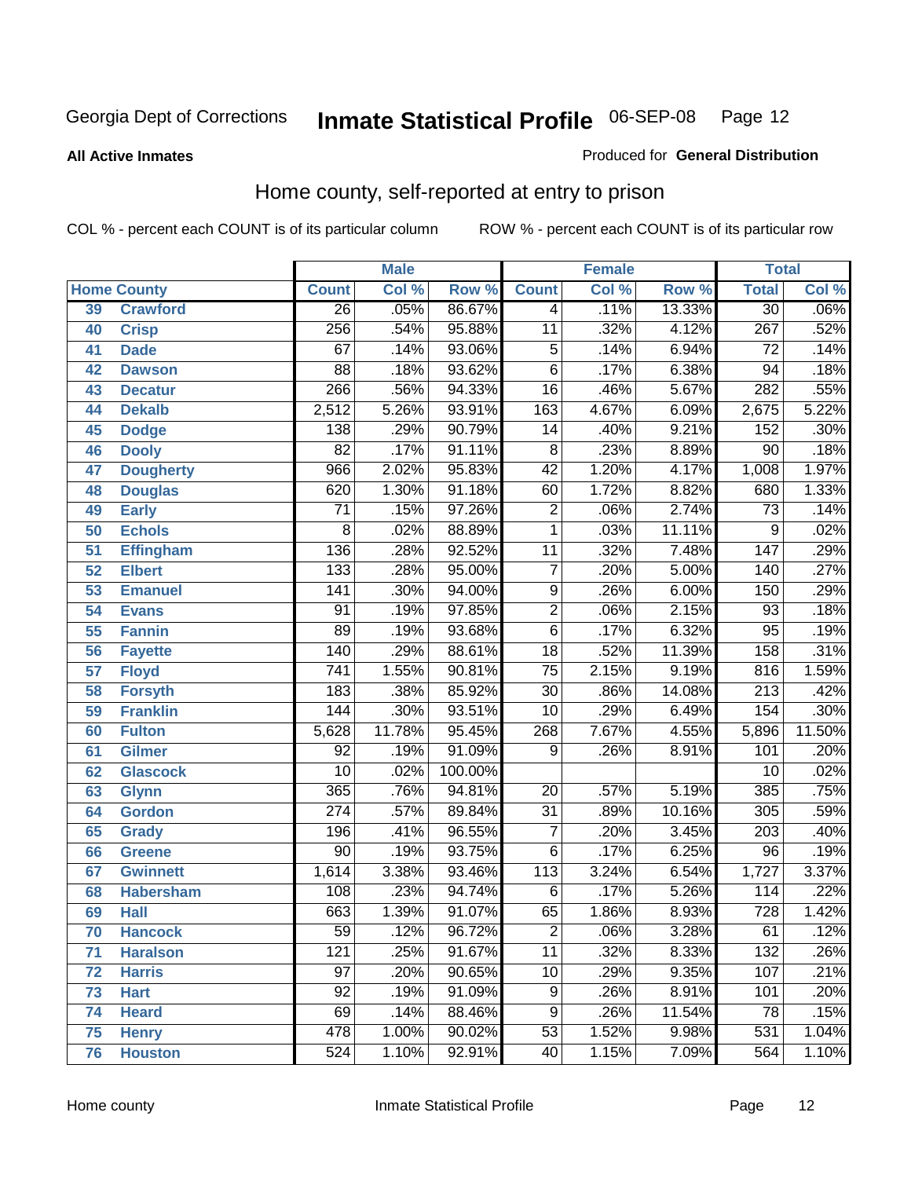Georgia Dept of Corrections **Inmate Statistical Profile** 06-SEP-08

**All Active Inmates**

Produced for **General Distribution**

## Home county, self-reported at entry to prison

COL % - percent each COUNT is of its particular column ROW % - percent each COUNT is of its particular row

| Home County | | Male | | | Female | | | Total | |
|---|---|---|---|---|---|---|---|---|---|
| | | Count | Col % | Row % | Count | Col % | Row % | Total | Col % |
| 39 | Crawford | 26 | .05% | 86.67% | 4 | .11% | 13.33% | 30 | .06% |
| 40 | Crisp | 256 | .54% | 95.88% | 11 | .32% | 4.12% | 267 | .52% |
| 41 | Dade | 67 | .14% | 93.06% | 5 | .14% | 6.94% | 72 | .14% |
| 42 | Dawson | 88 | .18% | 93.62% | 6 | .17% | 6.38% | 94 | .18% |
| 43 | Decatur | 266 | .56% | 94.33% | 16 | .46% | 5.67% | 282 | .55% |
| 44 | Dekalb | 2,512 | 5.26% | 93.91% | 163 | 4.67% | 6.09% | 2,675 | 5.22% |
| 45 | Dodge | 138 | .29% | 90.79% | 14 | .40% | 9.21% | 152 | .30% |
| 46 | Dooly | 82 | .17% | 91.11% | 8 | .23% | 8.89% | 90 | .18% |
| 47 | Dougherty | 966 | 2.02% | 95.83% | 42 | 1.20% | 4.17% | 1,008 | 1.97% |
| 48 | Douglas | 620 | 1.30% | 91.18% | 60 | 1.72% | 8.82% | 680 | 1.33% |
| 49 | Early | 71 | .15% | 97.26% | 2 | .06% | 2.74% | 73 | .14% |
| 50 | Echols | 8 | .02% | 88.89% | 1 | .03% | 11.11% | 9 | .02% |
| 51 | Effingham | 136 | .28% | 92.52% | 11 | .32% | 7.48% | 147 | .29% |
| 52 | Elbert | 133 | .28% | 95.00% | 7 | .20% | 5.00% | 140 | .27% |
| 53 | Emanuel | 141 | .30% | 94.00% | 9 | .26% | 6.00% | 150 | .29% |
| 54 | Evans | 91 | .19% | 97.85% | 2 | .06% | 2.15% | 93 | .18% |
| 55 | Fannin | 89 | .19% | 93.68% | 6 | .17% | 6.32% | 95 | .19% |
| 56 | Fayette | 140 | .29% | 88.61% | 18 | .52% | 11.39% | 158 | .31% |
| 57 | Floyd | 741 | 1.55% | 90.81% | 75 | 2.15% | 9.19% | 816 | 1.59% |
| 58 | Forsyth | 183 | .38% | 85.92% | 30 | .86% | 14.08% | 213 | .42% |
| 59 | Franklin | 144 | .30% | 93.51% | 10 | .29% | 6.49% | 154 | .30% |
| 60 | Fulton | 5,628 | 11.78% | 95.45% | 268 | 7.67% | 4.55% | 5,896 | 11.50% |
| 61 | Gilmer | 92 | .19% | 91.09% | 9 | .26% | 8.91% | 101 | .20% |
| 62 | Glascock | 10 | .02% | 100.00% | | | | 10 | .02% |
| 63 | Glynn | 365 | .76% | 94.81% | 20 | .57% | 5.19% | 385 | .75% |
| 64 | Gordon | 274 | .57% | 89.84% | 31 | .89% | 10.16% | 305 | .59% |
| 65 | Grady | 196 | .41% | 96.55% | 7 | .20% | 3.45% | 203 | .40% |
| 66 | Greene | 90 | .19% | 93.75% | 6 | .17% | 6.25% | 96 | .19% |
| 67 | Gwinnett | 1,614 | 3.38% | 93.46% | 113 | 3.24% | 6.54% | 1,727 | 3.37% |
| 68 | Habersham | 108 | .23% | 94.74% | 6 | .17% | 5.26% | 114 | .22% |
| 69 | Hall | 663 | 1.39% | 91.07% | 65 | 1.86% | 8.93% | 728 | 1.42% |
| 70 | Hancock | 59 | .12% | 96.72% | 2 | .06% | 3.28% | 61 | .12% |
| 71 | Haralson | 121 | .25% | 91.67% | 11 | .32% | 8.33% | 132 | .26% |
| 72 | Harris | 97 | .20% | 90.65% | 10 | .29% | 9.35% | 107 | .21% |
| 73 | Hart | 92 | .19% | 91.09% | 9 | .26% | 8.91% | 101 | .20% |
| 74 | Heard | 69 | .14% | 88.46% | 9 | .26% | 11.54% | 78 | .15% |
| 75 | Henry | 478 | 1.00% | 90.02% | 53 | 1.52% | 9.98% | 531 | 1.04% |
| 76 | Houston | 524 | 1.10% | 92.91% | 40 | 1.15% | 7.09% | 564 | 1.10% |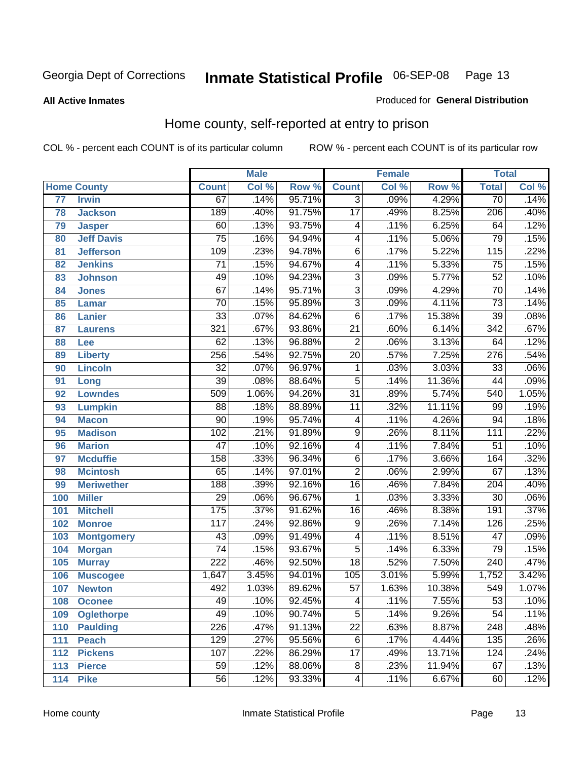Georgia Dept of Corrections **Inmate Statistical Profile** 06-SEP-08

**All Active Inmates**

Produced for **General Distribution**

## Home county, self-reported at entry to prison

COL % - percent each COUNT is of its particular column ROW % - percent each COUNT is of its particular row

| Home County | | Male | | | Female | | | Total | |
|---|---|---|---|---|---|---|---|---|---|
| | | Count | Col % | Row % | Count | Col % | Row % | Total | Col % |
| 77 | Irwin | 67 | .14% | 95.71% | 3 | .09% | 4.29% | 70 | .14% |
| 78 | Jackson | 189 | .40% | 91.75% | 17 | .49% | 8.25% | 206 | .40% |
| 79 | Jasper | 60 | .13% | 93.75% | 4 | .11% | 6.25% | 64 | .12% |
| 80 | Jeff Davis | 75 | .16% | 94.94% | 4 | .11% | 5.06% | 79 | .15% |
| 81 | Jefferson | 109 | .23% | 94.78% | 6 | .17% | 5.22% | 115 | .22% |
| 82 | Jenkins | 71 | .15% | 94.67% | 4 | .11% | 5.33% | 75 | .15% |
| 83 | Johnson | 49 | .10% | 94.23% | 3 | .09% | 5.77% | 52 | .10% |
| 84 | Jones | 67 | .14% | 95.71% | 3 | .09% | 4.29% | 70 | .14% |
| 85 | Lamar | 70 | .15% | 95.89% | 3 | .09% | 4.11% | 73 | .14% |
| 86 | Lanier | 33 | .07% | 84.62% | 6 | .17% | 15.38% | 39 | .08% |
| 87 | Laurens | 321 | .67% | 93.86% | 21 | .60% | 6.14% | 342 | .67% |
| 88 | Lee | 62 | .13% | 96.88% | 2 | .06% | 3.13% | 64 | .12% |
| 89 | Liberty | 256 | .54% | 92.75% | 20 | .57% | 7.25% | 276 | .54% |
| 90 | Lincoln | 32 | .07% | 96.97% | 1 | .03% | 3.03% | 33 | .06% |
| 91 | Long | 39 | .08% | 88.64% | 5 | .14% | 11.36% | 44 | .09% |
| 92 | Lowndes | 509 | 1.06% | 94.26% | 31 | .89% | 5.74% | 540 | 1.05% |
| 93 | Lumpkin | 88 | .18% | 88.89% | 11 | .32% | 11.11% | 99 | .19% |
| 94 | Macon | 90 | .19% | 95.74% | 4 | .11% | 4.26% | 94 | .18% |
| 95 | Madison | 102 | .21% | 91.89% | 9 | .26% | 8.11% | 111 | .22% |
| 96 | Marion | 47 | .10% | 92.16% | 4 | .11% | 7.84% | 51 | .10% |
| 97 | Mcduffie | 158 | .33% | 96.34% | 6 | .17% | 3.66% | 164 | .32% |
| 98 | Mcintosh | 65 | .14% | 97.01% | 2 | .06% | 2.99% | 67 | .13% |
| 99 | Meriwether | 188 | .39% | 92.16% | 16 | .46% | 7.84% | 204 | .40% |
| 100 | Miller | 29 | .06% | 96.67% | 1 | .03% | 3.33% | 30 | .06% |
| 101 | Mitchell | 175 | .37% | 91.62% | 16 | .46% | 8.38% | 191 | .37% |
| 102 | Monroe | 117 | .24% | 92.86% | 9 | .26% | 7.14% | 126 | .25% |
| 103 | Montgomery | 43 | .09% | 91.49% | 4 | .11% | 8.51% | 47 | .09% |
| 104 | Morgan | 74 | .15% | 93.67% | 5 | .14% | 6.33% | 79 | .15% |
| 105 | Murray | 222 | .46% | 92.50% | 18 | .52% | 7.50% | 240 | .47% |
| 106 | Muscogee | 1,647 | 3.45% | 94.01% | 105 | 3.01% | 5.99% | 1,752 | 3.42% |
| 107 | Newton | 492 | 1.03% | 89.62% | 57 | 1.63% | 10.38% | 549 | 1.07% |
| 108 | Oconee | 49 | .10% | 92.45% | 4 | .11% | 7.55% | 53 | .10% |
| 109 | Oglethorpe | 49 | .10% | 90.74% | 5 | .14% | 9.26% | 54 | .11% |
| 110 | Paulding | 226 | .47% | 91.13% | 22 | .63% | 8.87% | 248 | .48% |
| 111 | Peach | 129 | .27% | 95.56% | 6 | .17% | 4.44% | 135 | .26% |
| 112 | Pickens | 107 | .22% | 86.29% | 17 | .49% | 13.71% | 124 | .24% |
| 113 | Pierce | 59 | .12% | 88.06% | 8 | .23% | 11.94% | 67 | .13% |
| 114 | Pike | 56 | .12% | 93.33% | 4 | .11% | 6.67% | 60 | .12% |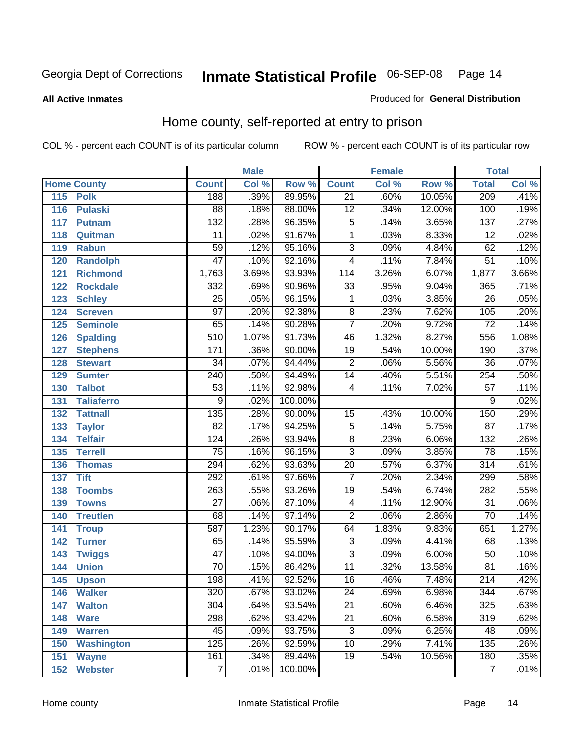Georgia Dept of Corrections **Inmate Statistical Profile** 06-SEP-08

**All Active Inmates**

Produced for **General Distribution**

## Home county, self-reported at entry to prison

COL % - percent each COUNT is of its particular column ROW % - percent each COUNT is of its particular row

| | | Male | | | Female | | | Total | |
|---|---|---|---|---|---|---|---|---|---|
| Home County | | Count | Col % | Row % | Count | Col % | Row % | Total | Col % |
| 115 | Polk | 188 | .39% | 89.95% | 21 | .60% | 10.05% | 209 | .41% |
| 116 | Pulaski | 88 | .18% | 88.00% | 12 | .34% | 12.00% | 100 | .19% |
| 117 | Putnam | 132 | .28% | 96.35% | 5 | .14% | 3.65% | 137 | .27% |
| 118 | Quitman | 11 | .02% | 91.67% | 1 | .03% | 8.33% | 12 | .02% |
| 119 | Rabun | 59 | .12% | 95.16% | 3 | .09% | 4.84% | 62 | .12% |
| 120 | Randolph | 47 | .10% | 92.16% | 4 | .11% | 7.84% | 51 | .10% |
| 121 | Richmond | 1,763 | 3.69% | 93.93% | 114 | 3.26% | 6.07% | 1,877 | 3.66% |
| 122 | Rockdale | 332 | .69% | 90.96% | 33 | .95% | 9.04% | 365 | .71% |
| 123 | Schley | 25 | .05% | 96.15% | 1 | .03% | 3.85% | 26 | .05% |
| 124 | Screven | 97 | .20% | 92.38% | 8 | .23% | 7.62% | 105 | .20% |
| 125 | Seminole | 65 | .14% | 90.28% | 7 | .20% | 9.72% | 72 | .14% |
| 126 | Spalding | 510 | 1.07% | 91.73% | 46 | 1.32% | 8.27% | 556 | 1.08% |
| 127 | Stephens | 171 | .36% | 90.00% | 19 | .54% | 10.00% | 190 | .37% |
| 128 | Stewart | 34 | .07% | 94.44% | 2 | .06% | 5.56% | 36 | .07% |
| 129 | Sumter | 240 | .50% | 94.49% | 14 | .40% | 5.51% | 254 | .50% |
| 130 | Talbot | 53 | .11% | 92.98% | 4 | .11% | 7.02% | 57 | .11% |
| 131 | Taliaferro | 9 | .02% | 100.00% | | | | 9 | .02% |
| 132 | Tattnall | 135 | .28% | 90.00% | 15 | .43% | 10.00% | 150 | .29% |
| 133 | Taylor | 82 | .17% | 94.25% | 5 | .14% | 5.75% | 87 | .17% |
| 134 | Telfair | 124 | .26% | 93.94% | 8 | .23% | 6.06% | 132 | .26% |
| 135 | Terrell | 75 | .16% | 96.15% | 3 | .09% | 3.85% | 78 | .15% |
| 136 | Thomas | 294 | .62% | 93.63% | 20 | .57% | 6.37% | 314 | .61% |
| 137 | Tift | 292 | .61% | 97.66% | 7 | .20% | 2.34% | 299 | .58% |
| 138 | Toombs | 263 | .55% | 93.26% | 19 | .54% | 6.74% | 282 | .55% |
| 139 | Towns | 27 | .06% | 87.10% | 4 | .11% | 12.90% | 31 | .06% |
| 140 | Treutlen | 68 | .14% | 97.14% | 2 | .06% | 2.86% | 70 | .14% |
| 141 | Troup | 587 | 1.23% | 90.17% | 64 | 1.83% | 9.83% | 651 | 1.27% |
| 142 | Turner | 65 | .14% | 95.59% | 3 | .09% | 4.41% | 68 | .13% |
| 143 | Twiggs | 47 | .10% | 94.00% | 3 | .09% | 6.00% | 50 | .10% |
| 144 | Union | 70 | .15% | 86.42% | 11 | .32% | 13.58% | 81 | .16% |
| 145 | Upson | 198 | .41% | 92.52% | 16 | .46% | 7.48% | 214 | .42% |
| 146 | Walker | 320 | .67% | 93.02% | 24 | .69% | 6.98% | 344 | .67% |
| 147 | Walton | 304 | .64% | 93.54% | 21 | .60% | 6.46% | 325 | .63% |
| 148 | Ware | 298 | .62% | 93.42% | 21 | .60% | 6.58% | 319 | .62% |
| 149 | Warren | 45 | .09% | 93.75% | 3 | .09% | 6.25% | 48 | .09% |
| 150 | Washington | 125 | .26% | 92.59% | 10 | .29% | 7.41% | 135 | .26% |
| 151 | Wayne | 161 | .34% | 89.44% | 19 | .54% | 10.56% | 180 | .35% |
| 152 | Webster | 7 | .01% | 100.00% | | | | 7 | .01% |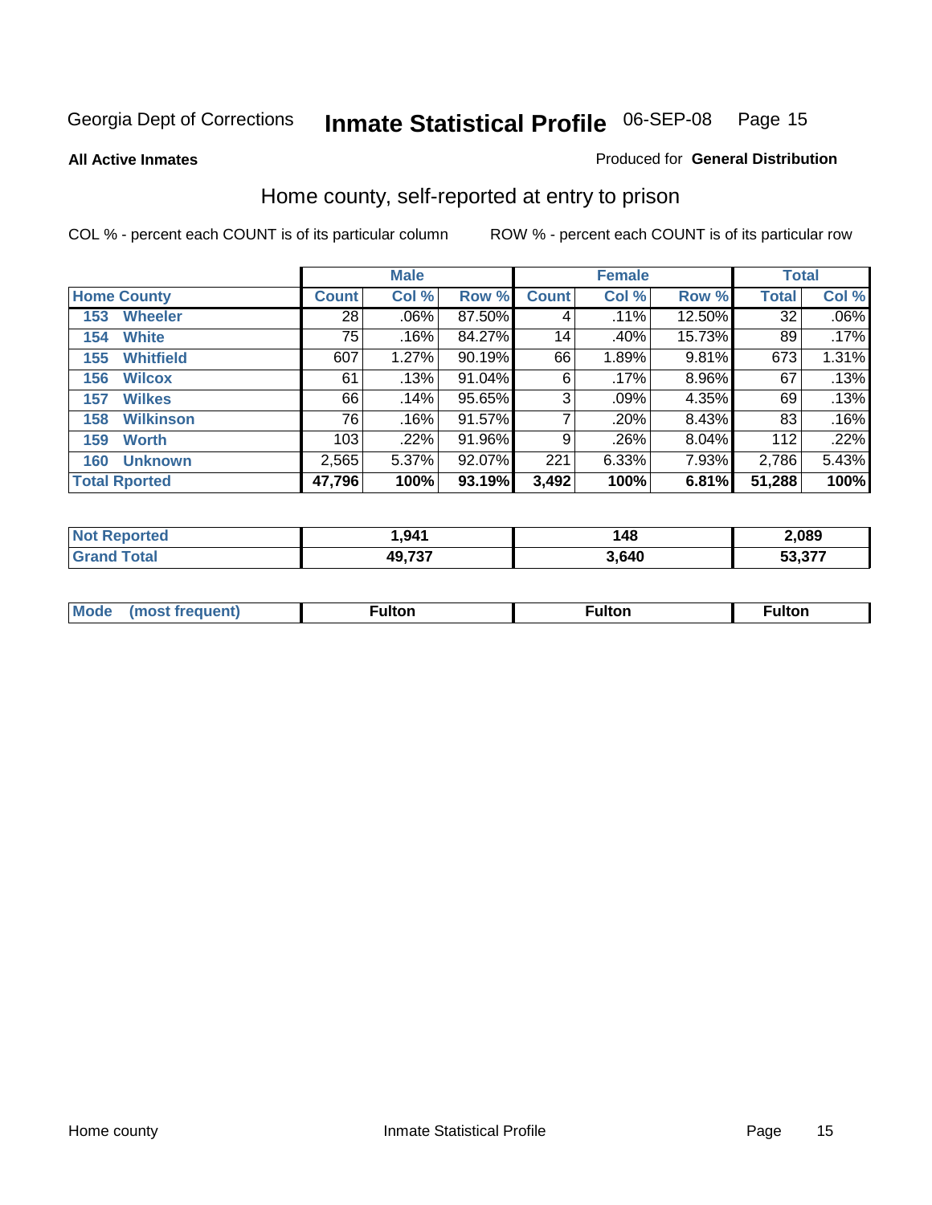Georgia Dept of Corrections **Inmate Statistical Profile** 06-SEP-08

**All Active Inmates**

Produced for **General Distribution**

## Home county, self-reported at entry to prison

COL % - percent each COUNT is of its particular column

ROW % - percent each COUNT is of its particular row

| | Male | | | Female | | | Total | |
|---|---|---|---|---|---|---|---|---|
| **Home County** | **Count** | **Col %** | **Row %** | **Count** | **Col %** | **Row %** | **Total** | **Col %** |
| **153 Wheeler** | 28 | .06% | 87.50% | 4 | .11% | 12.50% | 32 | .06% |
| **154 White** | 75 | .16% | 84.27% | 14 | .40% | 15.73% | 89 | .17% |
| **155 Whitfield** | 607 | 1.27% | 90.19% | 66 | 1.89% | 9.81% | 673 | 1.31% |
| **156 Wilcox** | 61 | .13% | 91.04% | 6 | .17% | 8.96% | 67 | .13% |
| **157 Wilkes** | 66 | .14% | 95.65% | 3 | .09% | 4.35% | 69 | .13% |
| **158 Wilkinson** | 76 | .16% | 91.57% | 7 | .20% | 8.43% | 83 | .16% |
| **159 Worth** | 103 | .22% | 91.96% | 9 | .26% | 8.04% | 112 | .22% |
| **160 Unknown** | 2,565 | 5.37% | 92.07% | 221 | 6.33% | 7.93% | 2,786 | 5.43% |
| **Total Rported** | **47,796** | **100%** | **93.19%** | **3,492** | **100%** | **6.81%** | **51,288** | **100%** |

| | Male | Female | Total |
|---|---|---|---|
| **Not Reported** | **1,941** | **148** | **2,089** |
| **Grand Total** | **49,737** | **3,640** | **53,377** |

| | Male | Female | Total |
|---|---|---|---|
| **Mode (most frequent)** | **Fulton** | **Fulton** | **Fulton** |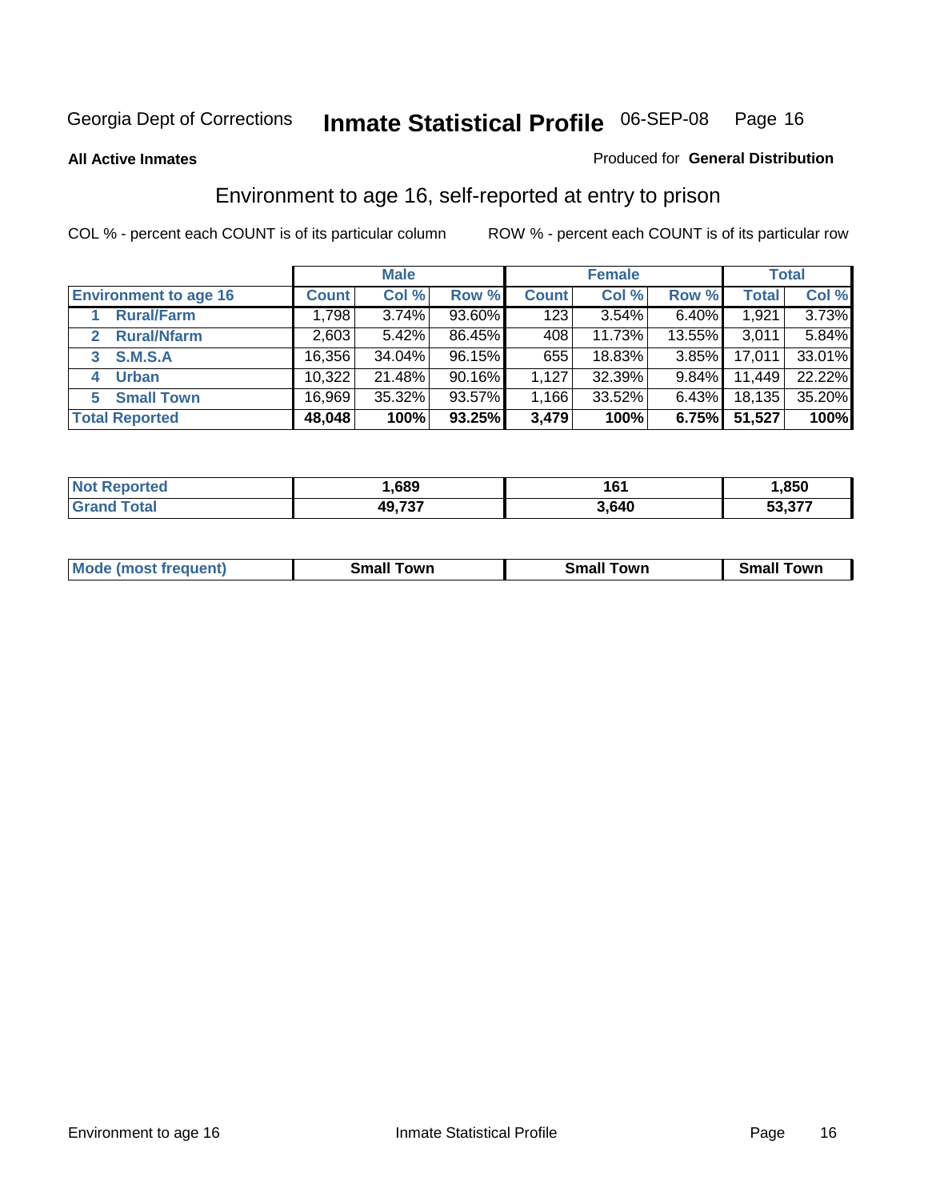Georgia Dept of Corrections **Inmate Statistical Profile** 06-SEP-08

**All Active Inmates**

Produced for **General Distribution**

## Environment to age 16, self-reported at entry to prison

COL % - percent each COUNT is of its particular column

ROW % - percent each COUNT is of its particular row

| | Male | | | Female | | | Total | |
|---|---|---|---|---|---|---|---|---|
| **Environment to age 16** | **Count** | **Col %** | **Row %** | **Count** | **Col %** | **Row %** | **Total** | **Col %** |
| 1 **Rural/Farm** | 1,798 | 3.74% | 93.60% | 123 | 3.54% | 6.40% | 1,921 | 3.73% |
| 2 **Rural/Nfarm** | 2,603 | 5.42% | 86.45% | 408 | 11.73% | 13.55% | 3,011 | 5.84% |
| 3 **S.M.S.A** | 16,356 | 34.04% | 96.15% | 655 | 18.83% | 3.85% | 17,011 | 33.01% |
| 4 **Urban** | 10,322 | 21.48% | 90.16% | 1,127 | 32.39% | 9.84% | 11,449 | 22.22% |
| 5 **Small Town** | 16,969 | 35.32% | 93.57% | 1,166 | 33.52% | 6.43% | 18,135 | 35.20% |
| **Total Reported** | **48,048** | **100%** | **93.25%** | **3,479** | **100%** | **6.75%** | **51,527** | **100%** |

| | Male | Female | Total |
|---|---|---|---|
| **Not Reported** | **1,689** | **161** | **1,850** |
| **Grand Total** | **49,737** | **3,640** | **53,377** |

| | Male | Female | Total |
|---|---|---|---|
| **Mode (most frequent)** | **Small Town** | **Small Town** | **Small Town** |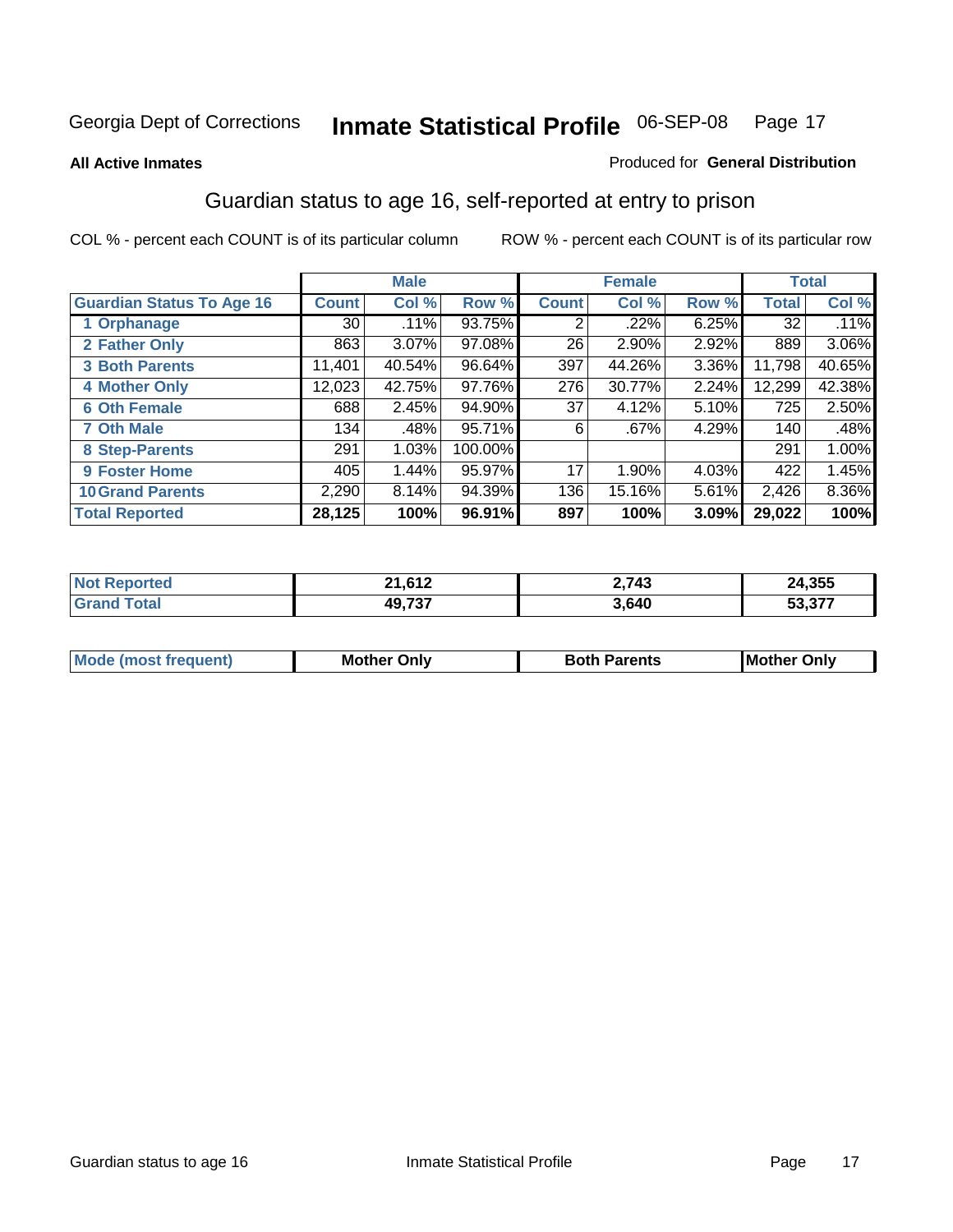Georgia Dept of Corrections **Inmate Statistical Profile** 06-SEP-08 Page 17

**All Active Inmates**

Produced for **General Distribution**

## Guardian status to age 16, self-reported at entry to prison

COL % - percent each COUNT is of its particular column

ROW % - percent each COUNT is of its particular row

| | Male | | | Female | | | Total | |
|---|---|---|---|---|---|---|---|---|
| **Guardian Status To Age 16** | **Count** | **Col %** | **Row %** | **Count** | **Col %** | **Row %** | **Total** | **Col %** |
| 1 Orphanage | 30 | .11% | 93.75% | 2 | .22% | 6.25% | 32 | .11% |
| 2 Father Only | 863 | 3.07% | 97.08% | 26 | 2.90% | 2.92% | 889 | 3.06% |
| 3 Both Parents | 11,401 | 40.54% | 96.64% | 397 | 44.26% | 3.36% | 11,798 | 40.65% |
| 4 Mother Only | 12,023 | 42.75% | 97.76% | 276 | 30.77% | 2.24% | 12,299 | 42.38% |
| 6 Oth Female | 688 | 2.45% | 94.90% | 37 | 4.12% | 5.10% | 725 | 2.50% |
| 7 Oth Male | 134 | .48% | 95.71% | 6 | .67% | 4.29% | 140 | .48% |
| 8 Step-Parents | 291 | 1.03% | 100.00% | | | | 291 | 1.00% |
| 9 Foster Home | 405 | 1.44% | 95.97% | 17 | 1.90% | 4.03% | 422 | 1.45% |
| 10 Grand Parents | 2,290 | 8.14% | 94.39% | 136 | 15.16% | 5.61% | 2,426 | 8.36% |
| **Total Reported** | **28,125** | **100%** | **96.91%** | **897** | **100%** | **3.09%** | **29,022** | **100%** |

| | Male | Female | Total |
|---|---|---|---|
| **Not Reported** | **21,612** | **2,743** | **24,355** |
| **Grand Total** | **49,737** | **3,640** | **53,377** |

| | Male | Female | Total |
|---|---|---|---|
| **Mode (most frequent)** | **Mother Only** | **Both Parents** | **Mother Only** |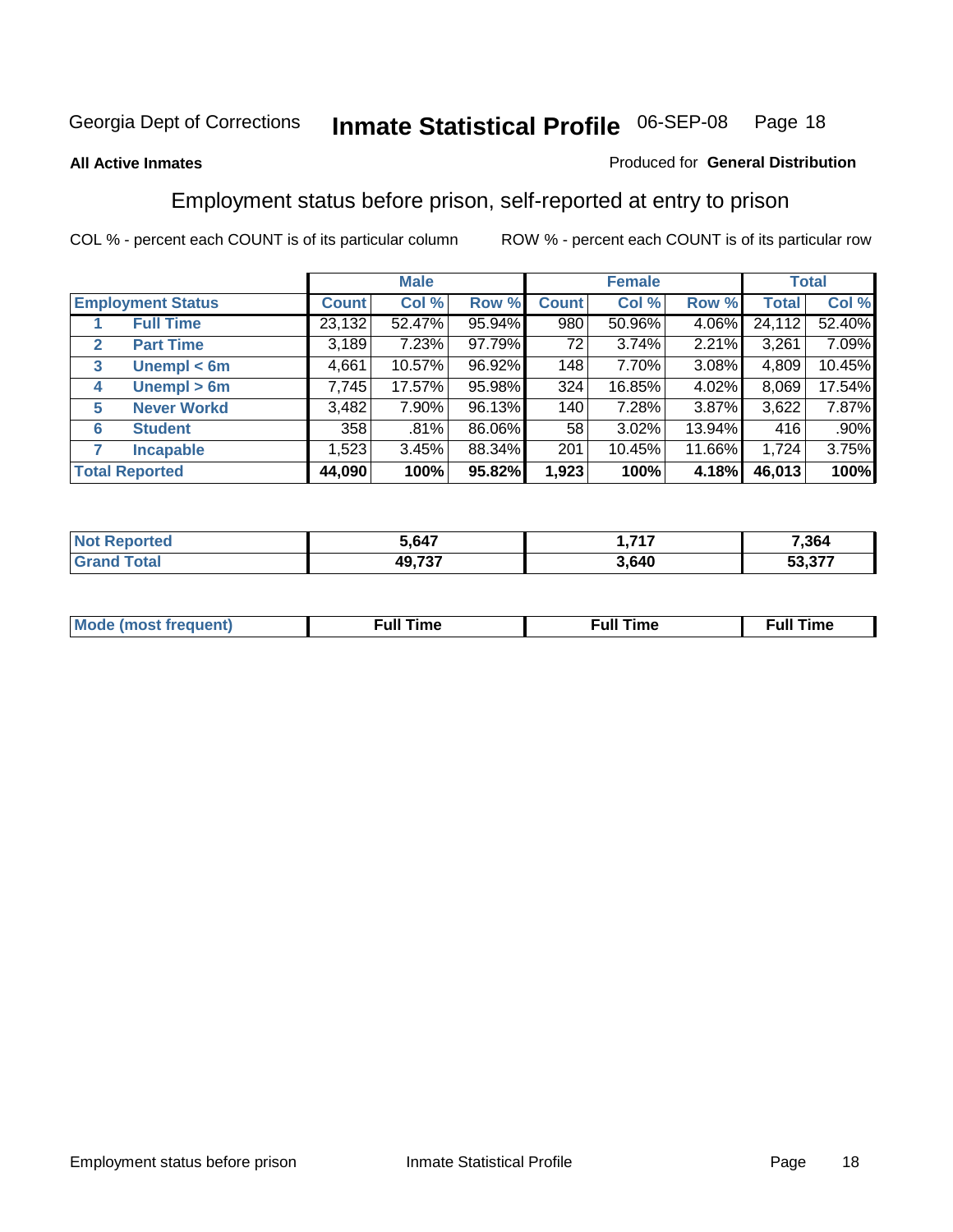Georgia Dept of Corrections **Inmate Statistical Profile** 06-SEP-08

**All Active Inmates**

Produced for **General Distribution**

## Employment status before prison, self-reported at entry to prison

COL % - percent each COUNT is of its particular column

ROW % - percent each COUNT is of its particular row

| | | Male | | | Female | | | Total | |
|---|---|---|---|---|---|---|---|---|---|
| **Employment Status** | | **Count** | **Col %** | **Row %** | **Count** | **Col %** | **Row %** | **Total** | **Col %** |
| 1 | Full Time | 23,132 | 52.47% | 95.94% | 980 | 50.96% | 4.06% | 24,112 | 52.40% |
| 2 | Part Time | 3,189 | 7.23% | 97.79% | 72 | 3.74% | 2.21% | 3,261 | 7.09% |
| 3 | Unempl < 6m | 4,661 | 10.57% | 96.92% | 148 | 7.70% | 3.08% | 4,809 | 10.45% |
| 4 | Unempl > 6m | 7,745 | 17.57% | 95.98% | 324 | 16.85% | 4.02% | 8,069 | 17.54% |
| 5 | Never Workd | 3,482 | 7.90% | 96.13% | 140 | 7.28% | 3.87% | 3,622 | 7.87% |
| 6 | Student | 358 | .81% | 86.06% | 58 | 3.02% | 13.94% | 416 | .90% |
| 7 | Incapable | 1,523 | 3.45% | 88.34% | 201 | 10.45% | 11.66% | 1,724 | 3.75% |
| **Total Reported** | | **44,090** | **100%** | **95.82%** | **1,923** | **100%** | **4.18%** | **46,013** | **100%** |

| | Male | Female | Total |
|---|---|---|---|
| **Not Reported** | **5,647** | **1,717** | **7,364** |
| **Grand Total** | **49,737** | **3,640** | **53,377** |

| | Male | Female | Total |
|---|---|---|---|
| **Mode (most frequent)** | **Full Time** | **Full Time** | **Full Time** |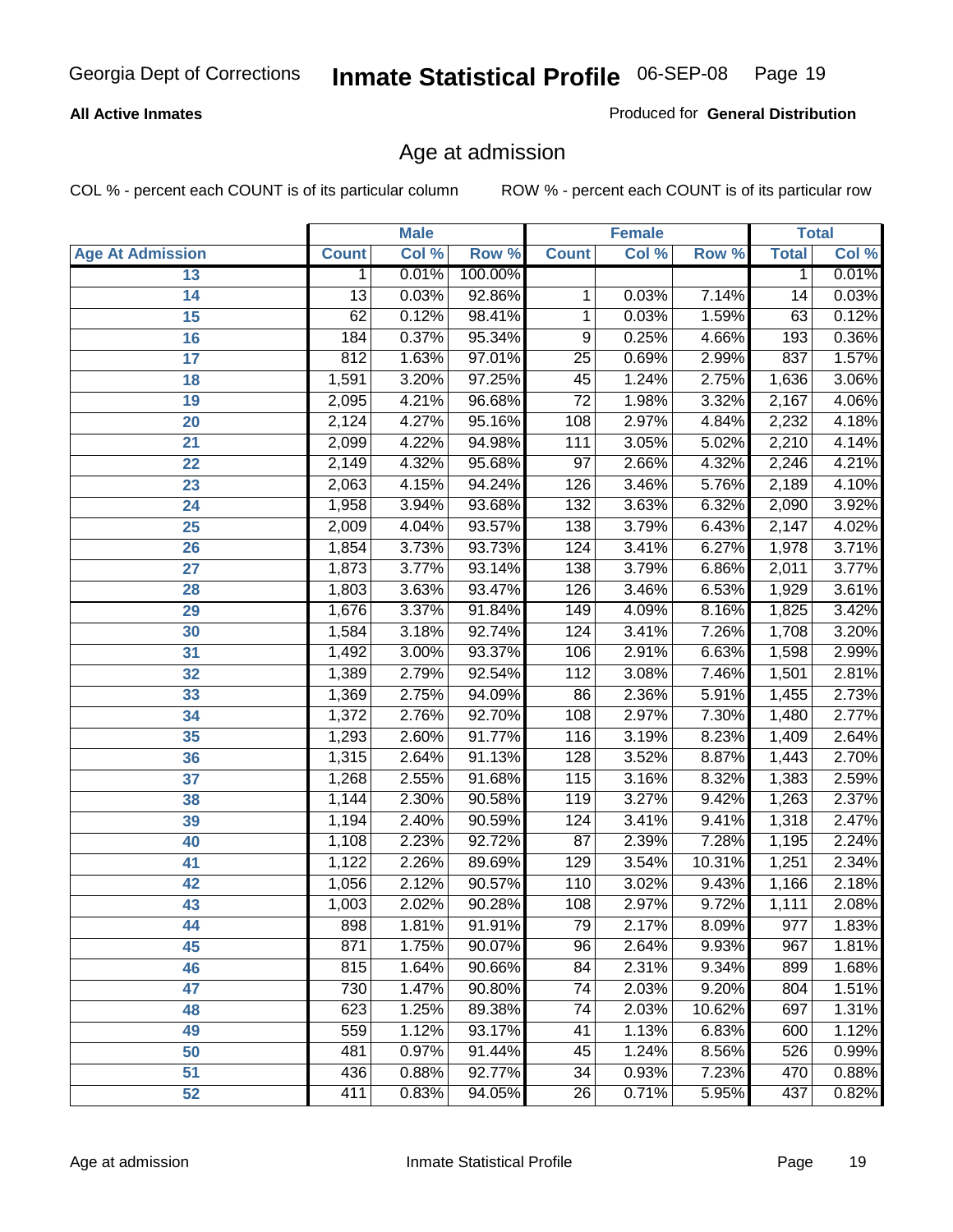**All Active Inmates**

Produced for **General Distribution**

## Age at admission

COL % - percent each COUNT is of its particular column

ROW % - percent each COUNT is of its particular row

| | Male | | | Female | | | Total | |
|---|---|---|---|---|---|---|---|---|
| Age At Admission | Count | Col % | Row % | Count | Col % | Row % | Total | Col % |
| 13 | 1 | 0.01% | 100.00% | | | | 1 | 0.01% |
| 14 | 13 | 0.03% | 92.86% | 1 | 0.03% | 7.14% | 14 | 0.03% |
| 15 | 62 | 0.12% | 98.41% | 1 | 0.03% | 1.59% | 63 | 0.12% |
| 16 | 184 | 0.37% | 95.34% | 9 | 0.25% | 4.66% | 193 | 0.36% |
| 17 | 812 | 1.63% | 97.01% | 25 | 0.69% | 2.99% | 837 | 1.57% |
| 18 | 1,591 | 3.20% | 97.25% | 45 | 1.24% | 2.75% | 1,636 | 3.06% |
| 19 | 2,095 | 4.21% | 96.68% | 72 | 1.98% | 3.32% | 2,167 | 4.06% |
| 20 | 2,124 | 4.27% | 95.16% | 108 | 2.97% | 4.84% | 2,232 | 4.18% |
| 21 | 2,099 | 4.22% | 94.98% | 111 | 3.05% | 5.02% | 2,210 | 4.14% |
| 22 | 2,149 | 4.32% | 95.68% | 97 | 2.66% | 4.32% | 2,246 | 4.21% |
| 23 | 2,063 | 4.15% | 94.24% | 126 | 3.46% | 5.76% | 2,189 | 4.10% |
| 24 | 1,958 | 3.94% | 93.68% | 132 | 3.63% | 6.32% | 2,090 | 3.92% |
| 25 | 2,009 | 4.04% | 93.57% | 138 | 3.79% | 6.43% | 2,147 | 4.02% |
| 26 | 1,854 | 3.73% | 93.73% | 124 | 3.41% | 6.27% | 1,978 | 3.71% |
| 27 | 1,873 | 3.77% | 93.14% | 138 | 3.79% | 6.86% | 2,011 | 3.77% |
| 28 | 1,803 | 3.63% | 93.47% | 126 | 3.46% | 6.53% | 1,929 | 3.61% |
| 29 | 1,676 | 3.37% | 91.84% | 149 | 4.09% | 8.16% | 1,825 | 3.42% |
| 30 | 1,584 | 3.18% | 92.74% | 124 | 3.41% | 7.26% | 1,708 | 3.20% |
| 31 | 1,492 | 3.00% | 93.37% | 106 | 2.91% | 6.63% | 1,598 | 2.99% |
| 32 | 1,389 | 2.79% | 92.54% | 112 | 3.08% | 7.46% | 1,501 | 2.81% |
| 33 | 1,369 | 2.75% | 94.09% | 86 | 2.36% | 5.91% | 1,455 | 2.73% |
| 34 | 1,372 | 2.76% | 92.70% | 108 | 2.97% | 7.30% | 1,480 | 2.77% |
| 35 | 1,293 | 2.60% | 91.77% | 116 | 3.19% | 8.23% | 1,409 | 2.64% |
| 36 | 1,315 | 2.64% | 91.13% | 128 | 3.52% | 8.87% | 1,443 | 2.70% |
| 37 | 1,268 | 2.55% | 91.68% | 115 | 3.16% | 8.32% | 1,383 | 2.59% |
| 38 | 1,144 | 2.30% | 90.58% | 119 | 3.27% | 9.42% | 1,263 | 2.37% |
| 39 | 1,194 | 2.40% | 90.59% | 124 | 3.41% | 9.41% | 1,318 | 2.47% |
| 40 | 1,108 | 2.23% | 92.72% | 87 | 2.39% | 7.28% | 1,195 | 2.24% |
| 41 | 1,122 | 2.26% | 89.69% | 129 | 3.54% | 10.31% | 1,251 | 2.34% |
| 42 | 1,056 | 2.12% | 90.57% | 110 | 3.02% | 9.43% | 1,166 | 2.18% |
| 43 | 1,003 | 2.02% | 90.28% | 108 | 2.97% | 9.72% | 1,111 | 2.08% |
| 44 | 898 | 1.81% | 91.91% | 79 | 2.17% | 8.09% | 977 | 1.83% |
| 45 | 871 | 1.75% | 90.07% | 96 | 2.64% | 9.93% | 967 | 1.81% |
| 46 | 815 | 1.64% | 90.66% | 84 | 2.31% | 9.34% | 899 | 1.68% |
| 47 | 730 | 1.47% | 90.80% | 74 | 2.03% | 9.20% | 804 | 1.51% |
| 48 | 623 | 1.25% | 89.38% | 74 | 2.03% | 10.62% | 697 | 1.31% |
| 49 | 559 | 1.12% | 93.17% | 41 | 1.13% | 6.83% | 600 | 1.12% |
| 50 | 481 | 0.97% | 91.44% | 45 | 1.24% | 8.56% | 526 | 0.99% |
| 51 | 436 | 0.88% | 92.77% | 34 | 0.93% | 7.23% | 470 | 0.88% |
| 52 | 411 | 0.83% | 94.05% | 26 | 0.71% | 5.95% | 437 | 0.82% |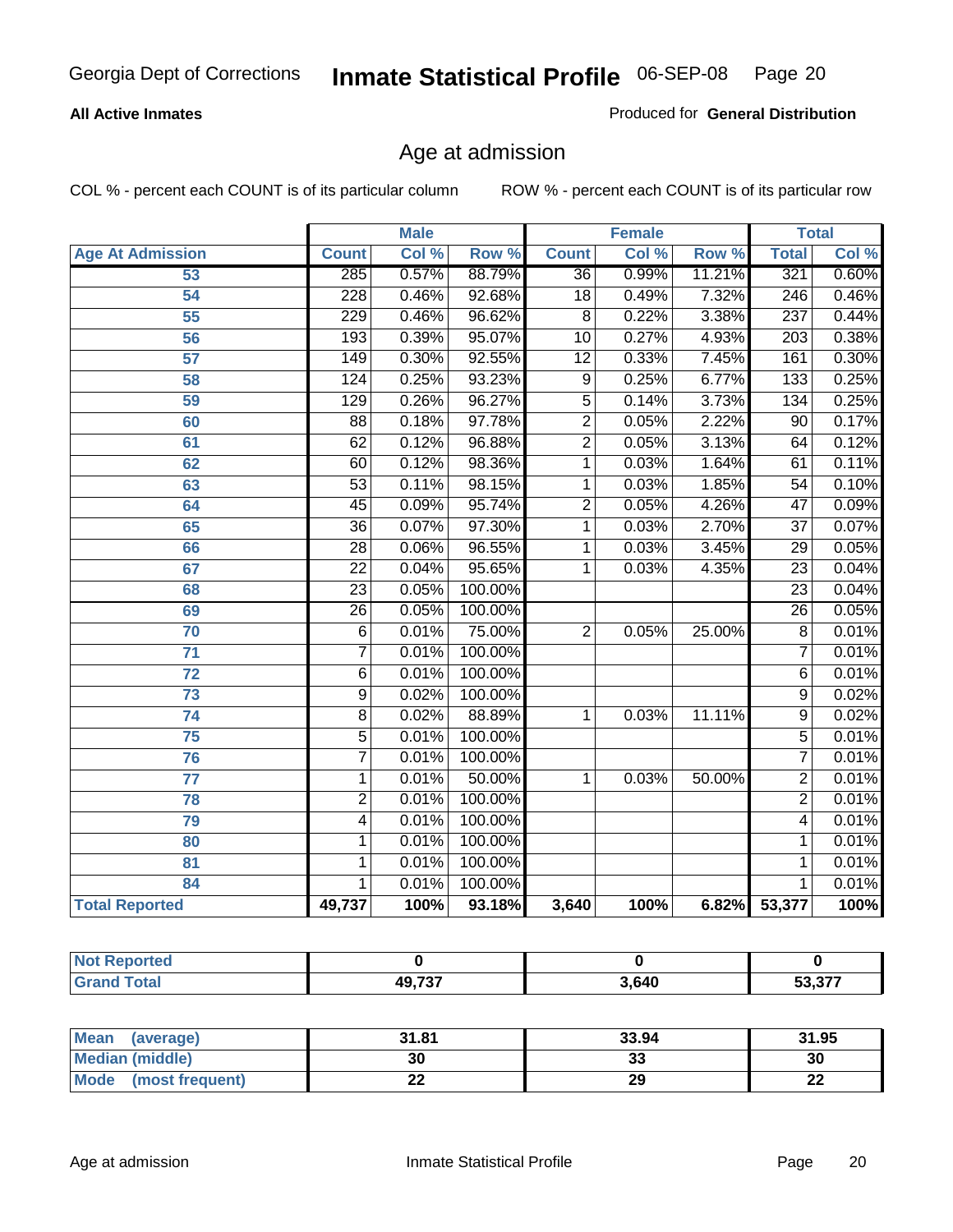Georgia Dept of Corrections **Inmate Statistical Profile** 06-SEP-08

**All Active Inmates**

Produced for **General Distribution**

## Age at admission

COL % - percent each COUNT is of its particular column ROW % - percent each COUNT is of its particular row

| | Male | | | Female | | | Total | |
|---|---|---|---|---|---|---|---|---|
| **Age At Admission** | **Count** | **Col %** | **Row %** | **Count** | **Col %** | **Row %** | **Total** | **Col %** |
| 53 | 285 | 0.57% | 88.79% | 36 | 0.99% | 11.21% | 321 | 0.60% |
| 54 | 228 | 0.46% | 92.68% | 18 | 0.49% | 7.32% | 246 | 0.46% |
| 55 | 229 | 0.46% | 96.62% | 8 | 0.22% | 3.38% | 237 | 0.44% |
| 56 | 193 | 0.39% | 95.07% | 10 | 0.27% | 4.93% | 203 | 0.38% |
| 57 | 149 | 0.30% | 92.55% | 12 | 0.33% | 7.45% | 161 | 0.30% |
| 58 | 124 | 0.25% | 93.23% | 9 | 0.25% | 6.77% | 133 | 0.25% |
| 59 | 129 | 0.26% | 96.27% | 5 | 0.14% | 3.73% | 134 | 0.25% |
| 60 | 88 | 0.18% | 97.78% | 2 | 0.05% | 2.22% | 90 | 0.17% |
| 61 | 62 | 0.12% | 96.88% | 2 | 0.05% | 3.13% | 64 | 0.12% |
| 62 | 60 | 0.12% | 98.36% | 1 | 0.03% | 1.64% | 61 | 0.11% |
| 63 | 53 | 0.11% | 98.15% | 1 | 0.03% | 1.85% | 54 | 0.10% |
| 64 | 45 | 0.09% | 95.74% | 2 | 0.05% | 4.26% | 47 | 0.09% |
| 65 | 36 | 0.07% | 97.30% | 1 | 0.03% | 2.70% | 37 | 0.07% |
| 66 | 28 | 0.06% | 96.55% | 1 | 0.03% | 3.45% | 29 | 0.05% |
| 67 | 22 | 0.04% | 95.65% | 1 | 0.03% | 4.35% | 23 | 0.04% |
| 68 | 23 | 0.05% | 100.00% | | | | 23 | 0.04% |
| 69 | 26 | 0.05% | 100.00% | | | | 26 | 0.05% |
| 70 | 6 | 0.01% | 75.00% | 2 | 0.05% | 25.00% | 8 | 0.01% |
| 71 | 7 | 0.01% | 100.00% | | | | 7 | 0.01% |
| 72 | 6 | 0.01% | 100.00% | | | | 6 | 0.01% |
| 73 | 9 | 0.02% | 100.00% | | | | 9 | 0.02% |
| 74 | 8 | 0.02% | 88.89% | 1 | 0.03% | 11.11% | 9 | 0.02% |
| 75 | 5 | 0.01% | 100.00% | | | | 5 | 0.01% |
| 76 | 7 | 0.01% | 100.00% | | | | 7 | 0.01% |
| 77 | 1 | 0.01% | 50.00% | 1 | 0.03% | 50.00% | 2 | 0.01% |
| 78 | 2 | 0.01% | 100.00% | | | | 2 | 0.01% |
| 79 | 4 | 0.01% | 100.00% | | | | 4 | 0.01% |
| 80 | 1 | 0.01% | 100.00% | | | | 1 | 0.01% |
| 81 | 1 | 0.01% | 100.00% | | | | 1 | 0.01% |
| 84 | 1 | 0.01% | 100.00% | | | | 1 | 0.01% |
| **Total Reported** | **49,737** | **100%** | **93.18%** | **3,640** | **100%** | **6.82%** | **53,377** | **100%** |

| | Male | Female | Total |
|---|---|---|---|
| **Not Reported** | **0** | **0** | **0** |
| **Grand Total** | **49,737** | **3,640** | **53,377** |

| | Male | Female | Total |
|---|---|---|---|
| **Mean (average)** | **31.81** | **33.94** | **31.95** |
| **Median (middle)** | **30** | **33** | **30** |
| **Mode (most frequent)** | **22** | **29** | **22** |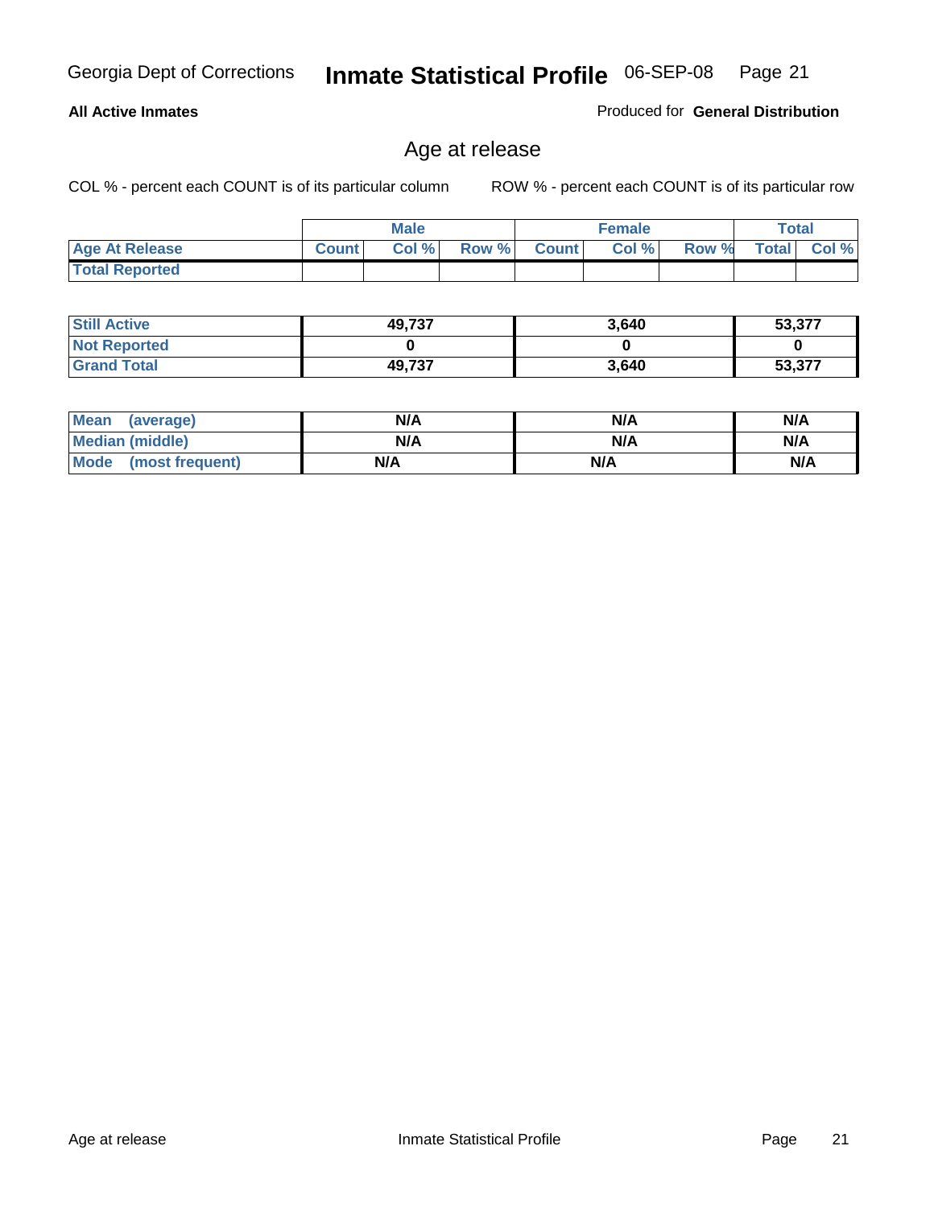**All Active Inmates**

Produced for **General Distribution**

## Age at release

COL % - percent each COUNT is of its particular column

ROW % - percent each COUNT is of its particular row

| | Male | | | Female | | | Total | |
|---|---|---|---|---|---|---|---|---|
| **Age At Release** | **Count** | **Col %** | **Row %** | **Count** | **Col %** | **Row %** | **Total** | **Col %** |
| **Total Reported** | | | | | | | | |

| | Male | Female | Total |
|---|---|---|---|
| **Still Active** | **49,737** | **3,640** | **53,377** |
| **Not Reported** | **0** | **0** | **0** |
| **Grand Total** | **49,737** | **3,640** | **53,377** |

| | Male | Female | Total |
|---|---|---|---|
| **Mean (average)** | **N/A** | **N/A** | **N/A** |
| **Median (middle)** | **N/A** | **N/A** | **N/A** |
| **Mode (most frequent)** | **N/A** | **N/A** | **N/A** |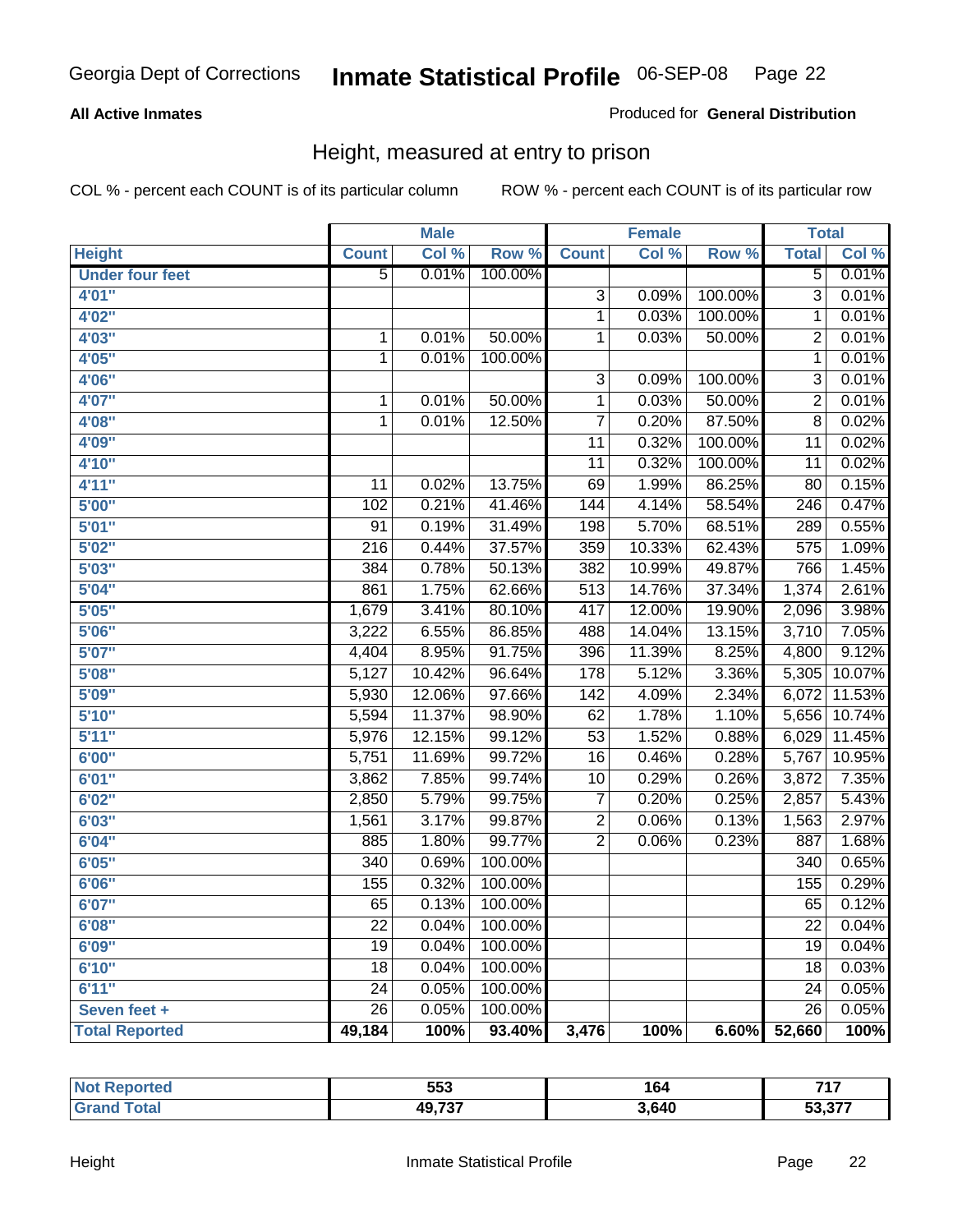Georgia Dept of Corrections **Inmate Statistical Profile** 06-SEP-08

**All Active Inmates**

Produced for **General Distribution**

## Height, measured at entry to prison

COL % - percent each COUNT is of its particular column ROW % - percent each COUNT is of its particular row

| Height | Male | | | Female | | | Total | |
|---|---|---|---|---|---|---|---|---|
| | Count | Col % | Row % | Count | Col % | Row % | Total | Col % |
| Under four feet | 5 | 0.01% | 100.00% | | | | 5 | 0.01% |
| 4'01" | | | | 3 | 0.09% | 100.00% | 3 | 0.01% |
| 4'02" | | | | 1 | 0.03% | 100.00% | 1 | 0.01% |
| 4'03" | 1 | 0.01% | 50.00% | 1 | 0.03% | 50.00% | 2 | 0.01% |
| 4'05" | 1 | 0.01% | 100.00% | | | | 1 | 0.01% |
| 4'06" | | | | 3 | 0.09% | 100.00% | 3 | 0.01% |
| 4'07" | 1 | 0.01% | 50.00% | 1 | 0.03% | 50.00% | 2 | 0.01% |
| 4'08" | 1 | 0.01% | 12.50% | 7 | 0.20% | 87.50% | 8 | 0.02% |
| 4'09" | | | | 11 | 0.32% | 100.00% | 11 | 0.02% |
| 4'10" | | | | 11 | 0.32% | 100.00% | 11 | 0.02% |
| 4'11" | 11 | 0.02% | 13.75% | 69 | 1.99% | 86.25% | 80 | 0.15% |
| 5'00" | 102 | 0.21% | 41.46% | 144 | 4.14% | 58.54% | 246 | 0.47% |
| 5'01" | 91 | 0.19% | 31.49% | 198 | 5.70% | 68.51% | 289 | 0.55% |
| 5'02" | 216 | 0.44% | 37.57% | 359 | 10.33% | 62.43% | 575 | 1.09% |
| 5'03" | 384 | 0.78% | 50.13% | 382 | 10.99% | 49.87% | 766 | 1.45% |
| 5'04" | 861 | 1.75% | 62.66% | 513 | 14.76% | 37.34% | 1,374 | 2.61% |
| 5'05" | 1,679 | 3.41% | 80.10% | 417 | 12.00% | 19.90% | 2,096 | 3.98% |
| 5'06" | 3,222 | 6.55% | 86.85% | 488 | 14.04% | 13.15% | 3,710 | 7.05% |
| 5'07" | 4,404 | 8.95% | 91.75% | 396 | 11.39% | 8.25% | 4,800 | 9.12% |
| 5'08" | 5,127 | 10.42% | 96.64% | 178 | 5.12% | 3.36% | 5,305 | 10.07% |
| 5'09" | 5,930 | 12.06% | 97.66% | 142 | 4.09% | 2.34% | 6,072 | 11.53% |
| 5'10" | 5,594 | 11.37% | 98.90% | 62 | 1.78% | 1.10% | 5,656 | 10.74% |
| 5'11" | 5,976 | 12.15% | 99.12% | 53 | 1.52% | 0.88% | 6,029 | 11.45% |
| 6'00" | 5,751 | 11.69% | 99.72% | 16 | 0.46% | 0.28% | 5,767 | 10.95% |
| 6'01" | 3,862 | 7.85% | 99.74% | 10 | 0.29% | 0.26% | 3,872 | 7.35% |
| 6'02" | 2,850 | 5.79% | 99.75% | 7 | 0.20% | 0.25% | 2,857 | 5.43% |
| 6'03" | 1,561 | 3.17% | 99.87% | 2 | 0.06% | 0.13% | 1,563 | 2.97% |
| 6'04" | 885 | 1.80% | 99.77% | 2 | 0.06% | 0.23% | 887 | 1.68% |
| 6'05" | 340 | 0.69% | 100.00% | | | | 340 | 0.65% |
| 6'06" | 155 | 0.32% | 100.00% | | | | 155 | 0.29% |
| 6'07" | 65 | 0.13% | 100.00% | | | | 65 | 0.12% |
| 6'08" | 22 | 0.04% | 100.00% | | | | 22 | 0.04% |
| 6'09" | 19 | 0.04% | 100.00% | | | | 19 | 0.04% |
| 6'10" | 18 | 0.04% | 100.00% | | | | 18 | 0.03% |
| 6'11" | 24 | 0.05% | 100.00% | | | | 24 | 0.05% |
| Seven feet + | 26 | 0.05% | 100.00% | | | | 26 | 0.05% |
| **Total Reported** | **49,184** | **100%** | **93.40%** | **3,476** | **100%** | **6.60%** | **52,660** | **100%** |

| | Male | Female | Total |
|---|---|---|---|
| Not Reported | 553 | 164 | 717 |
| Grand Total | 49,737 | 3,640 | 53,377 |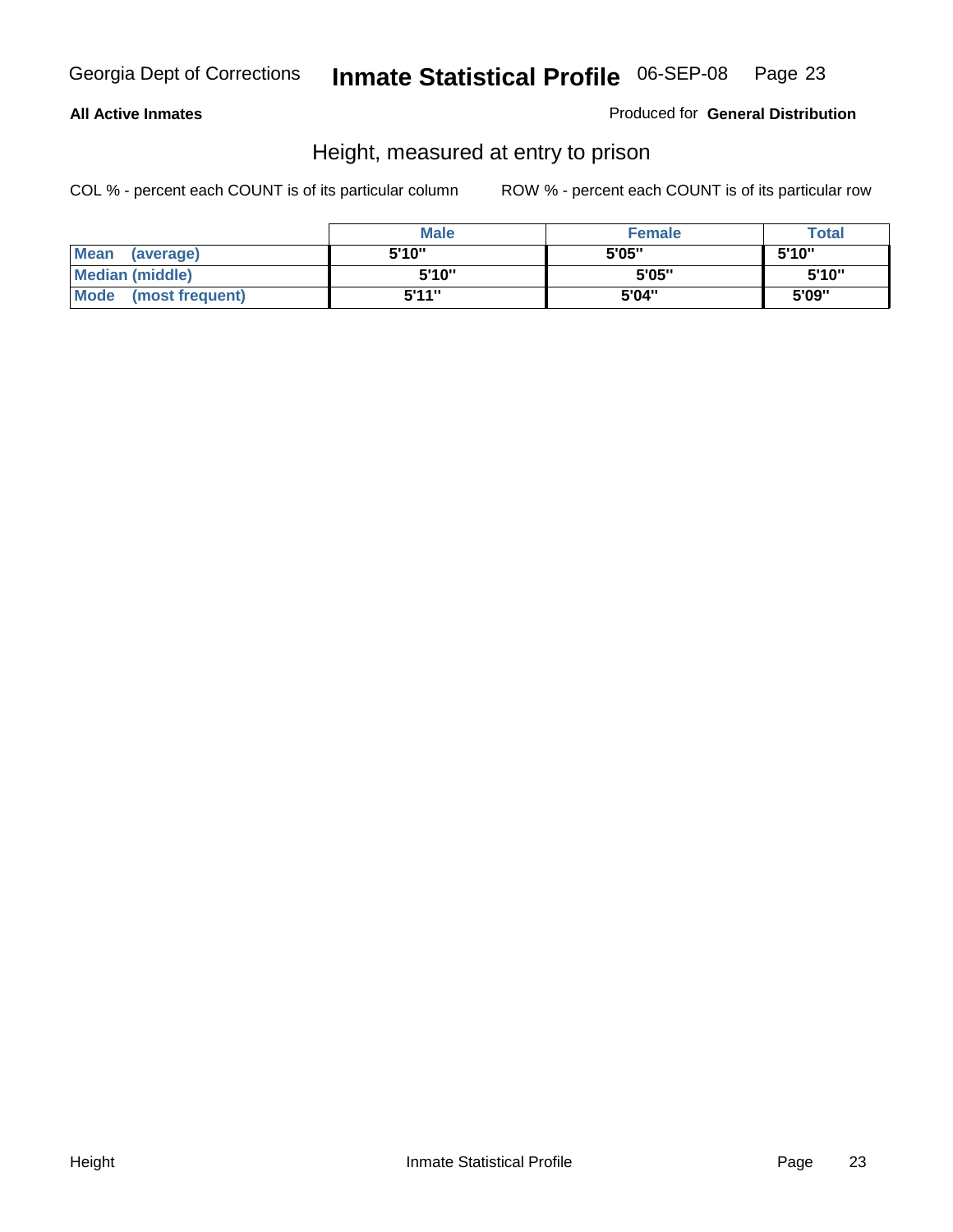**All Active Inmates**

Produced for **General Distribution**

## Height, measured at entry to prison

COL % - percent each COUNT is of its particular column

ROW % - percent each COUNT is of its particular row

| | Male | Female | Total |
|---|---|---|---|
| **Mean (average)** | 5'10" | 5'05" | 5'10" |
| **Median (middle)** | 5'10" | 5'05" | 5'10" |
| **Mode (most frequent)** | 5'11" | 5'04" | 5'09" |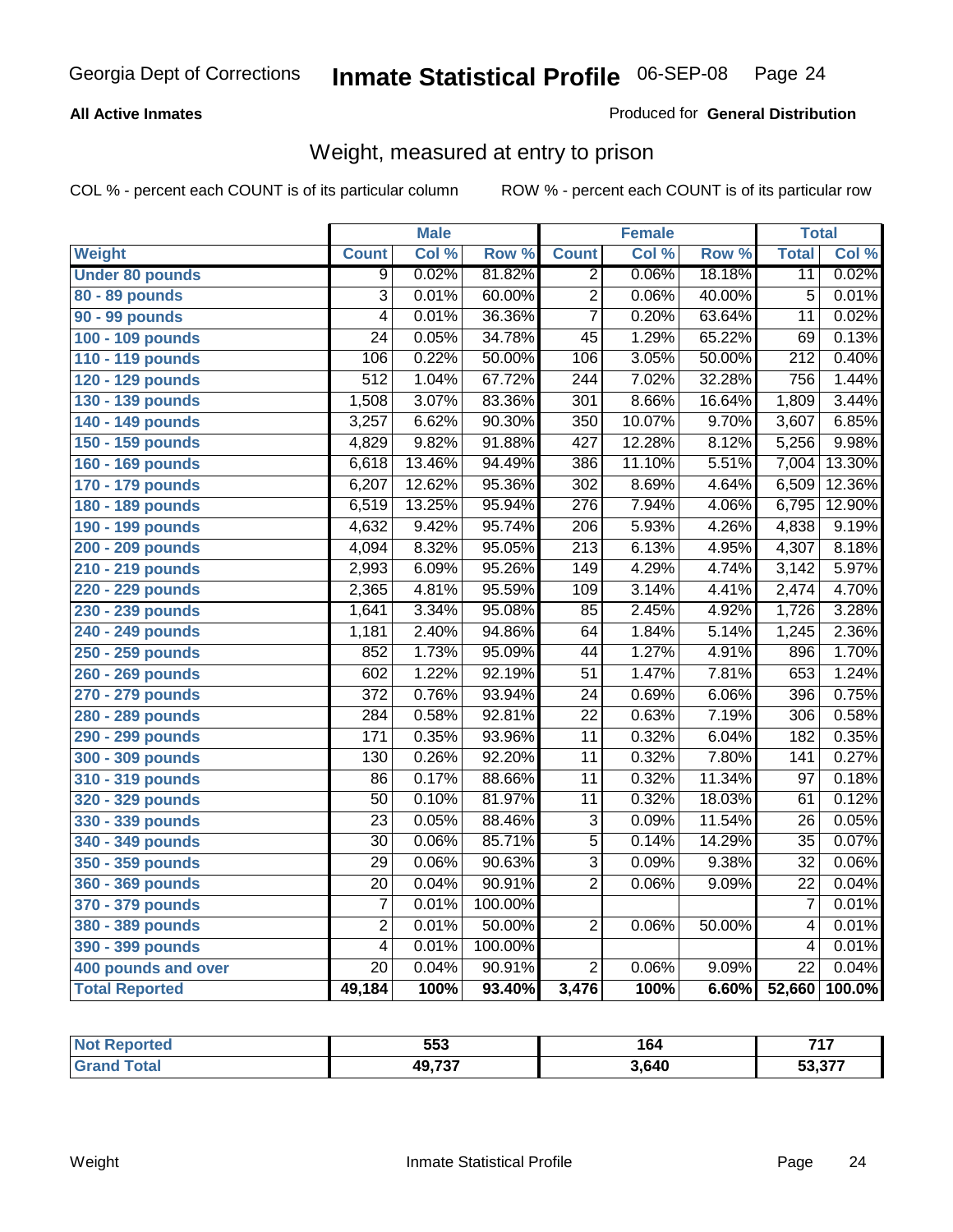**All Active Inmates**

Produced for **General Distribution**

## Weight, measured at entry to prison

COL % - percent each COUNT is of its particular column

ROW % - percent each COUNT is of its particular row

| Weight | Male | | | Female | | | Total | |
|---|---|---|---|---|---|---|---|---|
| | Count | Col % | Row % | Count | Col % | Row % | Total | Col % |
| Under 80 pounds | 9 | 0.02% | 81.82% | 2 | 0.06% | 18.18% | 11 | 0.02% |
| 80 - 89 pounds | 3 | 0.01% | 60.00% | 2 | 0.06% | 40.00% | 5 | 0.01% |
| 90 - 99 pounds | 4 | 0.01% | 36.36% | 7 | 0.20% | 63.64% | 11 | 0.02% |
| 100 - 109 pounds | 24 | 0.05% | 34.78% | 45 | 1.29% | 65.22% | 69 | 0.13% |
| 110 - 119 pounds | 106 | 0.22% | 50.00% | 106 | 3.05% | 50.00% | 212 | 0.40% |
| 120 - 129 pounds | 512 | 1.04% | 67.72% | 244 | 7.02% | 32.28% | 756 | 1.44% |
| 130 - 139 pounds | 1,508 | 3.07% | 83.36% | 301 | 8.66% | 16.64% | 1,809 | 3.44% |
| 140 - 149 pounds | 3,257 | 6.62% | 90.30% | 350 | 10.07% | 9.70% | 3,607 | 6.85% |
| 150 - 159 pounds | 4,829 | 9.82% | 91.88% | 427 | 12.28% | 8.12% | 5,256 | 9.98% |
| 160 - 169 pounds | 6,618 | 13.46% | 94.49% | 386 | 11.10% | 5.51% | 7,004 | 13.30% |
| 170 - 179 pounds | 6,207 | 12.62% | 95.36% | 302 | 8.69% | 4.64% | 6,509 | 12.36% |
| 180 - 189 pounds | 6,519 | 13.25% | 95.94% | 276 | 7.94% | 4.06% | 6,795 | 12.90% |
| 190 - 199 pounds | 4,632 | 9.42% | 95.74% | 206 | 5.93% | 4.26% | 4,838 | 9.19% |
| 200 - 209 pounds | 4,094 | 8.32% | 95.05% | 213 | 6.13% | 4.95% | 4,307 | 8.18% |
| 210 - 219 pounds | 2,993 | 6.09% | 95.26% | 149 | 4.29% | 4.74% | 3,142 | 5.97% |
| 220 - 229 pounds | 2,365 | 4.81% | 95.59% | 109 | 3.14% | 4.41% | 2,474 | 4.70% |
| 230 - 239 pounds | 1,641 | 3.34% | 95.08% | 85 | 2.45% | 4.92% | 1,726 | 3.28% |
| 240 - 249 pounds | 1,181 | 2.40% | 94.86% | 64 | 1.84% | 5.14% | 1,245 | 2.36% |
| 250 - 259 pounds | 852 | 1.73% | 95.09% | 44 | 1.27% | 4.91% | 896 | 1.70% |
| 260 - 269 pounds | 602 | 1.22% | 92.19% | 51 | 1.47% | 7.81% | 653 | 1.24% |
| 270 - 279 pounds | 372 | 0.76% | 93.94% | 24 | 0.69% | 6.06% | 396 | 0.75% |
| 280 - 289 pounds | 284 | 0.58% | 92.81% | 22 | 0.63% | 7.19% | 306 | 0.58% |
| 290 - 299 pounds | 171 | 0.35% | 93.96% | 11 | 0.32% | 6.04% | 182 | 0.35% |
| 300 - 309 pounds | 130 | 0.26% | 92.20% | 11 | 0.32% | 7.80% | 141 | 0.27% |
| 310 - 319 pounds | 86 | 0.17% | 88.66% | 11 | 0.32% | 11.34% | 97 | 0.18% |
| 320 - 329 pounds | 50 | 0.10% | 81.97% | 11 | 0.32% | 18.03% | 61 | 0.12% |
| 330 - 339 pounds | 23 | 0.05% | 88.46% | 3 | 0.09% | 11.54% | 26 | 0.05% |
| 340 - 349 pounds | 30 | 0.06% | 85.71% | 5 | 0.14% | 14.29% | 35 | 0.07% |
| 350 - 359 pounds | 29 | 0.06% | 90.63% | 3 | 0.09% | 9.38% | 32 | 0.06% |
| 360 - 369 pounds | 20 | 0.04% | 90.91% | 2 | 0.06% | 9.09% | 22 | 0.04% |
| 370 - 379 pounds | 7 | 0.01% | 100.00% | | | | 7 | 0.01% |
| 380 - 389 pounds | 2 | 0.01% | 50.00% | 2 | 0.06% | 50.00% | 4 | 0.01% |
| 390 - 399 pounds | 4 | 0.01% | 100.00% | | | | 4 | 0.01% |
| 400 pounds and over | 20 | 0.04% | 90.91% | 2 | 0.06% | 9.09% | 22 | 0.04% |
| **Total Reported** | **49,184** | **100%** | **93.40%** | **3,476** | **100%** | **6.60%** | **52,660** | **100.0%** |

| | Male | Female | Total |
|---|---|---|---|
| Not Reported | 553 | 164 | 717 |
| Grand Total | 49,737 | 3,640 | 53,377 |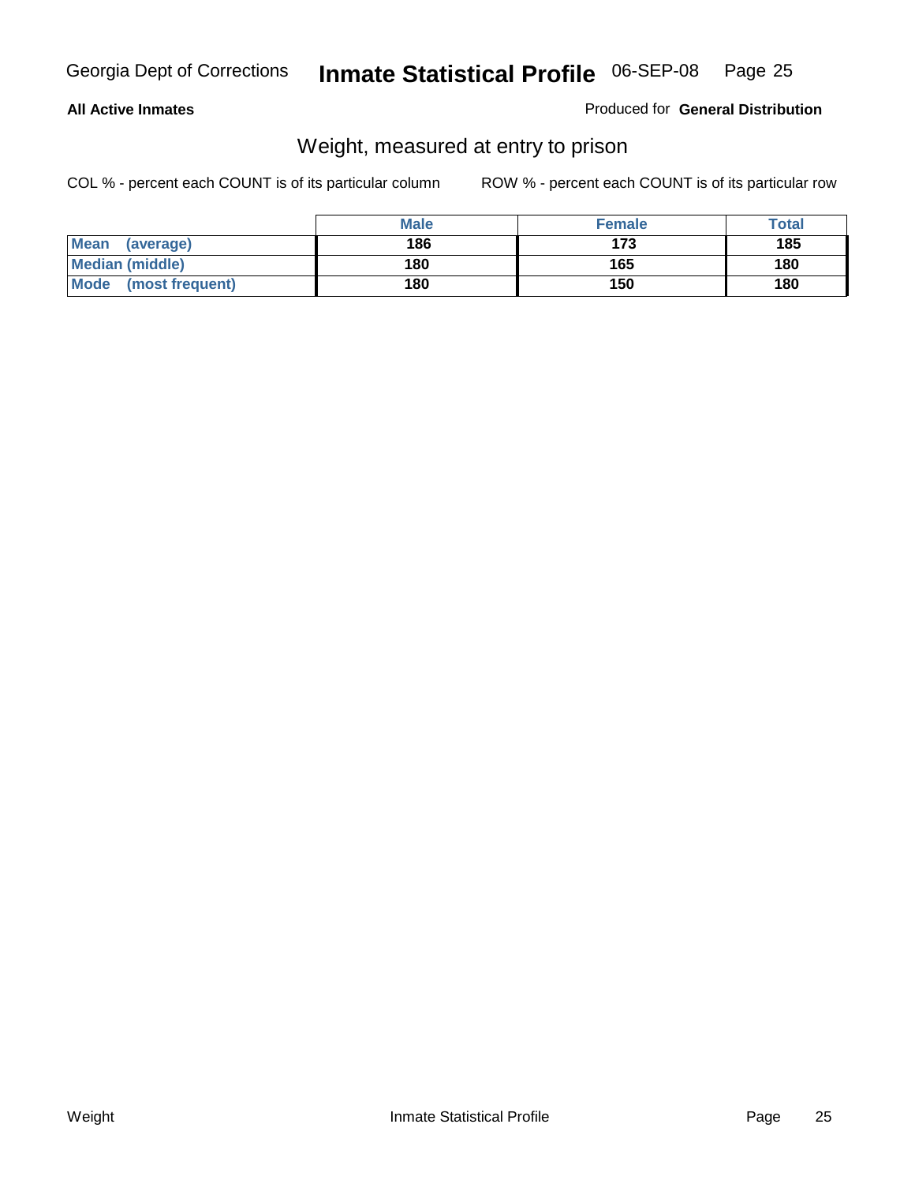**All Active Inmates**

Produced for **General Distribution**

## Weight, measured at entry to prison

COL % - percent each COUNT is of its particular column

ROW % - percent each COUNT is of its particular row

| | Male | Female | Total |
|---|---|---|---|
| **Mean (average)** | **186** | **173** | **185** |
| **Median (middle)** | **180** | **165** | **180** |
| **Mode (most frequent)** | **180** | **150** | **180** |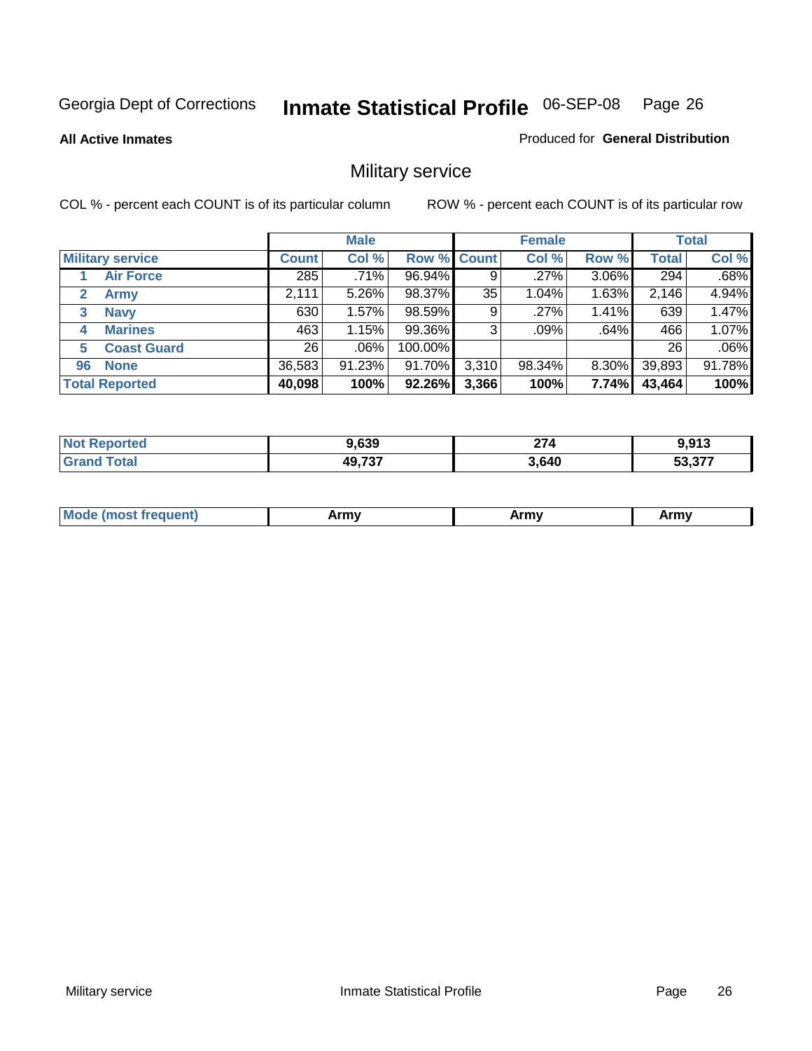Georgia Dept of Corrections

# Inmate Statistical Profile 06-SEP-08

**All Active Inmates**

Produced for **General Distribution**

## Military service

COL % - percent each COUNT is of its particular column

ROW % - percent each COUNT is of its particular row

| | Male | | | Female | | | Total | |
|---|---|---|---|---|---|---|---|---|
| **Military service** | **Count** | **Col %** | **Row %** | **Count** | **Col %** | **Row %** | **Total** | **Col %** |
| 1 **Air Force** | 285 | .71% | 96.94% | 9 | .27% | 3.06% | 294 | .68% |
| 2 **Army** | 2,111 | 5.26% | 98.37% | 35 | 1.04% | 1.63% | 2,146 | 4.94% |
| 3 **Navy** | 630 | 1.57% | 98.59% | 9 | .27% | 1.41% | 639 | 1.47% |
| 4 **Marines** | 463 | 1.15% | 99.36% | 3 | .09% | .64% | 466 | 1.07% |
| 5 **Coast Guard** | 26 | .06% | 100.00% | | | | 26 | .06% |
| 96 **None** | 36,583 | 91.23% | 91.70% | 3,310 | 98.34% | 8.30% | 39,893 | 91.78% |
| **Total Reported** | **40,098** | **100%** | **92.26%** | **3,366** | **100%** | **7.74%** | **43,464** | **100%** |

| | Male | Female | Total |
|---|---|---|---|
| **Not Reported** | **9,639** | **274** | **9,913** |
| **Grand Total** | **49,737** | **3,640** | **53,377** |

| | Male | Female | Total |
|---|---|---|---|
| **Mode (most frequent)** | **Army** | **Army** | **Army** |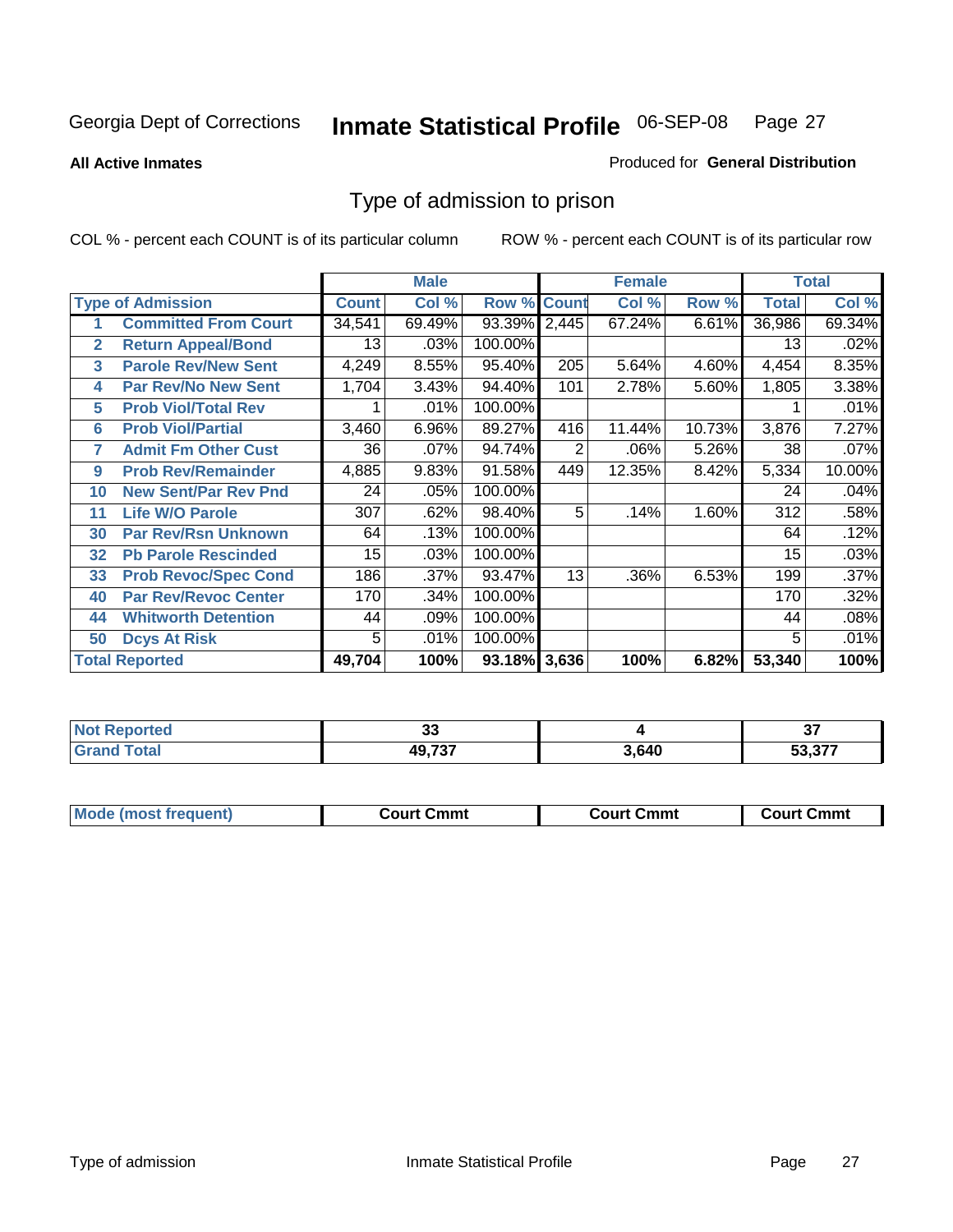Georgia Dept of Corrections **Inmate Statistical Profile** 06-SEP-08

**All Active Inmates**

Produced for **General Distribution**

## Type of admission to prison

COL % - percent each COUNT is of its particular column

ROW % - percent each COUNT is of its particular row

| Type of Admission | | Male | | | Female | | | Total | |
|---|---|---|---|---|---|---|---|---|---|
| | | Count | Col % | Row % | Count | Col % | Row % | Total | Col % |
| 1 | Committed From Court | 34,541 | 69.49% | 93.39% | 2,445 | 67.24% | 6.61% | 36,986 | 69.34% |
| 2 | Return Appeal/Bond | 13 | .03% | 100.00% | | | | 13 | .02% |
| 3 | Parole Rev/New Sent | 4,249 | 8.55% | 95.40% | 205 | 5.64% | 4.60% | 4,454 | 8.35% |
| 4 | Par Rev/No New Sent | 1,704 | 3.43% | 94.40% | 101 | 2.78% | 5.60% | 1,805 | 3.38% |
| 5 | Prob Viol/Total Rev | 1 | .01% | 100.00% | | | | 1 | .01% |
| 6 | Prob Viol/Partial | 3,460 | 6.96% | 89.27% | 416 | 11.44% | 10.73% | 3,876 | 7.27% |
| 7 | Admit Fm Other Cust | 36 | .07% | 94.74% | 2 | .06% | 5.26% | 38 | .07% |
| 9 | Prob Rev/Remainder | 4,885 | 9.83% | 91.58% | 449 | 12.35% | 8.42% | 5,334 | 10.00% |
| 10 | New Sent/Par Rev Pnd | 24 | .05% | 100.00% | | | | 24 | .04% |
| 11 | Life W/O Parole | 307 | .62% | 98.40% | 5 | .14% | 1.60% | 312 | .58% |
| 30 | Par Rev/Rsn Unknown | 64 | .13% | 100.00% | | | | 64 | .12% |
| 32 | Pb Parole Rescinded | 15 | .03% | 100.00% | | | | 15 | .03% |
| 33 | Prob Revoc/Spec Cond | 186 | .37% | 93.47% | 13 | .36% | 6.53% | 199 | .37% |
| 40 | Par Rev/Revoc Center | 170 | .34% | 100.00% | | | | 170 | .32% |
| 44 | Whitworth Detention | 44 | .09% | 100.00% | | | | 44 | .08% |
| 50 | Dcys At Risk | 5 | .01% | 100.00% | | | | 5 | .01% |
| **Total Reported** | | **49,704** | **100%** | **93.18%** | **3,636** | **100%** | **6.82%** | **53,340** | **100%** |

| | Male | Female | Total |
|---|---|---|---|
| Not Reported | 33 | 4 | 37 |
| Grand Total | 49,737 | 3,640 | 53,377 |

| | Male | Female | Total |
|---|---|---|---|
| Mode (most frequent) | Court Cmmt | Court Cmmt | Court Cmmt |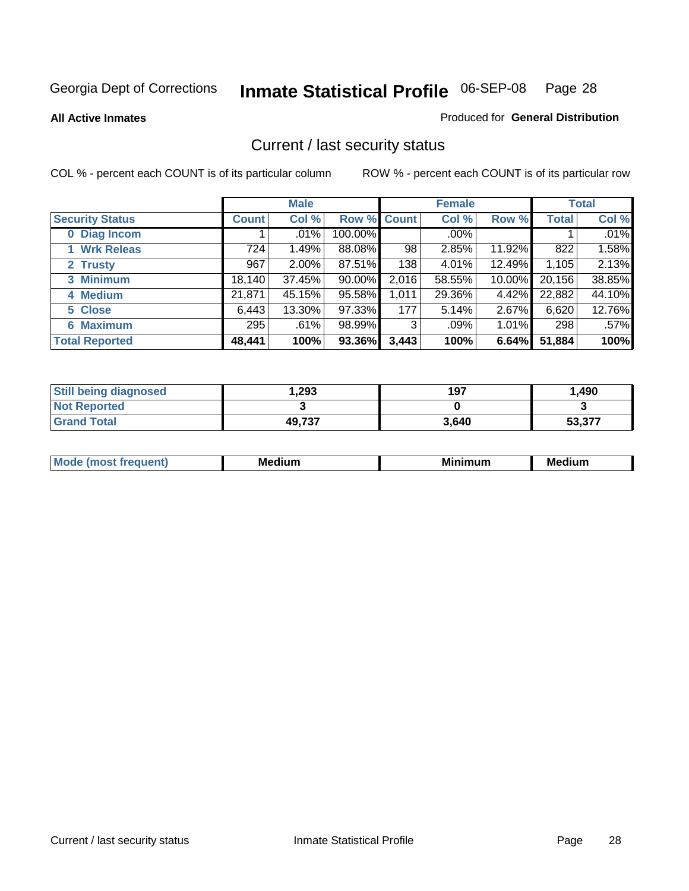Georgia Dept of Corrections **Inmate Statistical Profile** 06-SEP-08

**All Active Inmates**

Produced for **General Distribution**

## Current / last security status

COL % - percent each COUNT is of its particular column

ROW % - percent each COUNT is of its particular row

| | Male | | | Female | | | Total | |
|---|---|---|---|---|---|---|---|---|
| **Security Status** | **Count** | **Col %** | **Row %** | **Count** | **Col %** | **Row %** | **Total** | **Col %** |
| 0 Diag Incom | 1 | .01% | 100.00% | | .00% | | 1 | .01% |
| 1 Wrk Releas | 724 | 1.49% | 88.08% | 98 | 2.85% | 11.92% | 822 | 1.58% |
| 2 Trusty | 967 | 2.00% | 87.51% | 138 | 4.01% | 12.49% | 1,105 | 2.13% |
| 3 Minimum | 18,140 | 37.45% | 90.00% | 2,016 | 58.55% | 10.00% | 20,156 | 38.85% |
| 4 Medium | 21,871 | 45.15% | 95.58% | 1,011 | 29.36% | 4.42% | 22,882 | 44.10% |
| 5 Close | 6,443 | 13.30% | 97.33% | 177 | 5.14% | 2.67% | 6,620 | 12.76% |
| 6 Maximum | 295 | .61% | 98.99% | 3 | .09% | 1.01% | 298 | .57% |
| **Total Reported** | **48,441** | **100%** | **93.36%** | **3,443** | **100%** | **6.64%** | **51,884** | **100%** |

| | Male | Female | Total |
|---|---|---|---|
| Still being diagnosed | 1,293 | 197 | 1,490 |
| Not Reported | 3 | 0 | 3 |
| Grand Total | 49,737 | 3,640 | 53,377 |

| | Male | Female | Total |
|---|---|---|---|
| Mode (most frequent) | Medium | Minimum | Medium |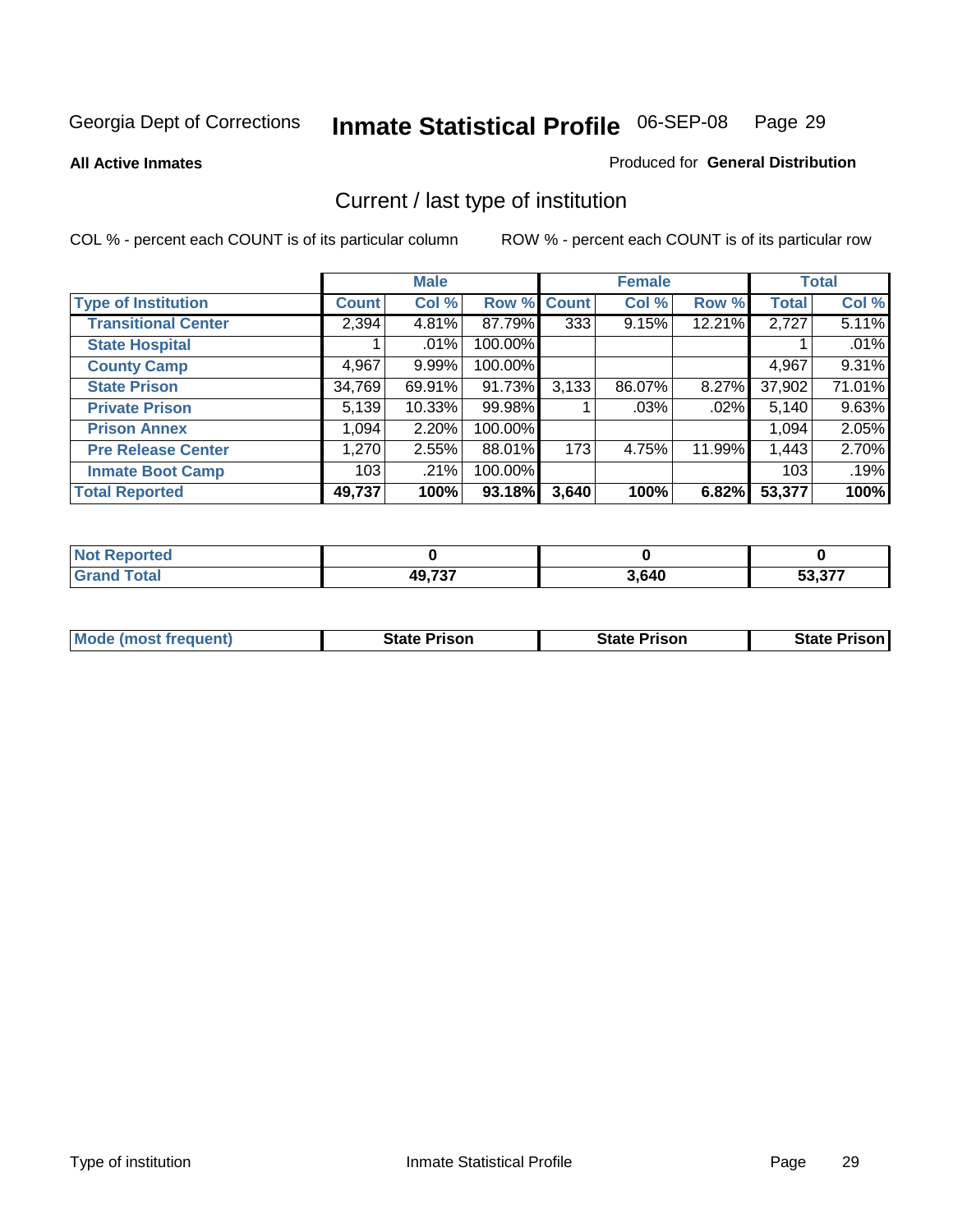Georgia Dept of Corrections **Inmate Statistical Profile** 06-SEP-08

**All Active Inmates**

Produced for **General Distribution**

## Current / last type of institution

COL % - percent each COUNT is of its particular column

ROW % - percent each COUNT is of its particular row

| | Male | | | Female | | | Total | |
|---|---|---|---|---|---|---|---|---|
| **Type of Institution** | **Count** | **Col %** | **Row %** | **Count** | **Col %** | **Row %** | **Total** | **Col %** |
| **Transitional Center** | 2,394 | 4.81% | 87.79% | 333 | 9.15% | 12.21% | 2,727 | 5.11% |
| **State Hospital** | 1 | .01% | 100.00% | | | | 1 | .01% |
| **County Camp** | 4,967 | 9.99% | 100.00% | | | | 4,967 | 9.31% |
| **State Prison** | 34,769 | 69.91% | 91.73% | 3,133 | 86.07% | 8.27% | 37,902 | 71.01% |
| **Private Prison** | 5,139 | 10.33% | 99.98% | 1 | .03% | .02% | 5,140 | 9.63% |
| **Prison Annex** | 1,094 | 2.20% | 100.00% | | | | 1,094 | 2.05% |
| **Pre Release Center** | 1,270 | 2.55% | 88.01% | 173 | 4.75% | 11.99% | 1,443 | 2.70% |
| **Inmate Boot Camp** | 103 | .21% | 100.00% | | | | 103 | .19% |
| **Total Reported** | **49,737** | **100%** | **93.18%** | **3,640** | **100%** | **6.82%** | **53,377** | **100%** |

| | Male | Female | Total |
|---|---|---|---|
| **Not Reported** | **0** | **0** | **0** |
| **Grand Total** | **49,737** | **3,640** | **53,377** |

| | Male | Female | Total |
|---|---|---|---|
| **Mode (most frequent)** | **State Prison** | **State Prison** | **State Prison** |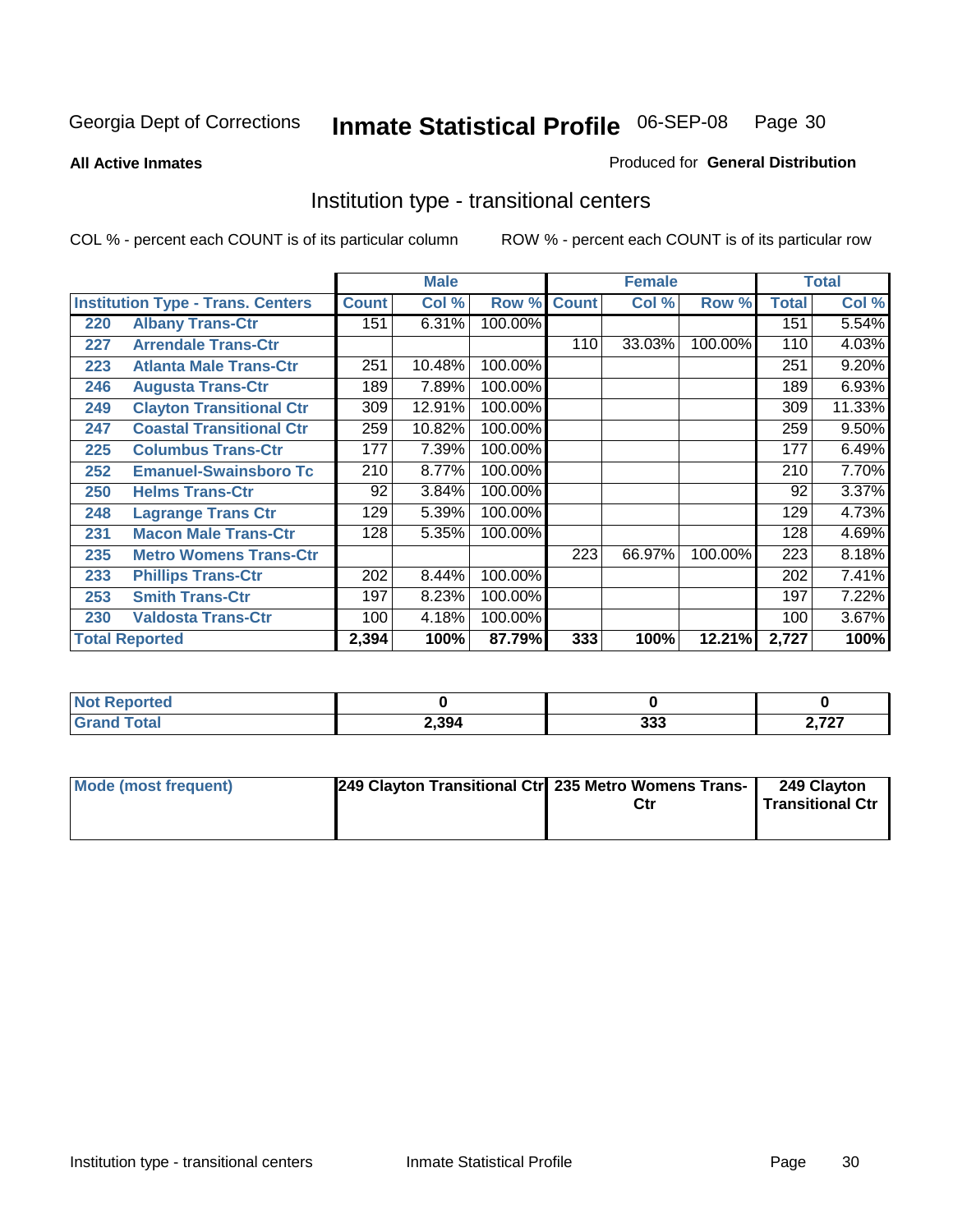Georgia Dept of Corrections **Inmate Statistical Profile** 06-SEP-08

**All Active Inmates**

Produced for **General Distribution**

## Institution type - transitional centers

COL % - percent each COUNT is of its particular column

ROW % - percent each COUNT is of its particular row

| Institution Type - Trans. Centers | | Male | | | Female | | | Total | |
|---|---|---|---|---|---|---|---|---|---|
| | | Count | Col % | Row % | Count | Col % | Row % | Total | Col % |
| 220 | Albany Trans-Ctr | 151 | 6.31% | 100.00% | | | | 151 | 5.54% |
| 227 | Arrendale Trans-Ctr | | | | 110 | 33.03% | 100.00% | 110 | 4.03% |
| 223 | Atlanta Male Trans-Ctr | 251 | 10.48% | 100.00% | | | | 251 | 9.20% |
| 246 | Augusta Trans-Ctr | 189 | 7.89% | 100.00% | | | | 189 | 6.93% |
| 249 | Clayton Transitional Ctr | 309 | 12.91% | 100.00% | | | | 309 | 11.33% |
| 247 | Coastal Transitional Ctr | 259 | 10.82% | 100.00% | | | | 259 | 9.50% |
| 225 | Columbus Trans-Ctr | 177 | 7.39% | 100.00% | | | | 177 | 6.49% |
| 252 | Emanuel-Swainsboro Tc | 210 | 8.77% | 100.00% | | | | 210 | 7.70% |
| 250 | Helms Trans-Ctr | 92 | 3.84% | 100.00% | | | | 92 | 3.37% |
| 248 | Lagrange Trans Ctr | 129 | 5.39% | 100.00% | | | | 129 | 4.73% |
| 231 | Macon Male Trans-Ctr | 128 | 5.35% | 100.00% | | | | 128 | 4.69% |
| 235 | Metro Womens Trans-Ctr | | | | 223 | 66.97% | 100.00% | 223 | 8.18% |
| 233 | Phillips Trans-Ctr | 202 | 8.44% | 100.00% | | | | 202 | 7.41% |
| 253 | Smith Trans-Ctr | 197 | 8.23% | 100.00% | | | | 197 | 7.22% |
| 230 | Valdosta Trans-Ctr | 100 | 4.18% | 100.00% | | | | 100 | 3.67% |
| **Total Reported** | | **2,394** | **100%** | **87.79%** | **333** | **100%** | **12.21%** | **2,727** | **100%** |

| | Male | Female | Total |
|---|---|---|---|
| Not Reported | **0** | **0** | **0** |
| Grand Total | **2,394** | **333** | **2,727** |

| | Male | Female | Total |
|---|---|---|---|
| Mode (most frequent) | **249 Clayton Transitional Ctr** | **235 Metro Womens Trans-Ctr** | **249 Clayton Transitional Ctr** |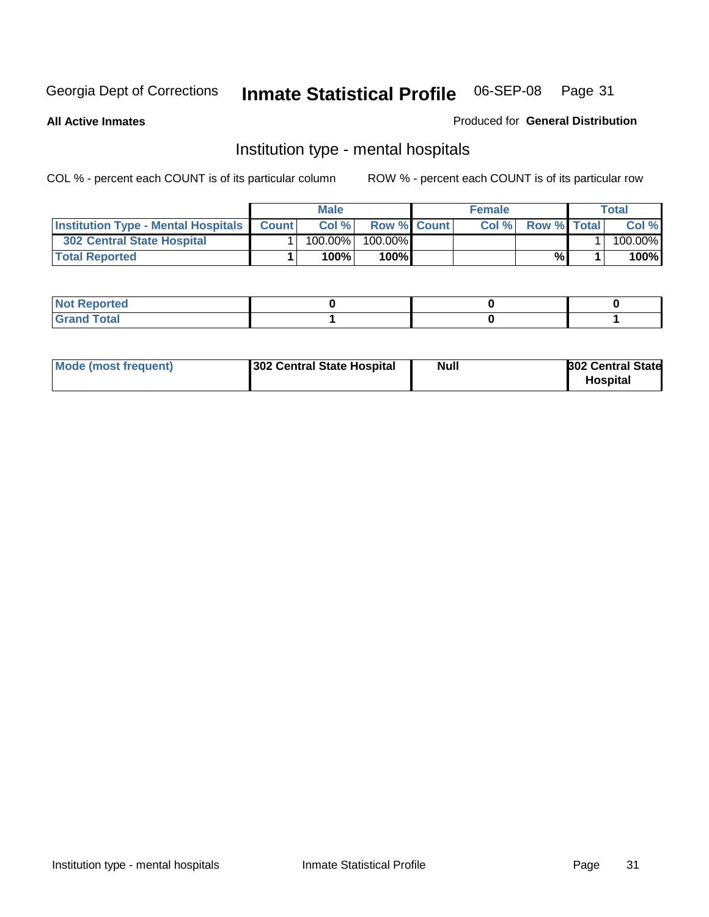Georgia Dept of Corrections **Inmate Statistical Profile** 06-SEP-08

**All Active Inmates**

Produced for **General Distribution**

## Institution type - mental hospitals

COL % - percent each COUNT is of its particular column

ROW % - percent each COUNT is of its particular row

| | Male | | | Female | | | Total | |
|---|---|---|---|---|---|---|---|---|
| **Institution Type - Mental Hospitals** | **Count** | **Col %** | **Row %** | **Count** | **Col %** | **Row %** | **Total** | **Col %** |
| **302 Central State Hospital** | 1 | 100.00% | 100.00% | | | | 1 | 100.00% |
| **Total Reported** | **1** | **100%** | **100%** | | | **%** | **1** | **100%** |

| | Male | Female | Total |
|---|---|---|---|
| **Not Reported** | **0** | **0** | **0** |
| **Grand Total** | **1** | **0** | **1** |

| | Male | Female | Total |
|---|---|---|---|
| **Mode (most frequent)** | **302 Central State Hospital** | **Null** | **302 Central State Hospital** |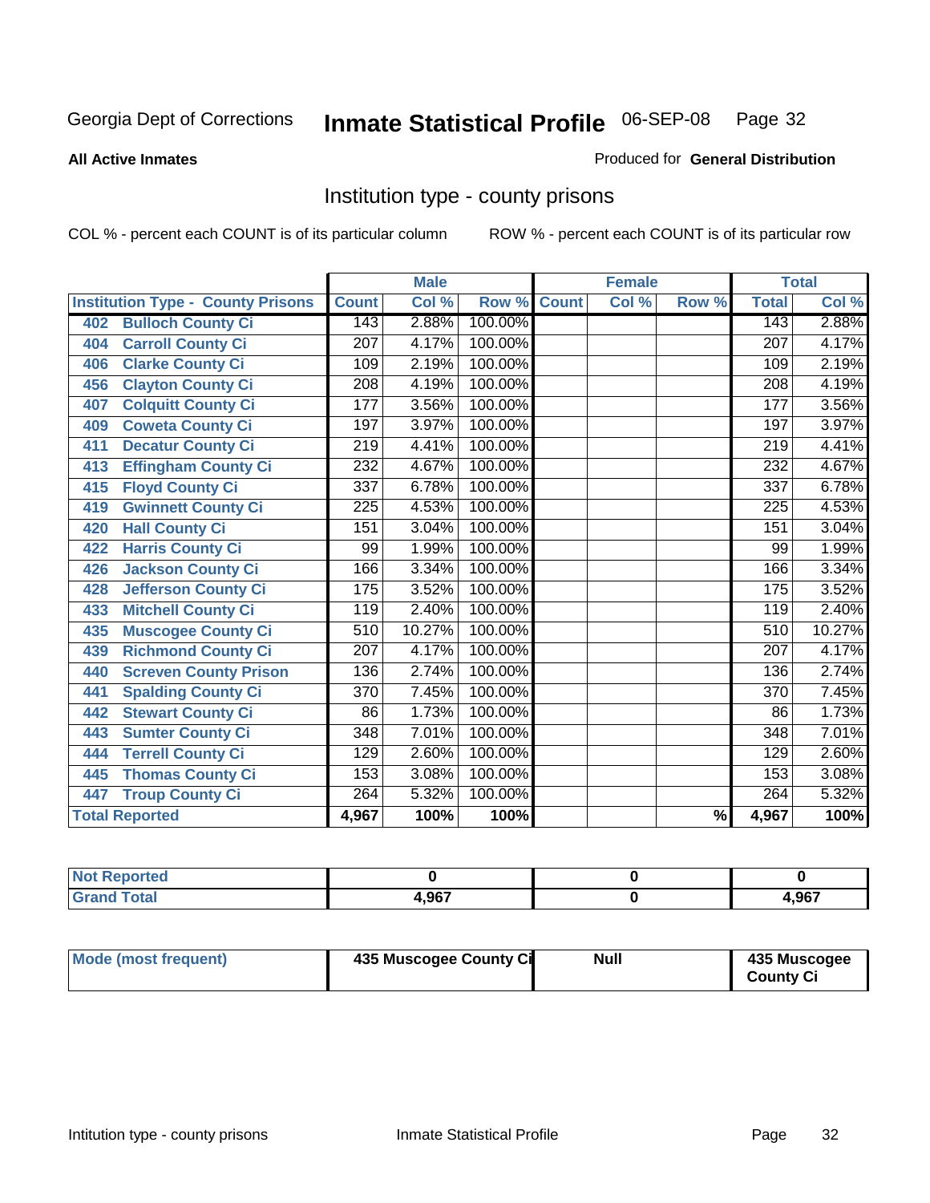Georgia Dept of Corrections **Inmate Statistical Profile** 06-SEP-08

**All Active Inmates**

Produced for **General Distribution**

## Institution type - county prisons

COL % - percent each COUNT is of its particular column

ROW % - percent each COUNT is of its particular row

| Institution Type - County Prisons | Male | | | Female | | | Total | |
|---|---|---|---|---|---|---|---|---|
| | Count | Col % | Row % | Count | Col % | Row % | Total | Col % |
| 402 Bulloch County Ci | 143 | 2.88% | 100.00% | | | | 143 | 2.88% |
| 404 Carroll County Ci | 207 | 4.17% | 100.00% | | | | 207 | 4.17% |
| 406 Clarke County Ci | 109 | 2.19% | 100.00% | | | | 109 | 2.19% |
| 456 Clayton County Ci | 208 | 4.19% | 100.00% | | | | 208 | 4.19% |
| 407 Colquitt County Ci | 177 | 3.56% | 100.00% | | | | 177 | 3.56% |
| 409 Coweta County Ci | 197 | 3.97% | 100.00% | | | | 197 | 3.97% |
| 411 Decatur County Ci | 219 | 4.41% | 100.00% | | | | 219 | 4.41% |
| 413 Effingham County Ci | 232 | 4.67% | 100.00% | | | | 232 | 4.67% |
| 415 Floyd County Ci | 337 | 6.78% | 100.00% | | | | 337 | 6.78% |
| 419 Gwinnett County Ci | 225 | 4.53% | 100.00% | | | | 225 | 4.53% |
| 420 Hall County Ci | 151 | 3.04% | 100.00% | | | | 151 | 3.04% |
| 422 Harris County Ci | 99 | 1.99% | 100.00% | | | | 99 | 1.99% |
| 426 Jackson County Ci | 166 | 3.34% | 100.00% | | | | 166 | 3.34% |
| 428 Jefferson County Ci | 175 | 3.52% | 100.00% | | | | 175 | 3.52% |
| 433 Mitchell County Ci | 119 | 2.40% | 100.00% | | | | 119 | 2.40% |
| 435 Muscogee County Ci | 510 | 10.27% | 100.00% | | | | 510 | 10.27% |
| 439 Richmond County Ci | 207 | 4.17% | 100.00% | | | | 207 | 4.17% |
| 440 Screven County Prison | 136 | 2.74% | 100.00% | | | | 136 | 2.74% |
| 441 Spalding County Ci | 370 | 7.45% | 100.00% | | | | 370 | 7.45% |
| 442 Stewart County Ci | 86 | 1.73% | 100.00% | | | | 86 | 1.73% |
| 443 Sumter County Ci | 348 | 7.01% | 100.00% | | | | 348 | 7.01% |
| 444 Terrell County Ci | 129 | 2.60% | 100.00% | | | | 129 | 2.60% |
| 445 Thomas County Ci | 153 | 3.08% | 100.00% | | | | 153 | 3.08% |
| 447 Troup County Ci | 264 | 5.32% | 100.00% | | | | 264 | 5.32% |
| **Total Reported** | **4,967** | **100%** | **100%** | | | **%** | **4,967** | **100%** |

| | Male | Female | Total |
|---|---|---|---|
| Not Reported | 0 | 0 | 0 |
| Grand Total | 4,967 | 0 | 4,967 |

| | Male | Female | Total |
|---|---|---|---|
| Mode (most frequent) | 435 Muscogee County Ci | Null | 435 Muscogee County Ci |

Intitution type - county prisons Inmate Statistical Profile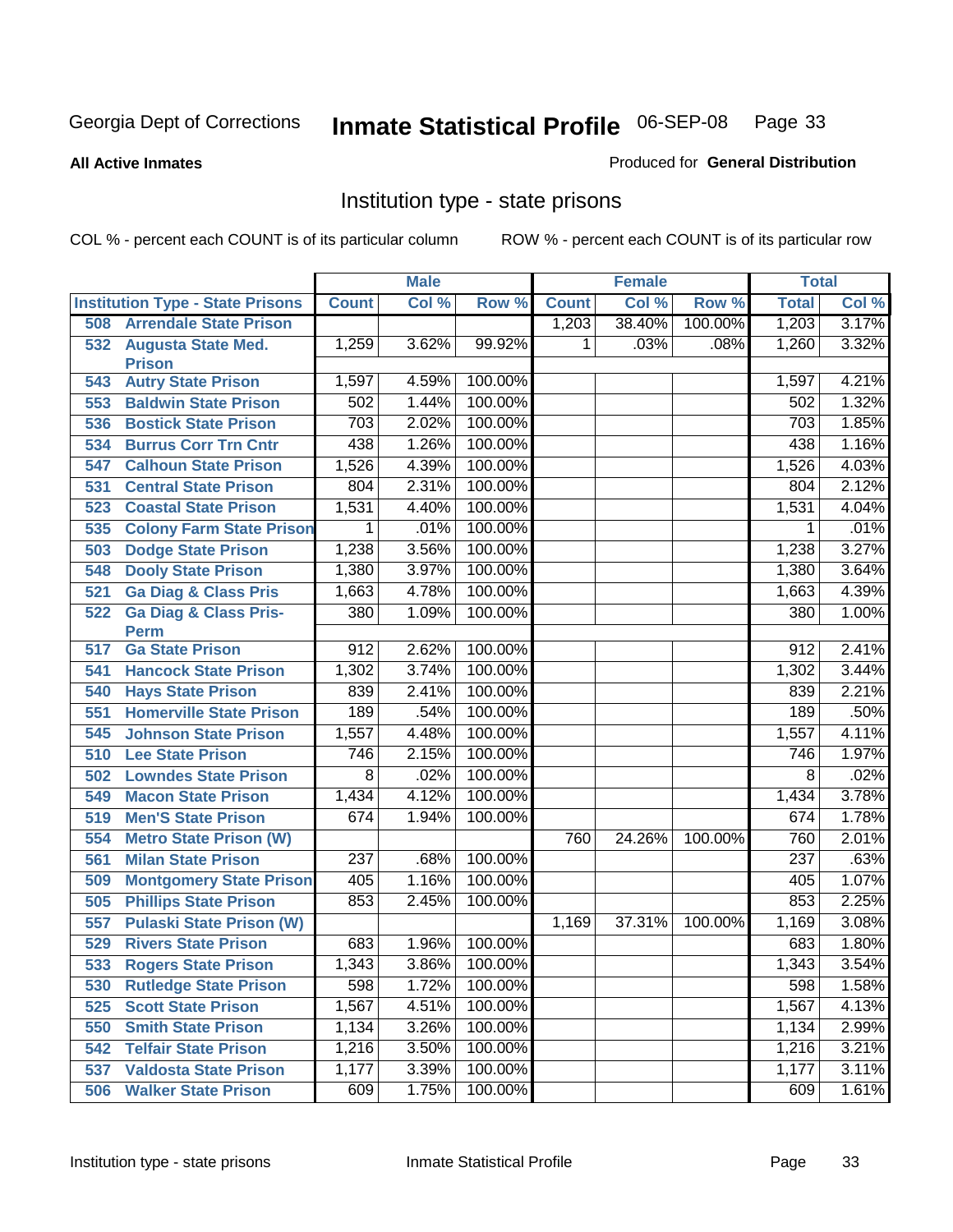Georgia Dept of Corrections **Inmate Statistical Profile** 06-SEP-08

**All Active Inmates**

Produced for **General Distribution**

## Institution type - state prisons

COL % - percent each COUNT is of its particular column ROW % - percent each COUNT is of its particular row

| | Male | | | Female | | | Total | |
|---|---|---|---|---|---|---|---|---|
| **Institution Type - State Prisons** | **Count** | **Col %** | **Row %** | **Count** | **Col %** | **Row %** | **Total** | **Col %** |
| 508 Arrendale State Prison | | | | 1,203 | 38.40% | 100.00% | 1,203 | 3.17% |
| 532 Augusta State Med. Prison | 1,259 | 3.62% | 99.92% | 1 | .03% | .08% | 1,260 | 3.32% |
| 543 Autry State Prison | 1,597 | 4.59% | 100.00% | | | | 1,597 | 4.21% |
| 553 Baldwin State Prison | 502 | 1.44% | 100.00% | | | | 502 | 1.32% |
| 536 Bostick State Prison | 703 | 2.02% | 100.00% | | | | 703 | 1.85% |
| 534 Burrus Corr Trn Cntr | 438 | 1.26% | 100.00% | | | | 438 | 1.16% |
| 547 Calhoun State Prison | 1,526 | 4.39% | 100.00% | | | | 1,526 | 4.03% |
| 531 Central State Prison | 804 | 2.31% | 100.00% | | | | 804 | 2.12% |
| 523 Coastal State Prison | 1,531 | 4.40% | 100.00% | | | | 1,531 | 4.04% |
| 535 Colony Farm State Prison | 1 | .01% | 100.00% | | | | 1 | .01% |
| 503 Dodge State Prison | 1,238 | 3.56% | 100.00% | | | | 1,238 | 3.27% |
| 548 Dooly State Prison | 1,380 | 3.97% | 100.00% | | | | 1,380 | 3.64% |
| 521 Ga Diag & Class Pris | 1,663 | 4.78% | 100.00% | | | | 1,663 | 4.39% |
| 522 Ga Diag & Class Pris-Perm | 380 | 1.09% | 100.00% | | | | 380 | 1.00% |
| 517 Ga State Prison | 912 | 2.62% | 100.00% | | | | 912 | 2.41% |
| 541 Hancock State Prison | 1,302 | 3.74% | 100.00% | | | | 1,302 | 3.44% |
| 540 Hays State Prison | 839 | 2.41% | 100.00% | | | | 839 | 2.21% |
| 551 Homerville State Prison | 189 | .54% | 100.00% | | | | 189 | .50% |
| 545 Johnson State Prison | 1,557 | 4.48% | 100.00% | | | | 1,557 | 4.11% |
| 510 Lee State Prison | 746 | 2.15% | 100.00% | | | | 746 | 1.97% |
| 502 Lowndes State Prison | 8 | .02% | 100.00% | | | | 8 | .02% |
| 549 Macon State Prison | 1,434 | 4.12% | 100.00% | | | | 1,434 | 3.78% |
| 519 Men'S State Prison | 674 | 1.94% | 100.00% | | | | 674 | 1.78% |
| 554 Metro State Prison (W) | | | | 760 | 24.26% | 100.00% | 760 | 2.01% |
| 561 Milan State Prison | 237 | .68% | 100.00% | | | | 237 | .63% |
| 509 Montgomery State Prison | 405 | 1.16% | 100.00% | | | | 405 | 1.07% |
| 505 Phillips State Prison | 853 | 2.45% | 100.00% | | | | 853 | 2.25% |
| 557 Pulaski State Prison (W) | | | | 1,169 | 37.31% | 100.00% | 1,169 | 3.08% |
| 529 Rivers State Prison | 683 | 1.96% | 100.00% | | | | 683 | 1.80% |
| 533 Rogers State Prison | 1,343 | 3.86% | 100.00% | | | | 1,343 | 3.54% |
| 530 Rutledge State Prison | 598 | 1.72% | 100.00% | | | | 598 | 1.58% |
| 525 Scott State Prison | 1,567 | 4.51% | 100.00% | | | | 1,567 | 4.13% |
| 550 Smith State Prison | 1,134 | 3.26% | 100.00% | | | | 1,134 | 2.99% |
| 542 Telfair State Prison | 1,216 | 3.50% | 100.00% | | | | 1,216 | 3.21% |
| 537 Valdosta State Prison | 1,177 | 3.39% | 100.00% | | | | 1,177 | 3.11% |
| 506 Walker State Prison | 609 | 1.75% | 100.00% | | | | 609 | 1.61% |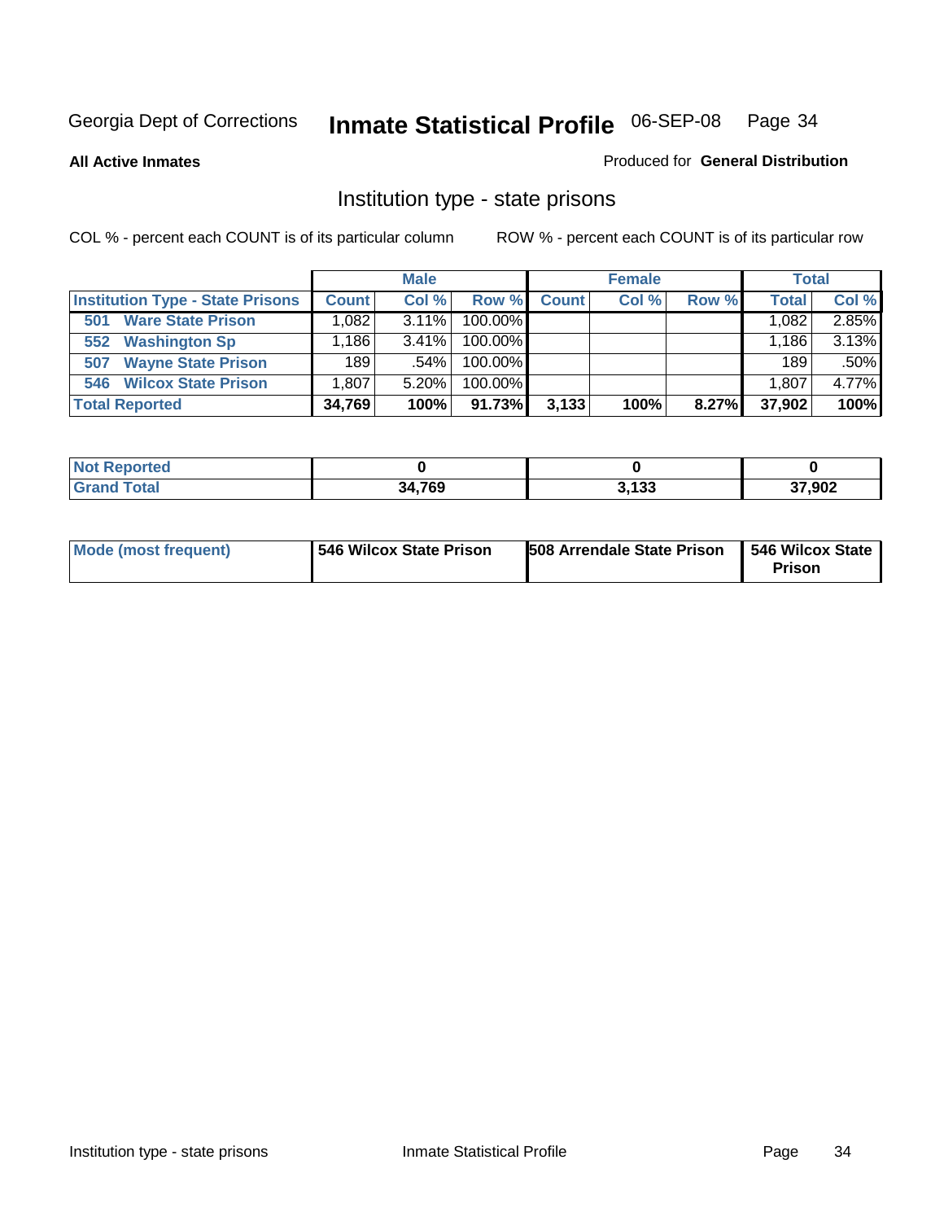Georgia Dept of Corrections **Inmate Statistical Profile** 06-SEP-08

**All Active Inmates**

Produced for **General Distribution**

## Institution type - state prisons

COL % - percent each COUNT is of its particular column

ROW % - percent each COUNT is of its particular row

| | Male | | | Female | | | Total | |
|---|---|---|---|---|---|---|---|---|
| **Institution Type - State Prisons** | **Count** | **Col %** | **Row %** | **Count** | **Col %** | **Row %** | **Total** | **Col %** |
| **501 Ware State Prison** | 1,082 | 3.11% | 100.00% | | | | 1,082 | 2.85% |
| **552 Washington Sp** | 1,186 | 3.41% | 100.00% | | | | 1,186 | 3.13% |
| **507 Wayne State Prison** | 189 | .54% | 100.00% | | | | 189 | .50% |
| **546 Wilcox State Prison** | 1,807 | 5.20% | 100.00% | | | | 1,807 | 4.77% |
| **Total Reported** | **34,769** | **100%** | **91.73%** | **3,133** | **100%** | **8.27%** | **37,902** | **100%** |

| | Male | Female | Total |
|---|---|---|---|
| **Not Reported** | **0** | **0** | **0** |
| **Grand Total** | **34,769** | **3,133** | **37,902** |

| | Male | Female | Total |
|---|---|---|---|
| **Mode (most frequent)** | **546 Wilcox State Prison** | **508 Arrendale State Prison** | **546 Wilcox State Prison** |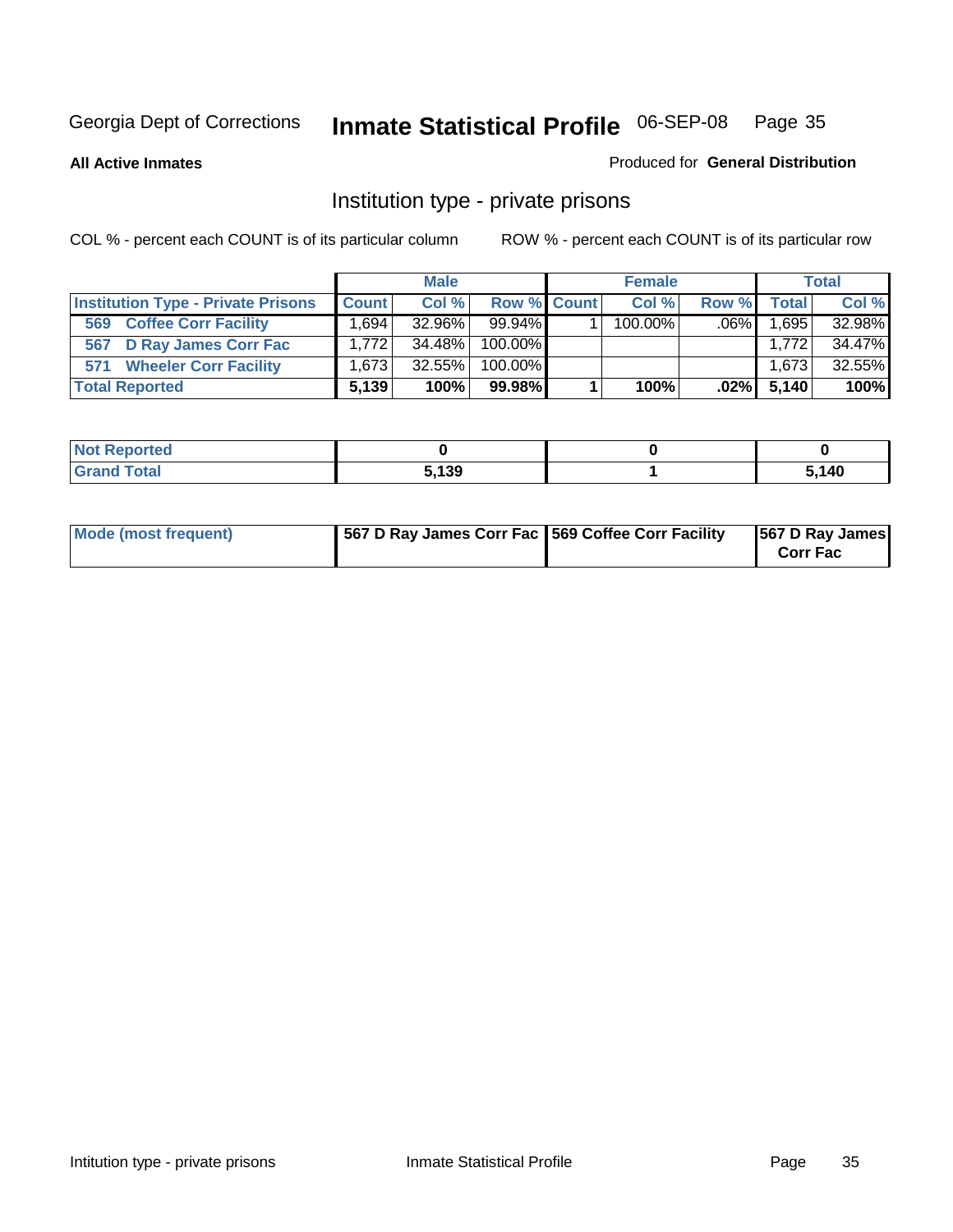Georgia Dept of Corrections **Inmate Statistical Profile** 06-SEP-08 Page 35

**All Active Inmates**

Produced for **General Distribution**

## Institution type - private prisons

COL % - percent each COUNT is of its particular column

ROW % - percent each COUNT is of its particular row

| | Male | | | Female | | | Total | |
|---|---|---|---|---|---|---|---|---|
| **Institution Type - Private Prisons** | **Count** | **Col %** | **Row %** | **Count** | **Col %** | **Row %** | **Total** | **Col %** |
| **569 Coffee Corr Facility** | 1,694 | 32.96% | 99.94% | 1 | 100.00% | .06% | 1,695 | 32.98% |
| **567 D Ray James Corr Fac** | 1,772 | 34.48% | 100.00% | | | | 1,772 | 34.47% |
| **571 Wheeler Corr Facility** | 1,673 | 32.55% | 100.00% | | | | 1,673 | 32.55% |
| **Total Reported** | **5,139** | **100%** | **99.98%** | **1** | **100%** | **.02%** | **5,140** | **100%** |

| | Male | Female | Total |
|---|---|---|---|
| **Not Reported** | **0** | **0** | **0** |
| **Grand Total** | **5,139** | **1** | **5,140** |

| | Male | Female | Total |
|---|---|---|---|
| **Mode (most frequent)** | **567 D Ray James Corr Fac** | **569 Coffee Corr Facility** | **567 D Ray James Corr Fac** |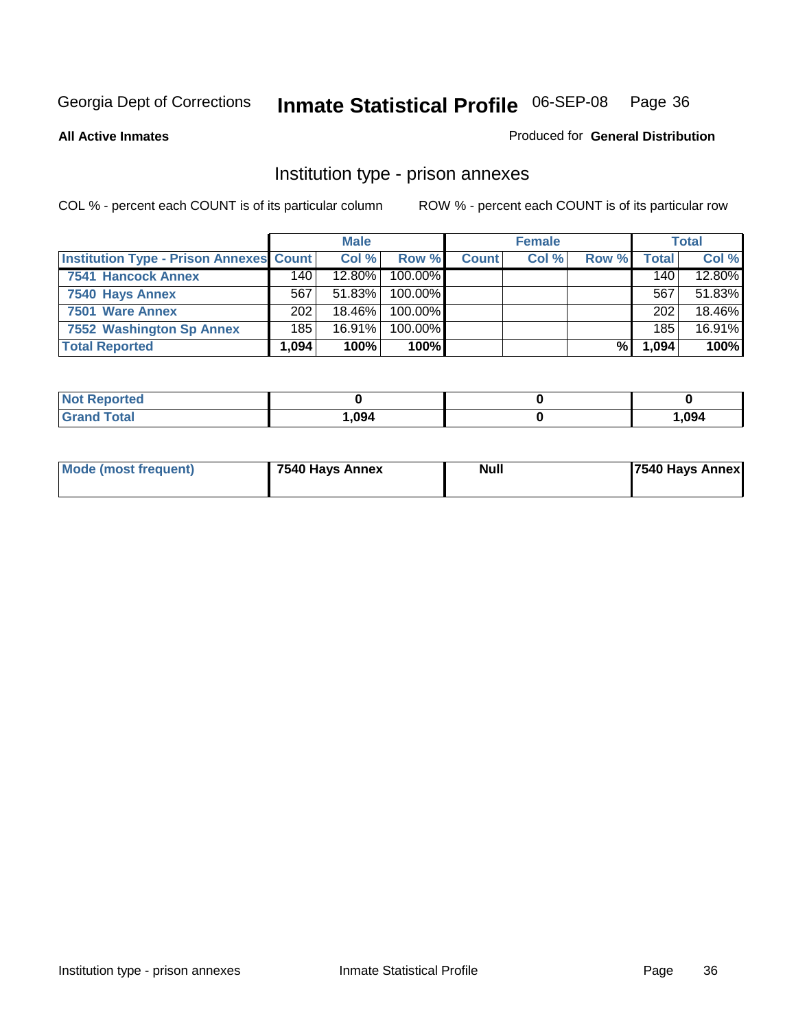Georgia Dept of Corrections **Inmate Statistical Profile** 06-SEP-08

**All Active Inmates**

Produced for **General Distribution**

## Institution type - prison annexes

COL % - percent each COUNT is of its particular column

ROW % - percent each COUNT is of its particular row

| | Male | | | Female | | | Total | |
|---|---|---|---|---|---|---|---|---|
| **Institution Type - Prison Annexes** | **Count** | **Col %** | **Row %** | **Count** | **Col %** | **Row %** | **Total** | **Col %** |
| **7541 Hancock Annex** | 140 | 12.80% | 100.00% | | | | 140 | 12.80% |
| **7540 Hays Annex** | 567 | 51.83% | 100.00% | | | | 567 | 51.83% |
| **7501 Ware Annex** | 202 | 18.46% | 100.00% | | | | 202 | 18.46% |
| **7552 Washington Sp Annex** | 185 | 16.91% | 100.00% | | | | 185 | 16.91% |
| **Total Reported** | **1,094** | **100%** | **100%** | | | **%** | **1,094** | **100%** |

| | Male | Female | Total |
|---|---|---|---|
| **Not Reported** | **0** | **0** | **0** |
| **Grand Total** | **1,094** | **0** | **1,094** |

| | Male | Female | Total |
|---|---|---|---|
| **Mode (most frequent)** | **7540 Hays Annex** | **Null** | **7540 Hays Annex** |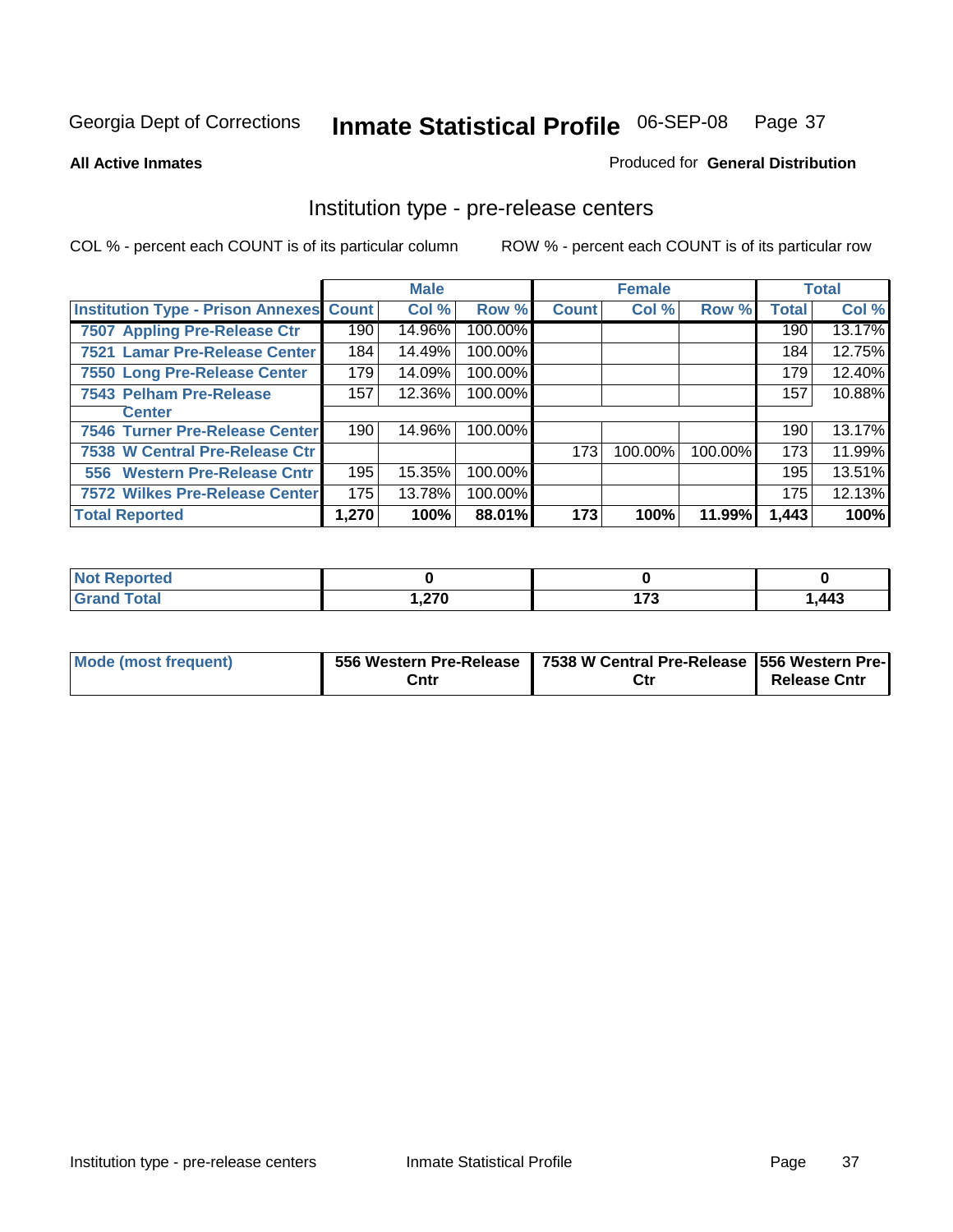Georgia Dept of Corrections **Inmate Statistical Profile** 06-SEP-08

**All Active Inmates**

Produced for **General Distribution**

## Institution type - pre-release centers

COL % - percent each COUNT is of its particular column

ROW % - percent each COUNT is of its particular row

| | Male | | | Female | | | Total | |
|---|---|---|---|---|---|---|---|---|
| **Institution Type - Prison Annexes** | **Count** | **Col %** | **Row %** | **Count** | **Col %** | **Row %** | **Total** | **Col %** |
| 7507 Appling Pre-Release Ctr | 190 | 14.96% | 100.00% | | | | 190 | 13.17% |
| 7521 Lamar Pre-Release Center | 184 | 14.49% | 100.00% | | | | 184 | 12.75% |
| 7550 Long Pre-Release Center | 179 | 14.09% | 100.00% | | | | 179 | 12.40% |
| 7543 Pelham Pre-Release Center | 157 | 12.36% | 100.00% | | | | 157 | 10.88% |
| 7546 Turner Pre-Release Center | 190 | 14.96% | 100.00% | | | | 190 | 13.17% |
| 7538 W Central Pre-Release Ctr | | | | 173 | 100.00% | 100.00% | 173 | 11.99% |
| 556 Western Pre-Release Cntr | 195 | 15.35% | 100.00% | | | | 195 | 13.51% |
| 7572 Wilkes Pre-Release Center | 175 | 13.78% | 100.00% | | | | 175 | 12.13% |
| **Total Reported** | **1,270** | **100%** | **88.01%** | **173** | **100%** | **11.99%** | **1,443** | **100%** |

| | Male | Female | Total |
|---|---|---|---|
| Not Reported | **0** | **0** | **0** |
| Grand Total | **1,270** | **173** | **1,443** |

| | Male | Female | Total |
|---|---|---|---|
| Mode (most frequent) | **556 Western Pre-Release Cntr** | **7538 W Central Pre-Release Ctr** | **556 Western Pre-Release Cntr** |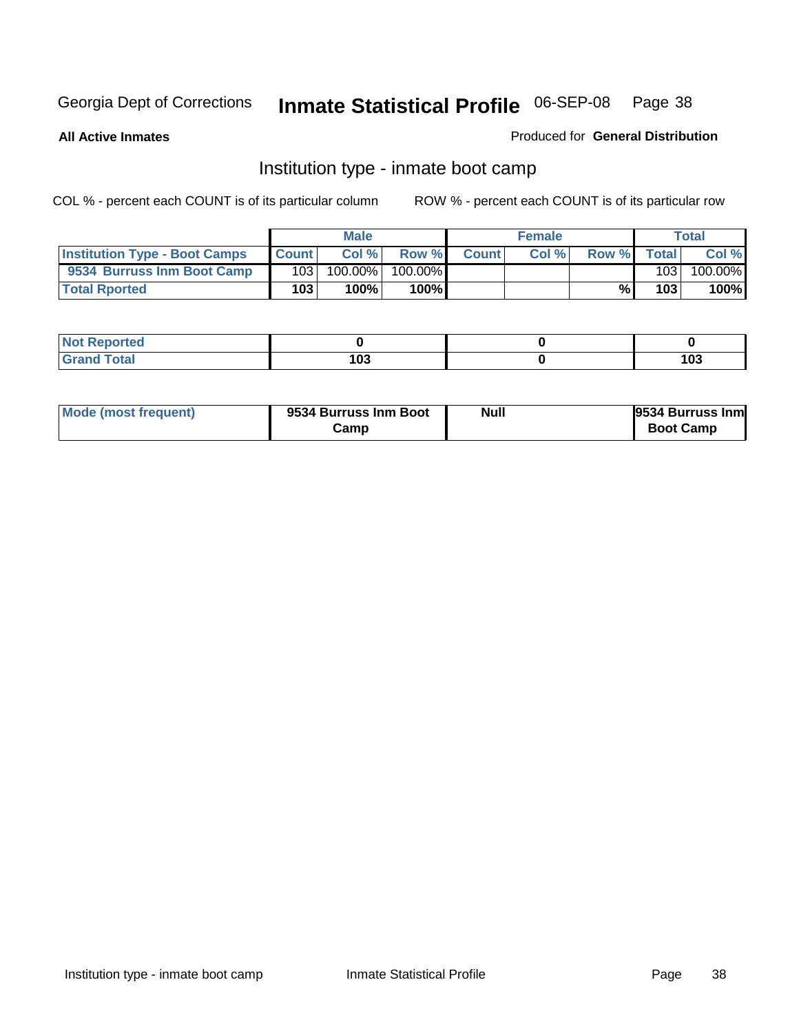Georgia Dept of Corrections **Inmate Statistical Profile** 06-SEP-08

**All Active Inmates** Produced for **General Distribution**

## Institution type - inmate boot camp

COL % - percent each COUNT is of its particular column ROW % - percent each COUNT is of its particular row

| | Male | | | Female | | | Total | |
|---|---|---|---|---|---|---|---|---|
| Institution Type - Boot Camps | Count | Col % | Row % | Count | Col % | Row % | Total | Col % |
| 9534 Burruss Inm Boot Camp | 103 | 100.00% | 100.00% | | | | 103 | 100.00% |
| **Total Rported** | **103** | **100%** | **100%** | | | **%** | **103** | **100%** |

| | Male | Female | Total |
|---|---|---|---|
| Not Reported | **0** | **0** | **0** |
| Grand Total | **103** | **0** | **103** |

| | Male | Female | Total |
|---|---|---|---|
| Mode (most frequent) | **9534 Burruss Inm Boot Camp** | **Null** | **9534 Burruss Inm Boot Camp** |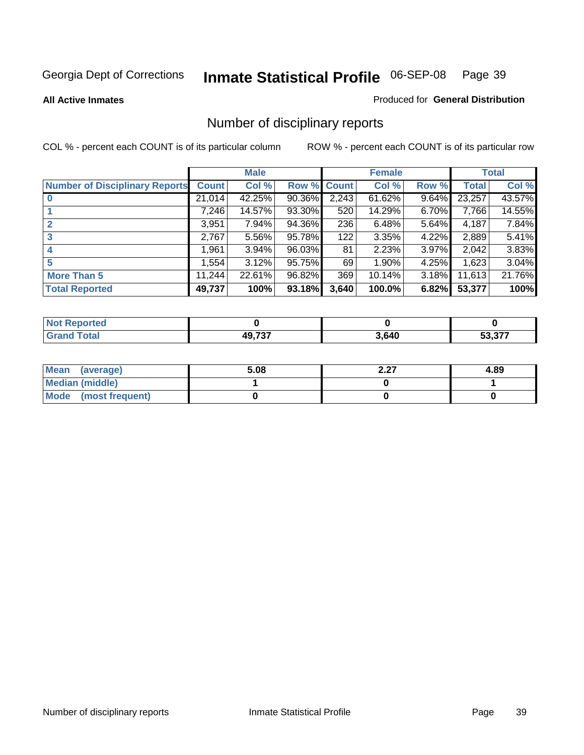Georgia Dept of Corrections **Inmate Statistical Profile** 06-SEP-08

**All Active Inmates**

Produced for **General Distribution**

## Number of disciplinary reports

COL % - percent each COUNT is of its particular column

ROW % - percent each COUNT is of its particular row

| | Male | | | Female | | | Total | |
|---|---|---|---|---|---|---|---|---|
| **Number of Disciplinary Reports** | **Count** | **Col %** | **Row %** | **Count** | **Col %** | **Row %** | **Total** | **Col %** |
| **0** | 21,014 | 42.25% | 90.36% | 2,243 | 61.62% | 9.64% | 23,257 | 43.57% |
| **1** | 7,246 | 14.57% | 93.30% | 520 | 14.29% | 6.70% | 7,766 | 14.55% |
| **2** | 3,951 | 7.94% | 94.36% | 236 | 6.48% | 5.64% | 4,187 | 7.84% |
| **3** | 2,767 | 5.56% | 95.78% | 122 | 3.35% | 4.22% | 2,889 | 5.41% |
| **4** | 1,961 | 3.94% | 96.03% | 81 | 2.23% | 3.97% | 2,042 | 3.83% |
| **5** | 1,554 | 3.12% | 95.75% | 69 | 1.90% | 4.25% | 1,623 | 3.04% |
| **More Than 5** | 11,244 | 22.61% | 96.82% | 369 | 10.14% | 3.18% | 11,613 | 21.76% |
| **Total Reported** | **49,737** | **100%** | **93.18%** | **3,640** | **100.0%** | **6.82%** | **53,377** | **100%** |

| | Male | Female | Total |
|---|---|---|---|
| **Not Reported** | **0** | **0** | **0** |
| **Grand Total** | **49,737** | **3,640** | **53,377** |

| | Male | Female | Total |
|---|---|---|---|
| **Mean (average)** | **5.08** | **2.27** | **4.89** |
| **Median (middle)** | **1** | **0** | **1** |
| **Mode (most frequent)** | **0** | **0** | **0** |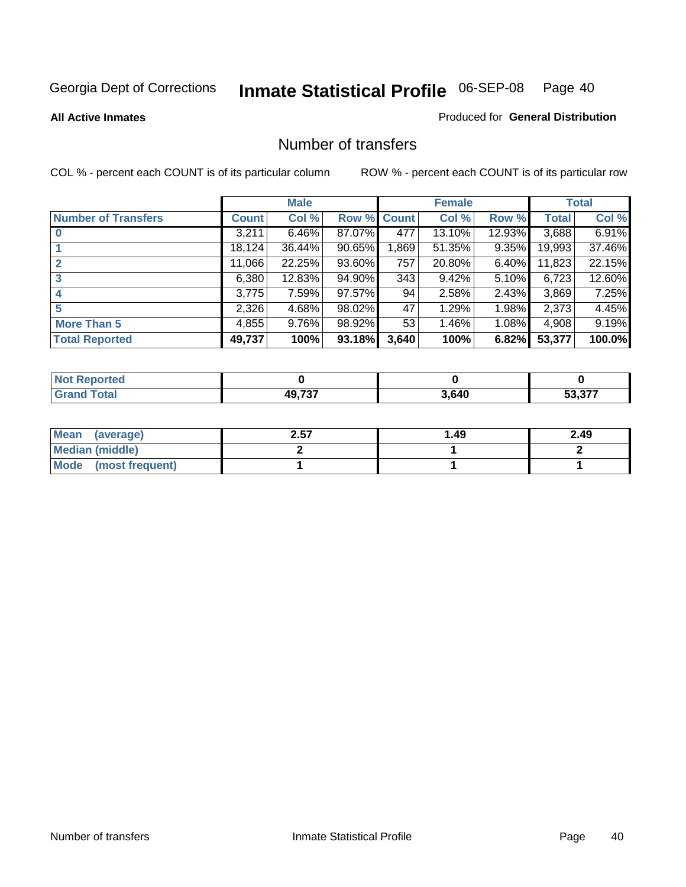Georgia Dept of Corrections **Inmate Statistical Profile** 06-SEP-08

**All Active Inmates**

Produced for **General Distribution**

## Number of transfers

COL % - percent each COUNT is of its particular column

ROW % - percent each COUNT is of its particular row

| | Male | | | Female | | | Total | |
|---|---|---|---|---|---|---|---|---|
| **Number of Transfers** | **Count** | **Col %** | **Row %** | **Count** | **Col %** | **Row %** | **Total** | **Col %** |
| **0** | 3,211 | 6.46% | 87.07% | 477 | 13.10% | 12.93% | 3,688 | 6.91% |
| **1** | 18,124 | 36.44% | 90.65% | 1,869 | 51.35% | 9.35% | 19,993 | 37.46% |
| **2** | 11,066 | 22.25% | 93.60% | 757 | 20.80% | 6.40% | 11,823 | 22.15% |
| **3** | 6,380 | 12.83% | 94.90% | 343 | 9.42% | 5.10% | 6,723 | 12.60% |
| **4** | 3,775 | 7.59% | 97.57% | 94 | 2.58% | 2.43% | 3,869 | 7.25% |
| **5** | 2,326 | 4.68% | 98.02% | 47 | 1.29% | 1.98% | 2,373 | 4.45% |
| **More Than 5** | 4,855 | 9.76% | 98.92% | 53 | 1.46% | 1.08% | 4,908 | 9.19% |
| **Total Reported** | **49,737** | **100%** | **93.18%** | **3,640** | **100%** | **6.82%** | **53,377** | **100.0%** |

| | Male | Female | Total |
|---|---|---|---|
| **Not Reported** | **0** | **0** | **0** |
| **Grand Total** | **49,737** | **3,640** | **53,377** |

| | Male | Female | Total |
|---|---|---|---|
| **Mean (average)** | **2.57** | **1.49** | **2.49** |
| **Median (middle)** | **2** | **1** | **2** |
| **Mode (most frequent)** | **1** | **1** | **1** |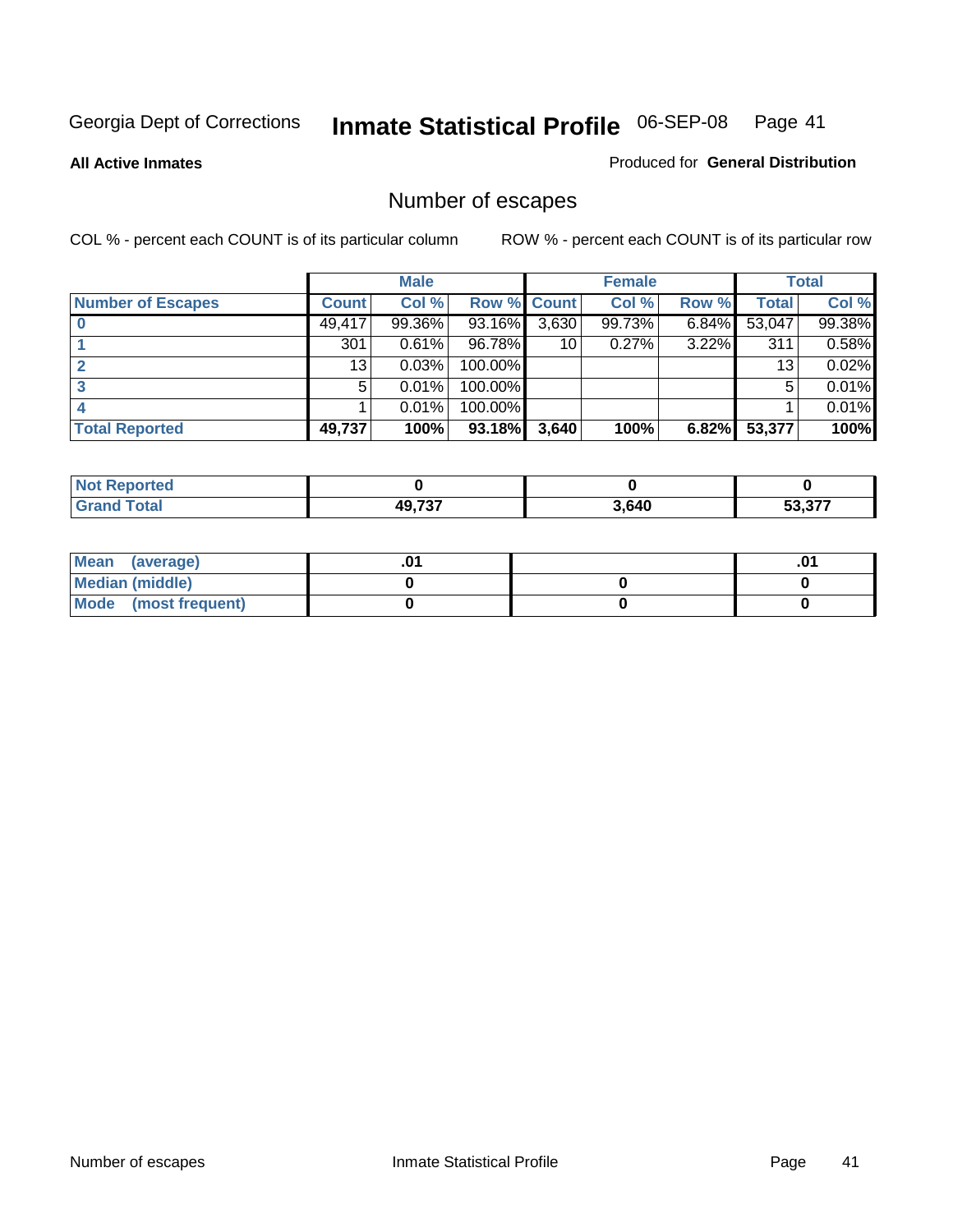Georgia Dept of Corrections **Inmate Statistical Profile** 06-SEP-08

**All Active Inmates**

Produced for **General Distribution**

## Number of escapes

COL % - percent each COUNT is of its particular column

ROW % - percent each COUNT is of its particular row

| | Male | | | Female | | | Total | |
|---|---|---|---|---|---|---|---|---|
| **Number of Escapes** | **Count** | **Col %** | **Row %** | **Count** | **Col %** | **Row %** | **Total** | **Col %** |
| **0** | 49,417 | 99.36% | 93.16% | 3,630 | 99.73% | 6.84% | 53,047 | 99.38% |
| **1** | 301 | 0.61% | 96.78% | 10 | 0.27% | 3.22% | 311 | 0.58% |
| **2** | 13 | 0.03% | 100.00% | | | | 13 | 0.02% |
| **3** | 5 | 0.01% | 100.00% | | | | 5 | 0.01% |
| **4** | 1 | 0.01% | 100.00% | | | | 1 | 0.01% |
| **Total Reported** | **49,737** | **100%** | **93.18%** | **3,640** | **100%** | **6.82%** | **53,377** | **100%** |

| | Male | Female | Total |
|---|---|---|---|
| **Not Reported** | **0** | **0** | **0** |
| **Grand Total** | **49,737** | **3,640** | **53,377** |

| | Male | Female | Total |
|---|---|---|---|
| **Mean (average)** | **.01** | | **.01** |
| **Median (middle)** | **0** | **0** | **0** |
| **Mode (most frequent)** | **0** | **0** | **0** |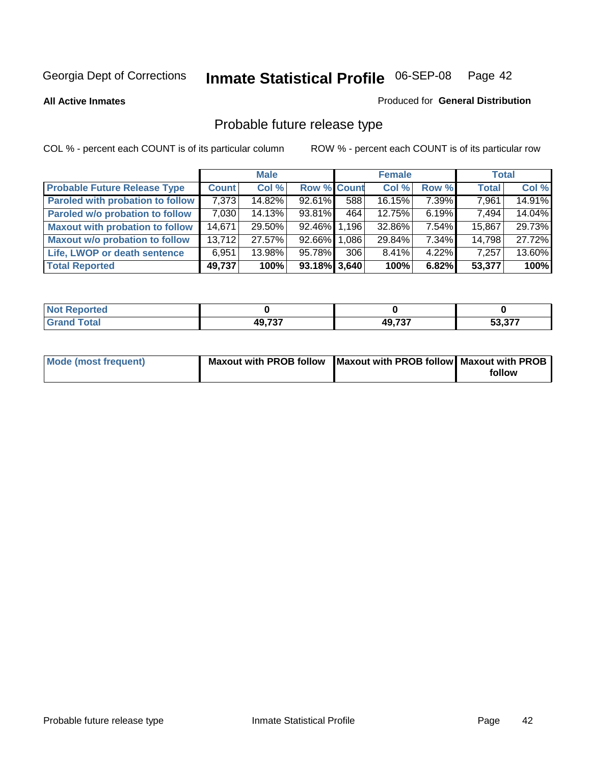Georgia Dept of Corrections **Inscription Statistical Profile** 06-SEP-08

**All Active Inmates** Produced for **General Distribution**

## Probable future release type

COL % - percent each COUNT is of its particular column ROW % - percent each COUNT is of its particular row

| | Male | | | Female | | | Total | |
|---|---|---|---|---|---|---|---|---|
| **Probable Future Release Type** | **Count** | **Col %** | **Row %** | **Count** | **Col %** | **Row %** | **Total** | **Col %** |
| **Paroled with probation to follow** | 7,373 | 14.82% | 92.61% | 588 | 16.15% | 7.39% | 7,961 | 14.91% |
| **Paroled w/o probation to follow** | 7,030 | 14.13% | 93.81% | 464 | 12.75% | 6.19% | 7,494 | 14.04% |
| **Maxout with probation to follow** | 14,671 | 29.50% | 92.46% | 1,196 | 32.86% | 7.54% | 15,867 | 29.73% |
| **Maxout w/o probation to follow** | 13,712 | 27.57% | 92.66% | 1,086 | 29.84% | 7.34% | 14,798 | 27.72% |
| **Life, LWOP or death sentence** | 6,951 | 13.98% | 95.78% | 306 | 8.41% | 4.22% | 7,257 | 13.60% |
| **Total Reported** | **49,737** | **100%** | **93.18%** | **3,640** | **100%** | **6.82%** | **53,377** | **100%** |

| | Male | Female | Total |
|---|---|---|---|
| **Not Reported** | **0** | **0** | **0** |
| **Grand Total** | **49,737** | **49,737** | **53,377** |

| | Male | Female | Total |
|---|---|---|---|
| **Mode (most frequent)** | **Maxout with PROB follow** | **Maxout with PROB follow** | **Maxout with PROB follow** |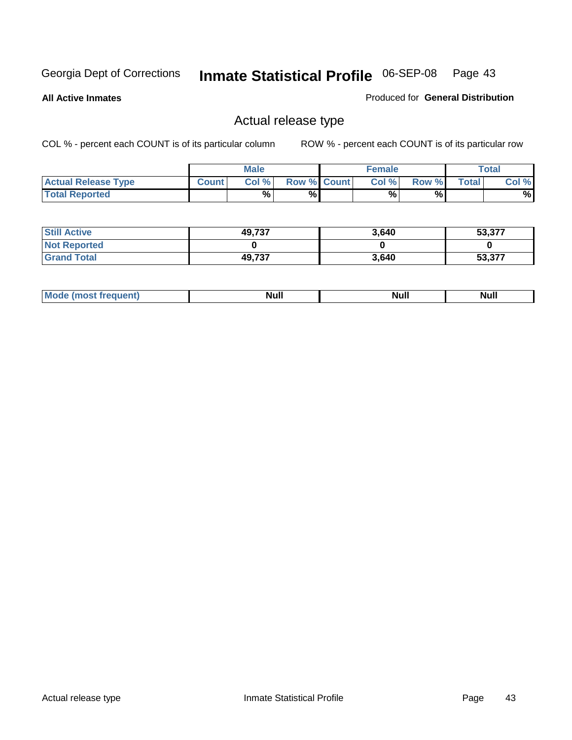Georgia Dept of Corrections **Inmate Statistical Profile** 06-SEP-08

**All Active Inmates**

Produced for **General Distribution**

## Actual release type

COL % - percent each COUNT is of its particular column ROW % - percent each COUNT is of its particular row

| | Male | | | Female | | | Total | |
|---|---|---|---|---|---|---|---|---|
| **Actual Release Type** | Count | Col % | Row % | Count | Col % | Row % | Total | Col % |
| **Total Reported** | | % | % | | % | % | | % |

| | Male | Female | Total |
|---|---|---|---|
| **Still Active** | 49,737 | 3,640 | 53,377 |
| **Not Reported** | 0 | 0 | 0 |
| **Grand Total** | 49,737 | 3,640 | 53,377 |

| | Male | Female | Total |
|---|---|---|---|
| **Mode (most frequent)** | Null | Null | Null |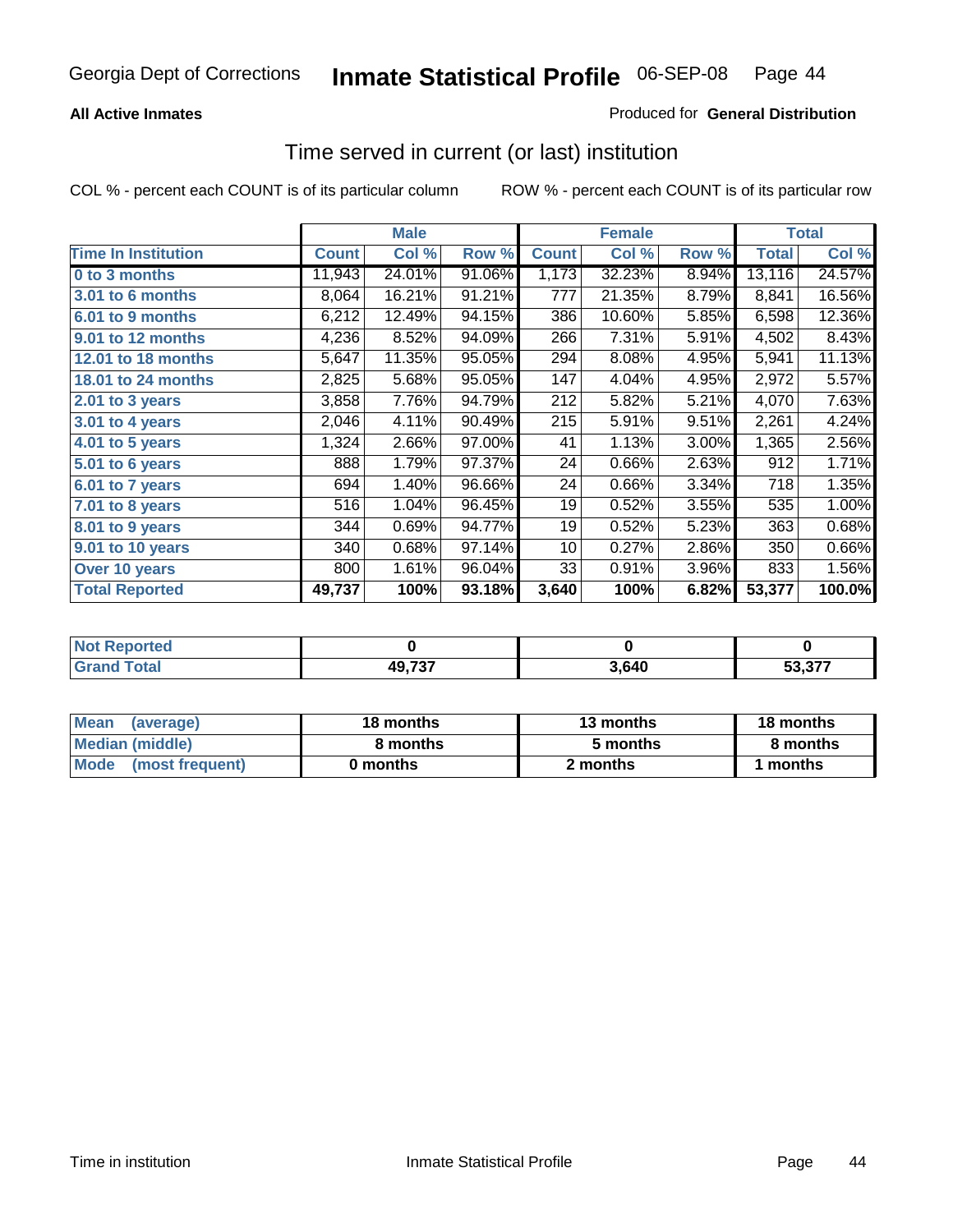Georgia Dept of Corrections **Inmate Statistical Profile** 06-SEP-08

**All Active Inmates**

Produced for **General Distribution**

## Time served in current (or last) institution

COL % - percent each COUNT is of its particular column

ROW % - percent each COUNT is of its particular row

| | Male | | | Female | | | Total | |
|---|---|---|---|---|---|---|---|---|
| **Time In Institution** | **Count** | **Col %** | **Row %** | **Count** | **Col %** | **Row %** | **Total** | **Col %** |
| **0 to 3 months** | 11,943 | 24.01% | 91.06% | 1,173 | 32.23% | 8.94% | 13,116 | 24.57% |
| **3.01 to 6 months** | 8,064 | 16.21% | 91.21% | 777 | 21.35% | 8.79% | 8,841 | 16.56% |
| **6.01 to 9 months** | 6,212 | 12.49% | 94.15% | 386 | 10.60% | 5.85% | 6,598 | 12.36% |
| **9.01 to 12 months** | 4,236 | 8.52% | 94.09% | 266 | 7.31% | 5.91% | 4,502 | 8.43% |
| **12.01 to 18 months** | 5,647 | 11.35% | 95.05% | 294 | 8.08% | 4.95% | 5,941 | 11.13% |
| **18.01 to 24 months** | 2,825 | 5.68% | 95.05% | 147 | 4.04% | 4.95% | 2,972 | 5.57% |
| **2.01 to 3 years** | 3,858 | 7.76% | 94.79% | 212 | 5.82% | 5.21% | 4,070 | 7.63% |
| **3.01 to 4 years** | 2,046 | 4.11% | 90.49% | 215 | 5.91% | 9.51% | 2,261 | 4.24% |
| **4.01 to 5 years** | 1,324 | 2.66% | 97.00% | 41 | 1.13% | 3.00% | 1,365 | 2.56% |
| **5.01 to 6 years** | 888 | 1.79% | 97.37% | 24 | 0.66% | 2.63% | 912 | 1.71% |
| **6.01 to 7 years** | 694 | 1.40% | 96.66% | 24 | 0.66% | 3.34% | 718 | 1.35% |
| **7.01 to 8 years** | 516 | 1.04% | 96.45% | 19 | 0.52% | 3.55% | 535 | 1.00% |
| **8.01 to 9 years** | 344 | 0.69% | 94.77% | 19 | 0.52% | 5.23% | 363 | 0.68% |
| **9.01 to 10 years** | 340 | 0.68% | 97.14% | 10 | 0.27% | 2.86% | 350 | 0.66% |
| **Over 10 years** | 800 | 1.61% | 96.04% | 33 | 0.91% | 3.96% | 833 | 1.56% |
| **Total Reported** | **49,737** | **100%** | **93.18%** | **3,640** | **100%** | **6.82%** | **53,377** | **100.0%** |

| | Male | Female | Total |
|---|---|---|---|
| **Not Reported** | **0** | **0** | **0** |
| **Grand Total** | **49,737** | **3,640** | **53,377** |

| | Male | Female | Total |
|---|---|---|---|
| **Mean (average)** | **18 months** | **13 months** | **18 months** |
| **Median (middle)** | **8 months** | **5 months** | **8 months** |
| **Mode (most frequent)** | **0 months** | **2 months** | **1 months** |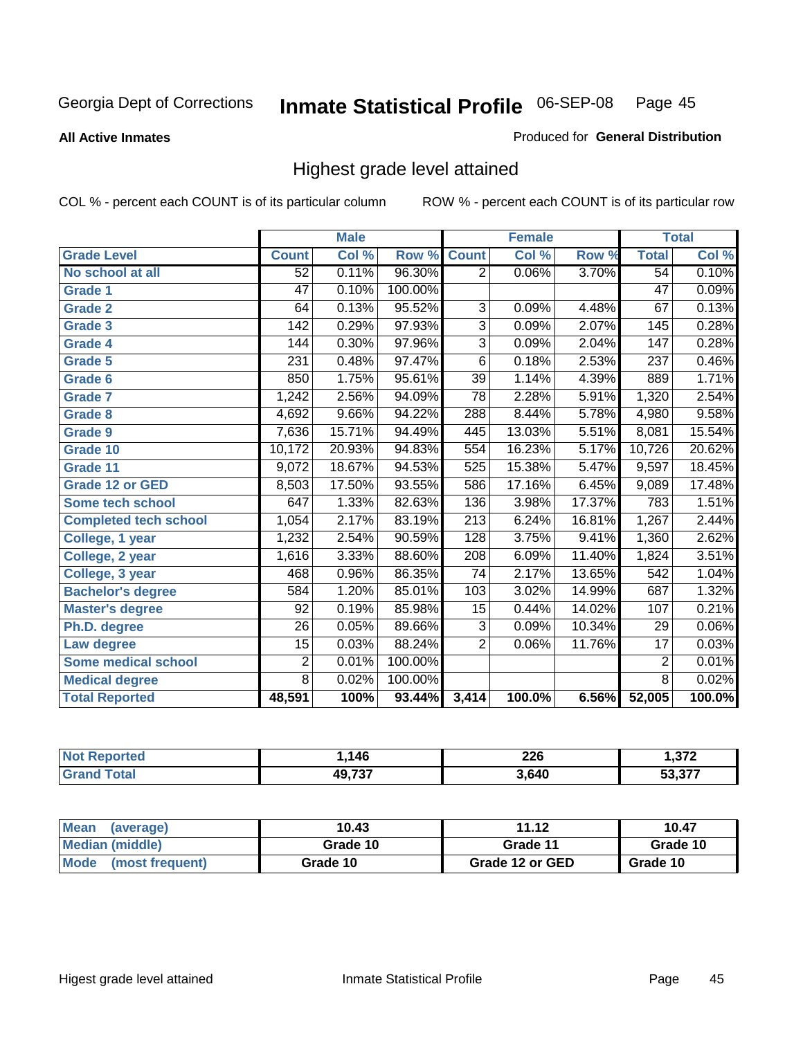Georgia Dept of Corrections

# Inmate Statistical Profile 06-SEP-08

**All Active Inmates**

Produced for **General Distribution**

## Highest grade level attained

COL % - percent each COUNT is of its particular column

ROW % - percent each COUNT is of its particular row

| | Male | | | Female | | | Total | |
|---|---|---|---|---|---|---|---|---|
| **Grade Level** | **Count** | **Col %** | **Row %** | **Count** | **Col %** | **Row %** | **Total** | **Col %** |
| No school at all | 52 | 0.11% | 96.30% | 2 | 0.06% | 3.70% | 54 | 0.10% |
| Grade 1 | 47 | 0.10% | 100.00% | | | | 47 | 0.09% |
| Grade 2 | 64 | 0.13% | 95.52% | 3 | 0.09% | 4.48% | 67 | 0.13% |
| Grade 3 | 142 | 0.29% | 97.93% | 3 | 0.09% | 2.07% | 145 | 0.28% |
| Grade 4 | 144 | 0.30% | 97.96% | 3 | 0.09% | 2.04% | 147 | 0.28% |
| Grade 5 | 231 | 0.48% | 97.47% | 6 | 0.18% | 2.53% | 237 | 0.46% |
| Grade 6 | 850 | 1.75% | 95.61% | 39 | 1.14% | 4.39% | 889 | 1.71% |
| Grade 7 | 1,242 | 2.56% | 94.09% | 78 | 2.28% | 5.91% | 1,320 | 2.54% |
| Grade 8 | 4,692 | 9.66% | 94.22% | 288 | 8.44% | 5.78% | 4,980 | 9.58% |
| Grade 9 | 7,636 | 15.71% | 94.49% | 445 | 13.03% | 5.51% | 8,081 | 15.54% |
| Grade 10 | 10,172 | 20.93% | 94.83% | 554 | 16.23% | 5.17% | 10,726 | 20.62% |
| Grade 11 | 9,072 | 18.67% | 94.53% | 525 | 15.38% | 5.47% | 9,597 | 18.45% |
| Grade 12 or GED | 8,503 | 17.50% | 93.55% | 586 | 17.16% | 6.45% | 9,089 | 17.48% |
| Some tech school | 647 | 1.33% | 82.63% | 136 | 3.98% | 17.37% | 783 | 1.51% |
| Completed tech school | 1,054 | 2.17% | 83.19% | 213 | 6.24% | 16.81% | 1,267 | 2.44% |
| College, 1 year | 1,232 | 2.54% | 90.59% | 128 | 3.75% | 9.41% | 1,360 | 2.62% |
| College, 2 year | 1,616 | 3.33% | 88.60% | 208 | 6.09% | 11.40% | 1,824 | 3.51% |
| College, 3 year | 468 | 0.96% | 86.35% | 74 | 2.17% | 13.65% | 542 | 1.04% |
| Bachelor's degree | 584 | 1.20% | 85.01% | 103 | 3.02% | 14.99% | 687 | 1.32% |
| Master's degree | 92 | 0.19% | 85.98% | 15 | 0.44% | 14.02% | 107 | 0.21% |
| Ph.D. degree | 26 | 0.05% | 89.66% | 3 | 0.09% | 10.34% | 29 | 0.06% |
| Law degree | 15 | 0.03% | 88.24% | 2 | 0.06% | 11.76% | 17 | 0.03% |
| Some medical school | 2 | 0.01% | 100.00% | | | | 2 | 0.01% |
| Medical degree | 8 | 0.02% | 100.00% | | | | 8 | 0.02% |
| **Total Reported** | **48,591** | **100%** | **93.44%** | **3,414** | **100.0%** | **6.56%** | **52,005** | **100.0%** |

| | Male | Female | Total |
|---|---|---|---|
| Not Reported | 1,146 | 226 | 1,372 |
| Grand Total | 49,737 | 3,640 | 53,377 |

| | Male | Female | Total |
|---|---|---|---|
| Mean (average) | 10.43 | 11.12 | 10.47 |
| Median (middle) | Grade 10 | Grade 11 | Grade 10 |
| Mode (most frequent) | Grade 10 | Grade 12 or GED | Grade 10 |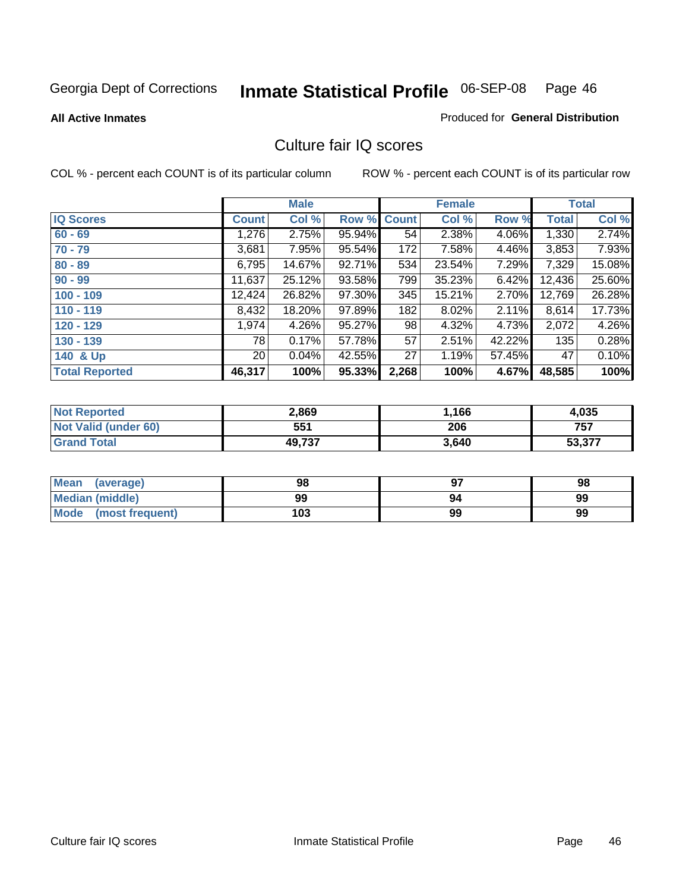Georgia Dept of Corrections **Inmate Statistical Profile** 06-SEP-08

**All Active Inmates** Produced for **General Distribution**

## Culture fair IQ scores

COL % - percent each COUNT is of its particular column  ROW % - percent each COUNT is of its particular row

| | Male | | | Female | | | Total | |
|---|---|---|---|---|---|---|---|---|
| **IQ Scores** | **Count** | **Col %** | **Row %** | **Count** | **Col %** | **Row %** | **Total** | **Col %** |
| 60 - 69 | 1,276 | 2.75% | 95.94% | 54 | 2.38% | 4.06% | 1,330 | 2.74% |
| 70 - 79 | 3,681 | 7.95% | 95.54% | 172 | 7.58% | 4.46% | 3,853 | 7.93% |
| 80 - 89 | 6,795 | 14.67% | 92.71% | 534 | 23.54% | 7.29% | 7,329 | 15.08% |
| 90 - 99 | 11,637 | 25.12% | 93.58% | 799 | 35.23% | 6.42% | 12,436 | 25.60% |
| 100 - 109 | 12,424 | 26.82% | 97.30% | 345 | 15.21% | 2.70% | 12,769 | 26.28% |
| 110 - 119 | 8,432 | 18.20% | 97.89% | 182 | 8.02% | 2.11% | 8,614 | 17.73% |
| 120 - 129 | 1,974 | 4.26% | 95.27% | 98 | 4.32% | 4.73% | 2,072 | 4.26% |
| 130 - 139 | 78 | 0.17% | 57.78% | 57 | 2.51% | 42.22% | 135 | 0.28% |
| 140 & Up | 20 | 0.04% | 42.55% | 27 | 1.19% | 57.45% | 47 | 0.10% |
| **Total Reported** | **46,317** | **100%** | **95.33%** | **2,268** | **100%** | **4.67%** | **48,585** | **100%** |

| | Male | Female | Total |
|---|---|---|---|
| Not Reported | 2,869 | 1,166 | 4,035 |
| Not Valid (under 60) | 551 | 206 | 757 |
| Grand Total | 49,737 | 3,640 | 53,377 |

| | Male | Female | Total |
|---|---|---|---|
| Mean (average) | 98 | 97 | 98 |
| Median (middle) | 99 | 94 | 99 |
| Mode (most frequent) | 103 | 99 | 99 |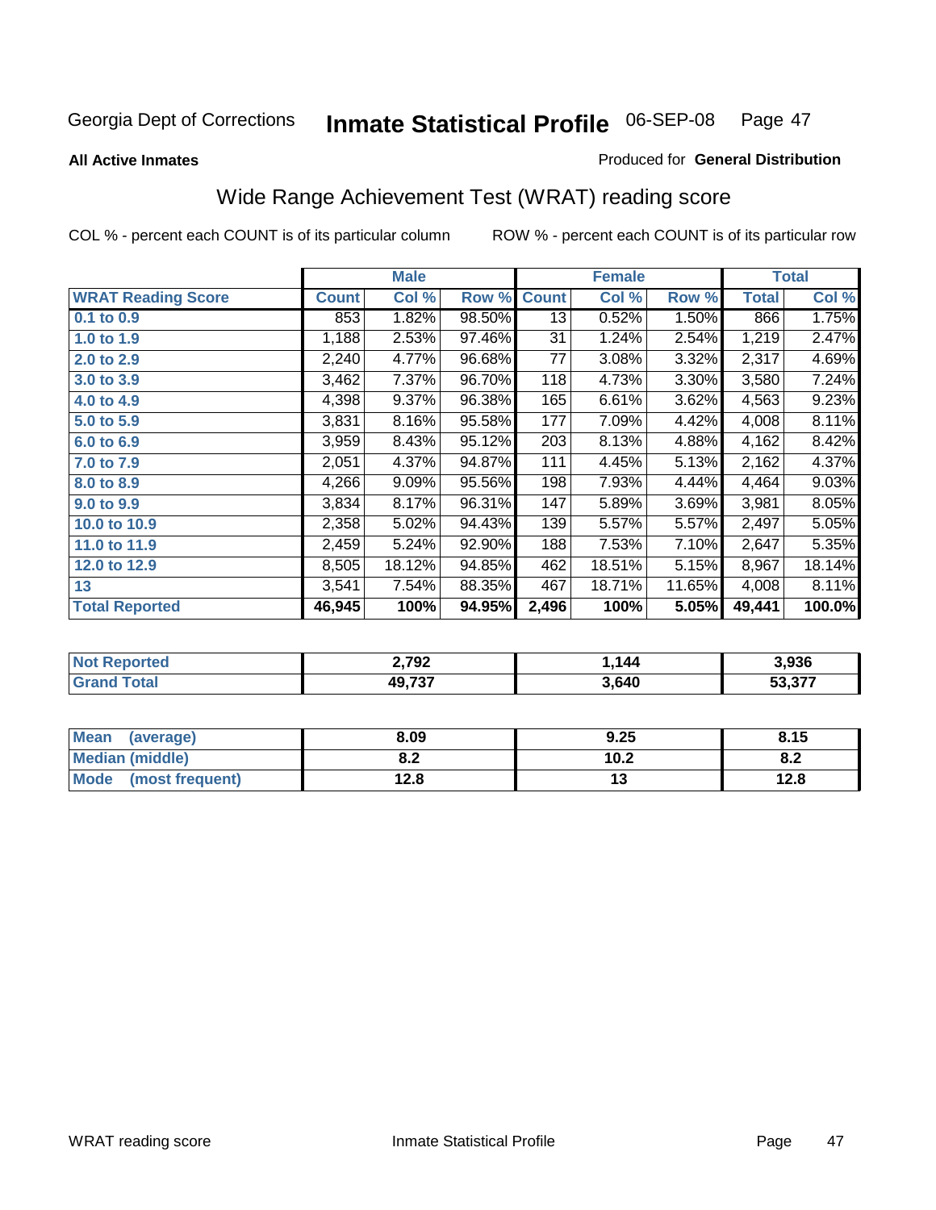Georgia Dept of Corrections **Inmate Statistical Profile** 06-SEP-08

**All Active Inmates**

Produced for **General Distribution**

## Wide Range Achievement Test (WRAT) reading score

COL % - percent each COUNT is of its particular column

ROW % - percent each COUNT is of its particular row

| | Male | | | Female | | | Total | |
|---|---|---|---|---|---|---|---|---|
| **WRAT Reading Score** | **Count** | **Col %** | **Row %** | **Count** | **Col %** | **Row %** | **Total** | **Col %** |
| 0.1 to 0.9 | 853 | 1.82% | 98.50% | 13 | 0.52% | 1.50% | 866 | 1.75% |
| 1.0 to 1.9 | 1,188 | 2.53% | 97.46% | 31 | 1.24% | 2.54% | 1,219 | 2.47% |
| 2.0 to 2.9 | 2,240 | 4.77% | 96.68% | 77 | 3.08% | 3.32% | 2,317 | 4.69% |
| 3.0 to 3.9 | 3,462 | 7.37% | 96.70% | 118 | 4.73% | 3.30% | 3,580 | 7.24% |
| 4.0 to 4.9 | 4,398 | 9.37% | 96.38% | 165 | 6.61% | 3.62% | 4,563 | 9.23% |
| 5.0 to 5.9 | 3,831 | 8.16% | 95.58% | 177 | 7.09% | 4.42% | 4,008 | 8.11% |
| 6.0 to 6.9 | 3,959 | 8.43% | 95.12% | 203 | 8.13% | 4.88% | 4,162 | 8.42% |
| 7.0 to 7.9 | 2,051 | 4.37% | 94.87% | 111 | 4.45% | 5.13% | 2,162 | 4.37% |
| 8.0 to 8.9 | 4,266 | 9.09% | 95.56% | 198 | 7.93% | 4.44% | 4,464 | 9.03% |
| 9.0 to 9.9 | 3,834 | 8.17% | 96.31% | 147 | 5.89% | 3.69% | 3,981 | 8.05% |
| 10.0 to 10.9 | 2,358 | 5.02% | 94.43% | 139 | 5.57% | 5.57% | 2,497 | 5.05% |
| 11.0 to 11.9 | 2,459 | 5.24% | 92.90% | 188 | 7.53% | 7.10% | 2,647 | 5.35% |
| 12.0 to 12.9 | 8,505 | 18.12% | 94.85% | 462 | 18.51% | 5.15% | 8,967 | 18.14% |
| 13 | 3,541 | 7.54% | 88.35% | 467 | 18.71% | 11.65% | 4,008 | 8.11% |
| **Total Reported** | **46,945** | **100%** | **94.95%** | **2,496** | **100%** | **5.05%** | **49,441** | **100.0%** |

| | Male | Female | Total |
|---|---|---|---|
| Not Reported | 2,792 | 1,144 | 3,936 |
| Grand Total | 49,737 | 3,640 | 53,377 |

| | Male | Female | Total |
|---|---|---|---|
| Mean (average) | 8.09 | 9.25 | 8.15 |
| Median (middle) | 8.2 | 10.2 | 8.2 |
| Mode (most frequent) | 12.8 | 13 | 12.8 |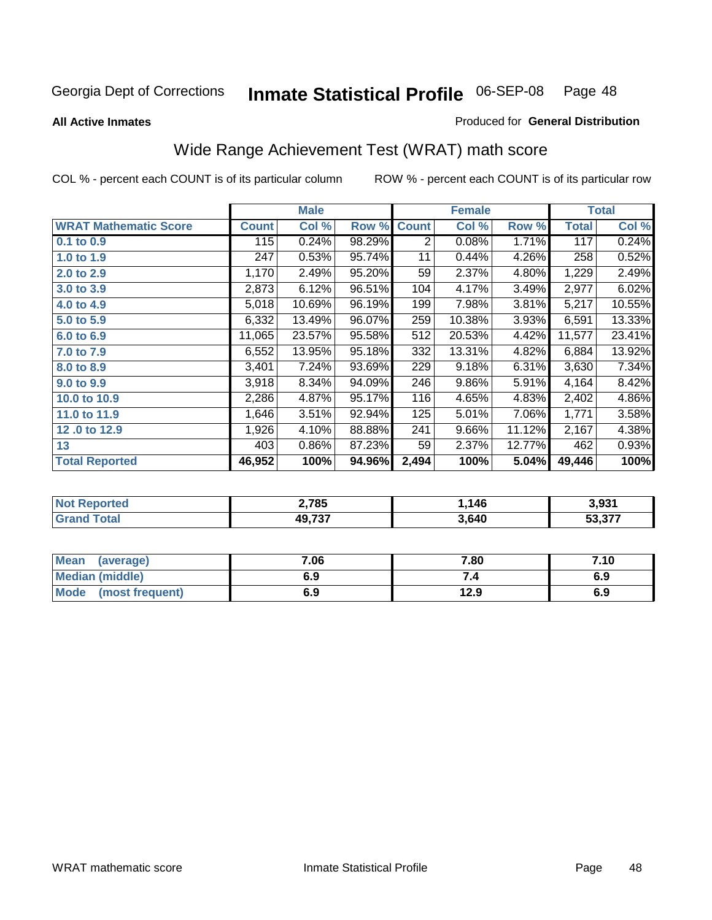Georgia Dept of Corrections **Inmate Statistical Profile** 06-SEP-08

**All Active Inmates**

Produced for **General Distribution**

## Wide Range Achievement Test (WRAT) math score

COL % - percent each COUNT is of its particular column ROW % - percent each COUNT is of its particular row

| | Male | | | Female | | | Total | |
|---|---|---|---|---|---|---|---|---|
| **WRAT Mathematic Score** | **Count** | **Col %** | **Row %** | **Count** | **Col %** | **Row %** | **Total** | **Col %** |
| **0.1 to 0.9** | 115 | 0.24% | 98.29% | 2 | 0.08% | 1.71% | 117 | 0.24% |
| **1.0 to 1.9** | 247 | 0.53% | 95.74% | 11 | 0.44% | 4.26% | 258 | 0.52% |
| **2.0 to 2.9** | 1,170 | 2.49% | 95.20% | 59 | 2.37% | 4.80% | 1,229 | 2.49% |
| **3.0 to 3.9** | 2,873 | 6.12% | 96.51% | 104 | 4.17% | 3.49% | 2,977 | 6.02% |
| **4.0 to 4.9** | 5,018 | 10.69% | 96.19% | 199 | 7.98% | 3.81% | 5,217 | 10.55% |
| **5.0 to 5.9** | 6,332 | 13.49% | 96.07% | 259 | 10.38% | 3.93% | 6,591 | 13.33% |
| **6.0 to 6.9** | 11,065 | 23.57% | 95.58% | 512 | 20.53% | 4.42% | 11,577 | 23.41% |
| **7.0 to 7.9** | 6,552 | 13.95% | 95.18% | 332 | 13.31% | 4.82% | 6,884 | 13.92% |
| **8.0 to 8.9** | 3,401 | 7.24% | 93.69% | 229 | 9.18% | 6.31% | 3,630 | 7.34% |
| **9.0 to 9.9** | 3,918 | 8.34% | 94.09% | 246 | 9.86% | 5.91% | 4,164 | 8.42% |
| **10.0 to 10.9** | 2,286 | 4.87% | 95.17% | 116 | 4.65% | 4.83% | 2,402 | 4.86% |
| **11.0 to 11.9** | 1,646 | 3.51% | 92.94% | 125 | 5.01% | 7.06% | 1,771 | 3.58% |
| **12 .0 to 12.9** | 1,926 | 4.10% | 88.88% | 241 | 9.66% | 11.12% | 2,167 | 4.38% |
| **13** | 403 | 0.86% | 87.23% | 59 | 2.37% | 12.77% | 462 | 0.93% |
| **Total Reported** | **46,952** | **100%** | **94.96%** | **2,494** | **100%** | **5.04%** | **49,446** | **100%** |

| | Male | Female | Total |
|---|---|---|---|
| **Not Reported** | **2,785** | **1,146** | **3,931** |
| **Grand Total** | **49,737** | **3,640** | **53,377** |

| | Male | Female | Total |
|---|---|---|---|
| **Mean (average)** | **7.06** | **7.80** | **7.10** |
| **Median (middle)** | **6.9** | **7.4** | **6.9** |
| **Mode (most frequent)** | **6.9** | **12.9** | **6.9** |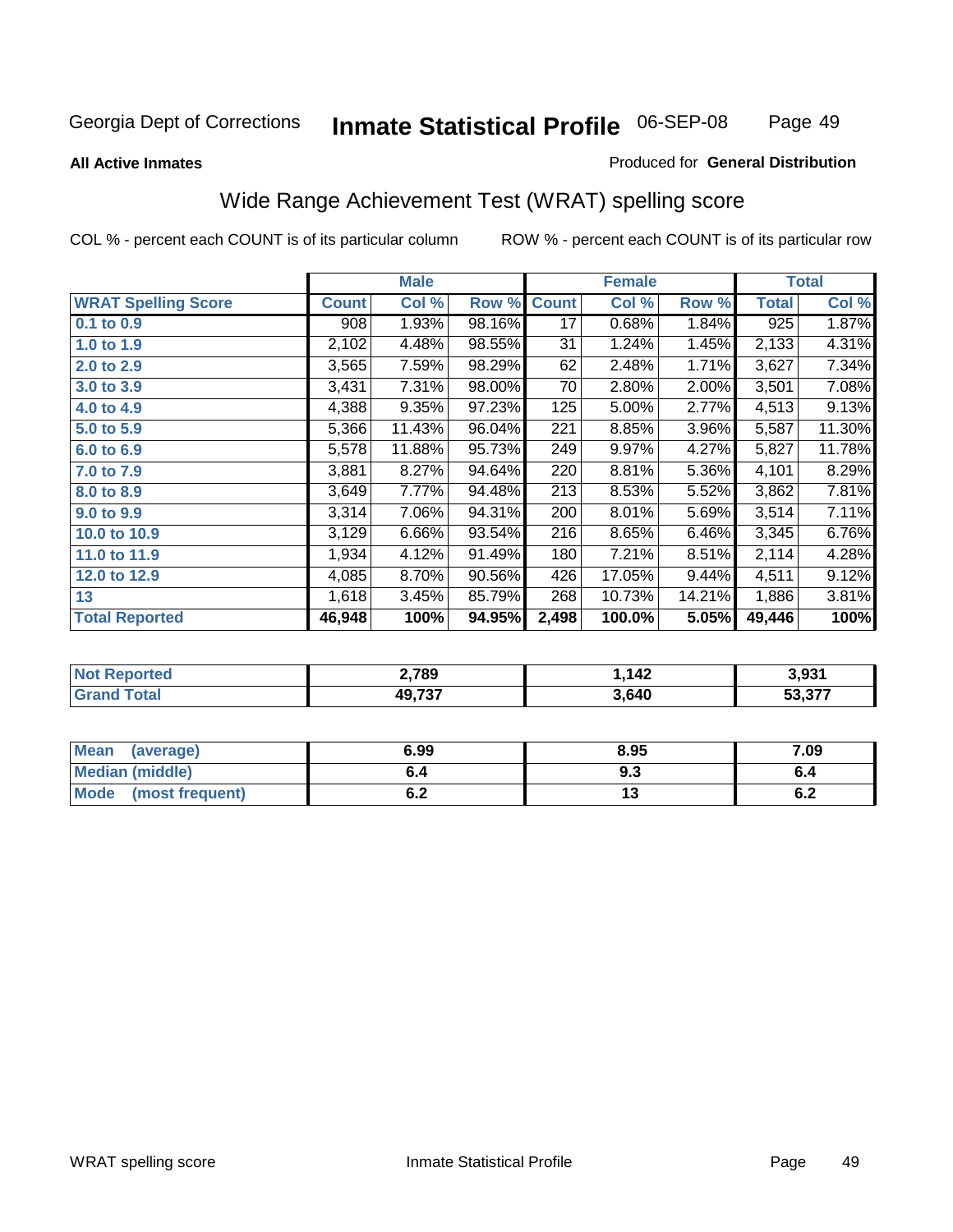Georgia Dept of Corrections **Inmate Statistical Profile** 06-SEP-08

**All Active Inmates**

Produced for **General Distribution**

## Wide Range Achievement Test (WRAT) spelling score

COL % - percent each COUNT is of its particular column ROW % - percent each COUNT is of its particular row

| | Male | | | Female | | | Total | |
|---|---|---|---|---|---|---|---|---|
| **WRAT Spelling Score** | **Count** | **Col %** | **Row %** | **Count** | **Col %** | **Row %** | **Total** | **Col %** |
| **0.1 to 0.9** | 908 | 1.93% | 98.16% | 17 | 0.68% | 1.84% | 925 | 1.87% |
| **1.0 to 1.9** | 2,102 | 4.48% | 98.55% | 31 | 1.24% | 1.45% | 2,133 | 4.31% |
| **2.0 to 2.9** | 3,565 | 7.59% | 98.29% | 62 | 2.48% | 1.71% | 3,627 | 7.34% |
| **3.0 to 3.9** | 3,431 | 7.31% | 98.00% | 70 | 2.80% | 2.00% | 3,501 | 7.08% |
| **4.0 to 4.9** | 4,388 | 9.35% | 97.23% | 125 | 5.00% | 2.77% | 4,513 | 9.13% |
| **5.0 to 5.9** | 5,366 | 11.43% | 96.04% | 221 | 8.85% | 3.96% | 5,587 | 11.30% |
| **6.0 to 6.9** | 5,578 | 11.88% | 95.73% | 249 | 9.97% | 4.27% | 5,827 | 11.78% |
| **7.0 to 7.9** | 3,881 | 8.27% | 94.64% | 220 | 8.81% | 5.36% | 4,101 | 8.29% |
| **8.0 to 8.9** | 3,649 | 7.77% | 94.48% | 213 | 8.53% | 5.52% | 3,862 | 7.81% |
| **9.0 to 9.9** | 3,314 | 7.06% | 94.31% | 200 | 8.01% | 5.69% | 3,514 | 7.11% |
| **10.0 to 10.9** | 3,129 | 6.66% | 93.54% | 216 | 8.65% | 6.46% | 3,345 | 6.76% |
| **11.0 to 11.9** | 1,934 | 4.12% | 91.49% | 180 | 7.21% | 8.51% | 2,114 | 4.28% |
| **12.0 to 12.9** | 4,085 | 8.70% | 90.56% | 426 | 17.05% | 9.44% | 4,511 | 9.12% |
| **13** | 1,618 | 3.45% | 85.79% | 268 | 10.73% | 14.21% | 1,886 | 3.81% |
| **Total Reported** | **46,948** | **100%** | **94.95%** | **2,498** | **100.0%** | **5.05%** | **49,446** | **100%** |

| | Male | Female | Total |
|---|---|---|---|
| **Not Reported** | **2,789** | **1,142** | **3,931** |
| **Grand Total** | **49,737** | **3,640** | **53,377** |

| | Male | Female | Total |
|---|---|---|---|
| **Mean (average)** | **6.99** | **8.95** | **7.09** |
| **Median (middle)** | **6.4** | **9.3** | **6.4** |
| **Mode (most frequent)** | **6.2** | **13** | **6.2** |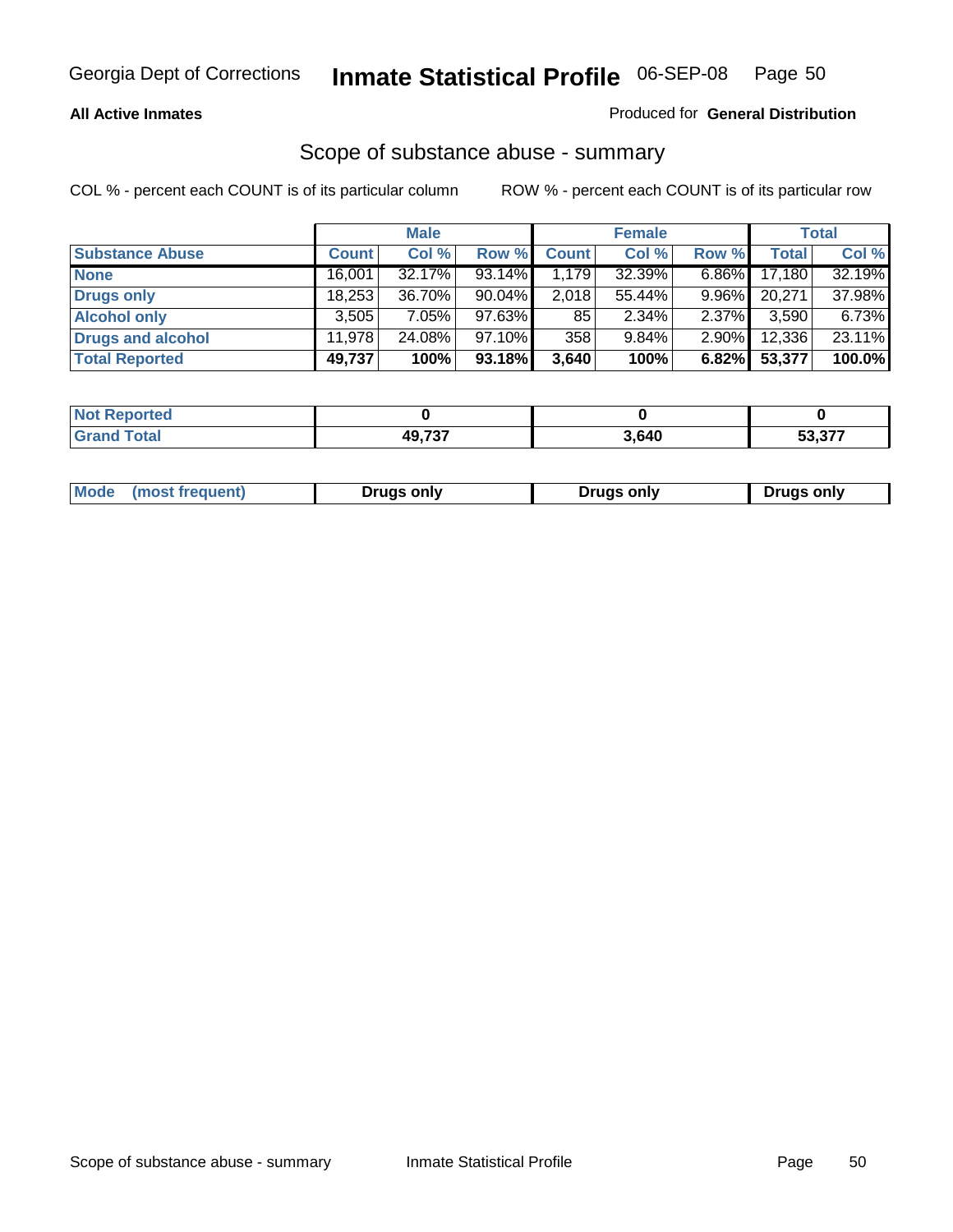Georgia Dept of Corrections **Inmate Statistical Profile** 06-SEP-08

**All Active Inmates** Produced for **General Distribution**

## Scope of substance abuse - summary

COL % - percent each COUNT is of its particular column ROW % - percent each COUNT is of its particular row

| | Male | | | Female | | | Total | |
|---|---|---|---|---|---|---|---|---|
| Substance Abuse | Count | Col % | Row % | Count | Col % | Row % | Total | Col % |
| None | 16,001 | 32.17% | 93.14% | 1,179 | 32.39% | 6.86% | 17,180 | 32.19% |
| Drugs only | 18,253 | 36.70% | 90.04% | 2,018 | 55.44% | 9.96% | 20,271 | 37.98% |
| Alcohol only | 3,505 | 7.05% | 97.63% | 85 | 2.34% | 2.37% | 3,590 | 6.73% |
| Drugs and alcohol | 11,978 | 24.08% | 97.10% | 358 | 9.84% | 2.90% | 12,336 | 23.11% |
| **Total Reported** | **49,737** | **100%** | **93.18%** | **3,640** | **100%** | **6.82%** | **53,377** | **100.0%** |

| | Male | Female | Total |
|---|---|---|---|
| Not Reported | 0 | 0 | 0 |
| Grand Total | 49,737 | 3,640 | 53,377 |

| | Male | Female | Total |
|---|---|---|---|
| Mode (most frequent) | Drugs only | Drugs only | Drugs only |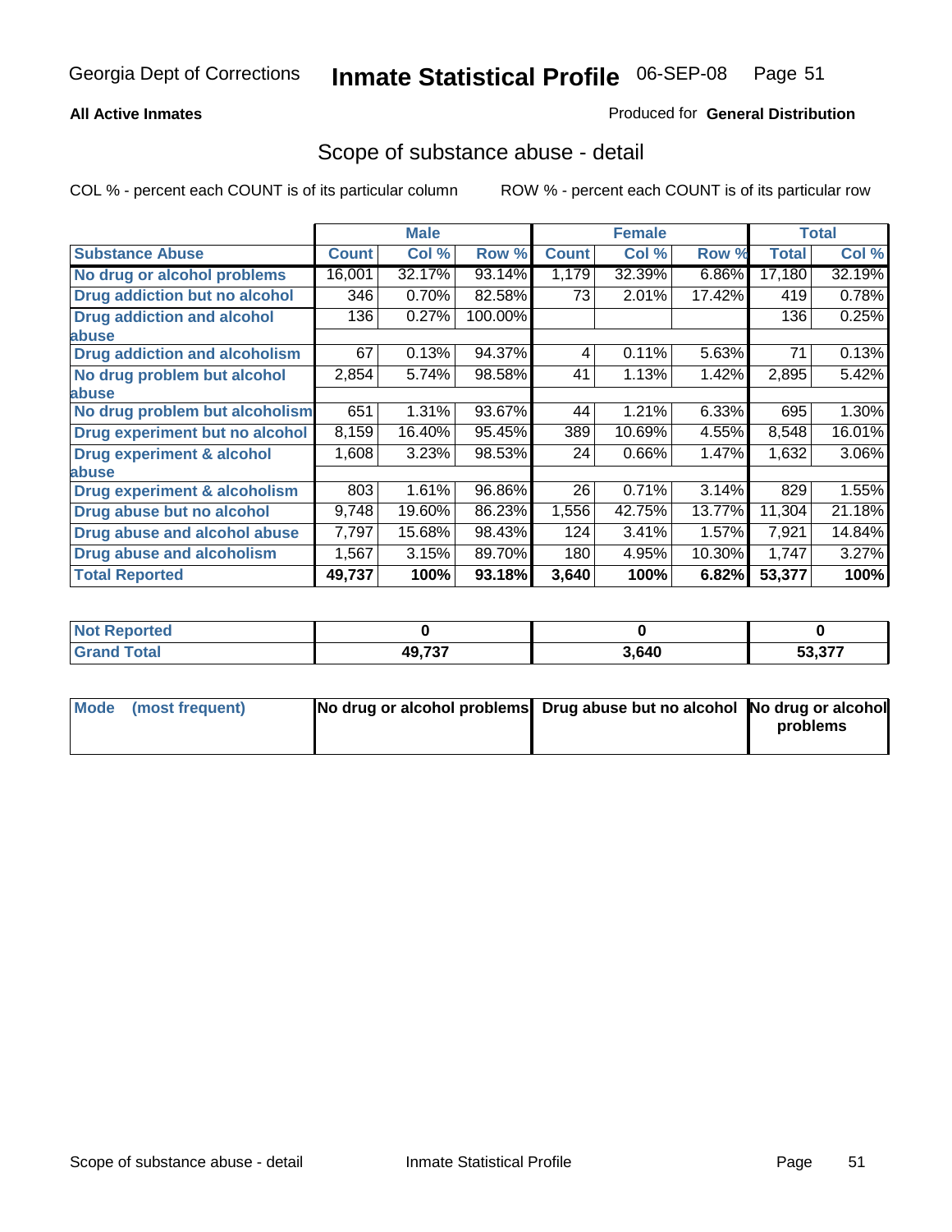Georgia Dept of Corrections **Inmate Statistical Profile** 06-SEP-08

**All Active Inmates**

Produced for **General Distribution**

## Scope of substance abuse - detail

COL % - percent each COUNT is of its particular column     ROW % - percent each COUNT is of its particular row

| | Male | | | Female | | | Total | |
|---|---|---|---|---|---|---|---|---|
| **Substance Abuse** | **Count** | **Col %** | **Row %** | **Count** | **Col %** | **Row %** | **Total** | **Col %** |
| **No drug or alcohol problems** | 16,001 | 32.17% | 93.14% | 1,179 | 32.39% | 6.86% | 17,180 | 32.19% |
| **Drug addiction but no alcohol** | 346 | 0.70% | 82.58% | 73 | 2.01% | 17.42% | 419 | 0.78% |
| **Drug addiction and alcohol abuse** | 136 | 0.27% | 100.00% | | | | 136 | 0.25% |
| **Drug addiction and alcoholism** | 67 | 0.13% | 94.37% | 4 | 0.11% | 5.63% | 71 | 0.13% |
| **No drug problem but alcohol abuse** | 2,854 | 5.74% | 98.58% | 41 | 1.13% | 1.42% | 2,895 | 5.42% |
| **No drug problem but alcoholism** | 651 | 1.31% | 93.67% | 44 | 1.21% | 6.33% | 695 | 1.30% |
| **Drug experiment but no alcohol** | 8,159 | 16.40% | 95.45% | 389 | 10.69% | 4.55% | 8,548 | 16.01% |
| **Drug experiment & alcohol abuse** | 1,608 | 3.23% | 98.53% | 24 | 0.66% | 1.47% | 1,632 | 3.06% |
| **Drug experiment & alcoholism** | 803 | 1.61% | 96.86% | 26 | 0.71% | 3.14% | 829 | 1.55% |
| **Drug abuse but no alcohol** | 9,748 | 19.60% | 86.23% | 1,556 | 42.75% | 13.77% | 11,304 | 21.18% |
| **Drug abuse and alcohol abuse** | 7,797 | 15.68% | 98.43% | 124 | 3.41% | 1.57% | 7,921 | 14.84% |
| **Drug abuse and alcoholism** | 1,567 | 3.15% | 89.70% | 180 | 4.95% | 10.30% | 1,747 | 3.27% |
| **Total Reported** | **49,737** | **100%** | **93.18%** | **3,640** | **100%** | **6.82%** | **53,377** | **100%** |

| | Male | Female | Total |
|---|---|---|---|
| **Not Reported** | **0** | **0** | **0** |
| **Grand Total** | **49,737** | **3,640** | **53,377** |

| | Male | Female | Total |
|---|---|---|---|
| **Mode (most frequent)** | **No drug or alcohol problems** | **Drug abuse but no alcohol** | **No drug or alcohol problems** |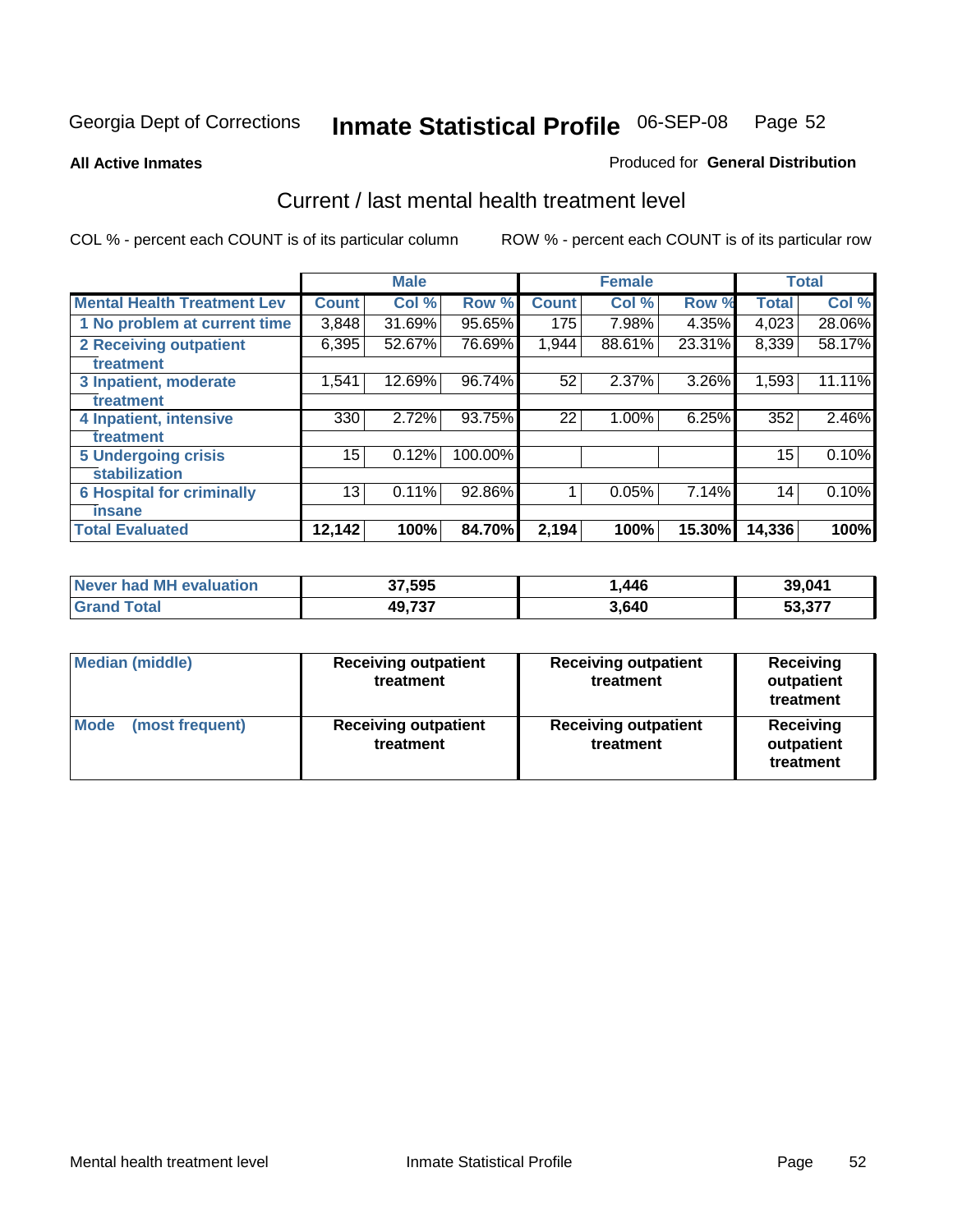Georgia Dept of Corrections **Inmate Statistical Profile** 06-SEP-08

**All Active Inmates**

Produced for **General Distribution**

## Current / last mental health treatment level

COL % - percent each COUNT is of its particular column

ROW % - percent each COUNT is of its particular row

| | Male | | | Female | | | Total | |
|---|---|---|---|---|---|---|---|---|
| **Mental Health Treatment Lev** | **Count** | **Col %** | **Row %** | **Count** | **Col %** | **Row %** | **Total** | **Col %** |
| 1 No problem at current time | 3,848 | 31.69% | 95.65% | 175 | 7.98% | 4.35% | 4,023 | 28.06% |
| 2 Receiving outpatient treatment | 6,395 | 52.67% | 76.69% | 1,944 | 88.61% | 23.31% | 8,339 | 58.17% |
| 3 Inpatient, moderate treatment | 1,541 | 12.69% | 96.74% | 52 | 2.37% | 3.26% | 1,593 | 11.11% |
| 4 Inpatient, intensive treatment | 330 | 2.72% | 93.75% | 22 | 1.00% | 6.25% | 352 | 2.46% |
| 5 Undergoing crisis stabilization | 15 | 0.12% | 100.00% | | | | 15 | 0.10% |
| 6 Hospital for criminally insane | 13 | 0.11% | 92.86% | 1 | 0.05% | 7.14% | 14 | 0.10% |
| **Total Evaluated** | **12,142** | **100%** | **84.70%** | **2,194** | **100%** | **15.30%** | **14,336** | **100%** |

| | Male | Female | Total |
|---|---|---|---|
| **Never had MH evaluation** | **37,595** | **1,446** | **39,041** |
| **Grand Total** | **49,737** | **3,640** | **53,377** |

| | Male | Female | Total |
|---|---|---|---|
| **Median (middle)** | **Receiving outpatient treatment** | **Receiving outpatient treatment** | **Receiving outpatient treatment** |
| **Mode (most frequent)** | **Receiving outpatient treatment** | **Receiving outpatient treatment** | **Receiving outpatient treatment** |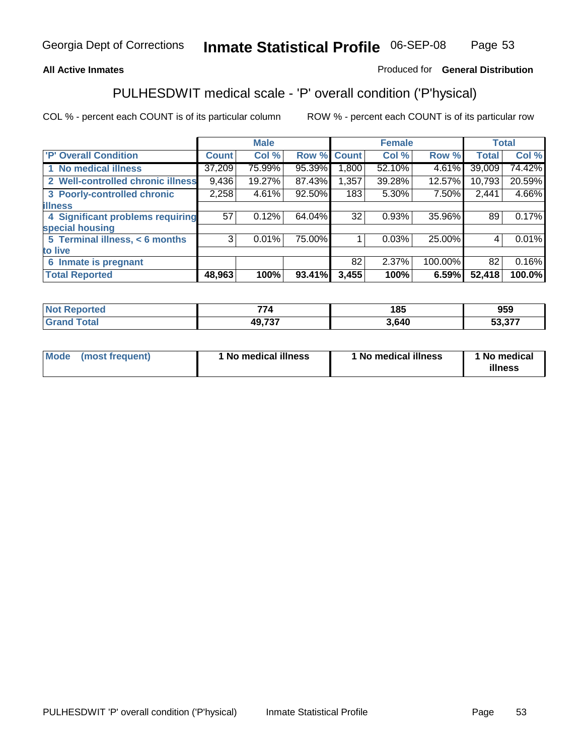Georgia Dept of Corrections **Inmate Statistical Profile** 06-SEP-08

**All Active Inmates** Produced for **General Distribution**

## PULHESDWIT medical scale - 'P' overall condition ('P'hysical)

COL % - percent each COUNT is of its particular column ROW % - percent each COUNT is of its particular row

| | Male | | | Female | | | Total | |
|---|---|---|---|---|---|---|---|---|
| 'P' Overall Condition | Count | Col % | Row % | Count | Col % | Row % | Total | Col % |
| 1 No medical illness | 37,209 | 75.99% | 95.39% | 1,800 | 52.10% | 4.61% | 39,009 | 74.42% |
| 2 Well-controlled chronic illness | 9,436 | 19.27% | 87.43% | 1,357 | 39.28% | 12.57% | 10,793 | 20.59% |
| 3 Poorly-controlled chronic illness | 2,258 | 4.61% | 92.50% | 183 | 5.30% | 7.50% | 2,441 | 4.66% |
| 4 Significant problems requiring special housing | 57 | 0.12% | 64.04% | 32 | 0.93% | 35.96% | 89 | 0.17% |
| 5 Terminal illness, < 6 months to live | 3 | 0.01% | 75.00% | 1 | 0.03% | 25.00% | 4 | 0.01% |
| 6 Inmate is pregnant | | | | 82 | 2.37% | 100.00% | 82 | 0.16% |
| **Total Reported** | **48,963** | **100%** | **93.41%** | **3,455** | **100%** | **6.59%** | **52,418** | **100.0%** |

| | Male | Female | Total |
|---|---|---|---|
| Not Reported | 774 | 185 | 959 |
| Grand Total | 49,737 | 3,640 | 53,377 |

| | Male | Female | Total |
|---|---|---|---|
| Mode (most frequent) | 1 No medical illness | 1 No medical illness | 1 No medical illness |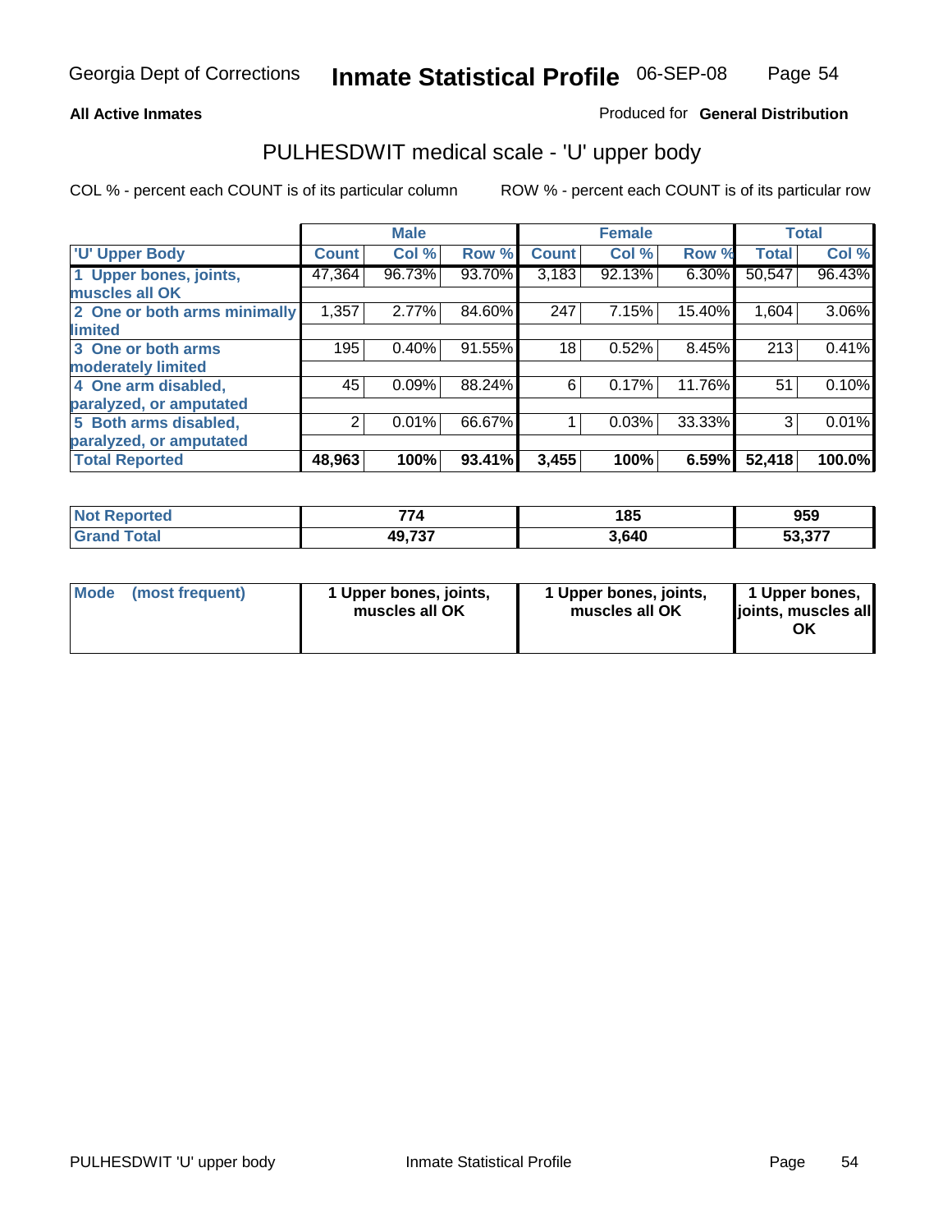**All Active Inmates**

Produced for **General Distribution**

## PULHESDWIT medical scale - 'U' upper body

COL % - percent each COUNT is of its particular column

ROW % - percent each COUNT is of its particular row

| | Male | | | Female | | | Total | |
|---|---|---|---|---|---|---|---|---|
| 'U' Upper Body | Count | Col % | Row % | Count | Col % | Row % | Total | Col % |
| 1 Upper bones, joints, muscles all OK | 47,364 | 96.73% | 93.70% | 3,183 | 92.13% | 6.30% | 50,547 | 96.43% |
| 2 One or both arms minimally limited | 1,357 | 2.77% | 84.60% | 247 | 7.15% | 15.40% | 1,604 | 3.06% |
| 3 One or both arms moderately limited | 195 | 0.40% | 91.55% | 18 | 0.52% | 8.45% | 213 | 0.41% |
| 4 One arm disabled, paralyzed, or amputated | 45 | 0.09% | 88.24% | 6 | 0.17% | 11.76% | 51 | 0.10% |
| 5 Both arms disabled, paralyzed, or amputated | 2 | 0.01% | 66.67% | 1 | 0.03% | 33.33% | 3 | 0.01% |
| **Total Reported** | **48,963** | **100%** | **93.41%** | **3,455** | **100%** | **6.59%** | **52,418** | **100.0%** |

| | Male | Female | Total |
|---|---|---|---|
| Not Reported | 774 | 185 | 959 |
| Grand Total | 49,737 | 3,640 | 53,377 |

| | Male | Female | Total |
|---|---|---|---|
| Mode (most frequent) | 1 Upper bones, joints, muscles all OK | 1 Upper bones, joints, muscles all OK | 1 Upper bones, joints, muscles all OK |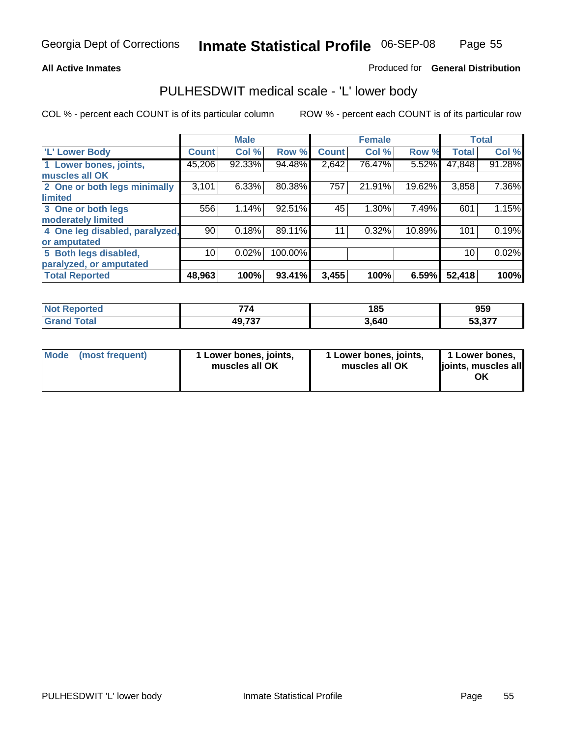**All Active Inmates**

Produced for **General Distribution**

## PULHESDWIT medical scale - 'L' lower body

COL % - percent each COUNT is of its particular column

ROW % - percent each COUNT is of its particular row

| | Male | | | Female | | | Total | |
|---|---|---|---|---|---|---|---|---|
| 'L' Lower Body | Count | Col % | Row % | Count | Col % | Row % | Total | Col % |
| 1 Lower bones, joints, muscles all OK | 45,206 | 92.33% | 94.48% | 2,642 | 76.47% | 5.52% | 47,848 | 91.28% |
| 2 One or both legs minimally limited | 3,101 | 6.33% | 80.38% | 757 | 21.91% | 19.62% | 3,858 | 7.36% |
| 3 One or both legs moderately limited | 556 | 1.14% | 92.51% | 45 | 1.30% | 7.49% | 601 | 1.15% |
| 4 One leg disabled, paralyzed, or amputated | 90 | 0.18% | 89.11% | 11 | 0.32% | 10.89% | 101 | 0.19% |
| 5 Both legs disabled, paralyzed, or amputated | 10 | 0.02% | 100.00% | | | | 10 | 0.02% |
| **Total Reported** | **48,963** | **100%** | **93.41%** | **3,455** | **100%** | **6.59%** | **52,418** | **100%** |

| | Male | Female | Total |
|---|---|---|---|
| Not Reported | 774 | 185 | 959 |
| Grand Total | 49,737 | 3,640 | 53,377 |

| | Male | Female | Total |
|---|---|---|---|
| Mode (most frequent) | 1 Lower bones, joints, muscles all OK | 1 Lower bones, joints, muscles all OK | 1 Lower bones, joints, muscles all OK |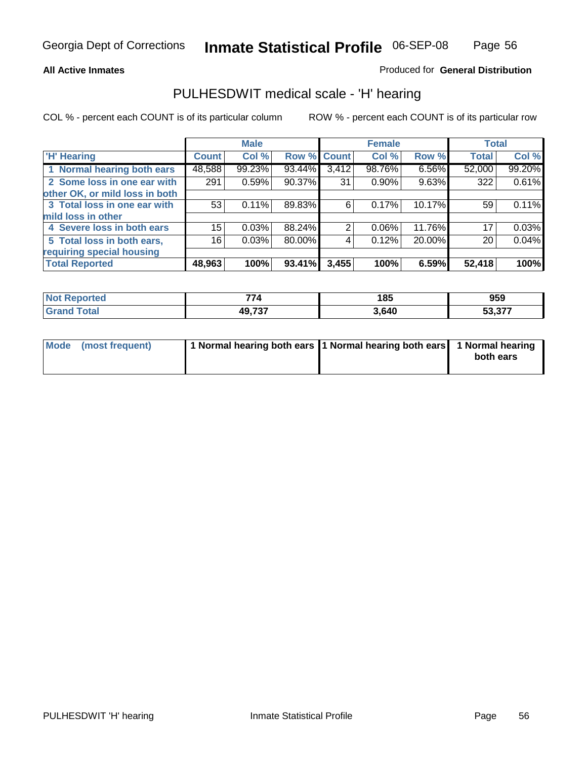Georgia Dept of Corrections **Inmate Statistical Profile** 06-SEP-08

**All Active Inmates**

Produced for **General Distribution**

## PULHESDWIT medical scale - 'H' hearing

COL % - percent each COUNT is of its particular column

ROW % - percent each COUNT is of its particular row

| | Male | | | Female | | | Total | |
|---|---|---|---|---|---|---|---|---|
| 'H' Hearing | Count | Col % | Row % | Count | Col % | Row % | Total | Col % |
| 1 Normal hearing both ears | 48,588 | 99.23% | 93.44% | 3,412 | 98.76% | 6.56% | 52,000 | 99.20% |
| 2 Some loss in one ear with other OK, or mild loss in both | 291 | 0.59% | 90.37% | 31 | 0.90% | 9.63% | 322 | 0.61% |
| 3 Total loss in one ear with mild loss in other | 53 | 0.11% | 89.83% | 6 | 0.17% | 10.17% | 59 | 0.11% |
| 4 Severe loss in both ears | 15 | 0.03% | 88.24% | 2 | 0.06% | 11.76% | 17 | 0.03% |
| 5 Total loss in both ears, requiring special housing | 16 | 0.03% | 80.00% | 4 | 0.12% | 20.00% | 20 | 0.04% |
| **Total Reported** | **48,963** | **100%** | **93.41%** | **3,455** | **100%** | **6.59%** | **52,418** | **100%** |

| | Male | Female | Total |
|---|---|---|---|
| Not Reported | 774 | 185 | 959 |
| Grand Total | 49,737 | 3,640 | 53,377 |

| | Male | Female | Total |
|---|---|---|---|
| Mode (most frequent) | 1 Normal hearing both ears | 1 Normal hearing both ears | 1 Normal hearing both ears |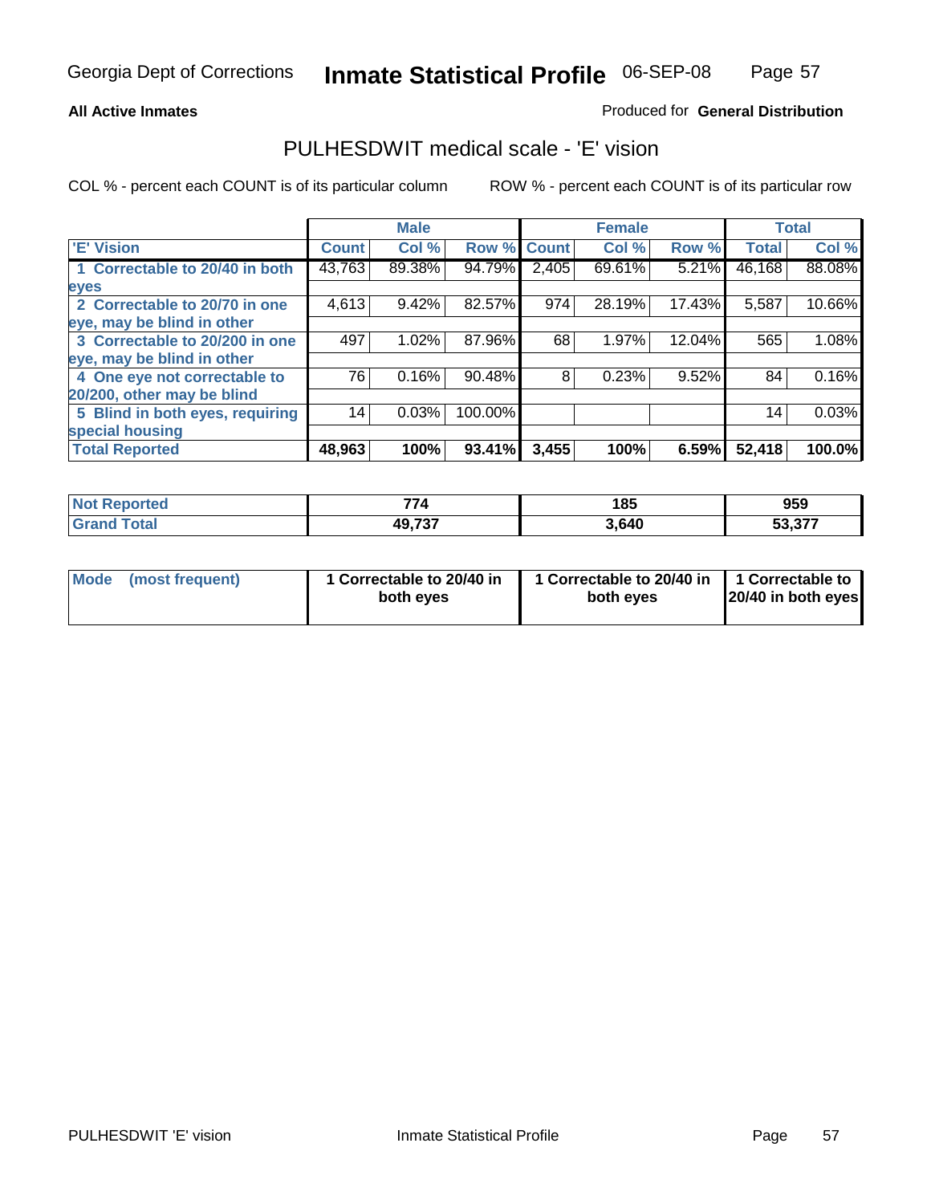**All Active Inmates**

Produced for **General Distribution**

## PULHESDWIT medical scale - 'E' vision

COL % - percent each COUNT is of its particular column

ROW % - percent each COUNT is of its particular row

| | Male | | | Female | | | Total | |
|---|---|---|---|---|---|---|---|---|
| 'E' Vision | Count | Col % | Row % | Count | Col % | Row % | Total | Col % |
| 1 Correctable to 20/40 in both eyes | 43,763 | 89.38% | 94.79% | 2,405 | 69.61% | 5.21% | 46,168 | 88.08% |
| 2 Correctable to 20/70 in one eye, may be blind in other | 4,613 | 9.42% | 82.57% | 974 | 28.19% | 17.43% | 5,587 | 10.66% |
| 3 Correctable to 20/200 in one eye, may be blind in other | 497 | 1.02% | 87.96% | 68 | 1.97% | 12.04% | 565 | 1.08% |
| 4 One eye not correctable to 20/200, other may be blind | 76 | 0.16% | 90.48% | 8 | 0.23% | 9.52% | 84 | 0.16% |
| 5 Blind in both eyes, requiring special housing | 14 | 0.03% | 100.00% | | | | 14 | 0.03% |
| **Total Reported** | **48,963** | **100%** | **93.41%** | **3,455** | **100%** | **6.59%** | **52,418** | **100.0%** |

| | Male | Female | Total |
|---|---|---|---|
| Not Reported | 774 | 185 | 959 |
| Grand Total | 49,737 | 3,640 | 53,377 |

| | Male | Female | Total |
|---|---|---|---|
| Mode (most frequent) | 1 Correctable to 20/40 in both eyes | 1 Correctable to 20/40 in both eyes | 1 Correctable to 20/40 in both eyes |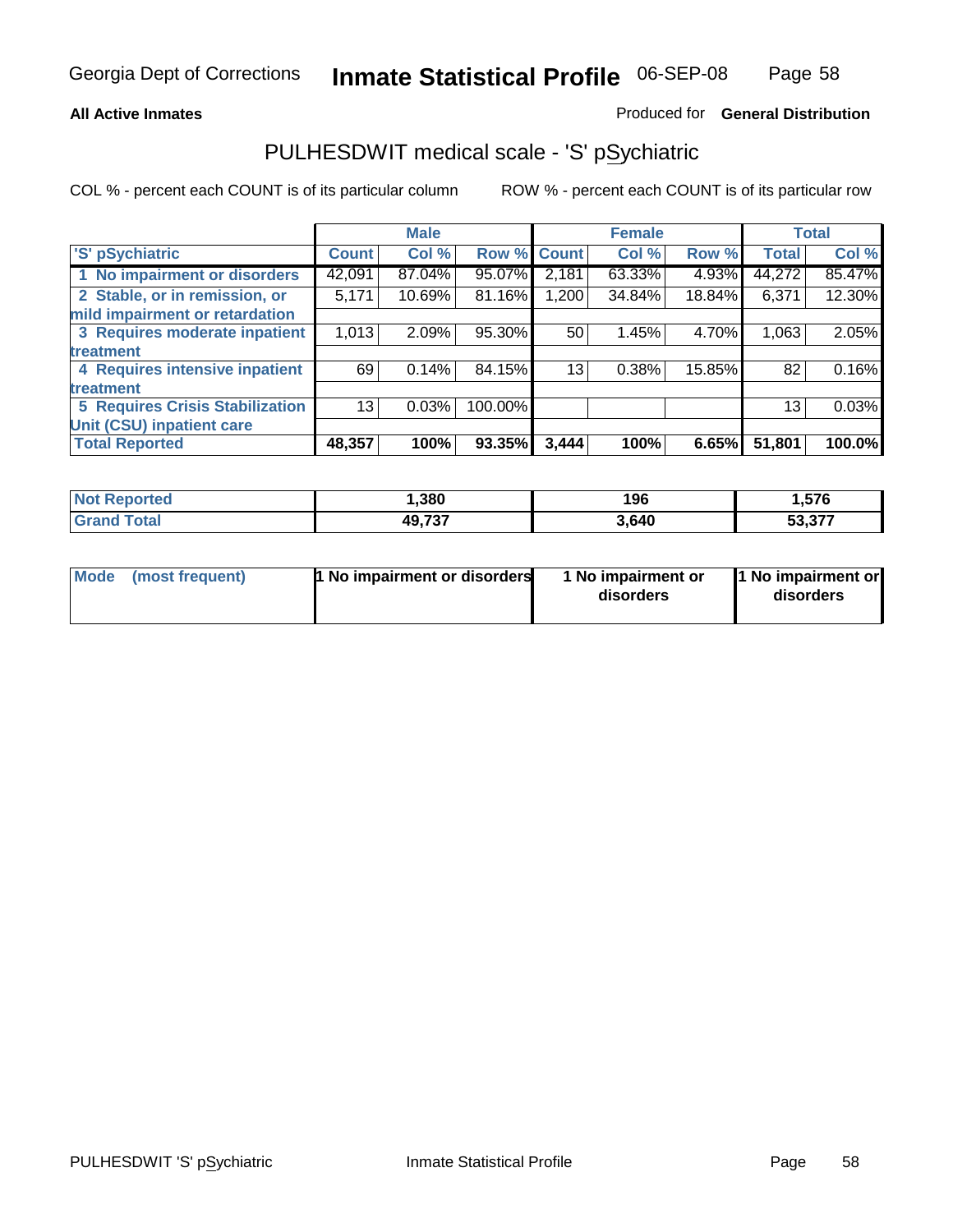Georgia Dept of Corrections **Inmate Statistical Profile** 06-SEP-08

**All Active Inmates** Produced for **General Distribution**

## PULHESDWIT medical scale - 'S' pSychiatric

COL % - percent each COUNT is of its particular column ROW % - percent each COUNT is of its particular row

| 'S' pSychiatric | Male | | | Female | | | Total | |
|---|---|---|---|---|---|---|---|---|
| | Count | Col % | Row % | Count | Col % | Row % | Total | Col % |
| 1 No impairment or disorders | 42,091 | 87.04% | 95.07% | 2,181 | 63.33% | 4.93% | 44,272 | 85.47% |
| 2 Stable, or in remission, or mild impairment or retardation | 5,171 | 10.69% | 81.16% | 1,200 | 34.84% | 18.84% | 6,371 | 12.30% |
| 3 Requires moderate inpatient treatment | 1,013 | 2.09% | 95.30% | 50 | 1.45% | 4.70% | 1,063 | 2.05% |
| 4 Requires intensive inpatient treatment | 69 | 0.14% | 84.15% | 13 | 0.38% | 15.85% | 82 | 0.16% |
| 5 Requires Crisis Stabilization Unit (CSU) inpatient care | 13 | 0.03% | 100.00% | | | | 13 | 0.03% |
| **Total Reported** | **48,357** | **100%** | **93.35%** | **3,444** | **100%** | **6.65%** | **51,801** | **100.0%** |

| | Male | Female | Total |
|---|---|---|---|
| Not Reported | 1,380 | 196 | 1,576 |
| Grand Total | 49,737 | 3,640 | 53,377 |

| | Male | Female | Total |
|---|---|---|---|
| Mode (most frequent) | 1 No impairment or disorders | 1 No impairment or disorders | 1 No impairment or disorders |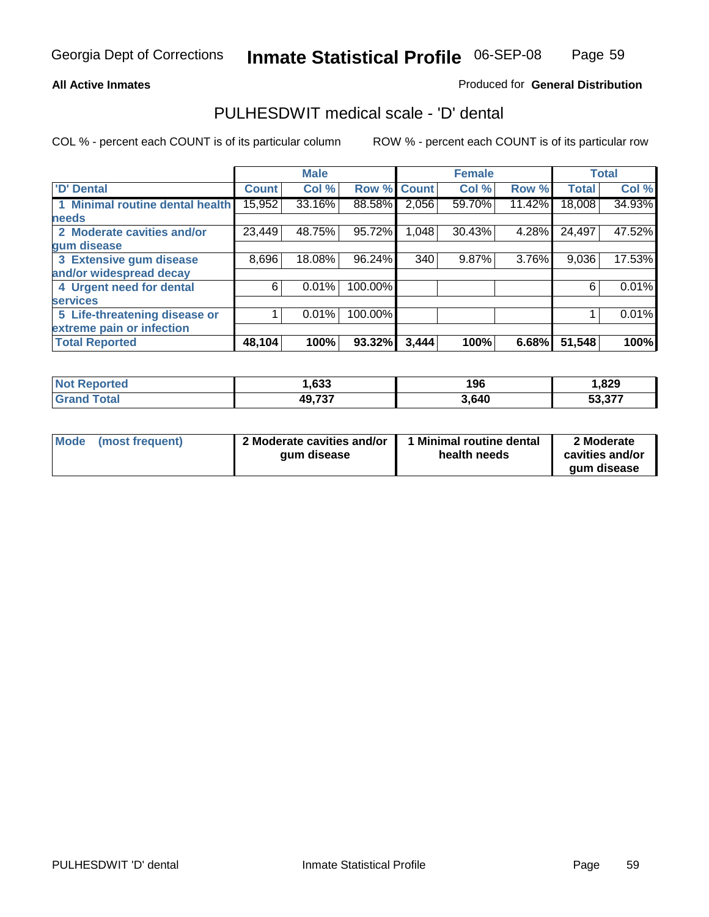Georgia Dept of Corrections **Inmate Statistical Profile** 06-SEP-08

**All Active Inmates**

Produced for **General Distribution**

## PULHESDWIT medical scale - 'D' dental

COL % - percent each COUNT is of its particular column

ROW % - percent each COUNT is of its particular row

| | Male | | | Female | | | Total | |
|---|---|---|---|---|---|---|---|---|
| 'D' Dental | Count | Col % | Row % | Count | Col % | Row % | Total | Col % |
| 1 Minimal routine dental health needs | 15,952 | 33.16% | 88.58% | 2,056 | 59.70% | 11.42% | 18,008 | 34.93% |
| 2 Moderate cavities and/or gum disease | 23,449 | 48.75% | 95.72% | 1,048 | 30.43% | 4.28% | 24,497 | 47.52% |
| 3 Extensive gum disease and/or widespread decay | 8,696 | 18.08% | 96.24% | 340 | 9.87% | 3.76% | 9,036 | 17.53% |
| 4 Urgent need for dental services | 6 | 0.01% | 100.00% | | | | 6 | 0.01% |
| 5 Life-threatening disease or extreme pain or infection | 1 | 0.01% | 100.00% | | | | 1 | 0.01% |
| **Total Reported** | **48,104** | **100%** | **93.32%** | **3,444** | **100%** | **6.68%** | **51,548** | **100%** |

| | Male | Female | Total |
|---|---|---|---|
| Not Reported | 1,633 | 196 | 1,829 |
| Grand Total | 49,737 | 3,640 | 53,377 |

| | Male | Female | Total |
|---|---|---|---|
| Mode (most frequent) | 2 Moderate cavities and/or gum disease | 1 Minimal routine dental health needs | 2 Moderate cavities and/or gum disease |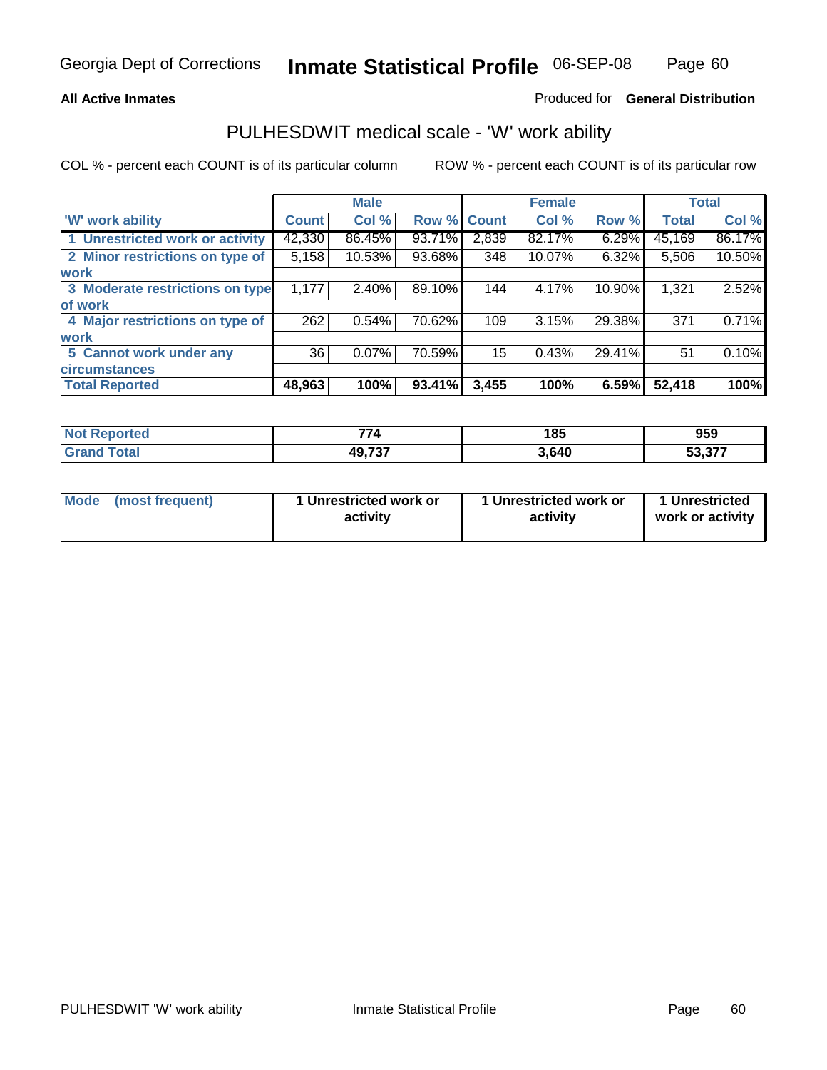Georgia Dept of Corrections **Inmate Statistical Profile** 06-SEP-08

**All Active Inmates**

Produced for **General Distribution**

## PULHESDWIT medical scale - 'W' work ability

COL % - percent each COUNT is of its particular column

ROW % - percent each COUNT is of its particular row

| | Male | | | Female | | | Total | |
|---|---|---|---|---|---|---|---|---|
| 'W' work ability | Count | Col % | Row % | Count | Col % | Row % | Total | Col % |
| 1 Unrestricted work or activity | 42,330 | 86.45% | 93.71% | 2,839 | 82.17% | 6.29% | 45,169 | 86.17% |
| 2 Minor restrictions on type of work | 5,158 | 10.53% | 93.68% | 348 | 10.07% | 6.32% | 5,506 | 10.50% |
| 3 Moderate restrictions on type of work | 1,177 | 2.40% | 89.10% | 144 | 4.17% | 10.90% | 1,321 | 2.52% |
| 4 Major restrictions on type of work | 262 | 0.54% | 70.62% | 109 | 3.15% | 29.38% | 371 | 0.71% |
| 5 Cannot work under any circumstances | 36 | 0.07% | 70.59% | 15 | 0.43% | 29.41% | 51 | 0.10% |
| **Total Reported** | **48,963** | **100%** | **93.41%** | **3,455** | **100%** | **6.59%** | **52,418** | **100%** |

| | Male | Female | Total |
|---|---|---|---|
| Not Reported | 774 | 185 | 959 |
| Grand Total | 49,737 | 3,640 | 53,377 |

| | Male | Female | Total |
|---|---|---|---|
| Mode (most frequent) | 1 Unrestricted work or activity | 1 Unrestricted work or activity | 1 Unrestricted work or activity |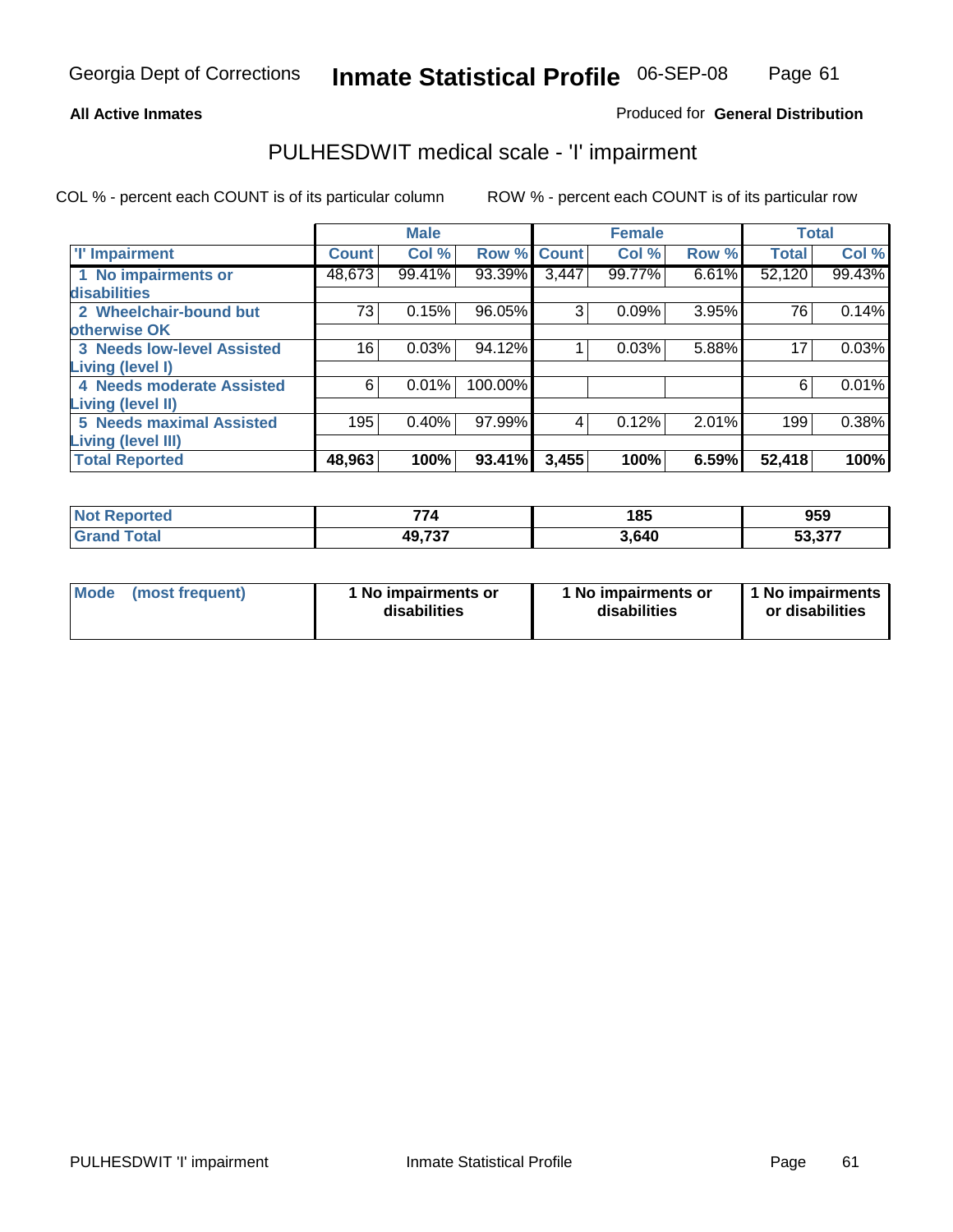Georgia Dept of Corrections **Inmate Statistical Profile** 06-SEP-08

**All Active Inmates**

Produced for **General Distribution**

## PULHESDWIT medical scale - 'I' impairment

COL % - percent each COUNT is of its particular column ROW % - percent each COUNT is of its particular row

| | Male | | | Female | | | Total | |
|---|---|---|---|---|---|---|---|---|
| 'I' Impairment | Count | Col % | Row % | Count | Col % | Row % | Total | Col % |
| 1 No impairments or disabilities | 48,673 | 99.41% | 93.39% | 3,447 | 99.77% | 6.61% | 52,120 | 99.43% |
| 2 Wheelchair-bound but otherwise OK | 73 | 0.15% | 96.05% | 3 | 0.09% | 3.95% | 76 | 0.14% |
| 3 Needs low-level Assisted Living (level I) | 16 | 0.03% | 94.12% | 1 | 0.03% | 5.88% | 17 | 0.03% |
| 4 Needs moderate Assisted Living (level II) | 6 | 0.01% | 100.00% | | | | 6 | 0.01% |
| 5 Needs maximal Assisted Living (level III) | 195 | 0.40% | 97.99% | 4 | 0.12% | 2.01% | 199 | 0.38% |
| **Total Reported** | **48,963** | **100%** | **93.41%** | **3,455** | **100%** | **6.59%** | **52,418** | **100%** |

| | Male | Female | Total |
|---|---|---|---|
| Not Reported | 774 | 185 | 959 |
| Grand Total | 49,737 | 3,640 | 53,377 |

| | Male | Female | Total |
|---|---|---|---|
| Mode (most frequent) | 1 No impairments or disabilities | 1 No impairments or disabilities | 1 No impairments or disabilities |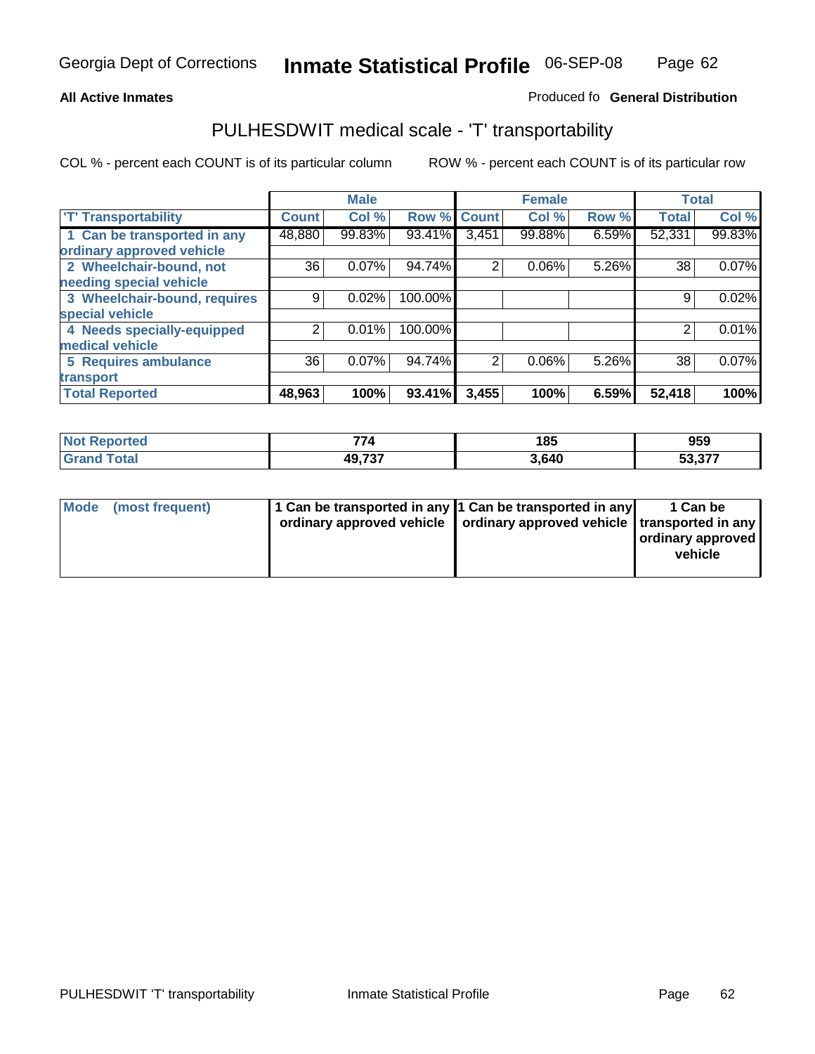**All Active Inmates**

Produced fo **General Distribution**

## PULHESDWIT medical scale - 'T' transportability

COL % - percent each COUNT is of its particular column

ROW % - percent each COUNT is of its particular row

| | Male | | | Female | | | Total | |
|---|---|---|---|---|---|---|---|---|
| 'T' Transportability | Count | Col % | Row % | Count | Col % | Row % | Total | Col % |
| 1 Can be transported in any ordinary approved vehicle | 48,880 | 99.83% | 93.41% | 3,451 | 99.88% | 6.59% | 52,331 | 99.83% |
| 2 Wheelchair-bound, not needing special vehicle | 36 | 0.07% | 94.74% | 2 | 0.06% | 5.26% | 38 | 0.07% |
| 3 Wheelchair-bound, requires special vehicle | 9 | 0.02% | 100.00% | | | | 9 | 0.02% |
| 4 Needs specially-equipped medical vehicle | 2 | 0.01% | 100.00% | | | | 2 | 0.01% |
| 5 Requires ambulance transport | 36 | 0.07% | 94.74% | 2 | 0.06% | 5.26% | 38 | 0.07% |
| **Total Reported** | **48,963** | **100%** | **93.41%** | **3,455** | **100%** | **6.59%** | **52,418** | **100%** |

| | Male | Female | Total |
|---|---|---|---|
| **Not Reported** | **774** | **185** | **959** |
| **Grand Total** | **49,737** | **3,640** | **53,377** |

| | Male | Female | Total |
|---|---|---|---|
| **Mode (most frequent)** | **1 Can be transported in any ordinary approved vehicle** | **1 Can be transported in any ordinary approved vehicle** | **1 Can be transported in any ordinary approved vehicle** |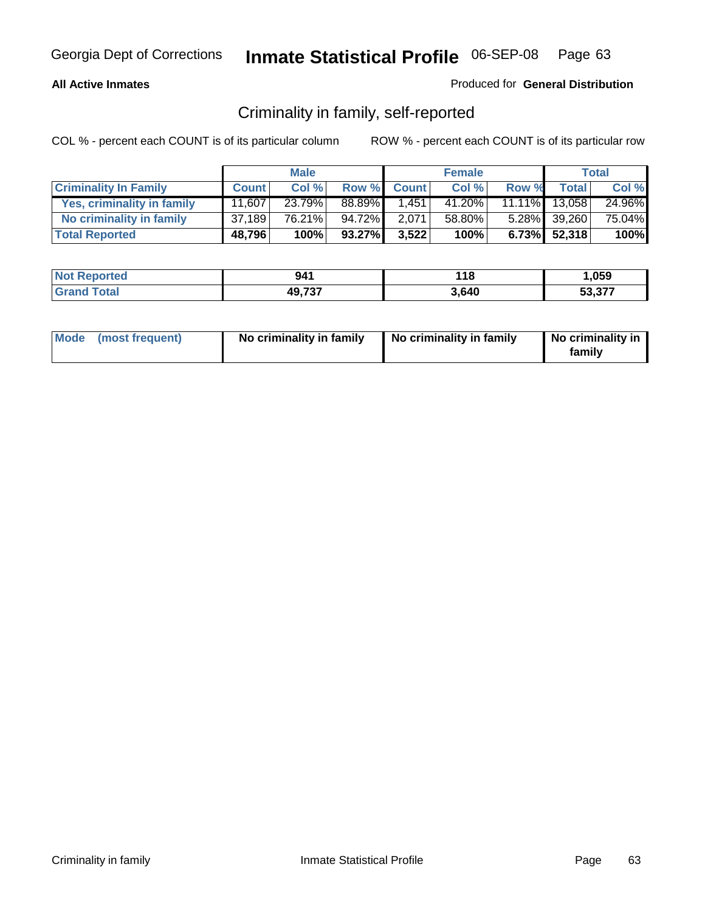**All Active Inmates**

Produced for **General Distribution**

## Criminality in family, self-reported

COL % - percent each COUNT is of its particular column

ROW % - percent each COUNT is of its particular row

| | Male | | | Female | | | Total | |
|---|---|---|---|---|---|---|---|---|
| **Criminality In Family** | **Count** | **Col %** | **Row %** | **Count** | **Col %** | **Row %** | **Total** | **Col %** |
| Yes, criminality in family | 11,607 | 23.79% | 88.89% | 1,451 | 41.20% | 11.11% | 13,058 | 24.96% |
| No criminality in family | 37,189 | 76.21% | 94.72% | 2,071 | 58.80% | 5.28% | 39,260 | 75.04% |
| **Total Reported** | **48,796** | **100%** | **93.27%** | **3,522** | **100%** | **6.73%** | **52,318** | **100%** |

| | Male | Female | Total |
|---|---|---|---|
| Not Reported | **941** | **118** | **1,059** |
| Grand Total | **49,737** | **3,640** | **53,377** |

| | Male | Female | Total |
|---|---|---|---|
| Mode (most frequent) | **No criminality in family** | **No criminality in family** | **No criminality in family** |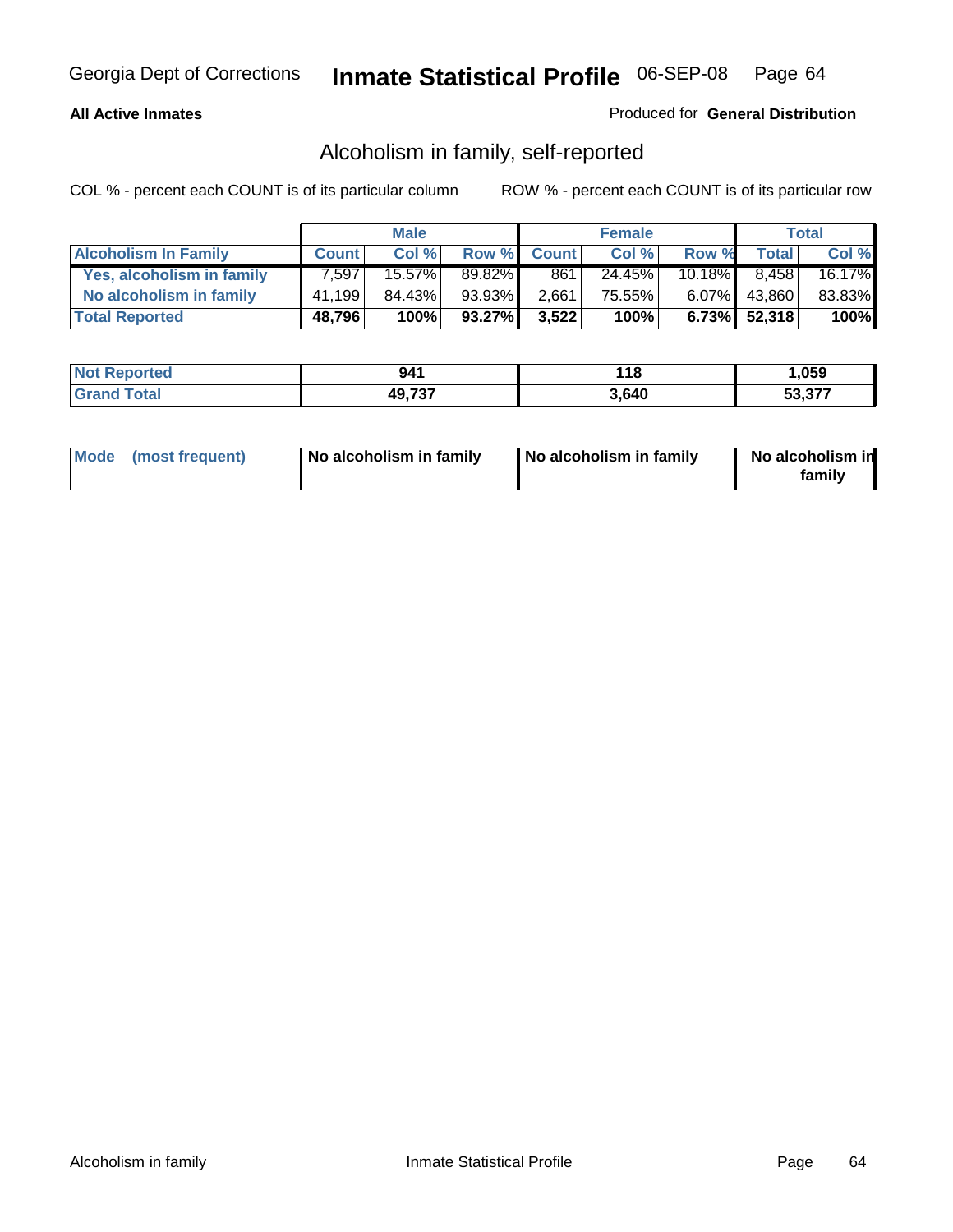Georgia Dept of Corrections **Inmate Statistical Profile** 06-SEP-08

**All Active Inmates**

Produced for **General Distribution**

## Alcoholism in family, self-reported

COL % - percent each COUNT is of its particular column

ROW % - percent each COUNT is of its particular row

| | Male | | | Female | | | Total | |
|---|---|---|---|---|---|---|---|---|
| **Alcoholism In Family** | **Count** | **Col %** | **Row %** | **Count** | **Col %** | **Row %** | **Total** | **Col %** |
| **Yes, alcoholism in family** | 7,597 | 15.57% | 89.82% | 861 | 24.45% | 10.18% | 8,458 | 16.17% |
| **No alcoholism in family** | 41,199 | 84.43% | 93.93% | 2,661 | 75.55% | 6.07% | 43,860 | 83.83% |
| **Total Reported** | **48,796** | **100%** | **93.27%** | **3,522** | **100%** | **6.73%** | **52,318** | **100%** |

| | Male | Female | Total |
|---|---|---|---|
| **Not Reported** | **941** | **118** | **1,059** |
| **Grand Total** | **49,737** | **3,640** | **53,377** |

| | Male | Female | Total |
|---|---|---|---|
| **Mode (most frequent)** | **No alcoholism in family** | **No alcoholism in family** | **No alcoholism in family** |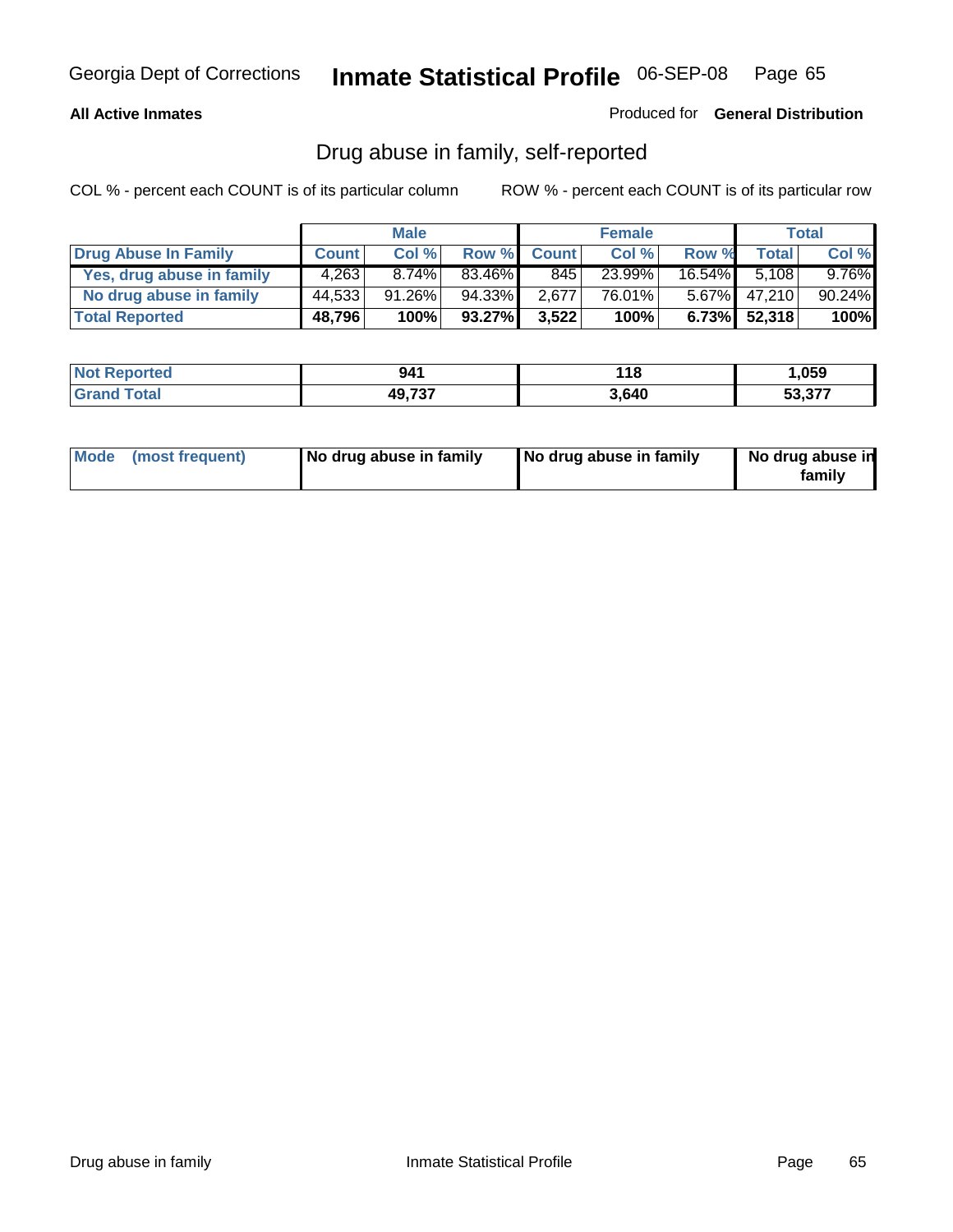Georgia Dept of Corrections **Inmate Statistical Profile** 06-SEP-08

**All Active Inmates**

Produced for **General Distribution**

## Drug abuse in family, self-reported

COL % - percent each COUNT is of its particular column ROW % - percent each COUNT is of its particular row

| | Male | | | Female | | | Total | |
|---|---|---|---|---|---|---|---|---|
| **Drug Abuse In Family** | **Count** | **Col %** | **Row %** | **Count** | **Col %** | **Row %** | **Total** | **Col %** |
| **Yes, drug abuse in family** | 4,263 | 8.74% | 83.46% | 845 | 23.99% | 16.54% | 5,108 | 9.76% |
| **No drug abuse in family** | 44,533 | 91.26% | 94.33% | 2,677 | 76.01% | 5.67% | 47,210 | 90.24% |
| **Total Reported** | **48,796** | **100%** | **93.27%** | **3,522** | **100%** | **6.73%** | **52,318** | **100%** |

| | Male | Female | Total |
|---|---|---|---|
| **Not Reported** | **941** | **118** | **1,059** |
| **Grand Total** | **49,737** | **3,640** | **53,377** |

| | Male | Female | Total |
|---|---|---|---|
| **Mode (most frequent)** | **No drug abuse in family** | **No drug abuse in family** | **No drug abuse in family** |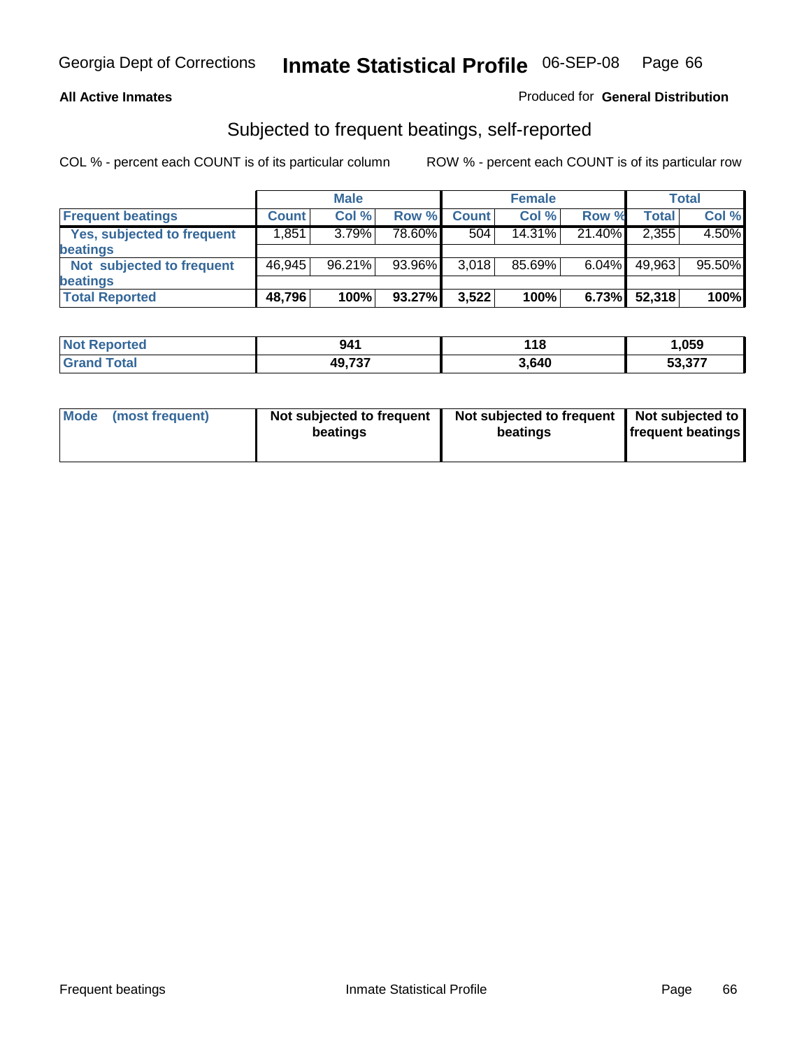Georgia Dept of Corrections **Inmate Statistical Profile** 06-SEP-08

**All Active Inmates**

Produced for **General Distribution**

## Subjected to frequent beatings, self-reported

COL % - percent each COUNT is of its particular column

ROW % - percent each COUNT is of its particular row

| | Male | | | Female | | | Total | |
|---|---|---|---|---|---|---|---|---|
| **Frequent beatings** | **Count** | **Col %** | **Row %** | **Count** | **Col %** | **Row %** | **Total** | **Col %** |
| **Yes, subjected to frequent beatings** | 1,851 | 3.79% | 78.60% | 504 | 14.31% | 21.40% | 2,355 | 4.50% |
| **Not subjected to frequent beatings** | 46,945 | 96.21% | 93.96% | 3,018 | 85.69% | 6.04% | 49,963 | 95.50% |
| **Total Reported** | **48,796** | **100%** | **93.27%** | **3,522** | **100%** | **6.73%** | **52,318** | **100%** |

| | Male | Female | Total |
|---|---|---|---|
| **Not Reported** | **941** | **118** | **1,059** |
| **Grand Total** | **49,737** | **3,640** | **53,377** |

| | Male | Female | Total |
|---|---|---|---|
| **Mode (most frequent)** | **Not subjected to frequent beatings** | **Not subjected to frequent beatings** | **Not subjected to frequent beatings** |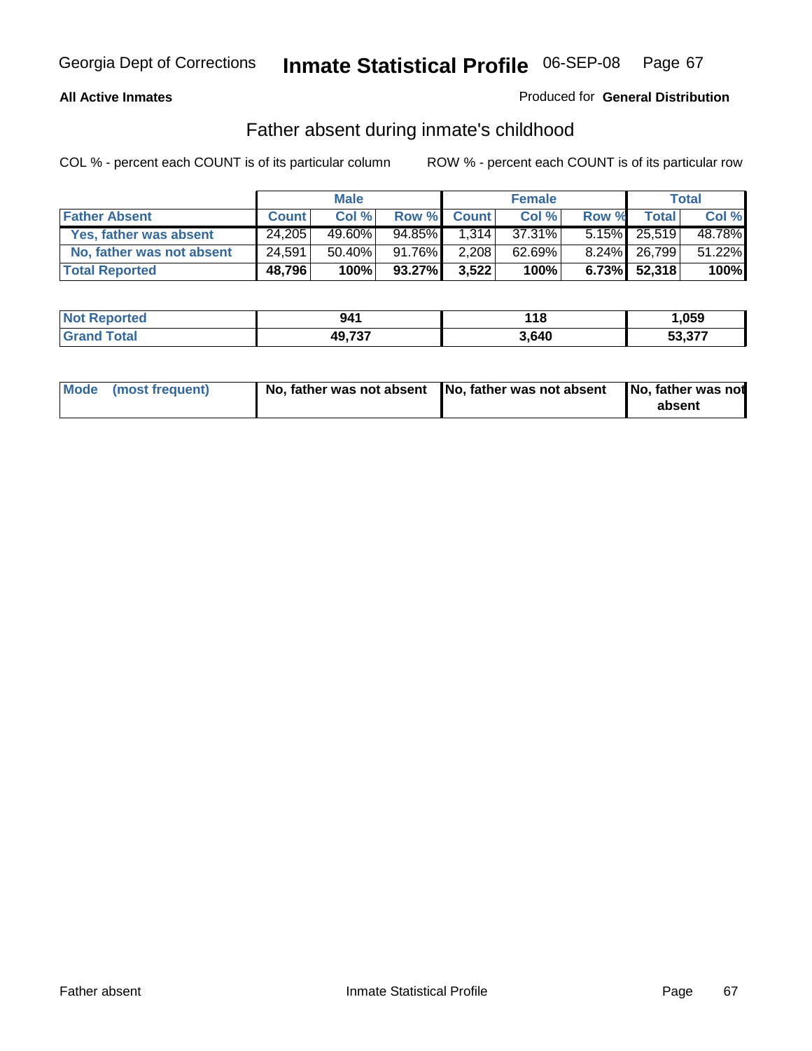Georgia Dept of Corrections **Inmate Statistical Profile** 06-SEP-08

**All Active Inmates**

Produced for **General Distribution**

## Father absent during inmate's childhood

COL % - percent each COUNT is of its particular column

ROW % - percent each COUNT is of its particular row

| | Male | | | Female | | | Total | |
|---|---|---|---|---|---|---|---|---|
| **Father Absent** | **Count** | **Col %** | **Row %** | **Count** | **Col %** | **Row %** | **Total** | **Col %** |
| Yes, father was absent | 24,205 | 49.60% | 94.85% | 1,314 | 37.31% | 5.15% | 25,519 | 48.78% |
| No, father was not absent | 24,591 | 50.40% | 91.76% | 2,208 | 62.69% | 8.24% | 26,799 | 51.22% |
| **Total Reported** | **48,796** | **100%** | **93.27%** | **3,522** | **100%** | **6.73%** | **52,318** | **100%** |

| | Male | Female | Total |
|---|---|---|---|
| **Not Reported** | **941** | **118** | **1,059** |
| **Grand Total** | **49,737** | **3,640** | **53,377** |

| | Male | Female | Total |
|---|---|---|---|
| **Mode (most frequent)** | **No, father was not absent** | **No, father was not absent** | **No, father was not absent** |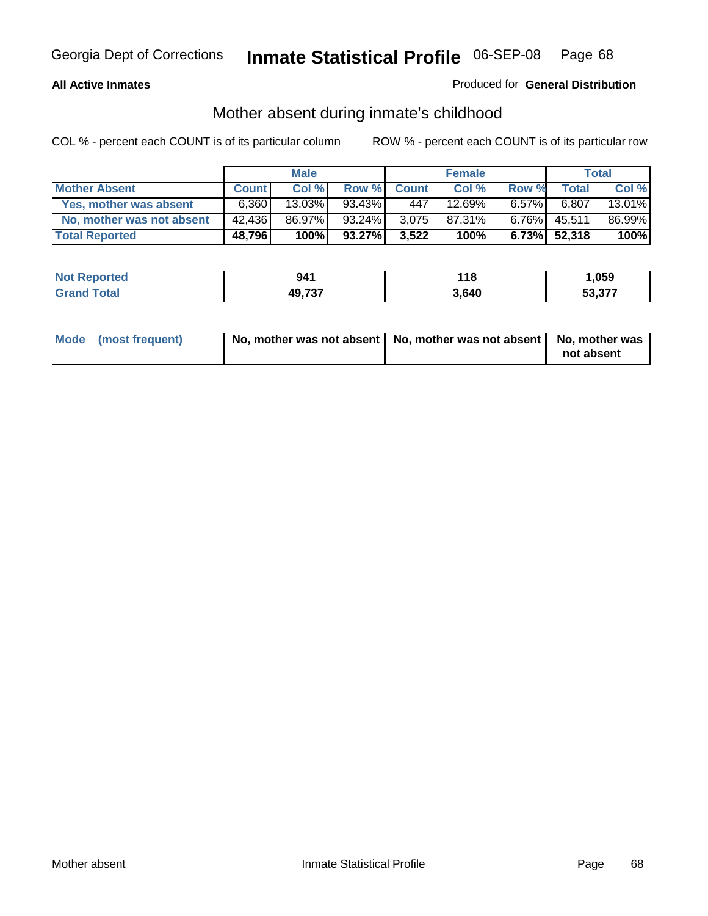**All Active Inmates**

Produced for **General Distribution**

## Mother absent during inmate's childhood

COL % - percent each COUNT is of its particular column

ROW % - percent each COUNT is of its particular row

| | Male | | | Female | | | Total | |
|---|---|---|---|---|---|---|---|---|
| **Mother Absent** | **Count** | **Col %** | **Row %** | **Count** | **Col %** | **Row %** | **Total** | **Col %** |
| **Yes, mother was absent** | 6,360 | 13.03% | 93.43% | 447 | 12.69% | 6.57% | 6,807 | 13.01% |
| **No, mother was not absent** | 42,436 | 86.97% | 93.24% | 3,075 | 87.31% | 6.76% | 45,511 | 86.99% |
| **Total Reported** | **48,796** | **100%** | **93.27%** | **3,522** | **100%** | **6.73%** | **52,318** | **100%** |

| | Male | Female | Total |
|---|---|---|---|
| **Not Reported** | **941** | **118** | **1,059** |
| **Grand Total** | **49,737** | **3,640** | **53,377** |

| | Male | Female | Total |
|---|---|---|---|
| **Mode (most frequent)** | **No, mother was not absent** | **No, mother was not absent** | **No, mother was not absent** |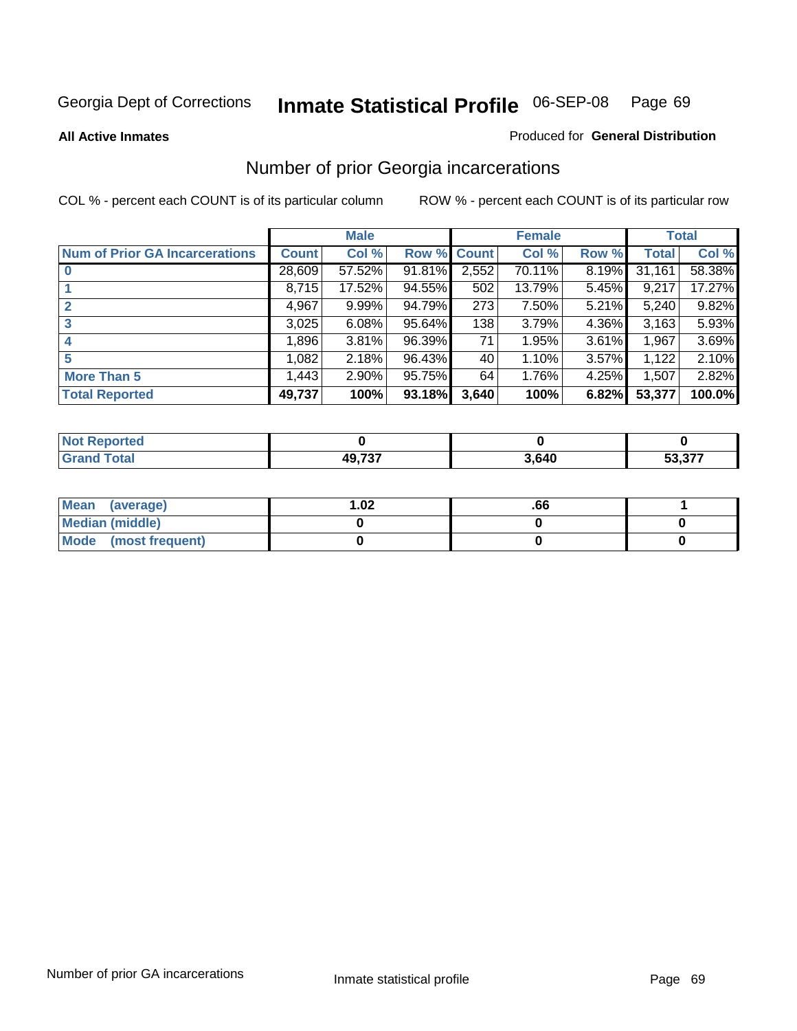Georgia Dept of Corrections

# Inmate Statistical Profile 06-SEP-08

**All Active Inmates**

Produced for **General Distribution**

## Number of prior Georgia incarcerations

COL % - percent each COUNT is of its particular column

ROW % - percent each COUNT is of its particular row

| | Male | | | Female | | | Total | |
|---|---|---|---|---|---|---|---|---|
| **Num of Prior GA Incarcerations** | **Count** | **Col %** | **Row %** | **Count** | **Col %** | **Row %** | **Total** | **Col %** |
| **0** | 28,609 | 57.52% | 91.81% | 2,552 | 70.11% | 8.19% | 31,161 | 58.38% |
| **1** | 8,715 | 17.52% | 94.55% | 502 | 13.79% | 5.45% | 9,217 | 17.27% |
| **2** | 4,967 | 9.99% | 94.79% | 273 | 7.50% | 5.21% | 5,240 | 9.82% |
| **3** | 3,025 | 6.08% | 95.64% | 138 | 3.79% | 4.36% | 3,163 | 5.93% |
| **4** | 1,896 | 3.81% | 96.39% | 71 | 1.95% | 3.61% | 1,967 | 3.69% |
| **5** | 1,082 | 2.18% | 96.43% | 40 | 1.10% | 3.57% | 1,122 | 2.10% |
| **More Than 5** | 1,443 | 2.90% | 95.75% | 64 | 1.76% | 4.25% | 1,507 | 2.82% |
| **Total Reported** | **49,737** | **100%** | **93.18%** | **3,640** | **100%** | **6.82%** | **53,377** | **100.0%** |

| | Male | Female | Total |
|---|---|---|---|
| **Not Reported** | **0** | **0** | **0** |
| **Grand Total** | **49,737** | **3,640** | **53,377** |

| | Male | Female | Total |
|---|---|---|---|
| **Mean (average)** | **1.02** | **.66** | **1** |
| **Median (middle)** | **0** | **0** | **0** |
| **Mode (most frequent)** | **0** | **0** | **0** |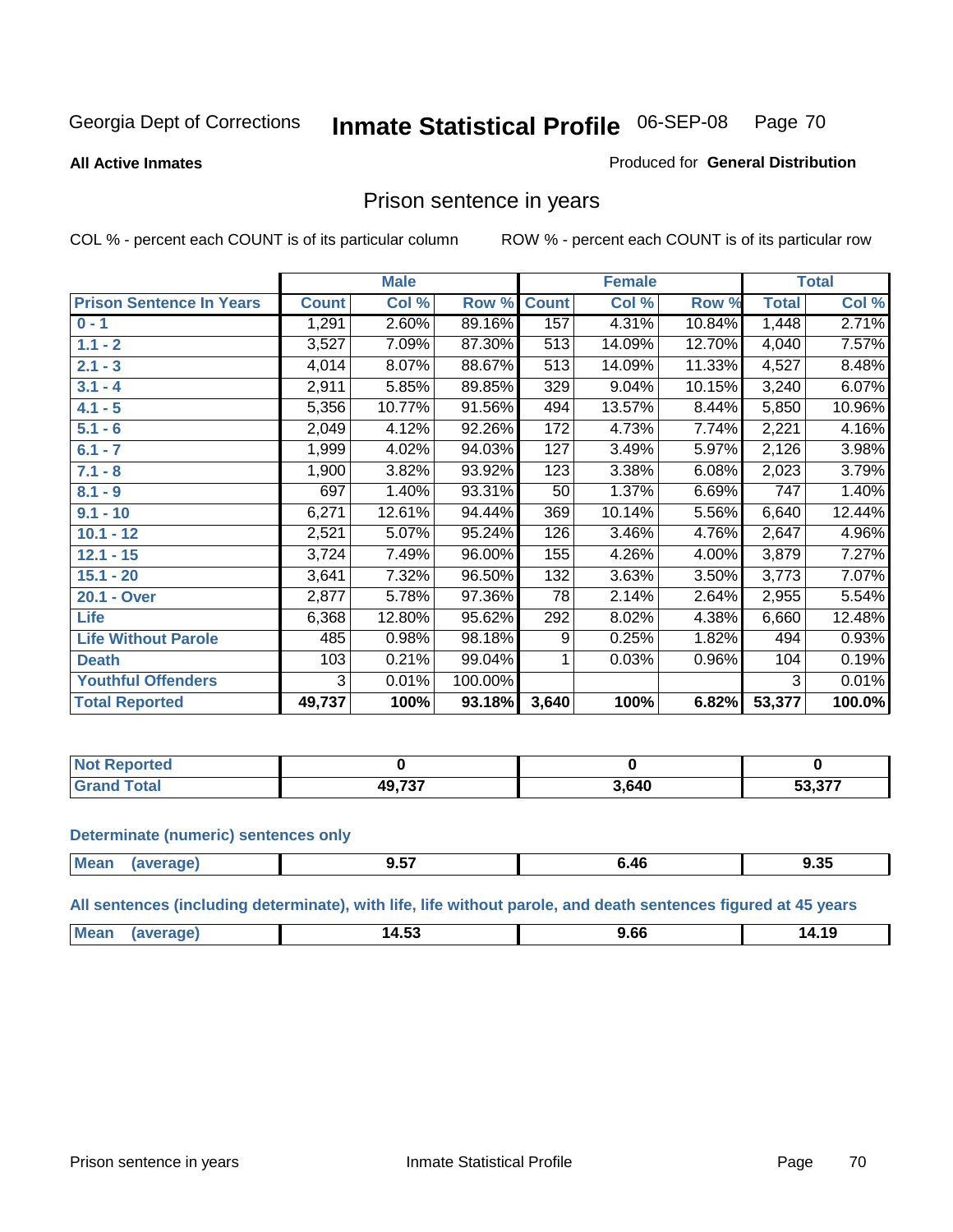Georgia Dept of Corrections **Inmate Statistical Profile** 06-SEP-08

**All Active Inmates**

Produced for **General Distribution**

## Prison sentence in years

COL % - percent each COUNT is of its particular column

ROW % - percent each COUNT is of its particular row

| | Male | | | Female | | | Total | |
|---|---|---|---|---|---|---|---|---|
| **Prison Sentence In Years** | **Count** | **Col %** | **Row %** | **Count** | **Col %** | **Row %** | **Total** | **Col %** |
| **0 - 1** | 1,291 | 2.60% | 89.16% | 157 | 4.31% | 10.84% | 1,448 | 2.71% |
| **1.1 - 2** | 3,527 | 7.09% | 87.30% | 513 | 14.09% | 12.70% | 4,040 | 7.57% |
| **2.1 - 3** | 4,014 | 8.07% | 88.67% | 513 | 14.09% | 11.33% | 4,527 | 8.48% |
| **3.1 - 4** | 2,911 | 5.85% | 89.85% | 329 | 9.04% | 10.15% | 3,240 | 6.07% |
| **4.1 - 5** | 5,356 | 10.77% | 91.56% | 494 | 13.57% | 8.44% | 5,850 | 10.96% |
| **5.1 - 6** | 2,049 | 4.12% | 92.26% | 172 | 4.73% | 7.74% | 2,221 | 4.16% |
| **6.1 - 7** | 1,999 | 4.02% | 94.03% | 127 | 3.49% | 5.97% | 2,126 | 3.98% |
| **7.1 - 8** | 1,900 | 3.82% | 93.92% | 123 | 3.38% | 6.08% | 2,023 | 3.79% |
| **8.1 - 9** | 697 | 1.40% | 93.31% | 50 | 1.37% | 6.69% | 747 | 1.40% |
| **9.1 - 10** | 6,271 | 12.61% | 94.44% | 369 | 10.14% | 5.56% | 6,640 | 12.44% |
| **10.1 - 12** | 2,521 | 5.07% | 95.24% | 126 | 3.46% | 4.76% | 2,647 | 4.96% |
| **12.1 - 15** | 3,724 | 7.49% | 96.00% | 155 | 4.26% | 4.00% | 3,879 | 7.27% |
| **15.1 - 20** | 3,641 | 7.32% | 96.50% | 132 | 3.63% | 3.50% | 3,773 | 7.07% |
| **20.1 - Over** | 2,877 | 5.78% | 97.36% | 78 | 2.14% | 2.64% | 2,955 | 5.54% |
| **Life** | 6,368 | 12.80% | 95.62% | 292 | 8.02% | 4.38% | 6,660 | 12.48% |
| **Life Without Parole** | 485 | 0.98% | 98.18% | 9 | 0.25% | 1.82% | 494 | 0.93% |
| **Death** | 103 | 0.21% | 99.04% | 1 | 0.03% | 0.96% | 104 | 0.19% |
| **Youthful Offenders** | 3 | 0.01% | 100.00% | | | | 3 | 0.01% |
| **Total Reported** | **49,737** | **100%** | **93.18%** | **3,640** | **100%** | **6.82%** | **53,377** | **100.0%** |

| | Male | Female | Total |
|---|---|---|---|
| **Not Reported** | **0** | **0** | **0** |
| **Grand Total** | **49,737** | **3,640** | **53,377** |

**Determinate (numeric) sentences only**

| | Male | Female | Total |
|---|---|---|---|
| **Mean (average)** | **9.57** | **6.46** | **9.35** |

**All sentences (including determinate), with life, life without parole, and death sentences figured at 45 years**

| | Male | Female | Total |
|---|---|---|---|
| **Mean (average)** | **14.53** | **9.66** | **14.19** |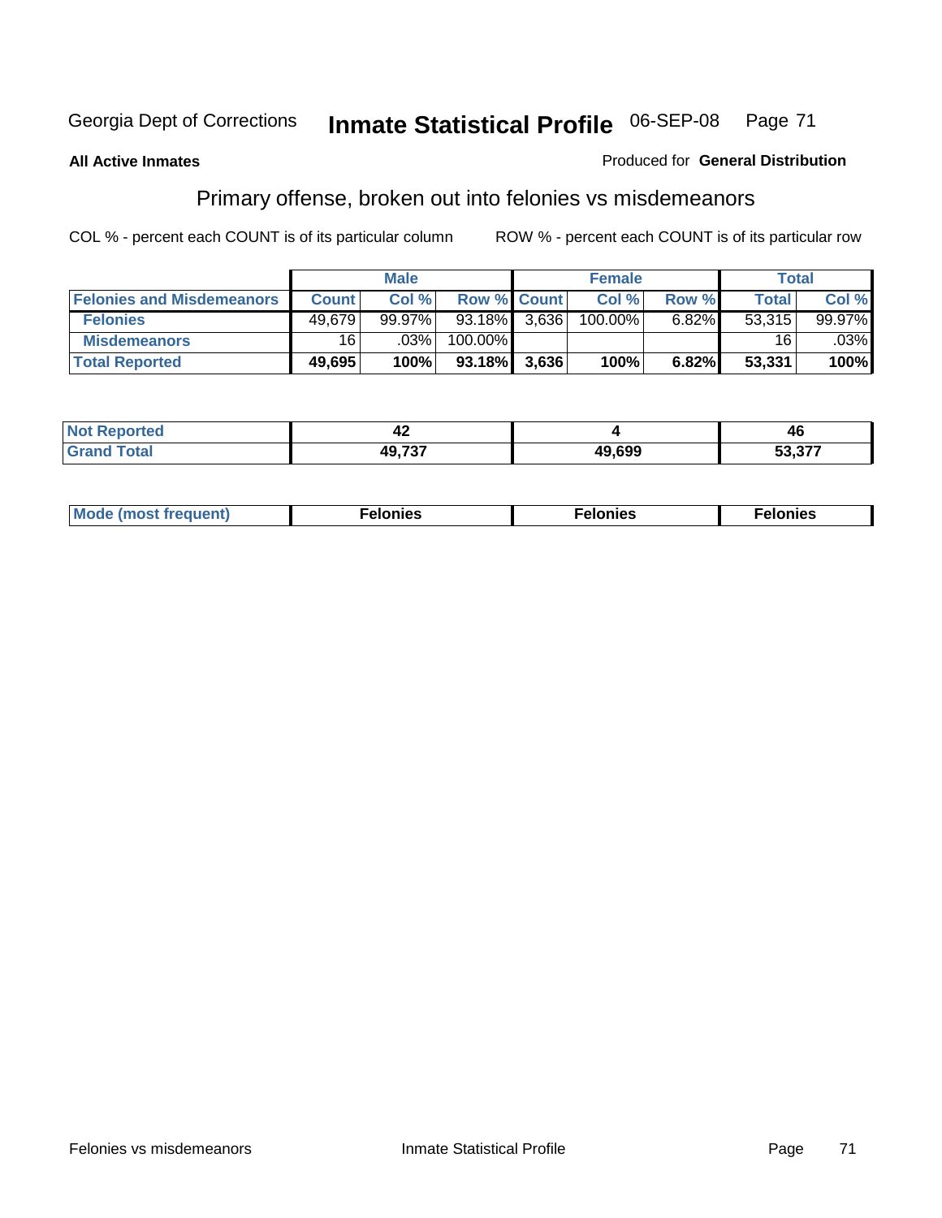Georgia Dept of Corrections **Inmate Statistical Profile** 06-SEP-08

**All Active Inmates**

Produced for **General Distribution**

## Primary offense, broken out into felonies vs misdemeanors

COL % - percent each COUNT is of its particular column

ROW % - percent each COUNT is of its particular row

| | Male | | | Female | | | Total | |
|---|---|---|---|---|---|---|---|---|
| **Felonies and Misdemeanors** | **Count** | **Col %** | **Row %** | **Count** | **Col %** | **Row %** | **Total** | **Col %** |
| **Felonies** | 49,679 | 99.97% | 93.18% | 3,636 | 100.00% | 6.82% | 53,315 | 99.97% |
| **Misdemeanors** | 16 | .03% | 100.00% | | | | 16 | .03% |
| **Total Reported** | **49,695** | **100%** | **93.18%** | **3,636** | **100%** | **6.82%** | **53,331** | **100%** |

| | Male | Female | Total |
|---|---|---|---|
| **Not Reported** | **42** | **4** | **46** |
| **Grand Total** | **49,737** | **49,699** | **53,377** |

| | Male | Female | Total |
|---|---|---|---|
| **Mode (most frequent)** | **Felonies** | **Felonies** | **Felonies** |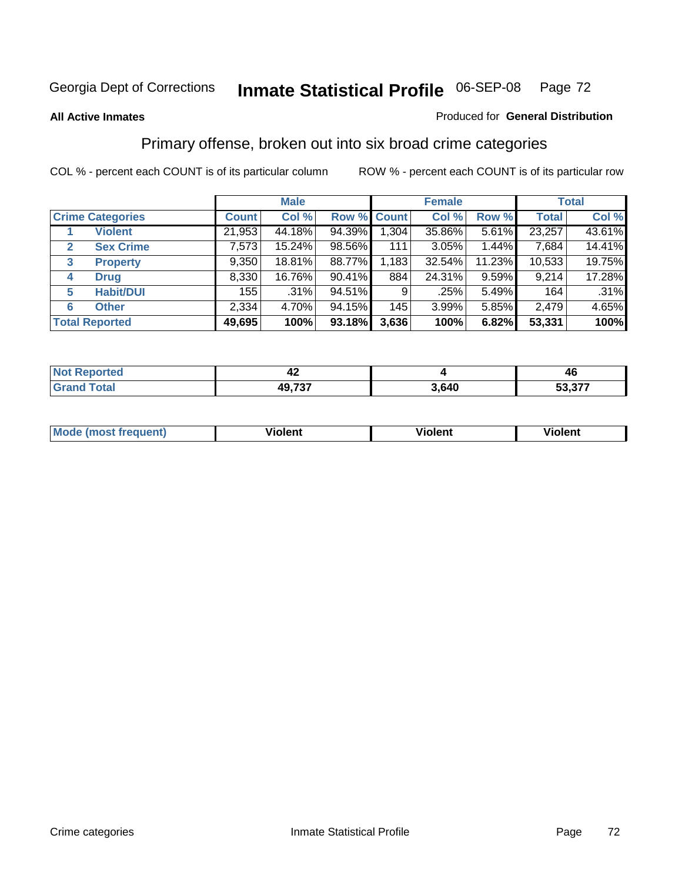Georgia Dept of Corrections **Inmate Statistical Profile** 06-SEP-08

**All Active Inmates**

Produced for **General Distribution**

## Primary offense, broken out into six broad crime categories

COL % - percent each COUNT is of its particular column

ROW % - percent each COUNT is of its particular row

| | | Male | | | Female | | | Total | |
|---|---|---|---|---|---|---|---|---|---|
| **Crime Categories** | | **Count** | **Col %** | **Row %** | **Count** | **Col %** | **Row %** | **Total** | **Col %** |
| 1 | **Violent** | 21,953 | 44.18% | 94.39% | 1,304 | 35.86% | 5.61% | 23,257 | 43.61% |
| 2 | **Sex Crime** | 7,573 | 15.24% | 98.56% | 111 | 3.05% | 1.44% | 7,684 | 14.41% |
| 3 | **Property** | 9,350 | 18.81% | 88.77% | 1,183 | 32.54% | 11.23% | 10,533 | 19.75% |
| 4 | **Drug** | 8,330 | 16.76% | 90.41% | 884 | 24.31% | 9.59% | 9,214 | 17.28% |
| 5 | **Habit/DUI** | 155 | .31% | 94.51% | 9 | .25% | 5.49% | 164 | .31% |
| 6 | **Other** | 2,334 | 4.70% | 94.15% | 145 | 3.99% | 5.85% | 2,479 | 4.65% |
| **Total Reported** | | **49,695** | **100%** | **93.18%** | **3,636** | **100%** | **6.82%** | **53,331** | **100%** |

| | Male | Female | Total |
|---|---|---|---|
| **Not Reported** | **42** | **4** | **46** |
| **Grand Total** | **49,737** | **3,640** | **53,377** |

| | Male | Female | Total |
|---|---|---|---|
| **Mode (most frequent)** | **Violent** | **Violent** | **Violent** |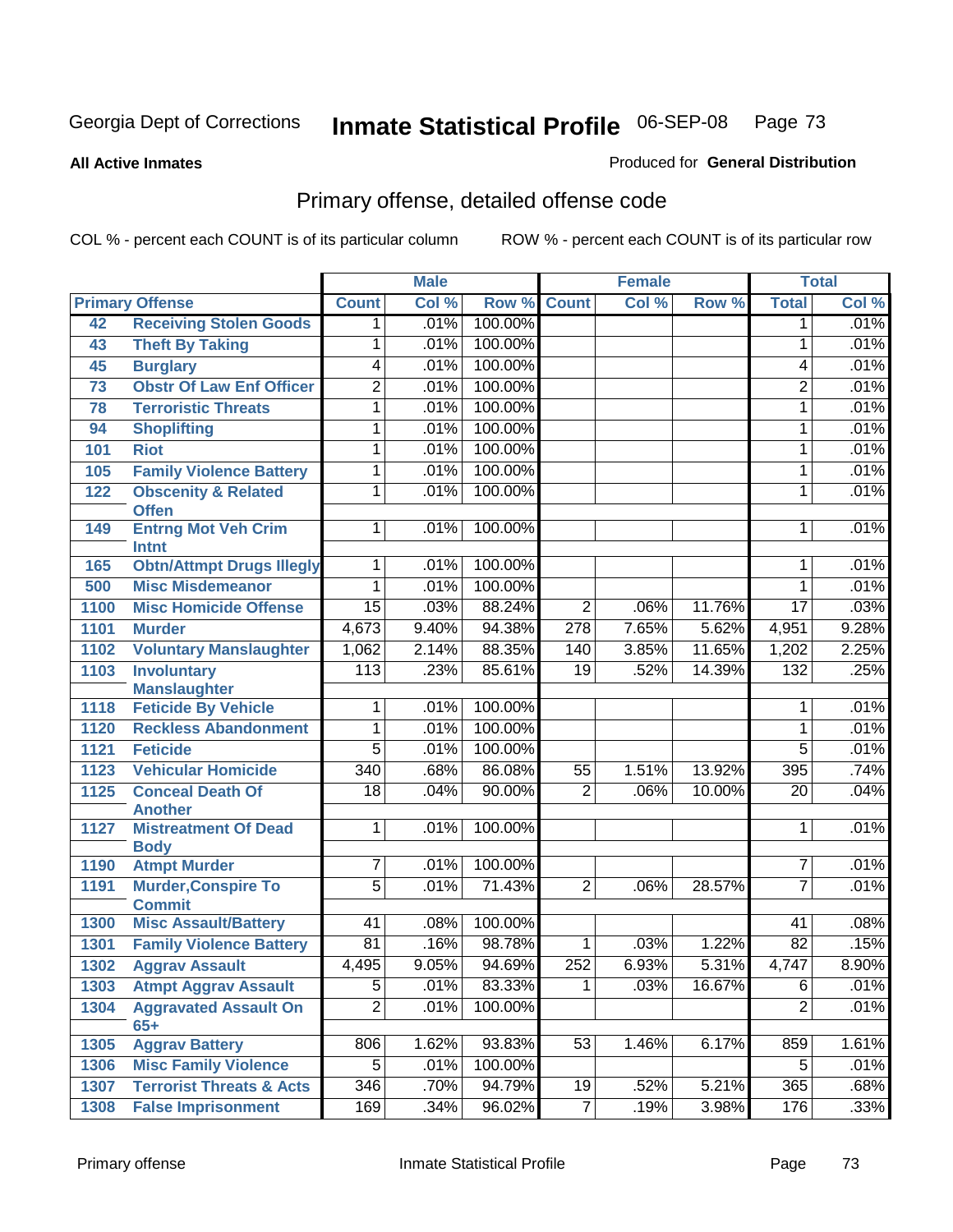Georgia Dept of Corrections **Inmate Statistical Profile** 06-SEP-08

**All Active Inmates** Produced for **General Distribution**

## Primary offense, detailed offense code

COL % - percent each COUNT is of its particular column ROW % - percent each COUNT is of its particular row

| Primary Offense | | Male | | | Female | | | Total | |
|---|---|---|---|---|---|---|---|---|---|
| | | Count | Col % | Row % | Count | Col % | Row % | Total | Col % |
| 42 | Receiving Stolen Goods | 1 | .01% | 100.00% | | | | 1 | .01% |
| 43 | Theft By Taking | 1 | .01% | 100.00% | | | | 1 | .01% |
| 45 | Burglary | 4 | .01% | 100.00% | | | | 4 | .01% |
| 73 | Obstr Of Law Enf Officer | 2 | .01% | 100.00% | | | | 2 | .01% |
| 78 | Terroristic Threats | 1 | .01% | 100.00% | | | | 1 | .01% |
| 94 | Shoplifting | 1 | .01% | 100.00% | | | | 1 | .01% |
| 101 | Riot | 1 | .01% | 100.00% | | | | 1 | .01% |
| 105 | Family Violence Battery | 1 | .01% | 100.00% | | | | 1 | .01% |
| 122 | Obscenity & Related Offen | 1 | .01% | 100.00% | | | | 1 | .01% |
| 149 | Entrng Mot Veh Crim Intnt | 1 | .01% | 100.00% | | | | 1 | .01% |
| 165 | Obtn/Attmpt Drugs Illegly | 1 | .01% | 100.00% | | | | 1 | .01% |
| 500 | Misc Misdemeanor | 1 | .01% | 100.00% | | | | 1 | .01% |
| 1100 | Misc Homicide Offense | 15 | .03% | 88.24% | 2 | .06% | 11.76% | 17 | .03% |
| 1101 | Murder | 4,673 | 9.40% | 94.38% | 278 | 7.65% | 5.62% | 4,951 | 9.28% |
| 1102 | Voluntary Manslaughter | 1,062 | 2.14% | 88.35% | 140 | 3.85% | 11.65% | 1,202 | 2.25% |
| 1103 | Involuntary Manslaughter | 113 | .23% | 85.61% | 19 | .52% | 14.39% | 132 | .25% |
| 1118 | Feticide By Vehicle | 1 | .01% | 100.00% | | | | 1 | .01% |
| 1120 | Reckless Abandonment | 1 | .01% | 100.00% | | | | 1 | .01% |
| 1121 | Feticide | 5 | .01% | 100.00% | | | | 5 | .01% |
| 1123 | Vehicular Homicide | 340 | .68% | 86.08% | 55 | 1.51% | 13.92% | 395 | .74% |
| 1125 | Conceal Death Of Another | 18 | .04% | 90.00% | 2 | .06% | 10.00% | 20 | .04% |
| 1127 | Mistreatment Of Dead Body | 1 | .01% | 100.00% | | | | 1 | .01% |
| 1190 | Atmpt Murder | 7 | .01% | 100.00% | | | | 7 | .01% |
| 1191 | Murder,Conspire To Commit | 5 | .01% | 71.43% | 2 | .06% | 28.57% | 7 | .01% |
| 1300 | Misc Assault/Battery | 41 | .08% | 100.00% | | | | 41 | .08% |
| 1301 | Family Violence Battery | 81 | .16% | 98.78% | 1 | .03% | 1.22% | 82 | .15% |
| 1302 | Aggrav Assault | 4,495 | 9.05% | 94.69% | 252 | 6.93% | 5.31% | 4,747 | 8.90% |
| 1303 | Atmpt Aggrav Assault | 5 | .01% | 83.33% | 1 | .03% | 16.67% | 6 | .01% |
| 1304 | Aggravated Assault On 65+ | 2 | .01% | 100.00% | | | | 2 | .01% |
| 1305 | Aggrav Battery | 806 | 1.62% | 93.83% | 53 | 1.46% | 6.17% | 859 | 1.61% |
| 1306 | Misc Family Violence | 5 | .01% | 100.00% | | | | 5 | .01% |
| 1307 | Terrorist Threats & Acts | 346 | .70% | 94.79% | 19 | .52% | 5.21% | 365 | .68% |
| 1308 | False Imprisonment | 169 | .34% | 96.02% | 7 | .19% | 3.98% | 176 | .33% |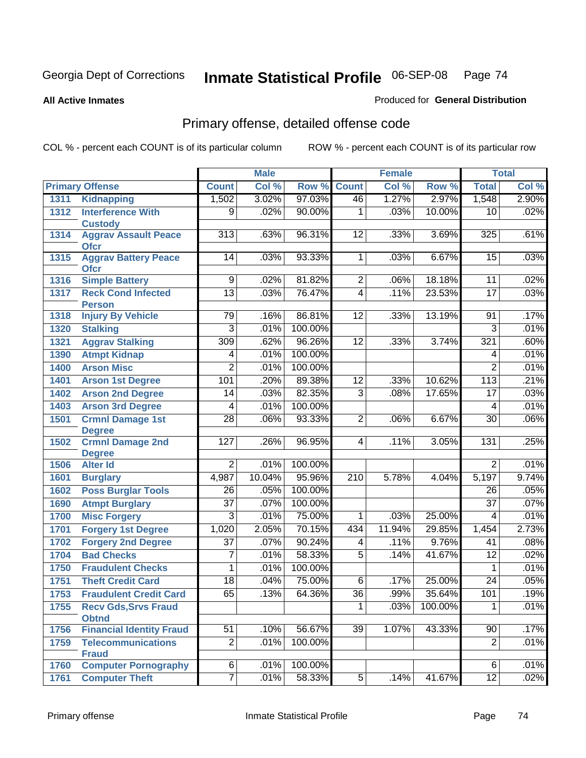Georgia Dept of Corrections **Inmate Statistical Profile** 06-SEP-08

**All Active Inmates**

Produced for **General Distribution**

## Primary offense, detailed offense code

COL % - percent each COUNT is of its particular column

ROW % - percent each COUNT is of its particular row

| Primary Offense | | Male | | | Female | | | Total | |
|---|---|---|---|---|---|---|---|---|---|
| | | Count | Col % | Row % | Count | Col % | Row % | Total | Col % |
| 1311 | Kidnapping | 1,502 | 3.02% | 97.03% | 46 | 1.27% | 2.97% | 1,548 | 2.90% |
| 1312 | Interference With Custody | 9 | .02% | 90.00% | 1 | .03% | 10.00% | 10 | .02% |
| 1314 | Aggrav Assault Peace Ofcr | 313 | .63% | 96.31% | 12 | .33% | 3.69% | 325 | .61% |
| 1315 | Aggrav Battery Peace Ofcr | 14 | .03% | 93.33% | 1 | .03% | 6.67% | 15 | .03% |
| 1316 | Simple Battery | 9 | .02% | 81.82% | 2 | .06% | 18.18% | 11 | .02% |
| 1317 | Reck Cond Infected Person | 13 | .03% | 76.47% | 4 | .11% | 23.53% | 17 | .03% |
| 1318 | Injury By Vehicle | 79 | .16% | 86.81% | 12 | .33% | 13.19% | 91 | .17% |
| 1320 | Stalking | 3 | .01% | 100.00% | | | | 3 | .01% |
| 1321 | Aggrav Stalking | 309 | .62% | 96.26% | 12 | .33% | 3.74% | 321 | .60% |
| 1390 | Atmpt Kidnap | 4 | .01% | 100.00% | | | | 4 | .01% |
| 1400 | Arson Misc | 2 | .01% | 100.00% | | | | 2 | .01% |
| 1401 | Arson 1st Degree | 101 | .20% | 89.38% | 12 | .33% | 10.62% | 113 | .21% |
| 1402 | Arson 2nd Degree | 14 | .03% | 82.35% | 3 | .08% | 17.65% | 17 | .03% |
| 1403 | Arson 3rd Degree | 4 | .01% | 100.00% | | | | 4 | .01% |
| 1501 | Crmnl Damage 1st Degree | 28 | .06% | 93.33% | 2 | .06% | 6.67% | 30 | .06% |
| 1502 | Crmnl Damage 2nd Degree | 127 | .26% | 96.95% | 4 | .11% | 3.05% | 131 | .25% |
| 1506 | Alter Id | 2 | .01% | 100.00% | | | | 2 | .01% |
| 1601 | Burglary | 4,987 | 10.04% | 95.96% | 210 | 5.78% | 4.04% | 5,197 | 9.74% |
| 1602 | Poss Burglar Tools | 26 | .05% | 100.00% | | | | 26 | .05% |
| 1690 | Atmpt Burglary | 37 | .07% | 100.00% | | | | 37 | .07% |
| 1700 | Misc Forgery | 3 | .01% | 75.00% | 1 | .03% | 25.00% | 4 | .01% |
| 1701 | Forgery 1st Degree | 1,020 | 2.05% | 70.15% | 434 | 11.94% | 29.85% | 1,454 | 2.73% |
| 1702 | Forgery 2nd Degree | 37 | .07% | 90.24% | 4 | .11% | 9.76% | 41 | .08% |
| 1704 | Bad Checks | 7 | .01% | 58.33% | 5 | .14% | 41.67% | 12 | .02% |
| 1750 | Fraudulent Checks | 1 | .01% | 100.00% | | | | 1 | .01% |
| 1751 | Theft Credit Card | 18 | .04% | 75.00% | 6 | .17% | 25.00% | 24 | .05% |
| 1753 | Fraudulent Credit Card | 65 | .13% | 64.36% | 36 | .99% | 35.64% | 101 | .19% |
| 1755 | Recv Gds,Srvs Fraud Obtnd | | | | 1 | .03% | 100.00% | 1 | .01% |
| 1756 | Financial Identity Fraud | 51 | .10% | 56.67% | 39 | 1.07% | 43.33% | 90 | .17% |
| 1759 | Telecommunications Fraud | 2 | .01% | 100.00% | | | | 2 | .01% |
| 1760 | Computer Pornography | 6 | .01% | 100.00% | | | | 6 | .01% |
| 1761 | Computer Theft | 7 | .01% | 58.33% | 5 | .14% | 41.67% | 12 | .02% |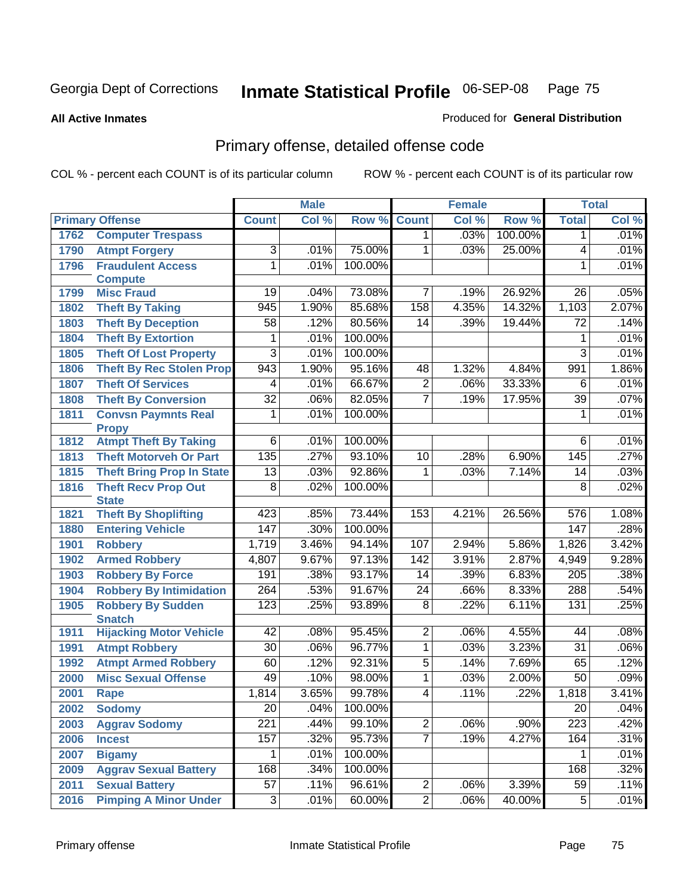Georgia Dept of Corrections **Inmate Statistical Profile** 06-SEP-08

**All Active Inmates**

Produced for **General Distribution**

## Primary offense, detailed offense code

COL % - percent each COUNT is of its particular column    ROW % - percent each COUNT is of its particular row

| Primary Offense | | Male | | | Female | | | Total | |
|---|---|---|---|---|---|---|---|---|---|
| | | Count | Col % | Row % | Count | Col % | Row % | Total | Col % |
| 1762 | Computer Trespass | | | | 1 | .03% | 100.00% | 1 | .01% |
| 1790 | Atmpt Forgery | 3 | .01% | 75.00% | 1 | .03% | 25.00% | 4 | .01% |
| 1796 | Fraudulent Access Compute | 1 | .01% | 100.00% | | | | 1 | .01% |
| 1799 | Misc Fraud | 19 | .04% | 73.08% | 7 | .19% | 26.92% | 26 | .05% |
| 1802 | Theft By Taking | 945 | 1.90% | 85.68% | 158 | 4.35% | 14.32% | 1,103 | 2.07% |
| 1803 | Theft By Deception | 58 | .12% | 80.56% | 14 | .39% | 19.44% | 72 | .14% |
| 1804 | Theft By Extortion | 1 | .01% | 100.00% | | | | 1 | .01% |
| 1805 | Theft Of Lost Property | 3 | .01% | 100.00% | | | | 3 | .01% |
| 1806 | Theft By Rec Stolen Prop | 943 | 1.90% | 95.16% | 48 | 1.32% | 4.84% | 991 | 1.86% |
| 1807 | Theft Of Services | 4 | .01% | 66.67% | 2 | .06% | 33.33% | 6 | .01% |
| 1808 | Theft By Conversion | 32 | .06% | 82.05% | 7 | .19% | 17.95% | 39 | .07% |
| 1811 | Convsn Paymnts Real Propy | 1 | .01% | 100.00% | | | | 1 | .01% |
| 1812 | Atmpt Theft By Taking | 6 | .01% | 100.00% | | | | 6 | .01% |
| 1813 | Theft Motorveh Or Part | 135 | .27% | 93.10% | 10 | .28% | 6.90% | 145 | .27% |
| 1815 | Theft Bring Prop In State | 13 | .03% | 92.86% | 1 | .03% | 7.14% | 14 | .03% |
| 1816 | Theft Recv Prop Out State | 8 | .02% | 100.00% | | | | 8 | .02% |
| 1821 | Theft By Shoplifting | 423 | .85% | 73.44% | 153 | 4.21% | 26.56% | 576 | 1.08% |
| 1880 | Entering Vehicle | 147 | .30% | 100.00% | | | | 147 | .28% |
| 1901 | Robbery | 1,719 | 3.46% | 94.14% | 107 | 2.94% | 5.86% | 1,826 | 3.42% |
| 1902 | Armed Robbery | 4,807 | 9.67% | 97.13% | 142 | 3.91% | 2.87% | 4,949 | 9.28% |
| 1903 | Robbery By Force | 191 | .38% | 93.17% | 14 | .39% | 6.83% | 205 | .38% |
| 1904 | Robbery By Intimidation | 264 | .53% | 91.67% | 24 | .66% | 8.33% | 288 | .54% |
| 1905 | Robbery By Sudden Snatch | 123 | .25% | 93.89% | 8 | .22% | 6.11% | 131 | .25% |
| 1911 | Hijacking Motor Vehicle | 42 | .08% | 95.45% | 2 | .06% | 4.55% | 44 | .08% |
| 1991 | Atmpt Robbery | 30 | .06% | 96.77% | 1 | .03% | 3.23% | 31 | .06% |
| 1992 | Atmpt Armed Robbery | 60 | .12% | 92.31% | 5 | .14% | 7.69% | 65 | .12% |
| 2000 | Misc Sexual Offense | 49 | .10% | 98.00% | 1 | .03% | 2.00% | 50 | .09% |
| 2001 | Rape | 1,814 | 3.65% | 99.78% | 4 | .11% | .22% | 1,818 | 3.41% |
| 2002 | Sodomy | 20 | .04% | 100.00% | | | | 20 | .04% |
| 2003 | Aggrav Sodomy | 221 | .44% | 99.10% | 2 | .06% | .90% | 223 | .42% |
| 2006 | Incest | 157 | .32% | 95.73% | 7 | .19% | 4.27% | 164 | .31% |
| 2007 | Bigamy | 1 | .01% | 100.00% | | | | 1 | .01% |
| 2009 | Aggrav Sexual Battery | 168 | .34% | 100.00% | | | | 168 | .32% |
| 2011 | Sexual Battery | 57 | .11% | 96.61% | 2 | .06% | 3.39% | 59 | .11% |
| 2016 | Pimping A Minor Under | 3 | .01% | 60.00% | 2 | .06% | 40.00% | 5 | .01% |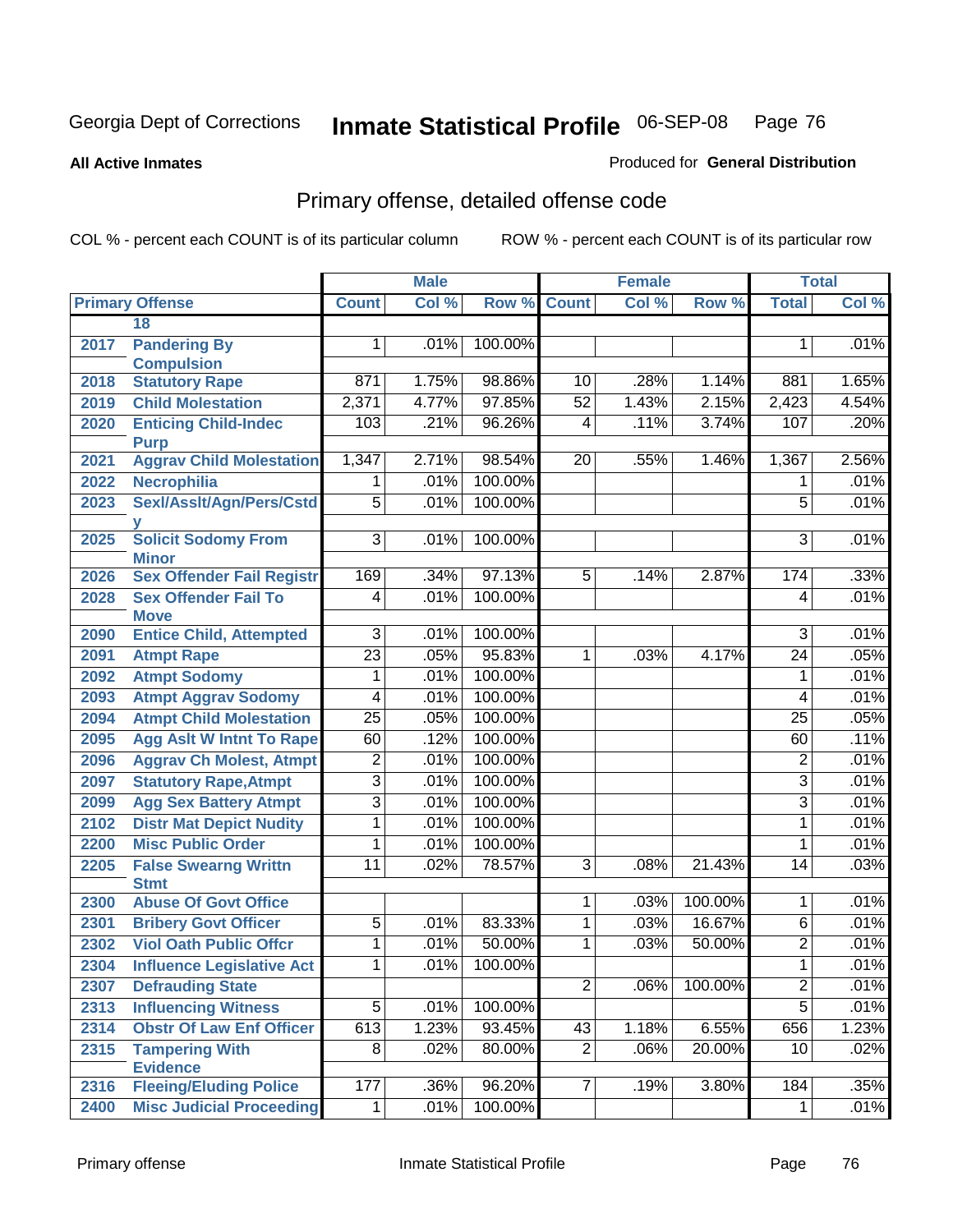Georgia Dept of Corrections **Inmate Statistical Profile** 06-SEP-08

**All Active Inmates** Produced for **General Distribution**

## Primary offense, detailed offense code

COL % - percent each COUNT is of its particular column ROW % - percent each COUNT is of its particular row

| Primary Offense | | Male | | | Female | | | Total | |
|---|---|---|---|---|---|---|---|---|---|
| | | Count | Col % | Row % | Count | Col % | Row % | Total | Col % |
| | 18 | | | | | | | | |
| 2017 | Pandering By Compulsion | 1 | .01% | 100.00% | | | | 1 | .01% |
| 2018 | Statutory Rape | 871 | 1.75% | 98.86% | 10 | .28% | 1.14% | 881 | 1.65% |
| 2019 | Child Molestation | 2,371 | 4.77% | 97.85% | 52 | 1.43% | 2.15% | 2,423 | 4.54% |
| 2020 | Enticing Child-Indec Purp | 103 | .21% | 96.26% | 4 | .11% | 3.74% | 107 | .20% |
| 2021 | Aggrav Child Molestation | 1,347 | 2.71% | 98.54% | 20 | .55% | 1.46% | 1,367 | 2.56% |
| 2022 | Necrophilia | 1 | .01% | 100.00% | | | | 1 | .01% |
| 2023 | Sexl/Asslt/Agn/Pers/Cstd y | 5 | .01% | 100.00% | | | | 5 | .01% |
| 2025 | Solicit Sodomy From Minor | 3 | .01% | 100.00% | | | | 3 | .01% |
| 2026 | Sex Offender Fail Registr | 169 | .34% | 97.13% | 5 | .14% | 2.87% | 174 | .33% |
| 2028 | Sex Offender Fail To Move | 4 | .01% | 100.00% | | | | 4 | .01% |
| 2090 | Entice Child, Attempted | 3 | .01% | 100.00% | | | | 3 | .01% |
| 2091 | Atmpt Rape | 23 | .05% | 95.83% | 1 | .03% | 4.17% | 24 | .05% |
| 2092 | Atmpt Sodomy | 1 | .01% | 100.00% | | | | 1 | .01% |
| 2093 | Atmpt Aggrav Sodomy | 4 | .01% | 100.00% | | | | 4 | .01% |
| 2094 | Atmpt Child Molestation | 25 | .05% | 100.00% | | | | 25 | .05% |
| 2095 | Agg Aslt W Intnt To Rape | 60 | .12% | 100.00% | | | | 60 | .11% |
| 2096 | Aggrav Ch Molest, Atmpt | 2 | .01% | 100.00% | | | | 2 | .01% |
| 2097 | Statutory Rape,Atmpt | 3 | .01% | 100.00% | | | | 3 | .01% |
| 2099 | Agg Sex Battery Atmpt | 3 | .01% | 100.00% | | | | 3 | .01% |
| 2102 | Distr Mat Depict Nudity | 1 | .01% | 100.00% | | | | 1 | .01% |
| 2200 | Misc Public Order | 1 | .01% | 100.00% | | | | 1 | .01% |
| 2205 | False Swearng Writtn Stmt | 11 | .02% | 78.57% | 3 | .08% | 21.43% | 14 | .03% |
| 2300 | Abuse Of Govt Office | | | | 1 | .03% | 100.00% | 1 | .01% |
| 2301 | Bribery Govt Officer | 5 | .01% | 83.33% | 1 | .03% | 16.67% | 6 | .01% |
| 2302 | Viol Oath Public Offcr | 1 | .01% | 50.00% | 1 | .03% | 50.00% | 2 | .01% |
| 2304 | Influence Legislative Act | 1 | .01% | 100.00% | | | | 1 | .01% |
| 2307 | Defrauding State | | | | 2 | .06% | 100.00% | 2 | .01% |
| 2313 | Influencing Witness | 5 | .01% | 100.00% | | | | 5 | .01% |
| 2314 | Obstr Of Law Enf Officer | 613 | 1.23% | 93.45% | 43 | 1.18% | 6.55% | 656 | 1.23% |
| 2315 | Tampering With Evidence | 8 | .02% | 80.00% | 2 | .06% | 20.00% | 10 | .02% |
| 2316 | Fleeing/Eluding Police | 177 | .36% | 96.20% | 7 | .19% | 3.80% | 184 | .35% |
| 2400 | Misc Judicial Proceeding | 1 | .01% | 100.00% | | | | 1 | .01% |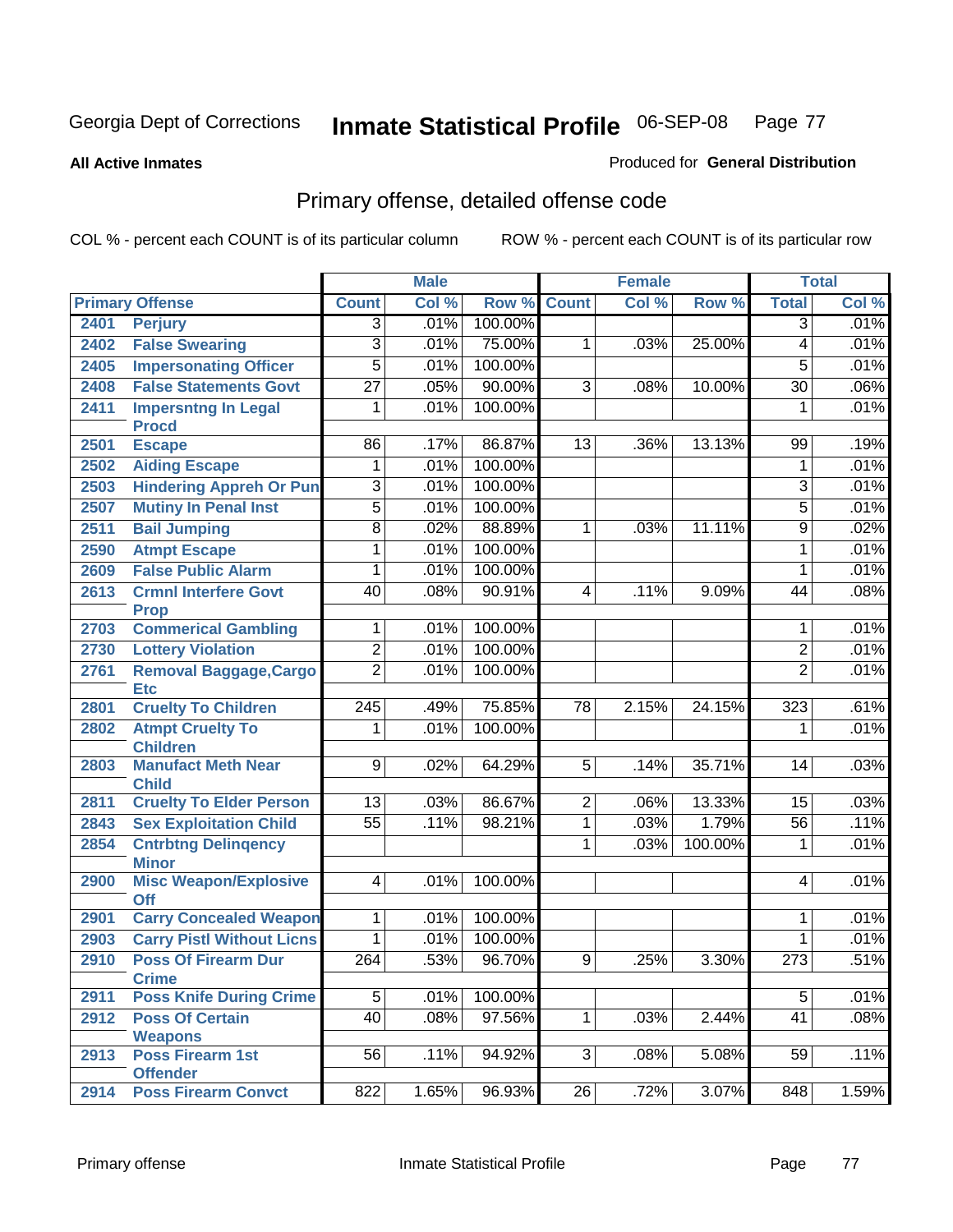Georgia Dept of Corrections **Inmate Statistical Profile** 06-SEP-08

**All Active Inmates**

Produced for **General Distribution**

## Primary offense, detailed offense code

COL % - percent each COUNT is of its particular column     ROW % - percent each COUNT is of its particular row

| Primary Offense | | Male | | | Female | | | Total | |
|---|---|---|---|---|---|---|---|---|---|
| | | Count | Col % | Row % | Count | Col % | Row % | Total | Col % |
| 2401 | Perjury | 3 | .01% | 100.00% | | | | 3 | .01% |
| 2402 | False Swearing | 3 | .01% | 75.00% | 1 | .03% | 25.00% | 4 | .01% |
| 2405 | Impersonating Officer | 5 | .01% | 100.00% | | | | 5 | .01% |
| 2408 | False Statements Govt | 27 | .05% | 90.00% | 3 | .08% | 10.00% | 30 | .06% |
| 2411 | Impersntng In Legal Procd | 1 | .01% | 100.00% | | | | 1 | .01% |
| 2501 | Escape | 86 | .17% | 86.87% | 13 | .36% | 13.13% | 99 | .19% |
| 2502 | Aiding Escape | 1 | .01% | 100.00% | | | | 1 | .01% |
| 2503 | Hindering Appreh Or Pun | 3 | .01% | 100.00% | | | | 3 | .01% |
| 2507 | Mutiny In Penal Inst | 5 | .01% | 100.00% | | | | 5 | .01% |
| 2511 | Bail Jumping | 8 | .02% | 88.89% | 1 | .03% | 11.11% | 9 | .02% |
| 2590 | Atmpt Escape | 1 | .01% | 100.00% | | | | 1 | .01% |
| 2609 | False Public Alarm | 1 | .01% | 100.00% | | | | 1 | .01% |
| 2613 | Crmnl Interfere Govt Prop | 40 | .08% | 90.91% | 4 | .11% | 9.09% | 44 | .08% |
| 2703 | Commerical Gambling | 1 | .01% | 100.00% | | | | 1 | .01% |
| 2730 | Lottery Violation | 2 | .01% | 100.00% | | | | 2 | .01% |
| 2761 | Removal Baggage,Cargo Etc | 2 | .01% | 100.00% | | | | 2 | .01% |
| 2801 | Cruelty To Children | 245 | .49% | 75.85% | 78 | 2.15% | 24.15% | 323 | .61% |
| 2802 | Atmpt Cruelty To Children | 1 | .01% | 100.00% | | | | 1 | .01% |
| 2803 | Manufact Meth Near Child | 9 | .02% | 64.29% | 5 | .14% | 35.71% | 14 | .03% |
| 2811 | Cruelty To Elder Person | 13 | .03% | 86.67% | 2 | .06% | 13.33% | 15 | .03% |
| 2843 | Sex Exploitation Child | 55 | .11% | 98.21% | 1 | .03% | 1.79% | 56 | .11% |
| 2854 | Cntrbtng Delinqency Minor | | | | 1 | .03% | 100.00% | 1 | .01% |
| 2900 | Misc Weapon/Explosive Off | 4 | .01% | 100.00% | | | | 4 | .01% |
| 2901 | Carry Concealed Weapon | 1 | .01% | 100.00% | | | | 1 | .01% |
| 2903 | Carry Pistl Without Licns | 1 | .01% | 100.00% | | | | 1 | .01% |
| 2910 | Poss Of Firearm Dur Crime | 264 | .53% | 96.70% | 9 | .25% | 3.30% | 273 | .51% |
| 2911 | Poss Knife During Crime | 5 | .01% | 100.00% | | | | 5 | .01% |
| 2912 | Poss Of Certain Weapons | 40 | .08% | 97.56% | 1 | .03% | 2.44% | 41 | .08% |
| 2913 | Poss Firearm 1st Offender | 56 | .11% | 94.92% | 3 | .08% | 5.08% | 59 | .11% |
| 2914 | Poss Firearm Convct | 822 | 1.65% | 96.93% | 26 | .72% | 3.07% | 848 | 1.59% |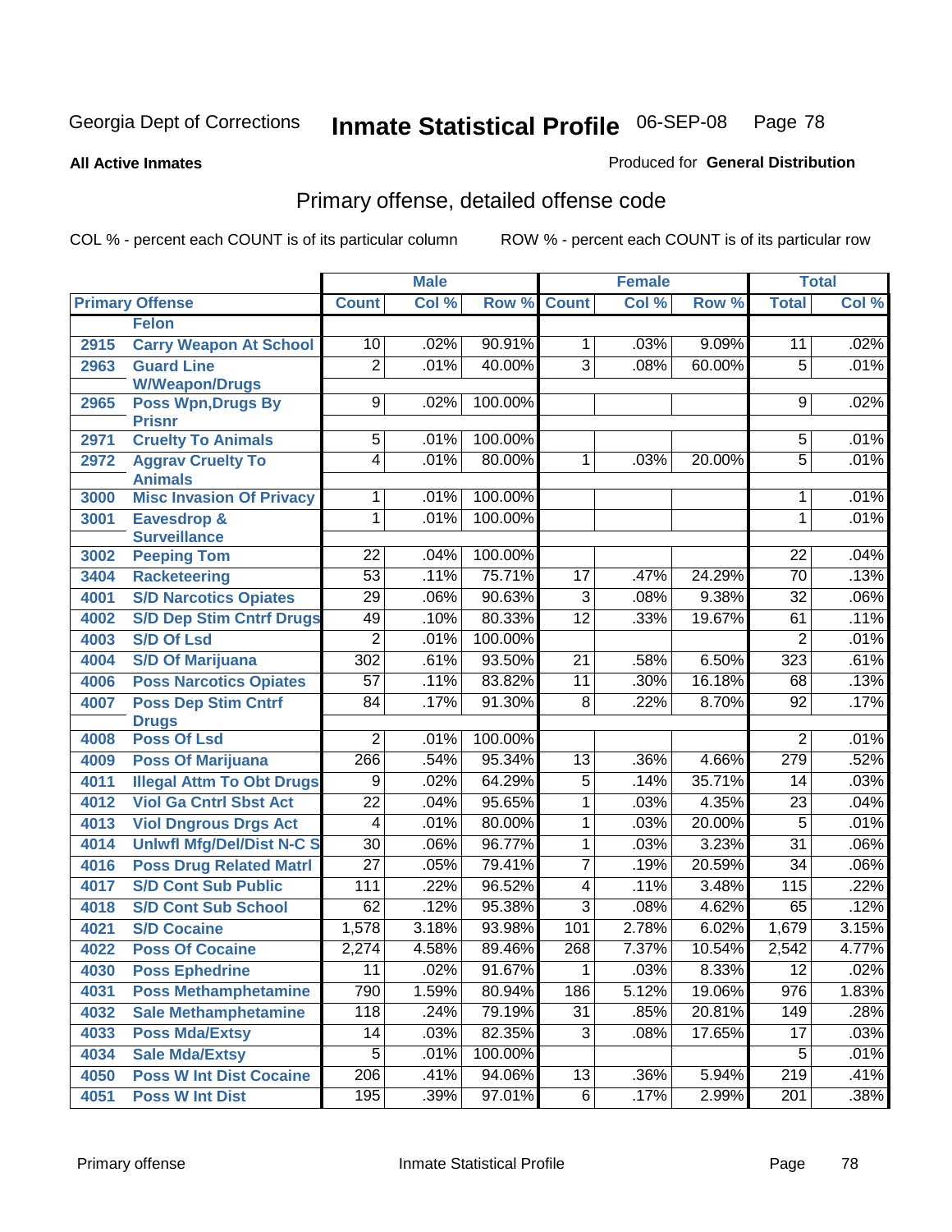Georgia Dept of Corrections **Inmate Statistical Profile** 06-SEP-08

**All Active Inmates**

Produced for **General Distribution**

## Primary offense, detailed offense code

COL % - percent each COUNT is of its particular column ROW % - percent each COUNT is of its particular row

| Primary Offense | | Male | | | Female | | | Total | |
|---|---|---|---|---|---|---|---|---|---|
| | | Count | Col % | Row % | Count | Col % | Row % | Total | Col % |
| | **Felon** | | | | | | | | |
| 2915 | Carry Weapon At School | 10 | .02% | 90.91% | 1 | .03% | 9.09% | 11 | .02% |
| 2963 | Guard Line W/Weapon/Drugs | 2 | .01% | 40.00% | 3 | .08% | 60.00% | 5 | .01% |
| 2965 | Poss Wpn,Drugs By Prisnr | 9 | .02% | 100.00% | | | | 9 | .02% |
| 2971 | Cruelty To Animals | 5 | .01% | 100.00% | | | | 5 | .01% |
| 2972 | Aggrav Cruelty To Animals | 4 | .01% | 80.00% | 1 | .03% | 20.00% | 5 | .01% |
| 3000 | Misc Invasion Of Privacy | 1 | .01% | 100.00% | | | | 1 | .01% |
| 3001 | Eavesdrop & Surveillance | 1 | .01% | 100.00% | | | | 1 | .01% |
| 3002 | Peeping Tom | 22 | .04% | 100.00% | | | | 22 | .04% |
| 3404 | Racketeering | 53 | .11% | 75.71% | 17 | .47% | 24.29% | 70 | .13% |
| 4001 | S/D Narcotics Opiates | 29 | .06% | 90.63% | 3 | .08% | 9.38% | 32 | .06% |
| 4002 | S/D Dep Stim Cntrf Drugs | 49 | .10% | 80.33% | 12 | .33% | 19.67% | 61 | .11% |
| 4003 | S/D Of Lsd | 2 | .01% | 100.00% | | | | 2 | .01% |
| 4004 | S/D Of Marijuana | 302 | .61% | 93.50% | 21 | .58% | 6.50% | 323 | .61% |
| 4006 | Poss Narcotics Opiates | 57 | .11% | 83.82% | 11 | .30% | 16.18% | 68 | .13% |
| 4007 | Poss Dep Stim Cntrf Drugs | 84 | .17% | 91.30% | 8 | .22% | 8.70% | 92 | .17% |
| 4008 | Poss Of Lsd | 2 | .01% | 100.00% | | | | 2 | .01% |
| 4009 | Poss Of Marijuana | 266 | .54% | 95.34% | 13 | .36% | 4.66% | 279 | .52% |
| 4011 | Illegal Attm To Obt Drugs | 9 | .02% | 64.29% | 5 | .14% | 35.71% | 14 | .03% |
| 4012 | Viol Ga Cntrl Sbst Act | 22 | .04% | 95.65% | 1 | .03% | 4.35% | 23 | .04% |
| 4013 | Viol Dngrous Drgs Act | 4 | .01% | 80.00% | 1 | .03% | 20.00% | 5 | .01% |
| 4014 | Unlwfl Mfg/Del/Dist N-C S | 30 | .06% | 96.77% | 1 | .03% | 3.23% | 31 | .06% |
| 4016 | Poss Drug Related Matrl | 27 | .05% | 79.41% | 7 | .19% | 20.59% | 34 | .06% |
| 4017 | S/D Cont Sub Public | 111 | .22% | 96.52% | 4 | .11% | 3.48% | 115 | .22% |
| 4018 | S/D Cont Sub School | 62 | .12% | 95.38% | 3 | .08% | 4.62% | 65 | .12% |
| 4021 | S/D Cocaine | 1,578 | 3.18% | 93.98% | 101 | 2.78% | 6.02% | 1,679 | 3.15% |
| 4022 | Poss Of Cocaine | 2,274 | 4.58% | 89.46% | 268 | 7.37% | 10.54% | 2,542 | 4.77% |
| 4030 | Poss Ephedrine | 11 | .02% | 91.67% | 1 | .03% | 8.33% | 12 | .02% |
| 4031 | Poss Methamphetamine | 790 | 1.59% | 80.94% | 186 | 5.12% | 19.06% | 976 | 1.83% |
| 4032 | Sale Methamphetamine | 118 | .24% | 79.19% | 31 | .85% | 20.81% | 149 | .28% |
| 4033 | Poss Mda/Extsy | 14 | .03% | 82.35% | 3 | .08% | 17.65% | 17 | .03% |
| 4034 | Sale Mda/Extsy | 5 | .01% | 100.00% | | | | 5 | .01% |
| 4050 | Poss W Int Dist Cocaine | 206 | .41% | 94.06% | 13 | .36% | 5.94% | 219 | .41% |
| 4051 | Poss W Int Dist | 195 | .39% | 97.01% | 6 | .17% | 2.99% | 201 | .38% |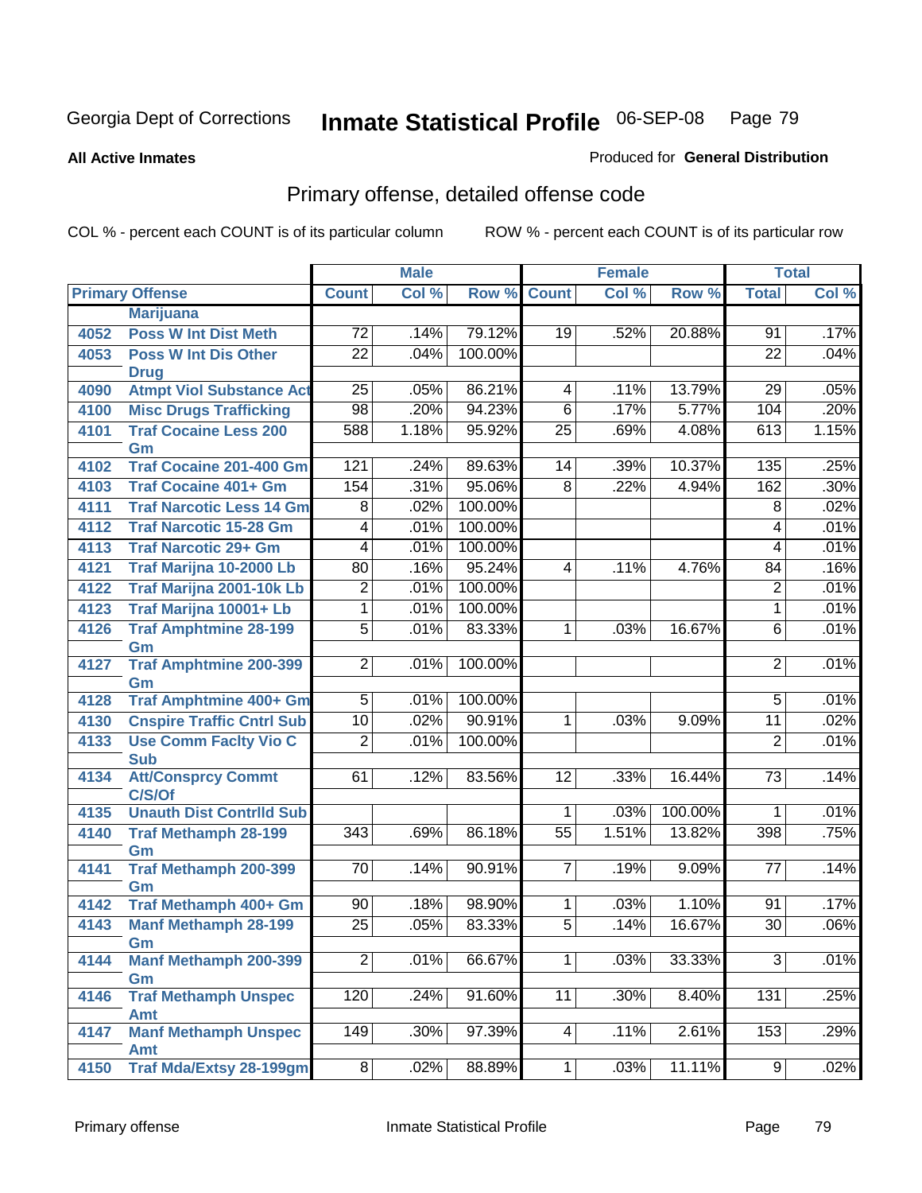Georgia Dept of Corrections **Inmate Statistical Profile** 06-SEP-08

**All Active Inmates**

Produced for **General Distribution**

## Primary offense, detailed offense code

COL % - percent each COUNT is of its particular column ROW % - percent each COUNT is of its particular row

| Primary Offense | | Male | | | Female | | | Total | |
|---|---|---|---|---|---|---|---|---|---|
| | | Count | Col % | Row % | Count | Col % | Row % | Total | Col % |
| | Marijuana | | | | | | | | |
| 4052 | Poss W Int Dist Meth | 72 | .14% | 79.12% | 19 | .52% | 20.88% | 91 | .17% |
| 4053 | Poss W Int Dis Other Drug | 22 | .04% | 100.00% | | | | 22 | .04% |
| 4090 | Atmpt Viol Substance Act | 25 | .05% | 86.21% | 4 | .11% | 13.79% | 29 | .05% |
| 4100 | Misc Drugs Trafficking | 98 | .20% | 94.23% | 6 | .17% | 5.77% | 104 | .20% |
| 4101 | Traf Cocaine Less 200 Gm | 588 | 1.18% | 95.92% | 25 | .69% | 4.08% | 613 | 1.15% |
| 4102 | Traf Cocaine 201-400 Gm | 121 | .24% | 89.63% | 14 | .39% | 10.37% | 135 | .25% |
| 4103 | Traf Cocaine 401+ Gm | 154 | .31% | 95.06% | 8 | .22% | 4.94% | 162 | .30% |
| 4111 | Traf Narcotic Less 14 Gm | 8 | .02% | 100.00% | | | | 8 | .02% |
| 4112 | Traf Narcotic 15-28 Gm | 4 | .01% | 100.00% | | | | 4 | .01% |
| 4113 | Traf Narcotic 29+ Gm | 4 | .01% | 100.00% | | | | 4 | .01% |
| 4121 | Traf Marijna 10-2000 Lb | 80 | .16% | 95.24% | 4 | .11% | 4.76% | 84 | .16% |
| 4122 | Traf Marijna 2001-10k Lb | 2 | .01% | 100.00% | | | | 2 | .01% |
| 4123 | Traf Marijna 10001+ Lb | 1 | .01% | 100.00% | | | | 1 | .01% |
| 4126 | Traf Amphtmine 28-199 Gm | 5 | .01% | 83.33% | 1 | .03% | 16.67% | 6 | .01% |
| 4127 | Traf Amphtmine 200-399 Gm | 2 | .01% | 100.00% | | | | 2 | .01% |
| 4128 | Traf Amphtmine 400+ Gm | 5 | .01% | 100.00% | | | | 5 | .01% |
| 4130 | Cnspire Traffic Cntrl Sub | 10 | .02% | 90.91% | 1 | .03% | 9.09% | 11 | .02% |
| 4133 | Use Comm Faclty Vio C Sub | 2 | .01% | 100.00% | | | | 2 | .01% |
| 4134 | Att/Consprcy Commt C/S/Of | 61 | .12% | 83.56% | 12 | .33% | 16.44% | 73 | .14% |
| 4135 | Unauth Dist Contrlld Sub | | | | 1 | .03% | 100.00% | 1 | .01% |
| 4140 | Traf Methamph 28-199 Gm | 343 | .69% | 86.18% | 55 | 1.51% | 13.82% | 398 | .75% |
| 4141 | Traf Methamph 200-399 Gm | 70 | .14% | 90.91% | 7 | .19% | 9.09% | 77 | .14% |
| 4142 | Traf Methamph 400+ Gm | 90 | .18% | 98.90% | 1 | .03% | 1.10% | 91 | .17% |
| 4143 | Manf Methamph 28-199 Gm | 25 | .05% | 83.33% | 5 | .14% | 16.67% | 30 | .06% |
| 4144 | Manf Methamph 200-399 Gm | 2 | .01% | 66.67% | 1 | .03% | 33.33% | 3 | .01% |
| 4146 | Traf Methamph Unspec Amt | 120 | .24% | 91.60% | 11 | .30% | 8.40% | 131 | .25% |
| 4147 | Manf Methamph Unspec Amt | 149 | .30% | 97.39% | 4 | .11% | 2.61% | 153 | .29% |
| 4150 | Traf Mda/Extsy 28-199gm | 8 | .02% | 88.89% | 1 | .03% | 11.11% | 9 | .02% |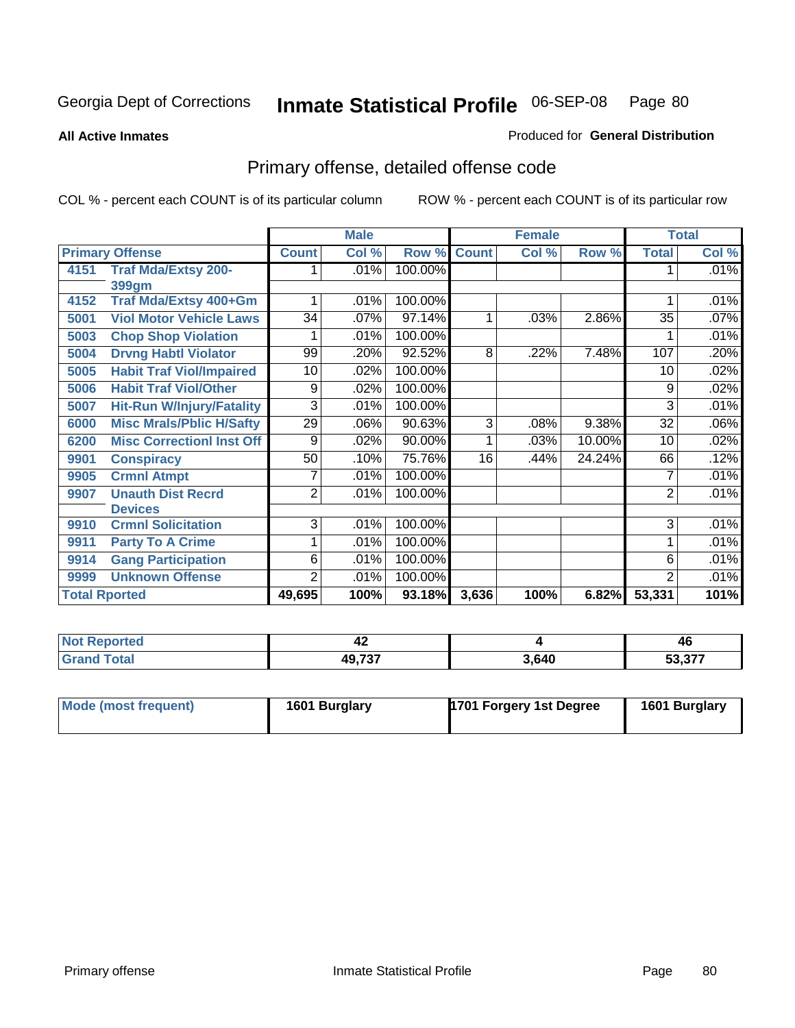Georgia Dept of Corrections

# Inmate Statistical Profile 06-SEP-08

**All Active Inmates**

Produced for **General Distribution**

## Primary offense, detailed offense code

COL % - percent each COUNT is of its particular column

ROW % - percent each COUNT is of its particular row

| Primary Offense | | Male | | | Female | | | Total | |
|---|---|---|---|---|---|---|---|---|---|
| | | Count | Col % | Row % | Count | Col % | Row % | Total | Col % |
| 4151 | Traf Mda/Extsy 200-399gm | 1 | .01% | 100.00% | | | | 1 | .01% |
| 4152 | Traf Mda/Extsy 400+Gm | 1 | .01% | 100.00% | | | | 1 | .01% |
| 5001 | Viol Motor Vehicle Laws | 34 | .07% | 97.14% | 1 | .03% | 2.86% | 35 | .07% |
| 5003 | Chop Shop Violation | 1 | .01% | 100.00% | | | | 1 | .01% |
| 5004 | Drvng Habtl Violator | 99 | .20% | 92.52% | 8 | .22% | 7.48% | 107 | .20% |
| 5005 | Habit Traf Viol/Impaired | 10 | .02% | 100.00% | | | | 10 | .02% |
| 5006 | Habit Traf Viol/Other | 9 | .02% | 100.00% | | | | 9 | .02% |
| 5007 | Hit-Run W/Injury/Fatality | 3 | .01% | 100.00% | | | | 3 | .01% |
| 6000 | Misc Mrals/Pblic H/Safty | 29 | .06% | 90.63% | 3 | .08% | 9.38% | 32 | .06% |
| 6200 | Misc Correctionl Inst Off | 9 | .02% | 90.00% | 1 | .03% | 10.00% | 10 | .02% |
| 9901 | Conspiracy | 50 | .10% | 75.76% | 16 | .44% | 24.24% | 66 | .12% |
| 9905 | Crmnl Atmpt | 7 | .01% | 100.00% | | | | 7 | .01% |
| 9907 | Unauth Dist Recrd Devices | 2 | .01% | 100.00% | | | | 2 | .01% |
| 9910 | Crmnl Solicitation | 3 | .01% | 100.00% | | | | 3 | .01% |
| 9911 | Party To A Crime | 1 | .01% | 100.00% | | | | 1 | .01% |
| 9914 | Gang Participation | 6 | .01% | 100.00% | | | | 6 | .01% |
| 9999 | Unknown Offense | 2 | .01% | 100.00% | | | | 2 | .01% |
| **Total Rported** | | **49,695** | **100%** | **93.18%** | **3,636** | **100%** | **6.82%** | **53,331** | **101%** |

| | Male | Female | Total |
|---|---|---|---|
| Not Reported | 42 | 4 | 46 |
| Grand Total | 49,737 | 3,640 | 53,377 |

| | Male | Female | Total |
|---|---|---|---|
| Mode (most frequent) | 1601 Burglary | 1701 Forgery 1st Degree | 1601 Burglary |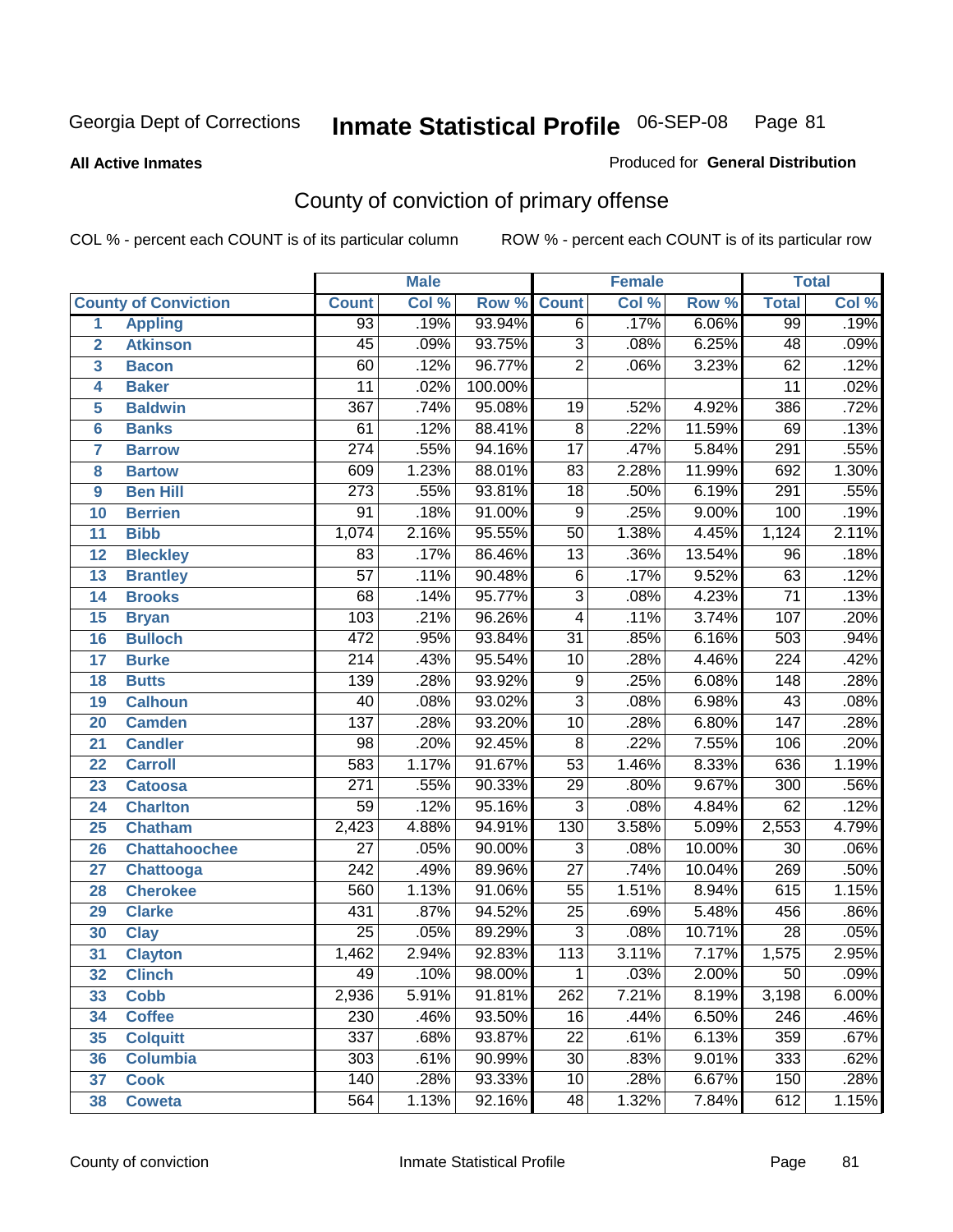Georgia Dept of Corrections **Inmate Statistical Profile** 06-SEP-08

**All Active Inmates**

Produced for **General Distribution**

## County of conviction of primary offense

COL % - percent each COUNT is of its particular column     ROW % - percent each COUNT is of its particular row

| | | Male | | | Female | | | Total | |
|---|---|---|---|---|---|---|---|---|---|
| **County of Conviction** | | **Count** | **Col %** | **Row %** | **Count** | **Col %** | **Row %** | **Total** | **Col %** |
| 1 | Appling | 93 | .19% | 93.94% | 6 | .17% | 6.06% | 99 | .19% |
| 2 | Atkinson | 45 | .09% | 93.75% | 3 | .08% | 6.25% | 48 | .09% |
| 3 | Bacon | 60 | .12% | 96.77% | 2 | .06% | 3.23% | 62 | .12% |
| 4 | Baker | 11 | .02% | 100.00% | | | | 11 | .02% |
| 5 | Baldwin | 367 | .74% | 95.08% | 19 | .52% | 4.92% | 386 | .72% |
| 6 | Banks | 61 | .12% | 88.41% | 8 | .22% | 11.59% | 69 | .13% |
| 7 | Barrow | 274 | .55% | 94.16% | 17 | .47% | 5.84% | 291 | .55% |
| 8 | Bartow | 609 | 1.23% | 88.01% | 83 | 2.28% | 11.99% | 692 | 1.30% |
| 9 | Ben Hill | 273 | .55% | 93.81% | 18 | .50% | 6.19% | 291 | .55% |
| 10 | Berrien | 91 | .18% | 91.00% | 9 | .25% | 9.00% | 100 | .19% |
| 11 | Bibb | 1,074 | 2.16% | 95.55% | 50 | 1.38% | 4.45% | 1,124 | 2.11% |
| 12 | Bleckley | 83 | .17% | 86.46% | 13 | .36% | 13.54% | 96 | .18% |
| 13 | Brantley | 57 | .11% | 90.48% | 6 | .17% | 9.52% | 63 | .12% |
| 14 | Brooks | 68 | .14% | 95.77% | 3 | .08% | 4.23% | 71 | .13% |
| 15 | Bryan | 103 | .21% | 96.26% | 4 | .11% | 3.74% | 107 | .20% |
| 16 | Bulloch | 472 | .95% | 93.84% | 31 | .85% | 6.16% | 503 | .94% |
| 17 | Burke | 214 | .43% | 95.54% | 10 | .28% | 4.46% | 224 | .42% |
| 18 | Butts | 139 | .28% | 93.92% | 9 | .25% | 6.08% | 148 | .28% |
| 19 | Calhoun | 40 | .08% | 93.02% | 3 | .08% | 6.98% | 43 | .08% |
| 20 | Camden | 137 | .28% | 93.20% | 10 | .28% | 6.80% | 147 | .28% |
| 21 | Candler | 98 | .20% | 92.45% | 8 | .22% | 7.55% | 106 | .20% |
| 22 | Carroll | 583 | 1.17% | 91.67% | 53 | 1.46% | 8.33% | 636 | 1.19% |
| 23 | Catoosa | 271 | .55% | 90.33% | 29 | .80% | 9.67% | 300 | .56% |
| 24 | Charlton | 59 | .12% | 95.16% | 3 | .08% | 4.84% | 62 | .12% |
| 25 | Chatham | 2,423 | 4.88% | 94.91% | 130 | 3.58% | 5.09% | 2,553 | 4.79% |
| 26 | Chattahoochee | 27 | .05% | 90.00% | 3 | .08% | 10.00% | 30 | .06% |
| 27 | Chattooga | 242 | .49% | 89.96% | 27 | .74% | 10.04% | 269 | .50% |
| 28 | Cherokee | 560 | 1.13% | 91.06% | 55 | 1.51% | 8.94% | 615 | 1.15% |
| 29 | Clarke | 431 | .87% | 94.52% | 25 | .69% | 5.48% | 456 | .86% |
| 30 | Clay | 25 | .05% | 89.29% | 3 | .08% | 10.71% | 28 | .05% |
| 31 | Clayton | 1,462 | 2.94% | 92.83% | 113 | 3.11% | 7.17% | 1,575 | 2.95% |
| 32 | Clinch | 49 | .10% | 98.00% | 1 | .03% | 2.00% | 50 | .09% |
| 33 | Cobb | 2,936 | 5.91% | 91.81% | 262 | 7.21% | 8.19% | 3,198 | 6.00% |
| 34 | Coffee | 230 | .46% | 93.50% | 16 | .44% | 6.50% | 246 | .46% |
| 35 | Colquitt | 337 | .68% | 93.87% | 22 | .61% | 6.13% | 359 | .67% |
| 36 | Columbia | 303 | .61% | 90.99% | 30 | .83% | 9.01% | 333 | .62% |
| 37 | Cook | 140 | .28% | 93.33% | 10 | .28% | 6.67% | 150 | .28% |
| 38 | Coweta | 564 | 1.13% | 92.16% | 48 | 1.32% | 7.84% | 612 | 1.15% |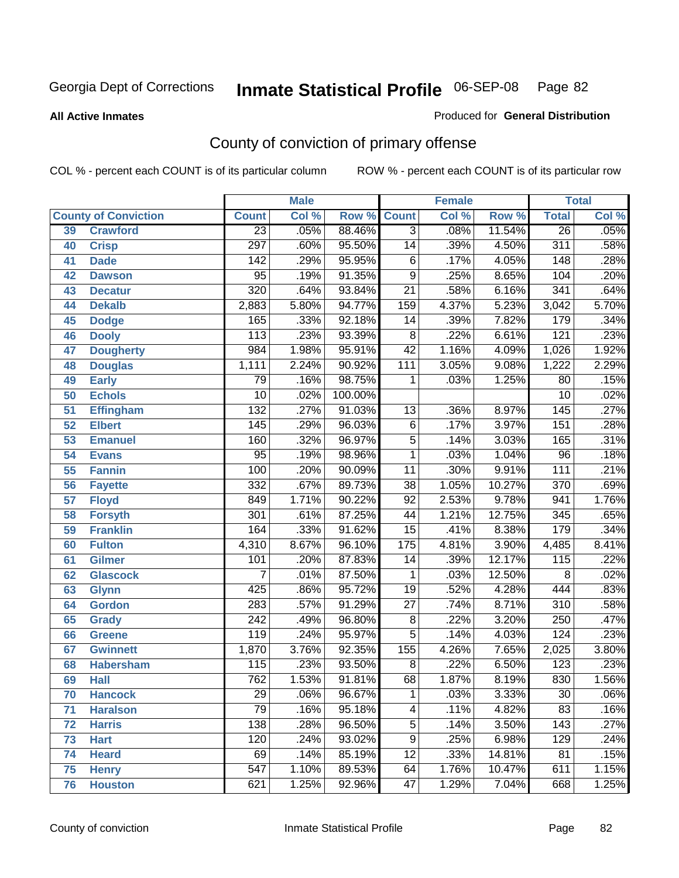Georgia Dept of Corrections **Inmate Statistical Profile** 06-SEP-08

**All Active Inmates** Produced for **General Distribution**

## County of conviction of primary offense

COL % - percent each COUNT is of its particular column ROW % - percent each COUNT is of its particular row

| County of Conviction | | Male | | | Female | | | Total | |
|---|---|---|---|---|---|---|---|---|---|
| | | Count | Col % | Row % | Count | Col % | Row % | Total | Col % |
| 39 | Crawford | 23 | .05% | 88.46% | 3 | .08% | 11.54% | 26 | .05% |
| 40 | Crisp | 297 | .60% | 95.50% | 14 | .39% | 4.50% | 311 | .58% |
| 41 | Dade | 142 | .29% | 95.95% | 6 | .17% | 4.05% | 148 | .28% |
| 42 | Dawson | 95 | .19% | 91.35% | 9 | .25% | 8.65% | 104 | .20% |
| 43 | Decatur | 320 | .64% | 93.84% | 21 | .58% | 6.16% | 341 | .64% |
| 44 | Dekalb | 2,883 | 5.80% | 94.77% | 159 | 4.37% | 5.23% | 3,042 | 5.70% |
| 45 | Dodge | 165 | .33% | 92.18% | 14 | .39% | 7.82% | 179 | .34% |
| 46 | Dooly | 113 | .23% | 93.39% | 8 | .22% | 6.61% | 121 | .23% |
| 47 | Dougherty | 984 | 1.98% | 95.91% | 42 | 1.16% | 4.09% | 1,026 | 1.92% |
| 48 | Douglas | 1,111 | 2.24% | 90.92% | 111 | 3.05% | 9.08% | 1,222 | 2.29% |
| 49 | Early | 79 | .16% | 98.75% | 1 | .03% | 1.25% | 80 | .15% |
| 50 | Echols | 10 | .02% | 100.00% | | | | 10 | .02% |
| 51 | Effingham | 132 | .27% | 91.03% | 13 | .36% | 8.97% | 145 | .27% |
| 52 | Elbert | 145 | .29% | 96.03% | 6 | .17% | 3.97% | 151 | .28% |
| 53 | Emanuel | 160 | .32% | 96.97% | 5 | .14% | 3.03% | 165 | .31% |
| 54 | Evans | 95 | .19% | 98.96% | 1 | .03% | 1.04% | 96 | .18% |
| 55 | Fannin | 100 | .20% | 90.09% | 11 | .30% | 9.91% | 111 | .21% |
| 56 | Fayette | 332 | .67% | 89.73% | 38 | 1.05% | 10.27% | 370 | .69% |
| 57 | Floyd | 849 | 1.71% | 90.22% | 92 | 2.53% | 9.78% | 941 | 1.76% |
| 58 | Forsyth | 301 | .61% | 87.25% | 44 | 1.21% | 12.75% | 345 | .65% |
| 59 | Franklin | 164 | .33% | 91.62% | 15 | .41% | 8.38% | 179 | .34% |
| 60 | Fulton | 4,310 | 8.67% | 96.10% | 175 | 4.81% | 3.90% | 4,485 | 8.41% |
| 61 | Gilmer | 101 | .20% | 87.83% | 14 | .39% | 12.17% | 115 | .22% |
| 62 | Glascock | 7 | .01% | 87.50% | 1 | .03% | 12.50% | 8 | .02% |
| 63 | Glynn | 425 | .86% | 95.72% | 19 | .52% | 4.28% | 444 | .83% |
| 64 | Gordon | 283 | .57% | 91.29% | 27 | .74% | 8.71% | 310 | .58% |
| 65 | Grady | 242 | .49% | 96.80% | 8 | .22% | 3.20% | 250 | .47% |
| 66 | Greene | 119 | .24% | 95.97% | 5 | .14% | 4.03% | 124 | .23% |
| 67 | Gwinnett | 1,870 | 3.76% | 92.35% | 155 | 4.26% | 7.65% | 2,025 | 3.80% |
| 68 | Habersham | 115 | .23% | 93.50% | 8 | .22% | 6.50% | 123 | .23% |
| 69 | Hall | 762 | 1.53% | 91.81% | 68 | 1.87% | 8.19% | 830 | 1.56% |
| 70 | Hancock | 29 | .06% | 96.67% | 1 | .03% | 3.33% | 30 | .06% |
| 71 | Haralson | 79 | .16% | 95.18% | 4 | .11% | 4.82% | 83 | .16% |
| 72 | Harris | 138 | .28% | 96.50% | 5 | .14% | 3.50% | 143 | .27% |
| 73 | Hart | 120 | .24% | 93.02% | 9 | .25% | 6.98% | 129 | .24% |
| 74 | Heard | 69 | .14% | 85.19% | 12 | .33% | 14.81% | 81 | .15% |
| 75 | Henry | 547 | 1.10% | 89.53% | 64 | 1.76% | 10.47% | 611 | 1.15% |
| 76 | Houston | 621 | 1.25% | 92.96% | 47 | 1.29% | 7.04% | 668 | 1.25% |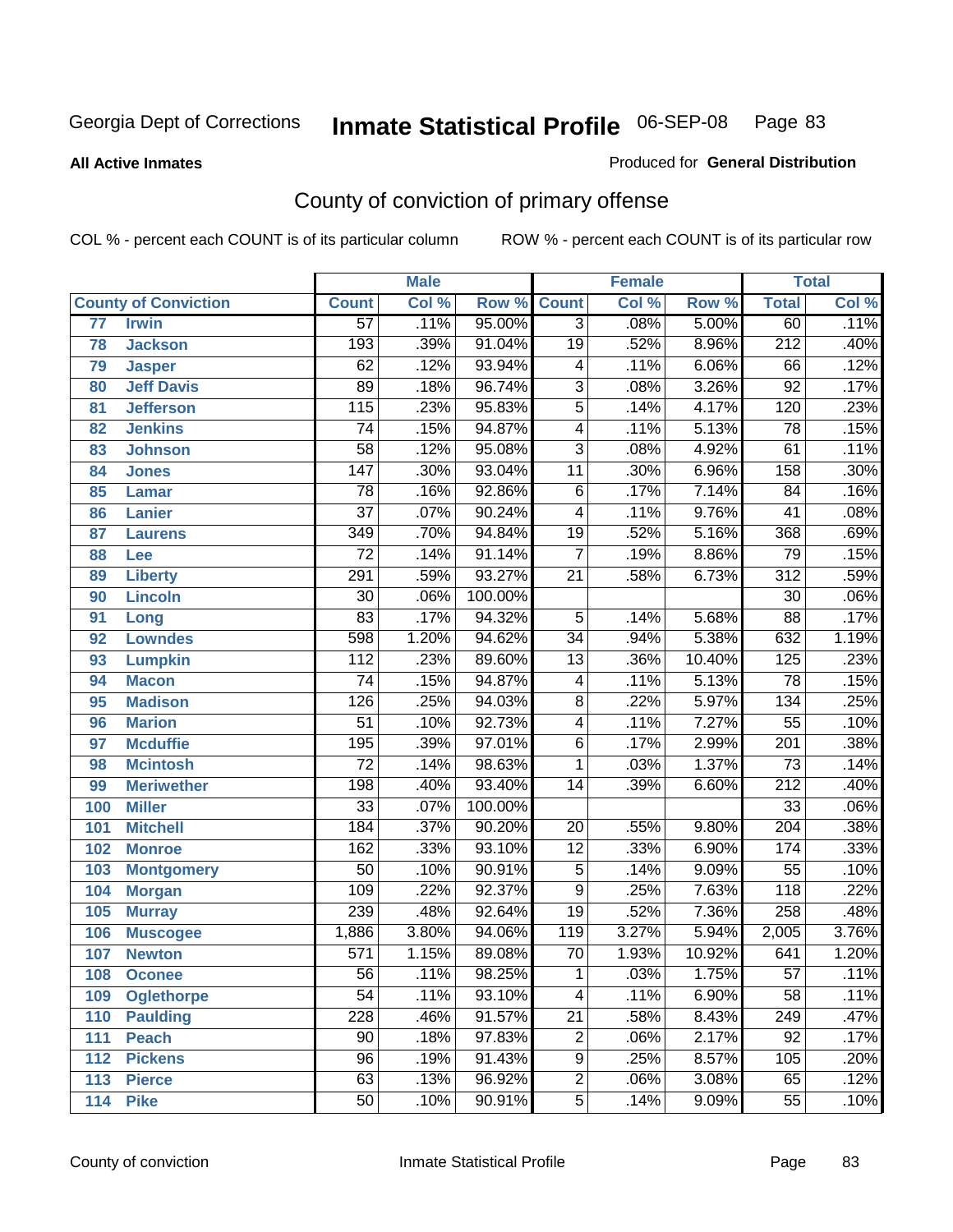Georgia Dept of Corrections **Inmate Statistical Profile** 06-SEP-08

**All Active Inmates**

Produced for **General Distribution**

## County of conviction of primary offense

COL % - percent each COUNT is of its particular column ROW % - percent each COUNT is of its particular row

| | | Male | | | Female | | | Total | |
|---|---|---|---|---|---|---|---|---|---|
| **County of Conviction** | | **Count** | **Col %** | **Row %** | **Count** | **Col %** | **Row %** | **Total** | **Col %** |
| 77 | Irwin | 57 | .11% | 95.00% | 3 | .08% | 5.00% | 60 | .11% |
| 78 | Jackson | 193 | .39% | 91.04% | 19 | .52% | 8.96% | 212 | .40% |
| 79 | Jasper | 62 | .12% | 93.94% | 4 | .11% | 6.06% | 66 | .12% |
| 80 | Jeff Davis | 89 | .18% | 96.74% | 3 | .08% | 3.26% | 92 | .17% |
| 81 | Jefferson | 115 | .23% | 95.83% | 5 | .14% | 4.17% | 120 | .23% |
| 82 | Jenkins | 74 | .15% | 94.87% | 4 | .11% | 5.13% | 78 | .15% |
| 83 | Johnson | 58 | .12% | 95.08% | 3 | .08% | 4.92% | 61 | .11% |
| 84 | Jones | 147 | .30% | 93.04% | 11 | .30% | 6.96% | 158 | .30% |
| 85 | Lamar | 78 | .16% | 92.86% | 6 | .17% | 7.14% | 84 | .16% |
| 86 | Lanier | 37 | .07% | 90.24% | 4 | .11% | 9.76% | 41 | .08% |
| 87 | Laurens | 349 | .70% | 94.84% | 19 | .52% | 5.16% | 368 | .69% |
| 88 | Lee | 72 | .14% | 91.14% | 7 | .19% | 8.86% | 79 | .15% |
| 89 | Liberty | 291 | .59% | 93.27% | 21 | .58% | 6.73% | 312 | .59% |
| 90 | Lincoln | 30 | .06% | 100.00% | | | | 30 | .06% |
| 91 | Long | 83 | .17% | 94.32% | 5 | .14% | 5.68% | 88 | .17% |
| 92 | Lowndes | 598 | 1.20% | 94.62% | 34 | .94% | 5.38% | 632 | 1.19% |
| 93 | Lumpkin | 112 | .23% | 89.60% | 13 | .36% | 10.40% | 125 | .23% |
| 94 | Macon | 74 | .15% | 94.87% | 4 | .11% | 5.13% | 78 | .15% |
| 95 | Madison | 126 | .25% | 94.03% | 8 | .22% | 5.97% | 134 | .25% |
| 96 | Marion | 51 | .10% | 92.73% | 4 | .11% | 7.27% | 55 | .10% |
| 97 | Mcduffie | 195 | .39% | 97.01% | 6 | .17% | 2.99% | 201 | .38% |
| 98 | Mcintosh | 72 | .14% | 98.63% | 1 | .03% | 1.37% | 73 | .14% |
| 99 | Meriwether | 198 | .40% | 93.40% | 14 | .39% | 6.60% | 212 | .40% |
| 100 | Miller | 33 | .07% | 100.00% | | | | 33 | .06% |
| 101 | Mitchell | 184 | .37% | 90.20% | 20 | .55% | 9.80% | 204 | .38% |
| 102 | Monroe | 162 | .33% | 93.10% | 12 | .33% | 6.90% | 174 | .33% |
| 103 | Montgomery | 50 | .10% | 90.91% | 5 | .14% | 9.09% | 55 | .10% |
| 104 | Morgan | 109 | .22% | 92.37% | 9 | .25% | 7.63% | 118 | .22% |
| 105 | Murray | 239 | .48% | 92.64% | 19 | .52% | 7.36% | 258 | .48% |
| 106 | Muscogee | 1,886 | 3.80% | 94.06% | 119 | 3.27% | 5.94% | 2,005 | 3.76% |
| 107 | Newton | 571 | 1.15% | 89.08% | 70 | 1.93% | 10.92% | 641 | 1.20% |
| 108 | Oconee | 56 | .11% | 98.25% | 1 | .03% | 1.75% | 57 | .11% |
| 109 | Oglethorpe | 54 | .11% | 93.10% | 4 | .11% | 6.90% | 58 | .11% |
| 110 | Paulding | 228 | .46% | 91.57% | 21 | .58% | 8.43% | 249 | .47% |
| 111 | Peach | 90 | .18% | 97.83% | 2 | .06% | 2.17% | 92 | .17% |
| 112 | Pickens | 96 | .19% | 91.43% | 9 | .25% | 8.57% | 105 | .20% |
| 113 | Pierce | 63 | .13% | 96.92% | 2 | .06% | 3.08% | 65 | .12% |
| 114 | Pike | 50 | .10% | 90.91% | 5 | .14% | 9.09% | 55 | .10% |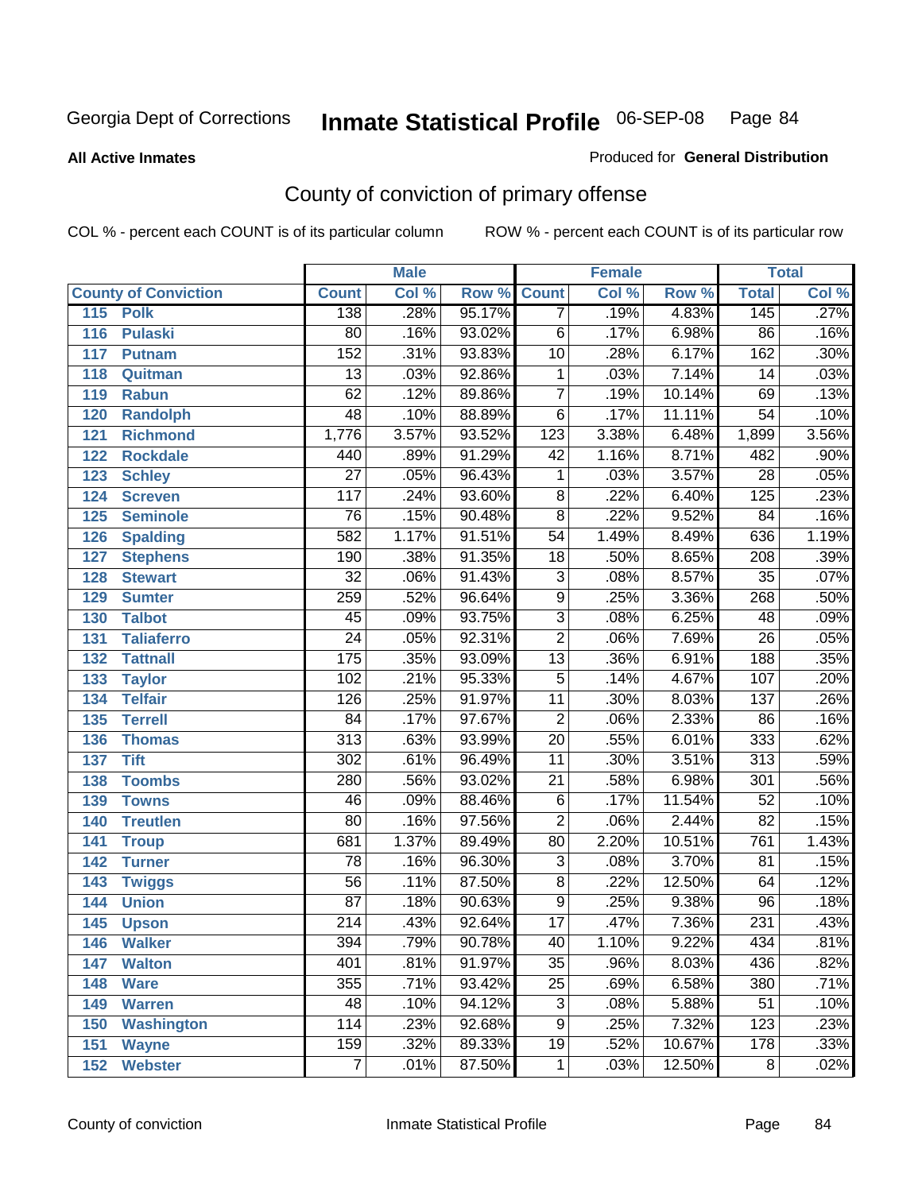Georgia Dept of Corrections **Inmate Statistical Profile** 06-SEP-08

**All Active Inmates**

Produced for **General Distribution**

## County of conviction of primary offense

COL % - percent each COUNT is of its particular column ROW % - percent each COUNT is of its particular row

| County of Conviction | Male | | | Female | | | Total | |
|---|---|---|---|---|---|---|---|---|
| | Count | Col % | Row % | Count | Col % | Row % | Total | Col % |
| 115 Polk | 138 | .28% | 95.17% | 7 | .19% | 4.83% | 145 | .27% |
| 116 Pulaski | 80 | .16% | 93.02% | 6 | .17% | 6.98% | 86 | .16% |
| 117 Putnam | 152 | .31% | 93.83% | 10 | .28% | 6.17% | 162 | .30% |
| 118 Quitman | 13 | .03% | 92.86% | 1 | .03% | 7.14% | 14 | .03% |
| 119 Rabun | 62 | .12% | 89.86% | 7 | .19% | 10.14% | 69 | .13% |
| 120 Randolph | 48 | .10% | 88.89% | 6 | .17% | 11.11% | 54 | .10% |
| 121 Richmond | 1,776 | 3.57% | 93.52% | 123 | 3.38% | 6.48% | 1,899 | 3.56% |
| 122 Rockdale | 440 | .89% | 91.29% | 42 | 1.16% | 8.71% | 482 | .90% |
| 123 Schley | 27 | .05% | 96.43% | 1 | .03% | 3.57% | 28 | .05% |
| 124 Screven | 117 | .24% | 93.60% | 8 | .22% | 6.40% | 125 | .23% |
| 125 Seminole | 76 | .15% | 90.48% | 8 | .22% | 9.52% | 84 | .16% |
| 126 Spalding | 582 | 1.17% | 91.51% | 54 | 1.49% | 8.49% | 636 | 1.19% |
| 127 Stephens | 190 | .38% | 91.35% | 18 | .50% | 8.65% | 208 | .39% |
| 128 Stewart | 32 | .06% | 91.43% | 3 | .08% | 8.57% | 35 | .07% |
| 129 Sumter | 259 | .52% | 96.64% | 9 | .25% | 3.36% | 268 | .50% |
| 130 Talbot | 45 | .09% | 93.75% | 3 | .08% | 6.25% | 48 | .09% |
| 131 Taliaferro | 24 | .05% | 92.31% | 2 | .06% | 7.69% | 26 | .05% |
| 132 Tattnall | 175 | .35% | 93.09% | 13 | .36% | 6.91% | 188 | .35% |
| 133 Taylor | 102 | .21% | 95.33% | 5 | .14% | 4.67% | 107 | .20% |
| 134 Telfair | 126 | .25% | 91.97% | 11 | .30% | 8.03% | 137 | .26% |
| 135 Terrell | 84 | .17% | 97.67% | 2 | .06% | 2.33% | 86 | .16% |
| 136 Thomas | 313 | .63% | 93.99% | 20 | .55% | 6.01% | 333 | .62% |
| 137 Tift | 302 | .61% | 96.49% | 11 | .30% | 3.51% | 313 | .59% |
| 138 Toombs | 280 | .56% | 93.02% | 21 | .58% | 6.98% | 301 | .56% |
| 139 Towns | 46 | .09% | 88.46% | 6 | .17% | 11.54% | 52 | .10% |
| 140 Treutlen | 80 | .16% | 97.56% | 2 | .06% | 2.44% | 82 | .15% |
| 141 Troup | 681 | 1.37% | 89.49% | 80 | 2.20% | 10.51% | 761 | 1.43% |
| 142 Turner | 78 | .16% | 96.30% | 3 | .08% | 3.70% | 81 | .15% |
| 143 Twiggs | 56 | .11% | 87.50% | 8 | .22% | 12.50% | 64 | .12% |
| 144 Union | 87 | .18% | 90.63% | 9 | .25% | 9.38% | 96 | .18% |
| 145 Upson | 214 | .43% | 92.64% | 17 | .47% | 7.36% | 231 | .43% |
| 146 Walker | 394 | .79% | 90.78% | 40 | 1.10% | 9.22% | 434 | .81% |
| 147 Walton | 401 | .81% | 91.97% | 35 | .96% | 8.03% | 436 | .82% |
| 148 Ware | 355 | .71% | 93.42% | 25 | .69% | 6.58% | 380 | .71% |
| 149 Warren | 48 | .10% | 94.12% | 3 | .08% | 5.88% | 51 | .10% |
| 150 Washington | 114 | .23% | 92.68% | 9 | .25% | 7.32% | 123 | .23% |
| 151 Wayne | 159 | .32% | 89.33% | 19 | .52% | 10.67% | 178 | .33% |
| 152 Webster | 7 | .01% | 87.50% | 1 | .03% | 12.50% | 8 | .02% |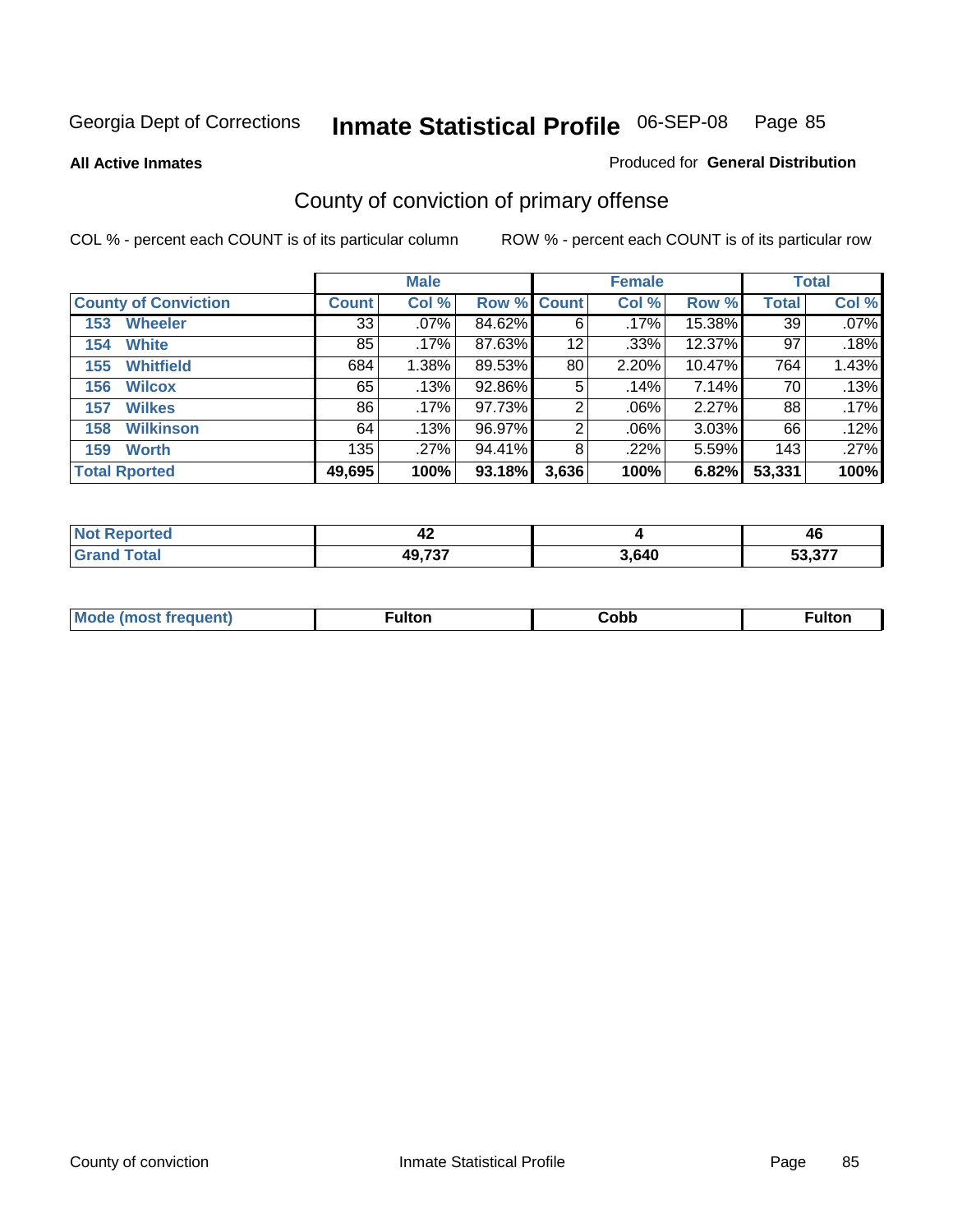Georgia Dept of Corrections **Inmate Statistical Profile** 06-SEP-08

**All Active Inmates**

Produced for **General Distribution**

## County of conviction of primary offense

COL % - percent each COUNT is of its particular column

ROW % - percent each COUNT is of its particular row

| County of Conviction | Male | | | Female | | | Total | |
|---|---|---|---|---|---|---|---|---|
| | Count | Col % | Row % | Count | Col % | Row % | Total | Col % |
| 153 Wheeler | 33 | .07% | 84.62% | 6 | .17% | 15.38% | 39 | .07% |
| 154 White | 85 | .17% | 87.63% | 12 | .33% | 12.37% | 97 | .18% |
| 155 Whitfield | 684 | 1.38% | 89.53% | 80 | 2.20% | 10.47% | 764 | 1.43% |
| 156 Wilcox | 65 | .13% | 92.86% | 5 | .14% | 7.14% | 70 | .13% |
| 157 Wilkes | 86 | .17% | 97.73% | 2 | .06% | 2.27% | 88 | .17% |
| 158 Wilkinson | 64 | .13% | 96.97% | 2 | .06% | 3.03% | 66 | .12% |
| 159 Worth | 135 | .27% | 94.41% | 8 | .22% | 5.59% | 143 | .27% |
| **Total Rported** | **49,695** | **100%** | **93.18%** | **3,636** | **100%** | **6.82%** | **53,331** | **100%** |

| | Male | Female | Total |
|---|---|---|---|
| Not Reported | 42 | 4 | 46 |
| Grand Total | 49,737 | 3,640 | 53,377 |

| | Male | Female | Total |
|---|---|---|---|
| Mode (most frequent) | Fulton | Cobb | Fulton |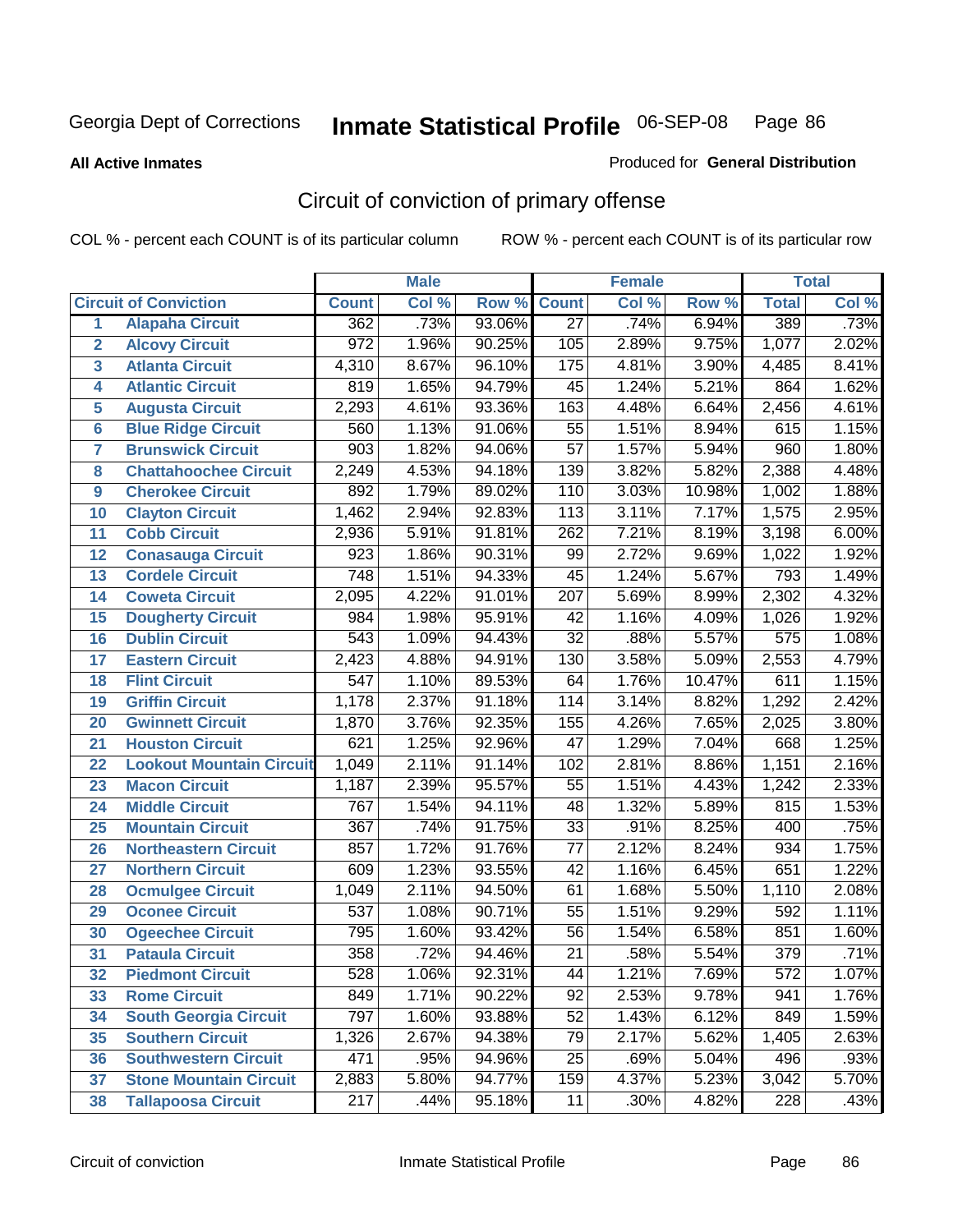**All Active Inmates**

Produced for **General Distribution**

## Circuit of conviction of primary offense

COL % - percent each COUNT is of its particular column

ROW % - percent each COUNT is of its particular row

| | | Male | | | Female | | | Total | |
|---|---|---|---|---|---|---|---|---|---|
| **Circuit of Conviction** | | **Count** | **Col %** | **Row %** | **Count** | **Col %** | **Row %** | **Total** | **Col %** |
| 1 | Alapaha Circuit | 362 | .73% | 93.06% | 27 | .74% | 6.94% | 389 | .73% |
| 2 | Alcovy Circuit | 972 | 1.96% | 90.25% | 105 | 2.89% | 9.75% | 1,077 | 2.02% |
| 3 | Atlanta Circuit | 4,310 | 8.67% | 96.10% | 175 | 4.81% | 3.90% | 4,485 | 8.41% |
| 4 | Atlantic Circuit | 819 | 1.65% | 94.79% | 45 | 1.24% | 5.21% | 864 | 1.62% |
| 5 | Augusta Circuit | 2,293 | 4.61% | 93.36% | 163 | 4.48% | 6.64% | 2,456 | 4.61% |
| 6 | Blue Ridge Circuit | 560 | 1.13% | 91.06% | 55 | 1.51% | 8.94% | 615 | 1.15% |
| 7 | Brunswick Circuit | 903 | 1.82% | 94.06% | 57 | 1.57% | 5.94% | 960 | 1.80% |
| 8 | Chattahoochee Circuit | 2,249 | 4.53% | 94.18% | 139 | 3.82% | 5.82% | 2,388 | 4.48% |
| 9 | Cherokee Circuit | 892 | 1.79% | 89.02% | 110 | 3.03% | 10.98% | 1,002 | 1.88% |
| 10 | Clayton Circuit | 1,462 | 2.94% | 92.83% | 113 | 3.11% | 7.17% | 1,575 | 2.95% |
| 11 | Cobb Circuit | 2,936 | 5.91% | 91.81% | 262 | 7.21% | 8.19% | 3,198 | 6.00% |
| 12 | Conasauga Circuit | 923 | 1.86% | 90.31% | 99 | 2.72% | 9.69% | 1,022 | 1.92% |
| 13 | Cordele Circuit | 748 | 1.51% | 94.33% | 45 | 1.24% | 5.67% | 793 | 1.49% |
| 14 | Coweta Circuit | 2,095 | 4.22% | 91.01% | 207 | 5.69% | 8.99% | 2,302 | 4.32% |
| 15 | Dougherty Circuit | 984 | 1.98% | 95.91% | 42 | 1.16% | 4.09% | 1,026 | 1.92% |
| 16 | Dublin Circuit | 543 | 1.09% | 94.43% | 32 | .88% | 5.57% | 575 | 1.08% |
| 17 | Eastern Circuit | 2,423 | 4.88% | 94.91% | 130 | 3.58% | 5.09% | 2,553 | 4.79% |
| 18 | Flint Circuit | 547 | 1.10% | 89.53% | 64 | 1.76% | 10.47% | 611 | 1.15% |
| 19 | Griffin Circuit | 1,178 | 2.37% | 91.18% | 114 | 3.14% | 8.82% | 1,292 | 2.42% |
| 20 | Gwinnett Circuit | 1,870 | 3.76% | 92.35% | 155 | 4.26% | 7.65% | 2,025 | 3.80% |
| 21 | Houston Circuit | 621 | 1.25% | 92.96% | 47 | 1.29% | 7.04% | 668 | 1.25% |
| 22 | Lookout Mountain Circuit | 1,049 | 2.11% | 91.14% | 102 | 2.81% | 8.86% | 1,151 | 2.16% |
| 23 | Macon Circuit | 1,187 | 2.39% | 95.57% | 55 | 1.51% | 4.43% | 1,242 | 2.33% |
| 24 | Middle Circuit | 767 | 1.54% | 94.11% | 48 | 1.32% | 5.89% | 815 | 1.53% |
| 25 | Mountain Circuit | 367 | .74% | 91.75% | 33 | .91% | 8.25% | 400 | .75% |
| 26 | Northeastern Circuit | 857 | 1.72% | 91.76% | 77 | 2.12% | 8.24% | 934 | 1.75% |
| 27 | Northern Circuit | 609 | 1.23% | 93.55% | 42 | 1.16% | 6.45% | 651 | 1.22% |
| 28 | Ocmulgee Circuit | 1,049 | 2.11% | 94.50% | 61 | 1.68% | 5.50% | 1,110 | 2.08% |
| 29 | Oconee Circuit | 537 | 1.08% | 90.71% | 55 | 1.51% | 9.29% | 592 | 1.11% |
| 30 | Ogeechee Circuit | 795 | 1.60% | 93.42% | 56 | 1.54% | 6.58% | 851 | 1.60% |
| 31 | Pataula Circuit | 358 | .72% | 94.46% | 21 | .58% | 5.54% | 379 | .71% |
| 32 | Piedmont Circuit | 528 | 1.06% | 92.31% | 44 | 1.21% | 7.69% | 572 | 1.07% |
| 33 | Rome Circuit | 849 | 1.71% | 90.22% | 92 | 2.53% | 9.78% | 941 | 1.76% |
| 34 | South Georgia Circuit | 797 | 1.60% | 93.88% | 52 | 1.43% | 6.12% | 849 | 1.59% |
| 35 | Southern Circuit | 1,326 | 2.67% | 94.38% | 79 | 2.17% | 5.62% | 1,405 | 2.63% |
| 36 | Southwestern Circuit | 471 | .95% | 94.96% | 25 | .69% | 5.04% | 496 | .93% |
| 37 | Stone Mountain Circuit | 2,883 | 5.80% | 94.77% | 159 | 4.37% | 5.23% | 3,042 | 5.70% |
| 38 | Tallapoosa Circuit | 217 | .44% | 95.18% | 11 | .30% | 4.82% | 228 | .43% |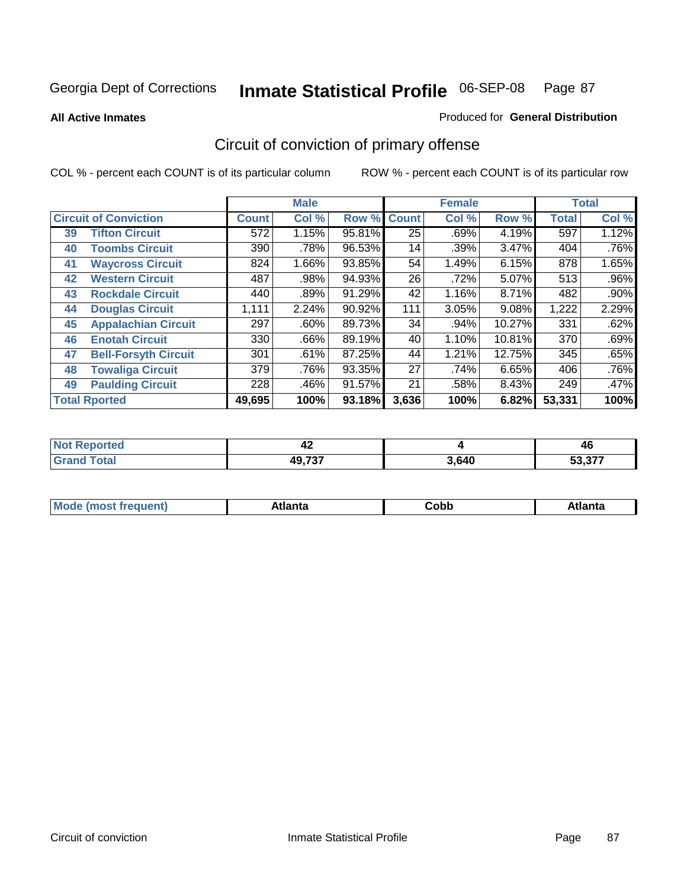Georgia Dept of Corrections **Inmate Statistical Profile** 06-SEP-08

**All Active Inmates**

Produced for **General Distribution**

## Circuit of conviction of primary offense

COL % - percent each COUNT is of its particular column

ROW % - percent each COUNT is of its particular row

| Circuit of Conviction | | Male | | | Female | | | Total | |
|---|---|---|---|---|---|---|---|---|---|
| | | Count | Col % | Row % | Count | Col % | Row % | Total | Col % |
| 39 | Tifton Circuit | 572 | 1.15% | 95.81% | 25 | .69% | 4.19% | 597 | 1.12% |
| 40 | Toombs Circuit | 390 | .78% | 96.53% | 14 | .39% | 3.47% | 404 | .76% |
| 41 | Waycross Circuit | 824 | 1.66% | 93.85% | 54 | 1.49% | 6.15% | 878 | 1.65% |
| 42 | Western Circuit | 487 | .98% | 94.93% | 26 | .72% | 5.07% | 513 | .96% |
| 43 | Rockdale Circuit | 440 | .89% | 91.29% | 42 | 1.16% | 8.71% | 482 | .90% |
| 44 | Douglas Circuit | 1,111 | 2.24% | 90.92% | 111 | 3.05% | 9.08% | 1,222 | 2.29% |
| 45 | Appalachian Circuit | 297 | .60% | 89.73% | 34 | .94% | 10.27% | 331 | .62% |
| 46 | Enotah Circuit | 330 | .66% | 89.19% | 40 | 1.10% | 10.81% | 370 | .69% |
| 47 | Bell-Forsyth Circuit | 301 | .61% | 87.25% | 44 | 1.21% | 12.75% | 345 | .65% |
| 48 | Towaliga Circuit | 379 | .76% | 93.35% | 27 | .74% | 6.65% | 406 | .76% |
| 49 | Paulding Circuit | 228 | .46% | 91.57% | 21 | .58% | 8.43% | 249 | .47% |
| Total Rported | | 49,695 | 100% | 93.18% | 3,636 | 100% | 6.82% | 53,331 | 100% |

| | Male | Female | Total |
|---|---|---|---|
| Not Reported | 42 | 4 | 46 |
| Grand Total | 49,737 | 3,640 | 53,377 |

| | Male | Female | Total |
|---|---|---|---|
| Mode (most frequent) | Atlanta | Cobb | Atlanta |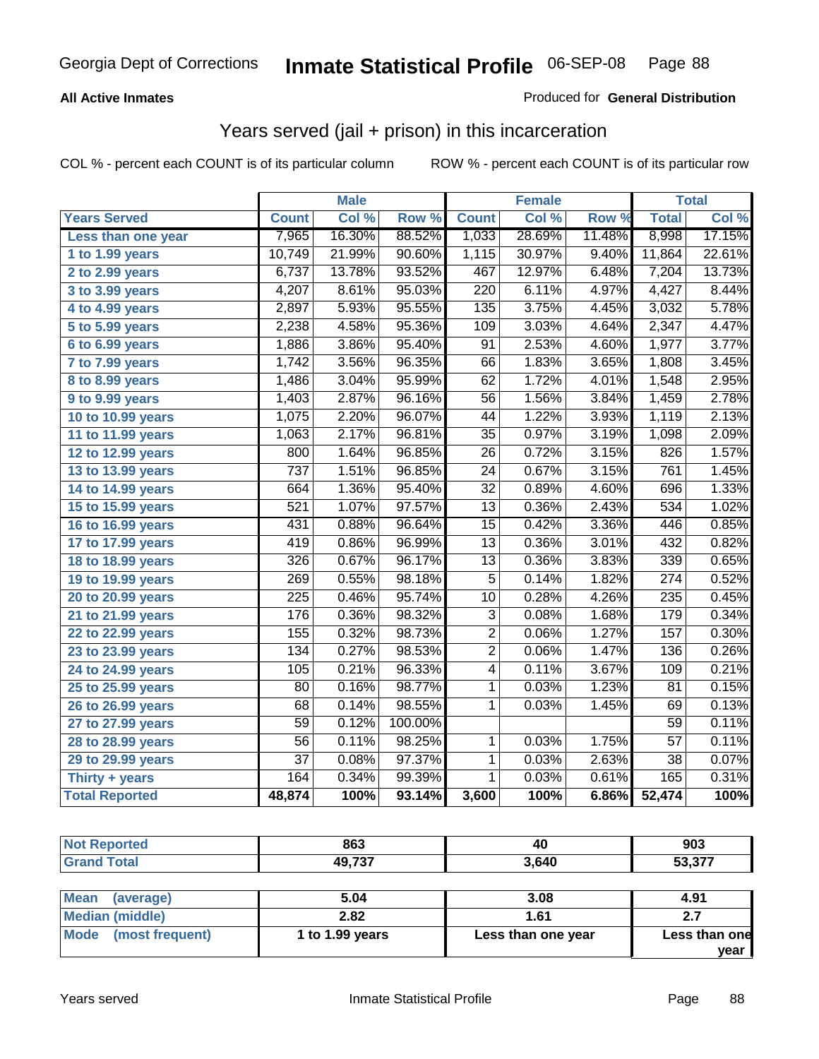Georgia Dept of Corrections **Inmate Statistical Profile** 06-SEP-08

**All Active Inmates** Produced for **General Distribution**

## Years served (jail + prison) in this incarceration

COL % - percent each COUNT is of its particular column ROW % - percent each COUNT is of its particular row

| | Male | | | Female | | | Total | |
|---|---|---|---|---|---|---|---|---|
| **Years Served** | **Count** | **Col %** | **Row %** | **Count** | **Col %** | **Row %** | **Total** | **Col %** |
| Less than one year | 7,965 | 16.30% | 88.52% | 1,033 | 28.69% | 11.48% | 8,998 | 17.15% |
| 1 to 1.99 years | 10,749 | 21.99% | 90.60% | 1,115 | 30.97% | 9.40% | 11,864 | 22.61% |
| 2 to 2.99 years | 6,737 | 13.78% | 93.52% | 467 | 12.97% | 6.48% | 7,204 | 13.73% |
| 3 to 3.99 years | 4,207 | 8.61% | 95.03% | 220 | 6.11% | 4.97% | 4,427 | 8.44% |
| 4 to 4.99 years | 2,897 | 5.93% | 95.55% | 135 | 3.75% | 4.45% | 3,032 | 5.78% |
| 5 to 5.99 years | 2,238 | 4.58% | 95.36% | 109 | 3.03% | 4.64% | 2,347 | 4.47% |
| 6 to 6.99 years | 1,886 | 3.86% | 95.40% | 91 | 2.53% | 4.60% | 1,977 | 3.77% |
| 7 to 7.99 years | 1,742 | 3.56% | 96.35% | 66 | 1.83% | 3.65% | 1,808 | 3.45% |
| 8 to 8.99 years | 1,486 | 3.04% | 95.99% | 62 | 1.72% | 4.01% | 1,548 | 2.95% |
| 9 to 9.99 years | 1,403 | 2.87% | 96.16% | 56 | 1.56% | 3.84% | 1,459 | 2.78% |
| 10 to 10.99 years | 1,075 | 2.20% | 96.07% | 44 | 1.22% | 3.93% | 1,119 | 2.13% |
| 11 to 11.99 years | 1,063 | 2.17% | 96.81% | 35 | 0.97% | 3.19% | 1,098 | 2.09% |
| 12 to 12.99 years | 800 | 1.64% | 96.85% | 26 | 0.72% | 3.15% | 826 | 1.57% |
| 13 to 13.99 years | 737 | 1.51% | 96.85% | 24 | 0.67% | 3.15% | 761 | 1.45% |
| 14 to 14.99 years | 664 | 1.36% | 95.40% | 32 | 0.89% | 4.60% | 696 | 1.33% |
| 15 to 15.99 years | 521 | 1.07% | 97.57% | 13 | 0.36% | 2.43% | 534 | 1.02% |
| 16 to 16.99 years | 431 | 0.88% | 96.64% | 15 | 0.42% | 3.36% | 446 | 0.85% |
| 17 to 17.99 years | 419 | 0.86% | 96.99% | 13 | 0.36% | 3.01% | 432 | 0.82% |
| 18 to 18.99 years | 326 | 0.67% | 96.17% | 13 | 0.36% | 3.83% | 339 | 0.65% |
| 19 to 19.99 years | 269 | 0.55% | 98.18% | 5 | 0.14% | 1.82% | 274 | 0.52% |
| 20 to 20.99 years | 225 | 0.46% | 95.74% | 10 | 0.28% | 4.26% | 235 | 0.45% |
| 21 to 21.99 years | 176 | 0.36% | 98.32% | 3 | 0.08% | 1.68% | 179 | 0.34% |
| 22 to 22.99 years | 155 | 0.32% | 98.73% | 2 | 0.06% | 1.27% | 157 | 0.30% |
| 23 to 23.99 years | 134 | 0.27% | 98.53% | 2 | 0.06% | 1.47% | 136 | 0.26% |
| 24 to 24.99 years | 105 | 0.21% | 96.33% | 4 | 0.11% | 3.67% | 109 | 0.21% |
| 25 to 25.99 years | 80 | 0.16% | 98.77% | 1 | 0.03% | 1.23% | 81 | 0.15% |
| 26 to 26.99 years | 68 | 0.14% | 98.55% | 1 | 0.03% | 1.45% | 69 | 0.13% |
| 27 to 27.99 years | 59 | 0.12% | 100.00% | | | | 59 | 0.11% |
| 28 to 28.99 years | 56 | 0.11% | 98.25% | 1 | 0.03% | 1.75% | 57 | 0.11% |
| 29 to 29.99 years | 37 | 0.08% | 97.37% | 1 | 0.03% | 2.63% | 38 | 0.07% |
| Thirty + years | 164 | 0.34% | 99.39% | 1 | 0.03% | 0.61% | 165 | 0.31% |
| **Total Reported** | **48,874** | **100%** | **93.14%** | **3,600** | **100%** | **6.86%** | **52,474** | **100%** |

| | Male | Female | Total |
|---|---|---|---|
| **Not Reported** | **863** | **40** | **903** |
| **Grand Total** | **49,737** | **3,640** | **53,377** |

| | Male | Female | Total |
|---|---|---|---|
| **Mean (average)** | **5.04** | **3.08** | **4.91** |
| **Median (middle)** | **2.82** | **1.61** | **2.7** |
| **Mode (most frequent)** | **1 to 1.99 years** | **Less than one year** | **Less than one year** |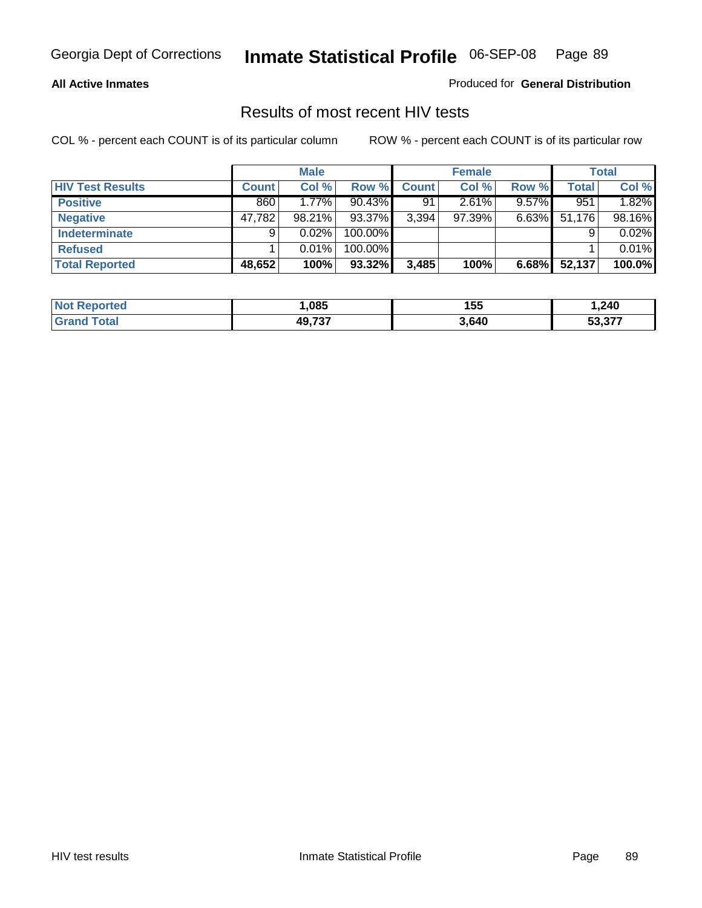**All Active Inmates**

Produced for **General Distribution**

## Results of most recent HIV tests

COL % - percent each COUNT is of its particular column

ROW % - percent each COUNT is of its particular row

| | Male | | | Female | | | Total | |
|---|---|---|---|---|---|---|---|---|
| **HIV Test Results** | **Count** | **Col %** | **Row %** | **Count** | **Col %** | **Row %** | **Total** | **Col %** |
| **Positive** | 860 | 1.77% | 90.43% | 91 | 2.61% | 9.57% | 951 | 1.82% |
| **Negative** | 47,782 | 98.21% | 93.37% | 3,394 | 97.39% | 6.63% | 51,176 | 98.16% |
| **Indeterminate** | 9 | 0.02% | 100.00% | | | | 9 | 0.02% |
| **Refused** | 1 | 0.01% | 100.00% | | | | 1 | 0.01% |
| **Total Reported** | **48,652** | **100%** | **93.32%** | **3,485** | **100%** | **6.68%** | **52,137** | **100.0%** |

| | Male | Female | Total |
|---|---|---|---|
| **Not Reported** | **1,085** | **155** | **1,240** |
| **Grand Total** | **49,737** | **3,640** | **53,377** |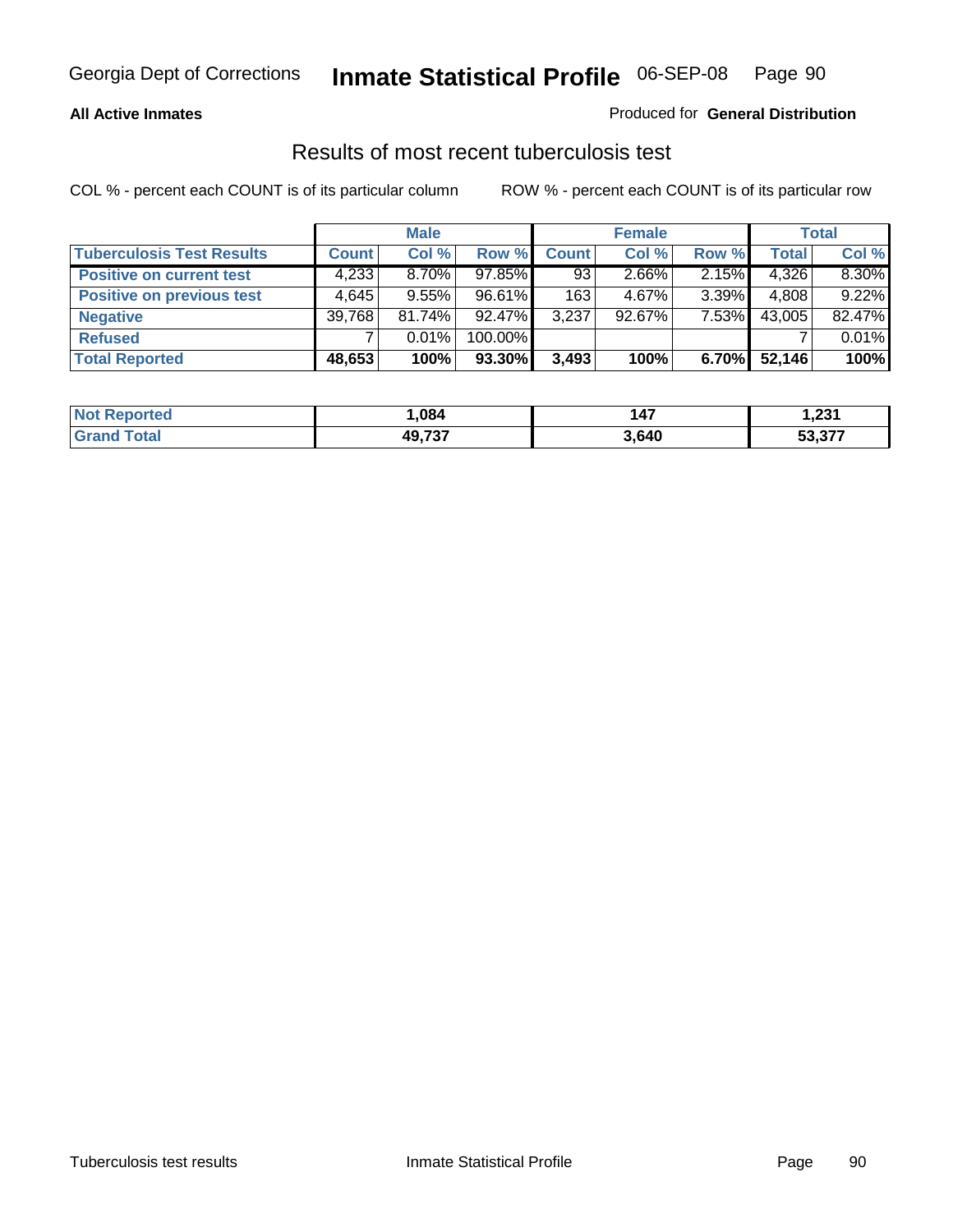Georgia Dept of Corrections **Inmate Statistical Profile** 06-SEP-08

**All Active Inmates**

Produced for **General Distribution**

## Results of most recent tuberculosis test

COL % - percent each COUNT is of its particular column    ROW % - percent each COUNT is of its particular row

| | Male | | | Female | | | Total | |
|---|---|---|---|---|---|---|---|---|
| **Tuberculosis Test Results** | **Count** | **Col %** | **Row %** | **Count** | **Col %** | **Row %** | **Total** | **Col %** |
| **Positive on current test** | 4,233 | 8.70% | 97.85% | 93 | 2.66% | 2.15% | 4,326 | 8.30% |
| **Positive on previous test** | 4,645 | 9.55% | 96.61% | 163 | 4.67% | 3.39% | 4,808 | 9.22% |
| **Negative** | 39,768 | 81.74% | 92.47% | 3,237 | 92.67% | 7.53% | 43,005 | 82.47% |
| **Refused** | 7 | 0.01% | 100.00% | | | | 7 | 0.01% |
| **Total Reported** | **48,653** | **100%** | **93.30%** | **3,493** | **100%** | **6.70%** | **52,146** | **100%** |

| | Male | Female | Total |
|---|---|---|---|
| **Not Reported** | **1,084** | **147** | **1,231** |
| **Grand Total** | **49,737** | **3,640** | **53,377** |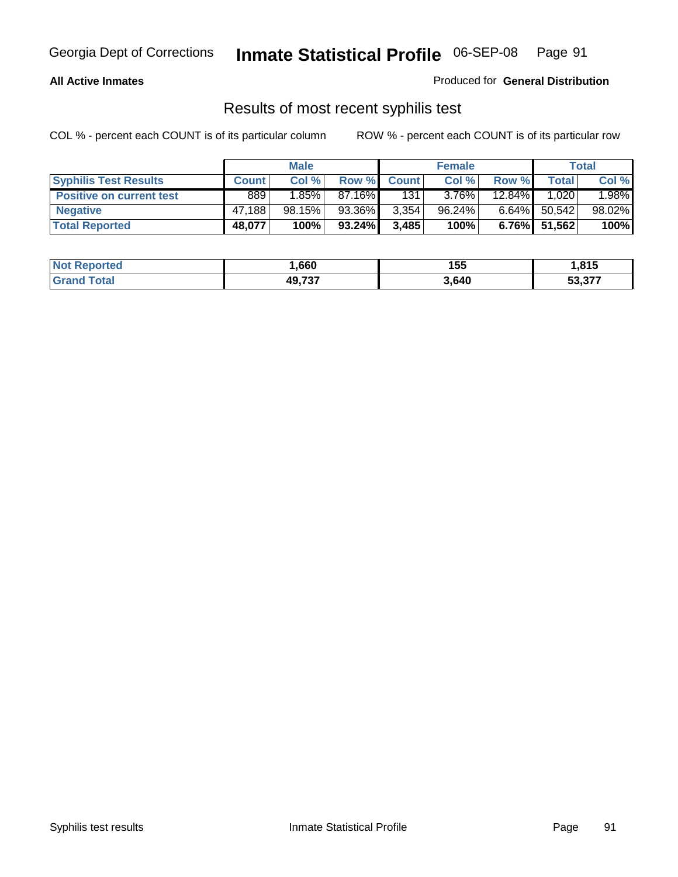Georgia Dept of Corrections **Inmate Statistical Profile** 06-SEP-08

**All Active Inmates**

Produced for **General Distribution**

## Results of most recent syphilis test

COL % - percent each COUNT is of its particular column    ROW % - percent each COUNT is of its particular row

| | Male | | | Female | | | Total | |
|---|---|---|---|---|---|---|---|---|
| **Syphilis Test Results** | **Count** | **Col %** | **Row %** | **Count** | **Col %** | **Row %** | **Total** | **Col %** |
| **Positive on current test** | 889 | 1.85% | 87.16% | 131 | 3.76% | 12.84% | 1,020 | 1.98% |
| **Negative** | 47,188 | 98.15% | 93.36% | 3,354 | 96.24% | 6.64% | 50,542 | 98.02% |
| **Total Reported** | **48,077** | **100%** | **93.24%** | **3,485** | **100%** | **6.76%** | **51,562** | **100%** |

| | Male | Female | Total |
|---|---|---|---|
| **Not Reported** | **1,660** | **155** | **1,815** |
| **Grand Total** | **49,737** | **3,640** | **53,377** |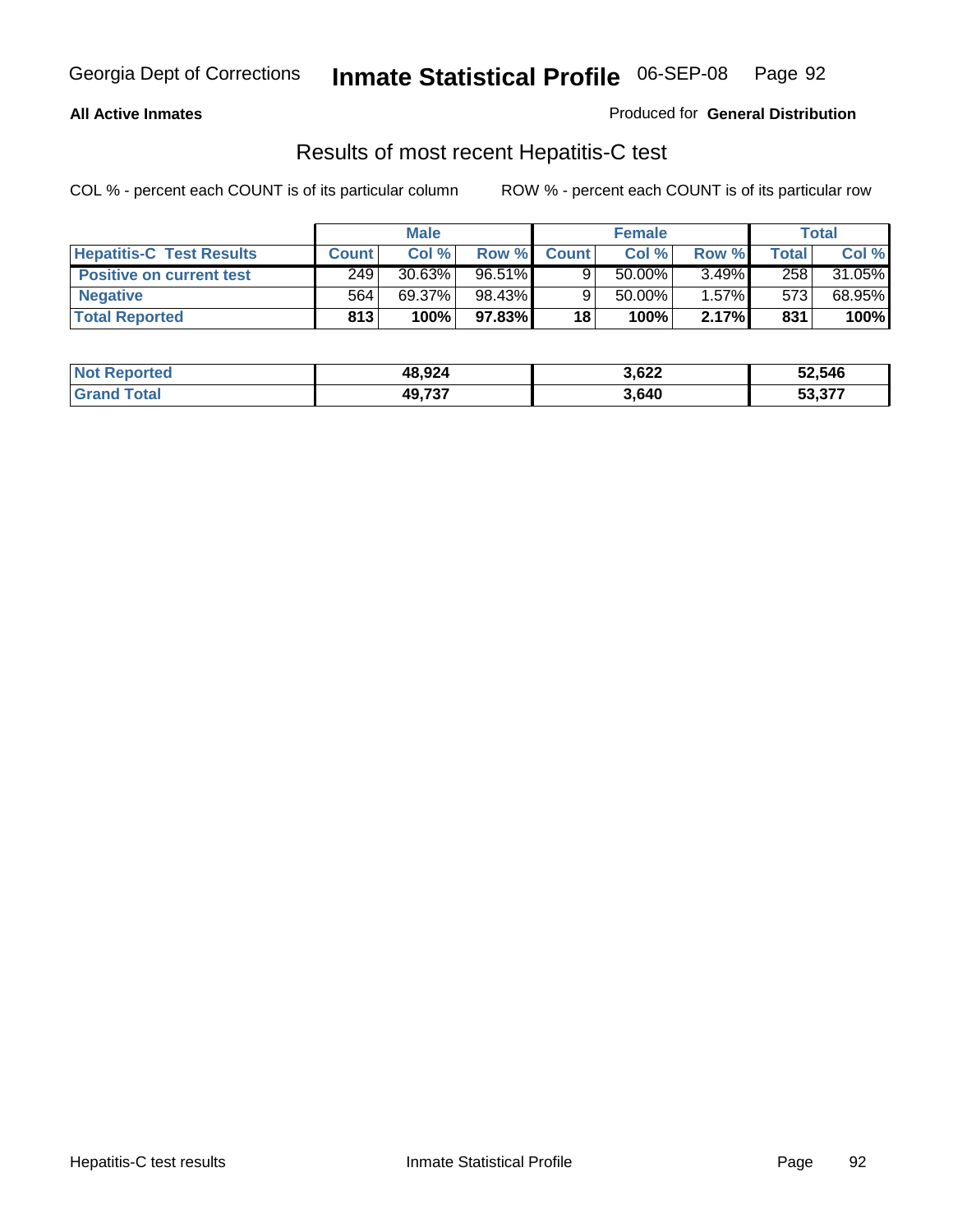**All Active Inmates**

Produced for **General Distribution**

## Results of most recent Hepatitis-C test

COL % - percent each COUNT is of its particular column

ROW % - percent each COUNT is of its particular row

| | Male | | | Female | | | Total | |
|---|---|---|---|---|---|---|---|---|
| **Hepatitis-C Test Results** | **Count** | **Col %** | **Row %** | **Count** | **Col %** | **Row %** | **Total** | **Col %** |
| **Positive on current test** | 249 | 30.63% | 96.51% | 9 | 50.00% | 3.49% | 258 | 31.05% |
| **Negative** | 564 | 69.37% | 98.43% | 9 | 50.00% | 1.57% | 573 | 68.95% |
| **Total Reported** | **813** | **100%** | **97.83%** | **18** | **100%** | **2.17%** | **831** | **100%** |

| | Male | Female | Total |
|---|---|---|---|
| **Not Reported** | **48,924** | **3,622** | **52,546** |
| **Grand Total** | **49,737** | **3,640** | **53,377** |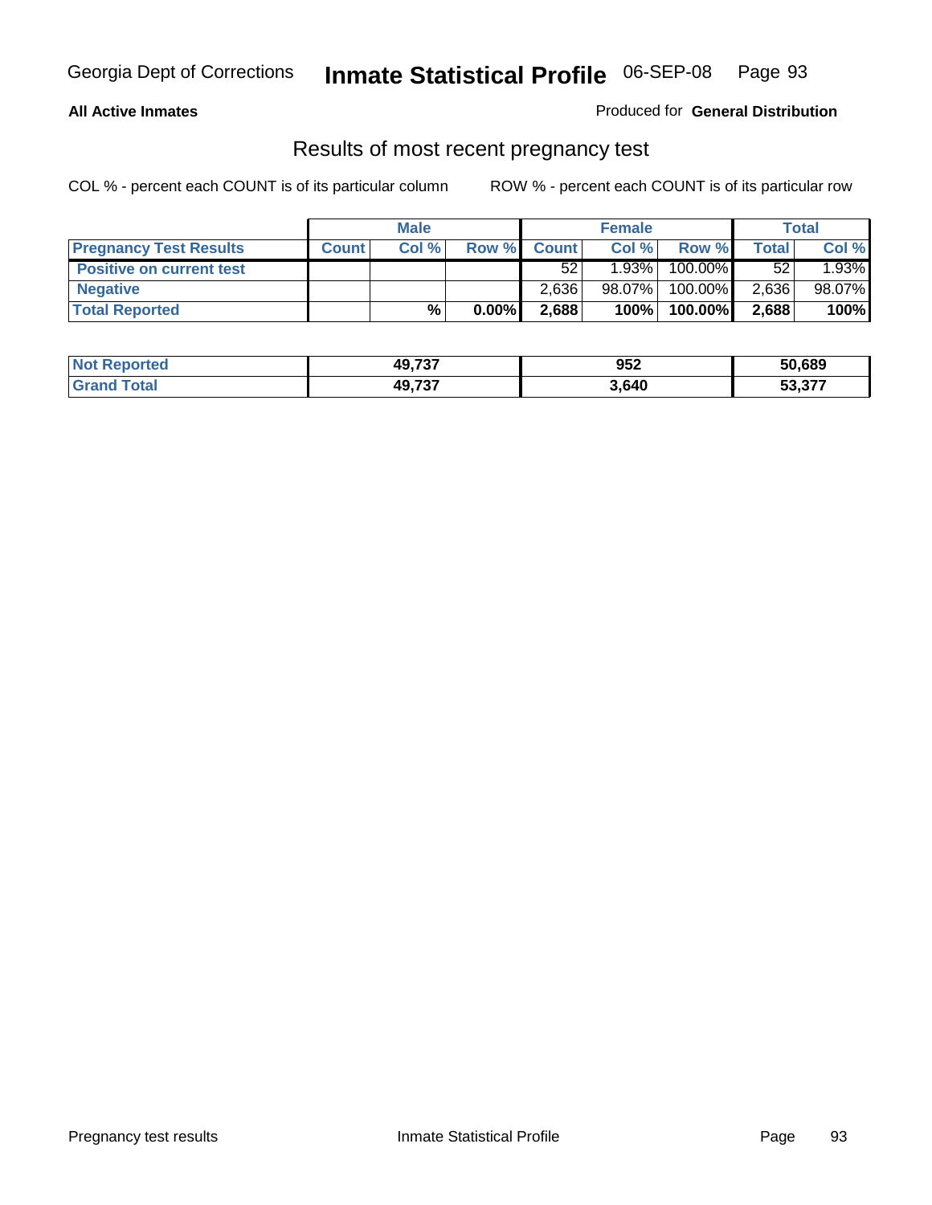**All Active Inmates**

Produced for **General Distribution**

## Results of most recent pregnancy test

COL % - percent each COUNT is of its particular column

ROW % - percent each COUNT is of its particular row

| | Male | | | Female | | | Total | |
|---|---|---|---|---|---|---|---|---|
| **Pregnancy Test Results** | **Count** | **Col %** | **Row %** | **Count** | **Col %** | **Row %** | **Total** | **Col %** |
| **Positive on current test** | | | | 52 | 1.93% | 100.00% | 52 | 1.93% |
| **Negative** | | | | 2,636 | 98.07% | 100.00% | 2,636 | 98.07% |
| **Total Reported** | | **%** | **0.00%** | **2,688** | **100%** | **100.00%** | **2,688** | **100%** |

| | Male | Female | Total |
|---|---|---|---|
| **Not Reported** | **49,737** | **952** | **50,689** |
| **Grand Total** | **49,737** | **3,640** | **53,377** |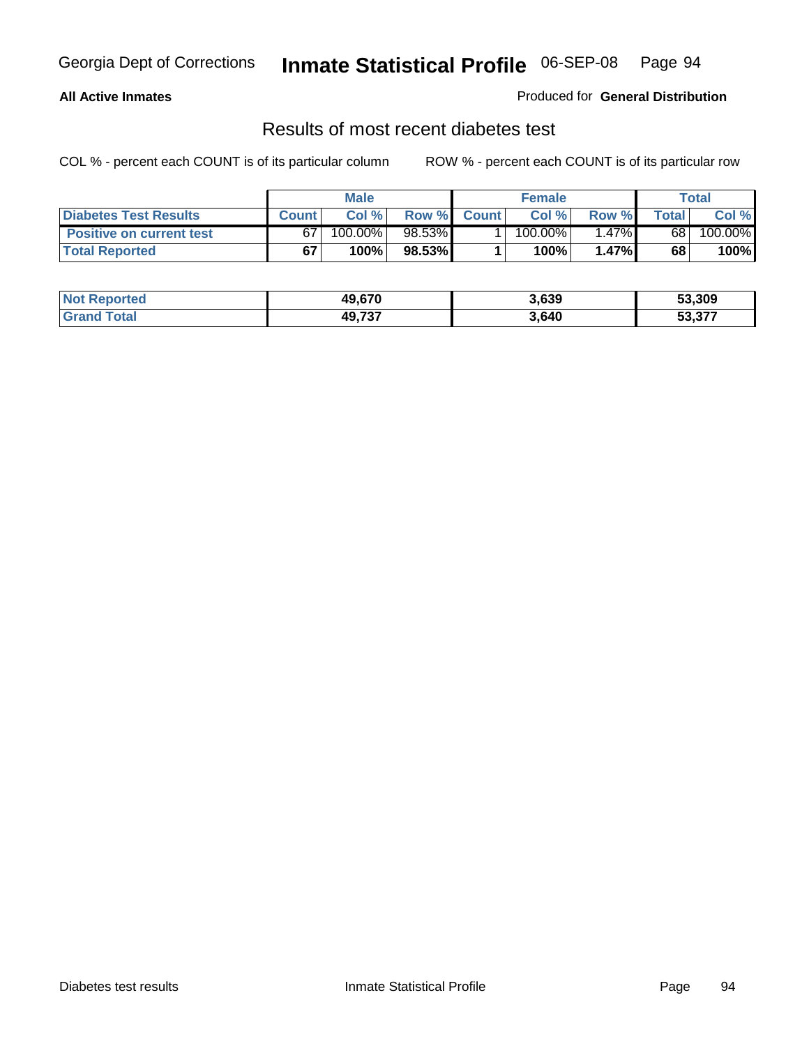**All Active Inmates**

Produced for **General Distribution**

## Results of most recent diabetes test

COL % - percent each COUNT is of its particular column

ROW % - percent each COUNT is of its particular row

| | Male | | | Female | | | Total | |
|---|---|---|---|---|---|---|---|---|
| **Diabetes Test Results** | **Count** | **Col %** | **Row %** | **Count** | **Col %** | **Row %** | **Total** | **Col %** |
| **Positive on current test** | 67 | 100.00% | 98.53% | 1 | 100.00% | 1.47% | 68 | 100.00% |
| **Total Reported** | **67** | **100%** | **98.53%** | **1** | **100%** | **1.47%** | **68** | **100%** |

| | Male | Female | Total |
|---|---|---|---|
| **Not Reported** | **49,670** | **3,639** | **53,309** |
| **Grand Total** | **49,737** | **3,640** | **53,377** |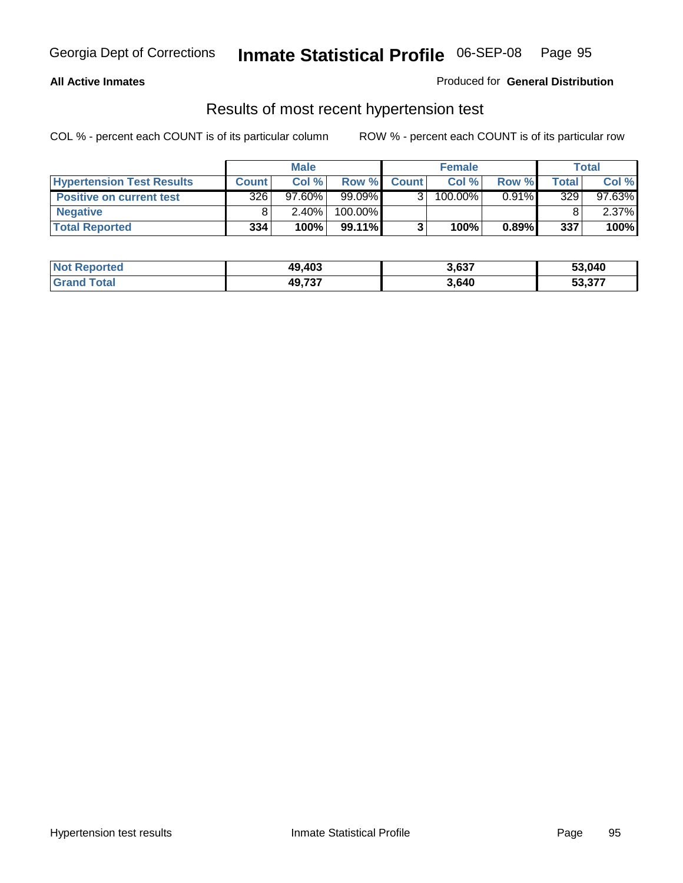**All Active Inmates**

Produced for **General Distribution**

## Results of most recent hypertension test

COL % - percent each COUNT is of its particular column

ROW % - percent each COUNT is of its particular row

| | Male | | | Female | | | Total | |
|---|---|---|---|---|---|---|---|---|
| **Hypertension Test Results** | **Count** | **Col %** | **Row %** | **Count** | **Col %** | **Row %** | **Total** | **Col %** |
| **Positive on current test** | 326 | 97.60% | 99.09% | 3 | 100.00% | 0.91% | 329 | 97.63% |
| **Negative** | 8 | 2.40% | 100.00% | | | | 8 | 2.37% |
| **Total Reported** | **334** | **100%** | **99.11%** | **3** | **100%** | **0.89%** | **337** | **100%** |

| | Male | Female | Total |
|---|---|---|---|
| **Not Reported** | **49,403** | **3,637** | **53,040** |
| **Grand Total** | **49,737** | **3,640** | **53,377** |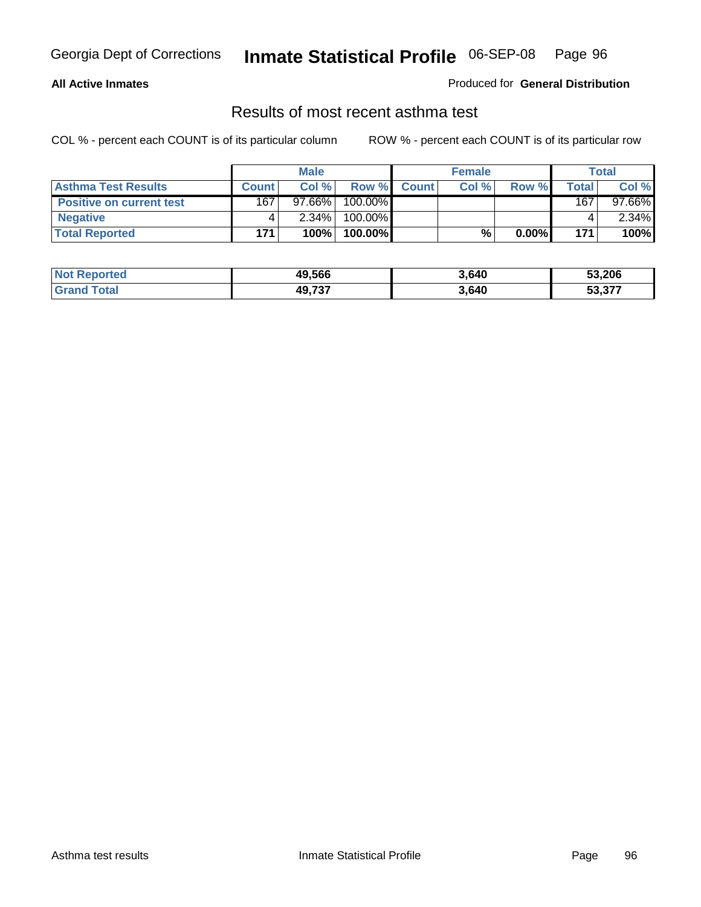Georgia Dept of Corrections **Inmate Statistical Profile** 06-SEP-08

**All Active Inmates**

Produced for **General Distribution**

## Results of most recent asthma test

COL % - percent each COUNT is of its particular column

ROW % - percent each COUNT is of its particular row

| | Male | | | Female | | | Total | |
|---|---|---|---|---|---|---|---|---|
| **Asthma Test Results** | **Count** | **Col %** | **Row %** | **Count** | **Col %** | **Row %** | **Total** | **Col %** |
| **Positive on current test** | 167 | 97.66% | 100.00% | | | | 167 | 97.66% |
| **Negative** | 4 | 2.34% | 100.00% | | | | 4 | 2.34% |
| **Total Reported** | **171** | **100%** | **100.00%** | | **%** | **0.00%** | **171** | **100%** |

| | Male | Female | Total |
|---|---|---|---|
| **Not Reported** | **49,566** | **3,640** | **53,206** |
| **Grand Total** | **49,737** | **3,640** | **53,377** |